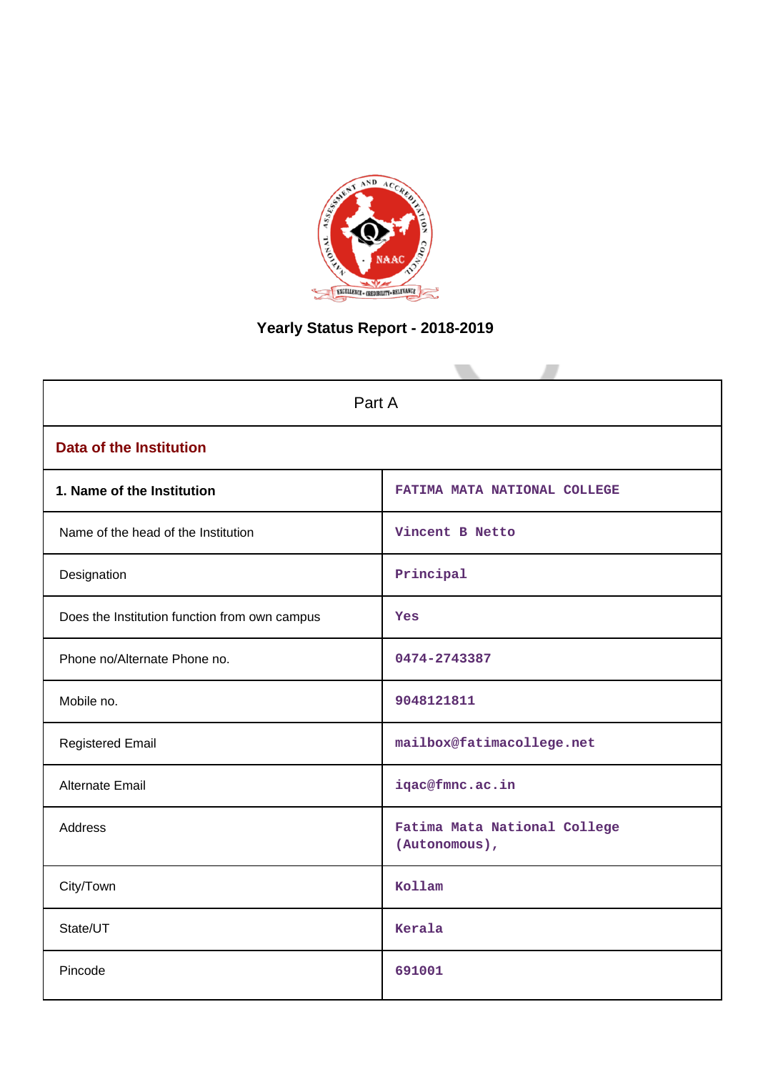# Yearly Status Report - 2018-2019

| Part A | |
|---|---|
| **Data of the Institution** | |
| **1. Name of the Institution** | FATIMA MATA NATIONAL COLLEGE |
| Name of the head of the Institution | Vincent B Netto |
| Designation | Principal |
| Does the Institution function from own campus | Yes |
| Phone no/Alternate Phone no. | 0474-2743387 |
| Mobile no. | 9048121811 |
| Registered Email | mailbox@fatimacollege.net |
| Alternate Email | iqac@fmnc.ac.in |
| Address | Fatima Mata National College (Autonomous), |
| City/Town | Kollam |
| State/UT | Kerala |
| Pincode | 691001 |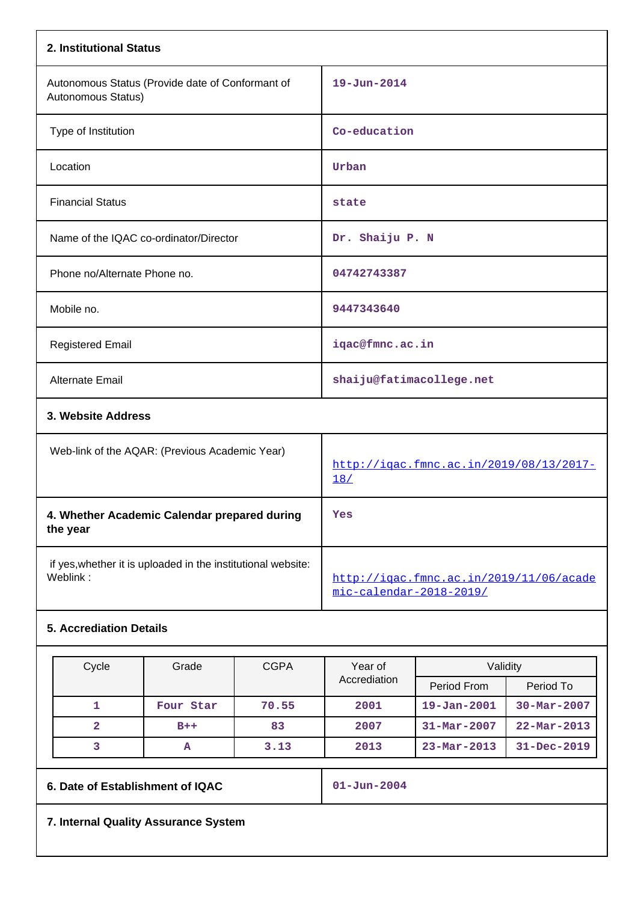## 2. Institutional Status

| | |
|---|---|
| Autonomous Status (Provide date of Conformant of Autonomous Status) | 19-Jun-2014 |
| Type of Institution | Co-education |
| Location | Urban |
| Financial Status | state |
| Name of the IQAC co-ordinator/Director | Dr. Shaiju P. N |
| Phone no/Alternate Phone no. | 04742743387 |
| Mobile no. | 9447343640 |
| Registered Email | iqac@fmnc.ac.in |
| Alternate Email | shaiju@fatimacollege.net |

## 3. Website Address

| | |
|---|---|
| Web-link of the AQAR: (Previous Academic Year) | http://iqac.fmnc.ac.in/2019/08/13/2017-18/ |

| | |
|---|---|
| **4. Whether Academic Calendar prepared during the year** | Yes |
| if yes,whether it is uploaded in the institutional website: Weblink : | http://iqac.fmnc.ac.in/2019/11/06/academic-calendar-2018-2019/ |

## 5. Accrediation Details

| Cycle | Grade | CGPA | Year of Accrediation | Validity | |
|---|---|---|---|---|---|
| | | | | Period From | Period To |
| 1 | Four Star | 70.55 | 2001 | 19-Jan-2001 | 30-Mar-2007 |
| 2 | B++ | 83 | 2007 | 31-Mar-2007 | 22-Mar-2013 |
| 3 | A | 3.13 | 2013 | 23-Mar-2013 | 31-Dec-2019 |

| | |
|---|---|
| **6. Date of Establishment of IQAC** | 01-Jun-2004 |

## 7. Internal Quality Assurance System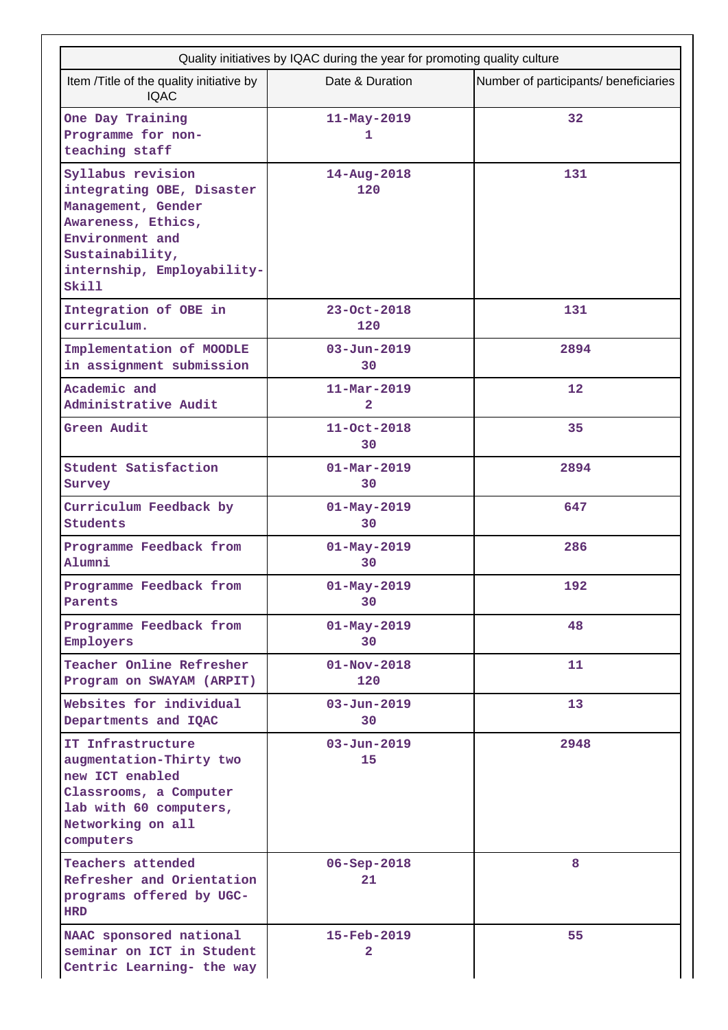| Quality initiatives by IQAC during the year for promoting quality culture | | |
|---|---|---|
| Item /Title of the quality initiative by IQAC | Date & Duration | Number of participants/ beneficiaries |
| One Day Training Programme for non-teaching staff | 11-May-2019 1 | 32 |
| Syllabus revision integrating OBE, Disaster Management, Gender Awareness, Ethics, Environment and Sustainability, internship, Employability-Skill | 14-Aug-2018 120 | 131 |
| Integration of OBE in curriculum. | 23-Oct-2018 120 | 131 |
| Implementation of MOODLE in assignment submission | 03-Jun-2019 30 | 2894 |
| Academic and Administrative Audit | 11-Mar-2019 2 | 12 |
| Green Audit | 11-Oct-2018 30 | 35 |
| Student Satisfaction Survey | 01-Mar-2019 30 | 2894 |
| Curriculum Feedback by Students | 01-May-2019 30 | 647 |
| Programme Feedback from Alumni | 01-May-2019 30 | 286 |
| Programme Feedback from Parents | 01-May-2019 30 | 192 |
| Programme Feedback from Employers | 01-May-2019 30 | 48 |
| Teacher Online Refresher Program on SWAYAM (ARPIT) | 01-Nov-2018 120 | 11 |
| Websites for individual Departments and IQAC | 03-Jun-2019 30 | 13 |
| IT Infrastructure augmentation-Thirty two new ICT enabled Classrooms, a Computer lab with 60 computers, Networking on all computers | 03-Jun-2019 15 | 2948 |
| Teachers attended Refresher and Orientation programs offered by UGC-HRD | 06-Sep-2018 21 | 8 |
| NAAC sponsored national seminar on ICT in Student Centric Learning- the way | 15-Feb-2019 2 | 55 |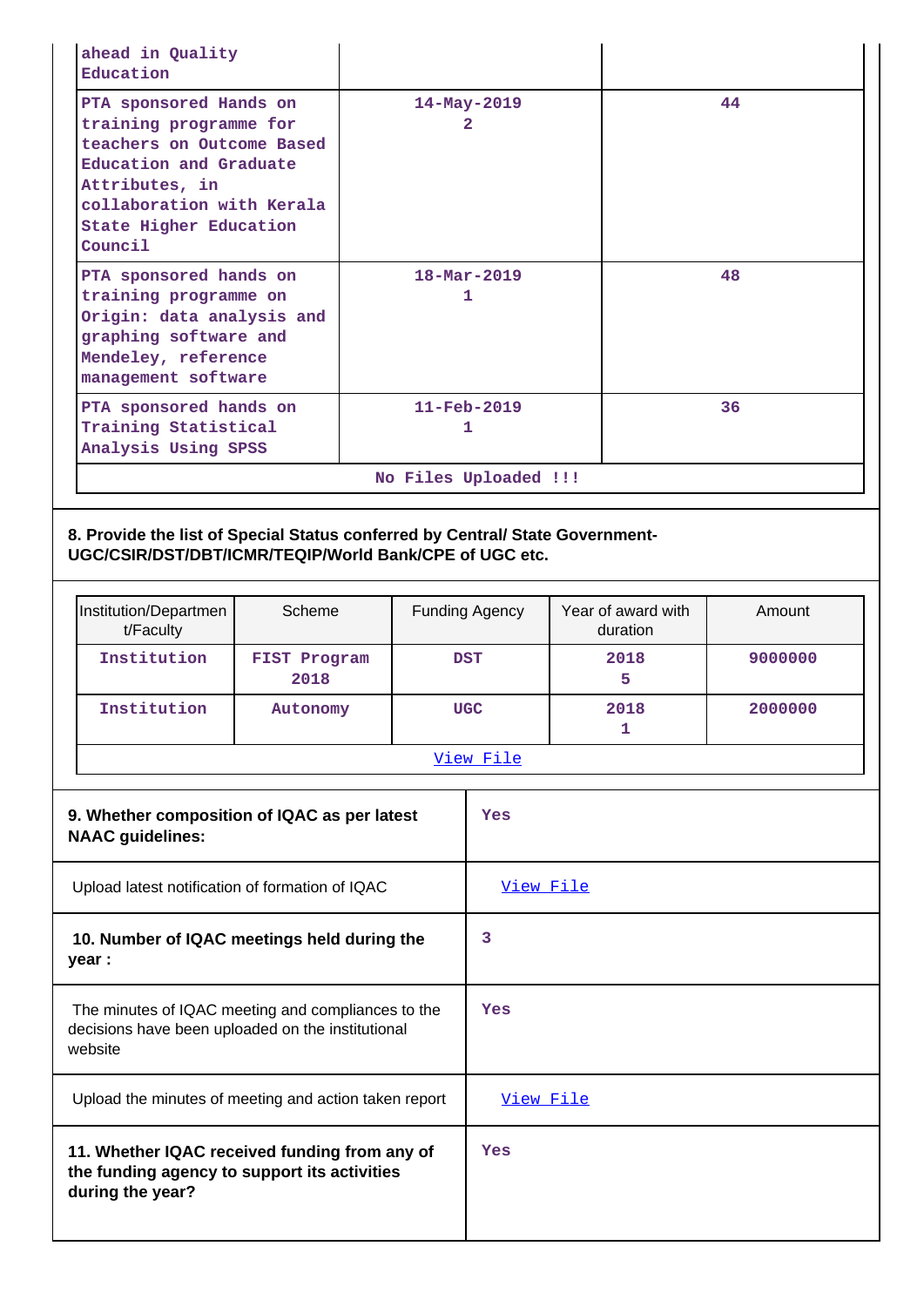| | | |
|---|---|---|
| ahead in Quality Education | | |
| PTA sponsored Hands on training programme for teachers on Outcome Based Education and Graduate Attributes, in collaboration with Kerala State Higher Education Council | 14-May-2019<br>2 | 44 |
| PTA sponsored hands on training programme on Origin: data analysis and graphing software and Mendeley, reference management software | 18-Mar-2019<br>1 | 48 |
| PTA sponsored hands on Training Statistical Analysis Using SPSS | 11-Feb-2019<br>1 | 36 |
| No Files Uploaded !!! | | |

**8. Provide the list of Special Status conferred by Central/ State Government-UGC/CSIR/DST/DBT/ICMR/TEQIP/World Bank/CPE of UGC etc.**

| Institution/Department/Faculty | Scheme | Funding Agency | Year of award with duration | Amount |
|---|---|---|---|---|
| Institution | FIST Program 2018 | DST | 2018<br>5 | 9000000 |
| Institution | Autonomy | UGC | 2018<br>1 | 2000000 |
| View File | | | | |

| | |
|---|---|
| **9. Whether composition of IQAC as per latest NAAC guidelines:** | Yes |
| Upload latest notification of formation of IQAC | View File |
| **10. Number of IQAC meetings held during the year :** | 3 |
| The minutes of IQAC meeting and compliances to the decisions have been uploaded on the institutional website | Yes |
| Upload the minutes of meeting and action taken report | View File |
| **11. Whether IQAC received funding from any of the funding agency to support its activities during the year?** | Yes |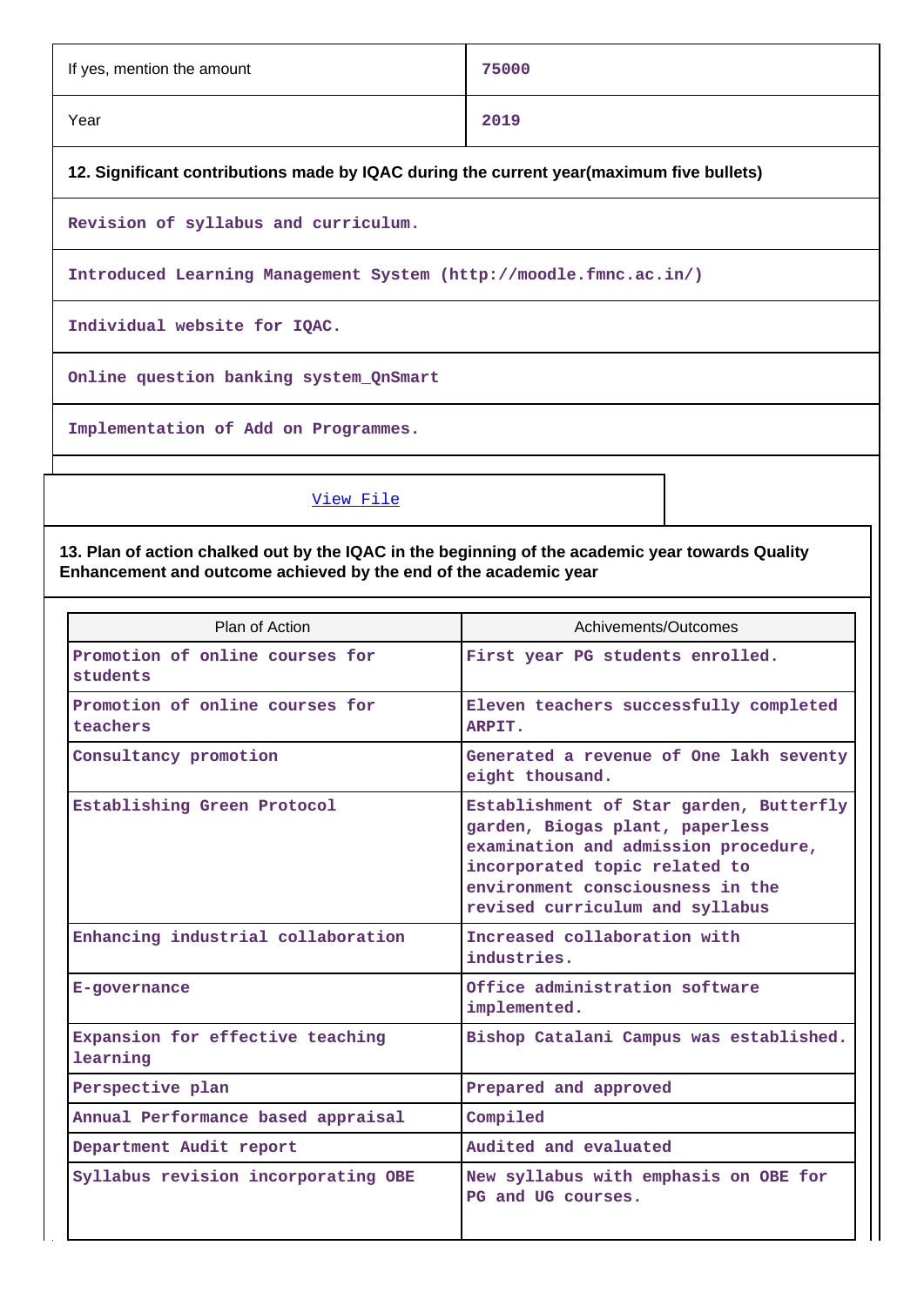| If yes, mention the amount | 75000 |
|---|---|
| Year | 2019 |

**12. Significant contributions made by IQAC during the current year(maximum five bullets)**

Revision of syllabus and curriculum.

Introduced Learning Management System (http://moodle.fmnc.ac.in/)

Individual website for IQAC.

Online question banking system_QnSmart

Implementation of Add on Programmes.

View File

**13. Plan of action chalked out by the IQAC in the beginning of the academic year towards Quality Enhancement and outcome achieved by the end of the academic year**

| Plan of Action | Achivements/Outcomes |
|---|---|
| Promotion of online courses for students | First year PG students enrolled. |
| Promotion of online courses for teachers | Eleven teachers successfully completed ARPIT. |
| Consultancy promotion | Generated a revenue of One lakh seventy eight thousand. |
| Establishing Green Protocol | Establishment of Star garden, Butterfly garden, Biogas plant, paperless examination and admission procedure, incorporated topic related to environment consciousness in the revised curriculum and syllabus |
| Enhancing industrial collaboration | Increased collaboration with industries. |
| E-governance | Office administration software implemented. |
| Expansion for effective teaching learning | Bishop Catalani Campus was established. |
| Perspective plan | Prepared and approved |
| Annual Performance based appraisal | Compiled |
| Department Audit report | Audited and evaluated |
| Syllabus revision incorporating OBE | New syllabus with emphasis on OBE for PG and UG courses. |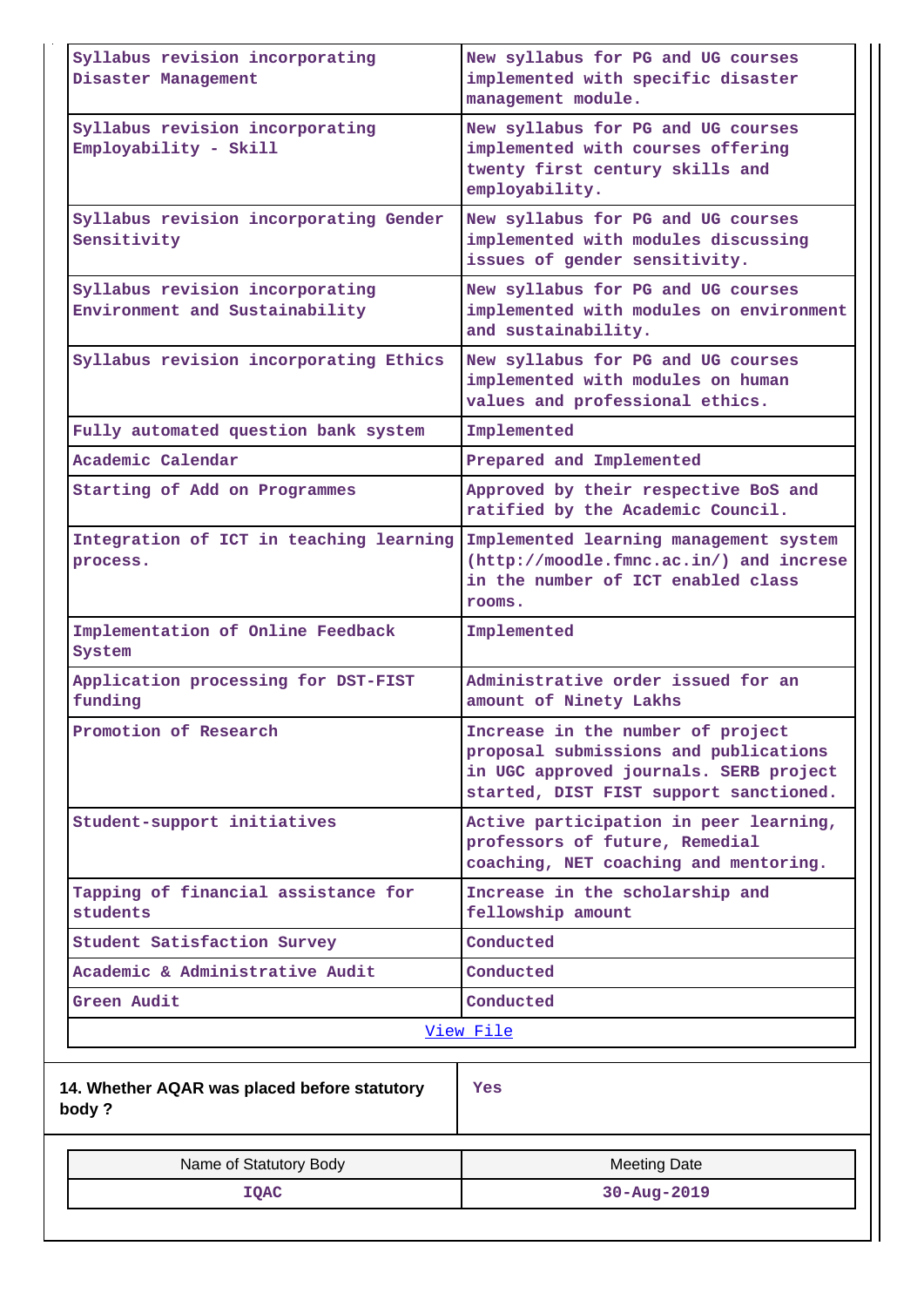| | |
|---|---|
| Syllabus revision incorporating Disaster Management | New syllabus for PG and UG courses implemented with specific disaster management module. |
| Syllabus revision incorporating Employability - Skill | New syllabus for PG and UG courses implemented with courses offering twenty first century skills and employability. |
| Syllabus revision incorporating Gender Sensitivity | New syllabus for PG and UG courses implemented with modules discussing issues of gender sensitivity. |
| Syllabus revision incorporating Environment and Sustainability | New syllabus for PG and UG courses implemented with modules on environment and sustainability. |
| Syllabus revision incorporating Ethics | New syllabus for PG and UG courses implemented with modules on human values and professional ethics. |
| Fully automated question bank system | Implemented |
| Academic Calendar | Prepared and Implemented |
| Starting of Add on Programmes | Approved by their respective BoS and ratified by the Academic Council. |
| Integration of ICT in teaching learning process. | Implemented learning management system (http://moodle.fmnc.ac.in/) and increse in the number of ICT enabled class rooms. |
| Implementation of Online Feedback System | Implemented |
| Application processing for DST-FIST funding | Administrative order issued for an amount of Ninety Lakhs |
| Promotion of Research | Increase in the number of project proposal submissions and publications in UGC approved journals. SERB project started, DIST FIST support sanctioned. |
| Student-support initiatives | Active participation in peer learning, professors of future, Remedial coaching, NET coaching and mentoring. |
| Tapping of financial assistance for students | Increase in the scholarship and fellowship amount |
| Student Satisfaction Survey | Conducted |
| Academic & Administrative Audit | Conducted |
| Green Audit | Conducted |

View File

| 14. Whether AQAR was placed before statutory body ? | Yes |
|---|---|

| Name of Statutory Body | Meeting Date |
|---|---|
| IQAC | 30-Aug-2019 |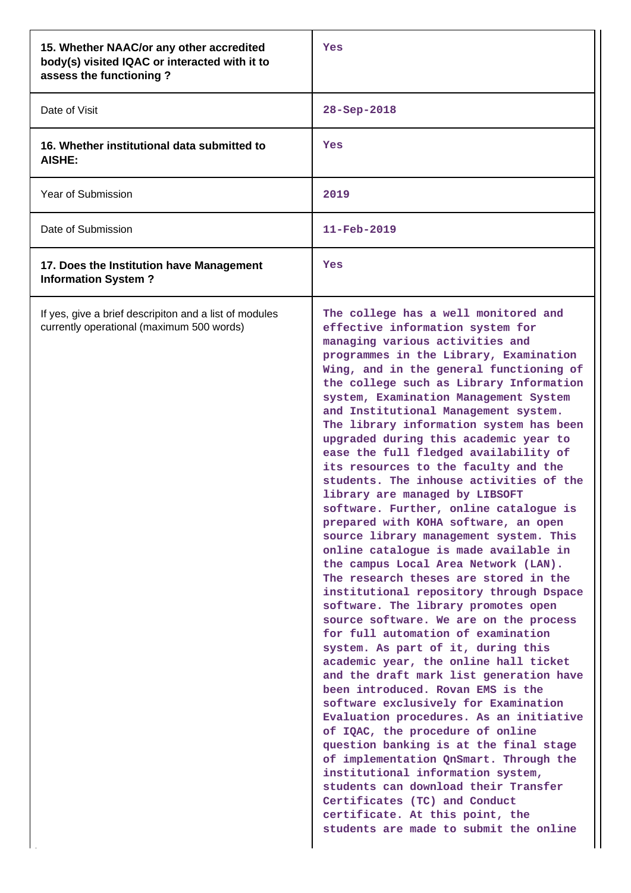| | |
|---|---|
| **15. Whether NAAC/or any other accredited body(s) visited IQAC or interacted with it to assess the functioning ?** | Yes |
| Date of Visit | 28-Sep-2018 |
| **16. Whether institutional data submitted to AISHE:** | Yes |
| Year of Submission | 2019 |
| Date of Submission | 11-Feb-2019 |
| **17. Does the Institution have Management Information System ?** | Yes |
| If yes, give a brief descripiton and a list of modules currently operational (maximum 500 words) | The college has a well monitored and effective information system for managing various activities and programmes in the Library, Examination Wing, and in the general functioning of the college such as Library Information system, Examination Management System and Institutional Management system. The library information system has been upgraded during this academic year to ease the full fledged availability of its resources to the faculty and the students. The inhouse activities of the library are managed by LIBSOFT software. Further, online catalogue is prepared with KOHA software, an open source library management system. This online catalogue is made available in the campus Local Area Network (LAN). The research theses are stored in the institutional repository through Dspace software. The library promotes open source software. We are on the process for full automation of examination system. As part of it, during this academic year, the online hall ticket and the draft mark list generation have been introduced. Rovan EMS is the software exclusively for Examination Evaluation procedures. As an initiative of IQAC, the procedure of online question banking is at the final stage of implementation QnSmart. Through the institutional information system, students can download their Transfer Certificates (TC) and Conduct certificate. At this point, the students are made to submit the online |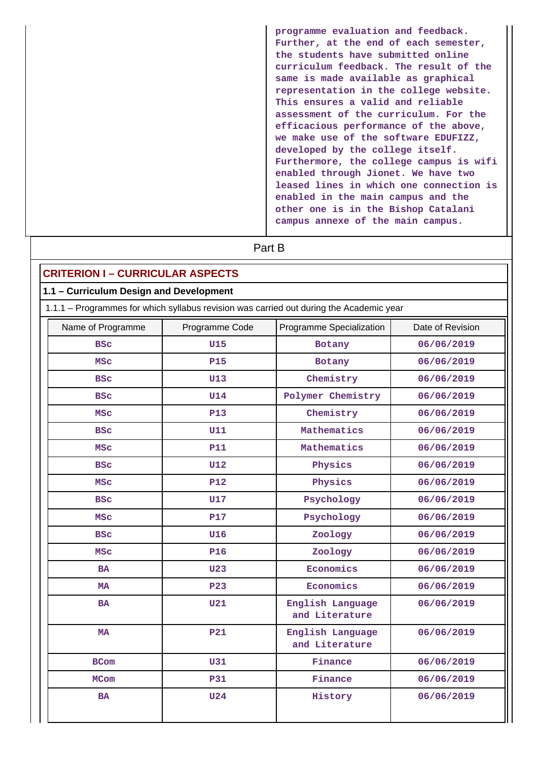programme evaluation and feedback. Further, at the end of each semester, the students have submitted online curriculum feedback. The result of the same is made available as graphical representation in the college website. This ensures a valid and reliable assessment of the curriculum. For the efficacious performance of the above, we make use of the software EDUFIZZ, developed by the college itself. Furthermore, the college campus is wifi enabled through Jionet. We have two leased lines in which one connection is enabled in the main campus and the other one is in the Bishop Catalani campus annexe of the main campus.

Part B

## CRITERION I – CURRICULAR ASPECTS

### 1.1 – Curriculum Design and Development

1.1.1 – Programmes for which syllabus revision was carried out during the Academic year

| Name of Programme | Programme Code | Programme Specialization | Date of Revision |
|---|---|---|---|
| BSc | U15 | Botany | 06/06/2019 |
| MSc | P15 | Botany | 06/06/2019 |
| BSc | U13 | Chemistry | 06/06/2019 |
| BSc | U14 | Polymer Chemistry | 06/06/2019 |
| MSc | P13 | Chemistry | 06/06/2019 |
| BSc | U11 | Mathematics | 06/06/2019 |
| MSc | P11 | Mathematics | 06/06/2019 |
| BSc | U12 | Physics | 06/06/2019 |
| MSc | P12 | Physics | 06/06/2019 |
| BSc | U17 | Psychology | 06/06/2019 |
| MSc | P17 | Psychology | 06/06/2019 |
| BSc | U16 | Zoology | 06/06/2019 |
| MSc | P16 | Zoology | 06/06/2019 |
| BA | U23 | Economics | 06/06/2019 |
| MA | P23 | Economics | 06/06/2019 |
| BA | U21 | English Language and Literature | 06/06/2019 |
| MA | P21 | English Language and Literature | 06/06/2019 |
| BCom | U31 | Finance | 06/06/2019 |
| MCom | P31 | Finance | 06/06/2019 |
| BA | U24 | History | 06/06/2019 |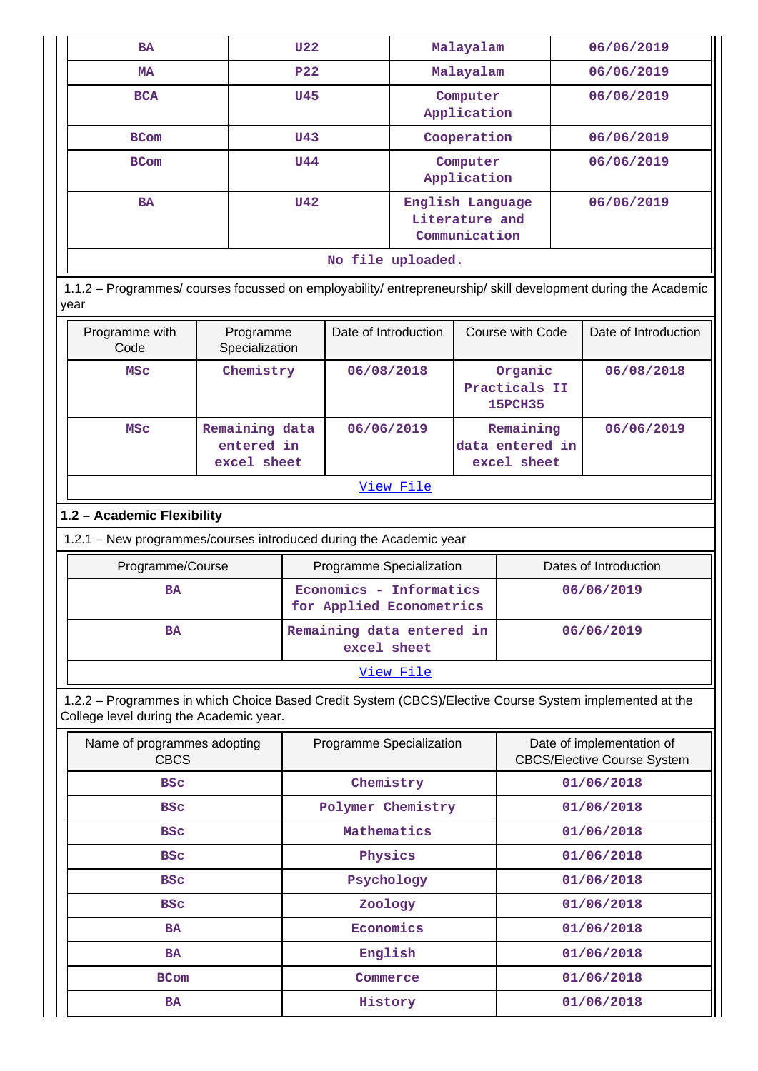| BA | U22 | Malayalam | 06/06/2019 |
|---|---|---|---|
| MA | P22 | Malayalam | 06/06/2019 |
| BCA | U45 | Computer Application | 06/06/2019 |
| BCom | U43 | Cooperation | 06/06/2019 |
| BCom | U44 | Computer Application | 06/06/2019 |
| BA | U42 | English Language Literature and Communication | 06/06/2019 |
| No file uploaded. | | | |

1.1.2 – Programmes/ courses focussed on employability/ entrepreneurship/ skill development during the Academic year

| Programme with Code | Programme Specialization | Date of Introduction | Course with Code | Date of Introduction |
|---|---|---|---|---|
| MSc | Chemistry | 06/08/2018 | Organic Practicals II 15PCH35 | 06/08/2018 |
| MSc | Remaining data entered in excel sheet | 06/06/2019 | Remaining data entered in excel sheet | 06/06/2019 |
| View File | | | | |

**1.2 – Academic Flexibility**

1.2.1 – New programmes/courses introduced during the Academic year

| Programme/Course | Programme Specialization | Dates of Introduction |
|---|---|---|
| BA | Economics - Informatics for Applied Econometrics | 06/06/2019 |
| BA | Remaining data entered in excel sheet | 06/06/2019 |
| View File | | |

1.2.2 – Programmes in which Choice Based Credit System (CBCS)/Elective Course System implemented at the College level during the Academic year.

| Name of programmes adopting CBCS | Programme Specialization | Date of implementation of CBCS/Elective Course System |
|---|---|---|
| BSc | Chemistry | 01/06/2018 |
| BSc | Polymer Chemistry | 01/06/2018 |
| BSc | Mathematics | 01/06/2018 |
| BSc | Physics | 01/06/2018 |
| BSc | Psychology | 01/06/2018 |
| BSc | Zoology | 01/06/2018 |
| BA | Economics | 01/06/2018 |
| BA | English | 01/06/2018 |
| BCom | Commerce | 01/06/2018 |
| BA | History | 01/06/2018 |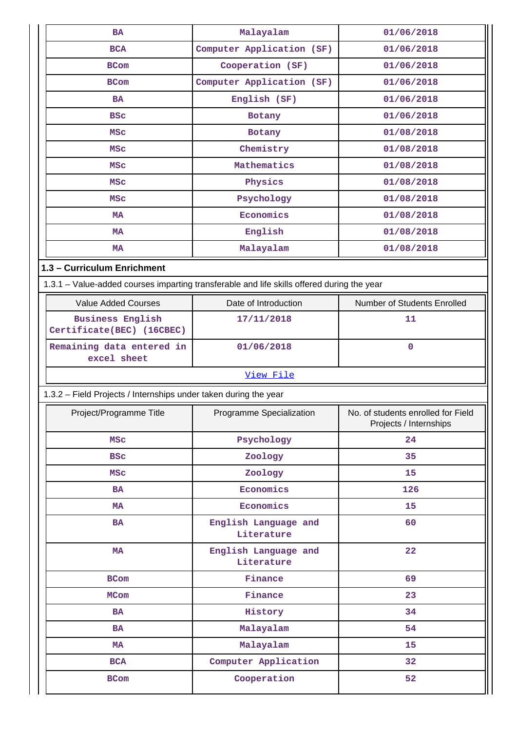| BA | Malayalam | 01/06/2018 |
|---|---|---|
| BCA | Computer Application (SF) | 01/06/2018 |
| BCom | Cooperation (SF) | 01/06/2018 |
| BCom | Computer Application (SF) | 01/06/2018 |
| BA | English (SF) | 01/06/2018 |
| BSc | Botany | 01/06/2018 |
| MSc | Botany | 01/08/2018 |
| MSc | Chemistry | 01/08/2018 |
| MSc | Mathematics | 01/08/2018 |
| MSc | Physics | 01/08/2018 |
| MSc | Psychology | 01/08/2018 |
| MA | Economics | 01/08/2018 |
| MA | English | 01/08/2018 |
| MA | Malayalam | 01/08/2018 |

**1.3 – Curriculum Enrichment**

1.3.1 – Value-added courses imparting transferable and life skills offered during the year

| Value Added Courses | Date of Introduction | Number of Students Enrolled |
|---|---|---|
| Business English Certificate(BEC) (16CBEC) | 17/11/2018 | 11 |
| Remaining data entered in excel sheet | 01/06/2018 | 0 |
| View File | | |

1.3.2 – Field Projects / Internships under taken during the year

| Project/Programme Title | Programme Specialization | No. of students enrolled for Field Projects / Internships |
|---|---|---|
| MSc | Psychology | 24 |
| BSc | Zoology | 35 |
| MSc | Zoology | 15 |
| BA | Economics | 126 |
| MA | Economics | 15 |
| BA | English Language and Literature | 60 |
| MA | English Language and Literature | 22 |
| BCom | Finance | 69 |
| MCom | Finance | 23 |
| BA | History | 34 |
| BA | Malayalam | 54 |
| MA | Malayalam | 15 |
| BCA | Computer Application | 32 |
| BCom | Cooperation | 52 |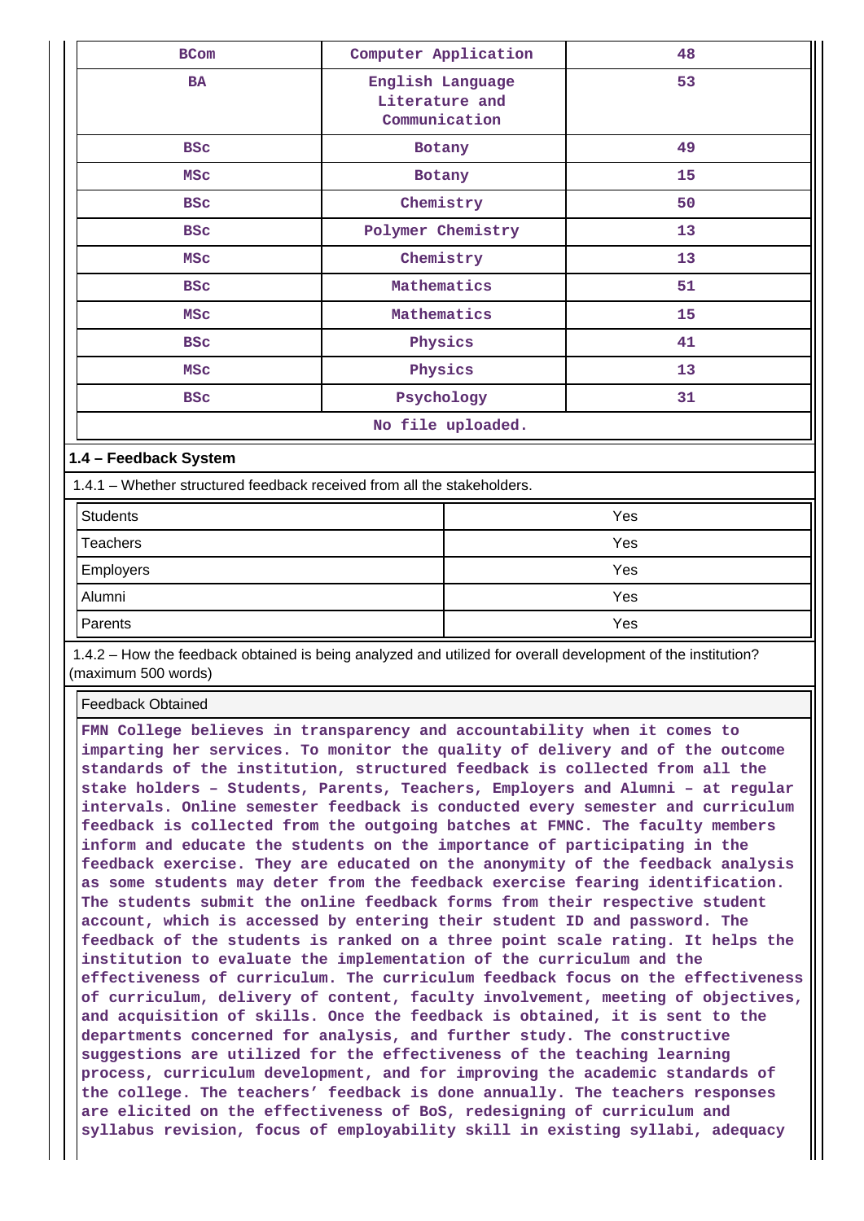| BCom | Computer Application | 48 |
|---|---|---|
| BA | English Language Literature and Communication | 53 |
| BSc | Botany | 49 |
| MSc | Botany | 15 |
| BSc | Chemistry | 50 |
| BSc | Polymer Chemistry | 13 |
| MSc | Chemistry | 13 |
| BSc | Mathematics | 51 |
| MSc | Mathematics | 15 |
| BSc | Physics | 41 |
| MSc | Physics | 13 |
| BSc | Psychology | 31 |
| No file uploaded. | | |

**1.4 – Feedback System**

1.4.1 – Whether structured feedback received from all the stakeholders.

| Students | Yes |
|---|---|
| Teachers | Yes |
| Employers | Yes |
| Alumni | Yes |
| Parents | Yes |

1.4.2 – How the feedback obtained is being analyzed and utilized for overall development of the institution? (maximum 500 words)

Feedback Obtained

FMN College believes in transparency and accountability when it comes to imparting her services. To monitor the quality of delivery and of the outcome standards of the institution, structured feedback is collected from all the stake holders – Students, Parents, Teachers, Employers and Alumni – at regular intervals. Online semester feedback is conducted every semester and curriculum feedback is collected from the outgoing batches at FMNC. The faculty members inform and educate the students on the importance of participating in the feedback exercise. They are educated on the anonymity of the feedback analysis as some students may deter from the feedback exercise fearing identification. The students submit the online feedback forms from their respective student account, which is accessed by entering their student ID and password. The feedback of the students is ranked on a three point scale rating. It helps the institution to evaluate the implementation of the curriculum and the effectiveness of curriculum. The curriculum feedback focus on the effectiveness of curriculum, delivery of content, faculty involvement, meeting of objectives, and acquisition of skills. Once the feedback is obtained, it is sent to the departments concerned for analysis, and further study. The constructive suggestions are utilized for the effectiveness of the teaching learning process, curriculum development, and for improving the academic standards of the college. The teachers' feedback is done annually. The teachers responses are elicited on the effectiveness of BoS, redesigning of curriculum and syllabus revision, focus of employability skill in existing syllabi, adequacy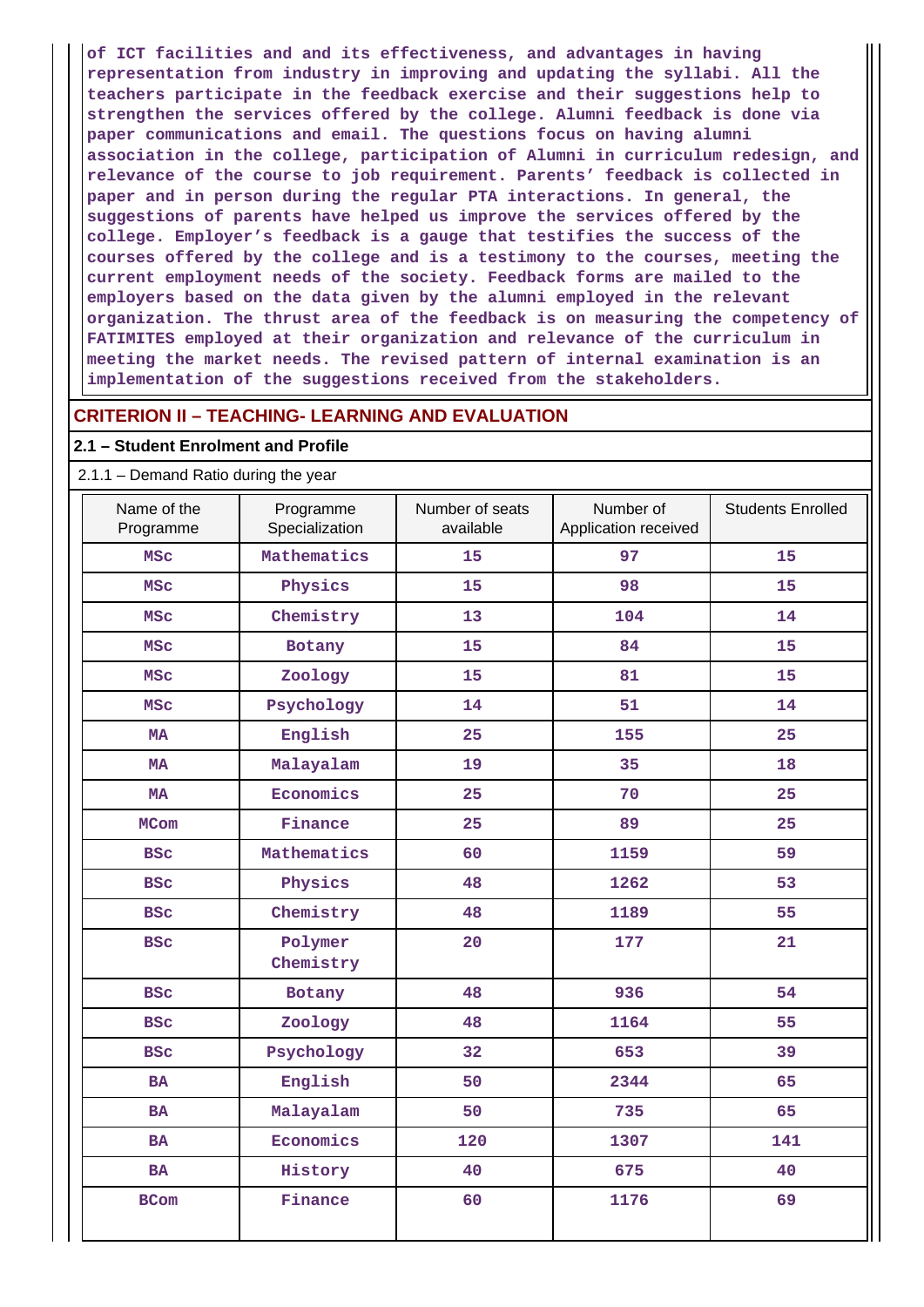of ICT facilities and and its effectiveness, and advantages in having representation from industry in improving and updating the syllabi. All the teachers participate in the feedback exercise and their suggestions help to strengthen the services offered by the college. Alumni feedback is done via paper communications and email. The questions focus on having alumni association in the college, participation of Alumni in curriculum redesign, and relevance of the course to job requirement. Parents' feedback is collected in paper and in person during the regular PTA interactions. In general, the suggestions of parents have helped us improve the services offered by the college. Employer's feedback is a gauge that testifies the success of the courses offered by the college and is a testimony to the courses, meeting the current employment needs of the society. Feedback forms are mailed to the employers based on the data given by the alumni employed in the relevant organization. The thrust area of the feedback is on measuring the competency of FATIMITES employed at their organization and relevance of the curriculum in meeting the market needs. The revised pattern of internal examination is an implementation of the suggestions received from the stakeholders.

## CRITERION II – TEACHING- LEARNING AND EVALUATION

### 2.1 – Student Enrolment and Profile

2.1.1 – Demand Ratio during the year

| Name of the Programme | Programme Specialization | Number of seats available | Number of Application received | Students Enrolled |
|---|---|---|---|---|
| MSc | Mathematics | 15 | 97 | 15 |
| MSc | Physics | 15 | 98 | 15 |
| MSc | Chemistry | 13 | 104 | 14 |
| MSc | Botany | 15 | 84 | 15 |
| MSc | Zoology | 15 | 81 | 15 |
| MSc | Psychology | 14 | 51 | 14 |
| MA | English | 25 | 155 | 25 |
| MA | Malayalam | 19 | 35 | 18 |
| MA | Economics | 25 | 70 | 25 |
| MCom | Finance | 25 | 89 | 25 |
| BSc | Mathematics | 60 | 1159 | 59 |
| BSc | Physics | 48 | 1262 | 53 |
| BSc | Chemistry | 48 | 1189 | 55 |
| BSc | Polymer Chemistry | 20 | 177 | 21 |
| BSc | Botany | 48 | 936 | 54 |
| BSc | Zoology | 48 | 1164 | 55 |
| BSc | Psychology | 32 | 653 | 39 |
| BA | English | 50 | 2344 | 65 |
| BA | Malayalam | 50 | 735 | 65 |
| BA | Economics | 120 | 1307 | 141 |
| BA | History | 40 | 675 | 40 |
| BCom | Finance | 60 | 1176 | 69 |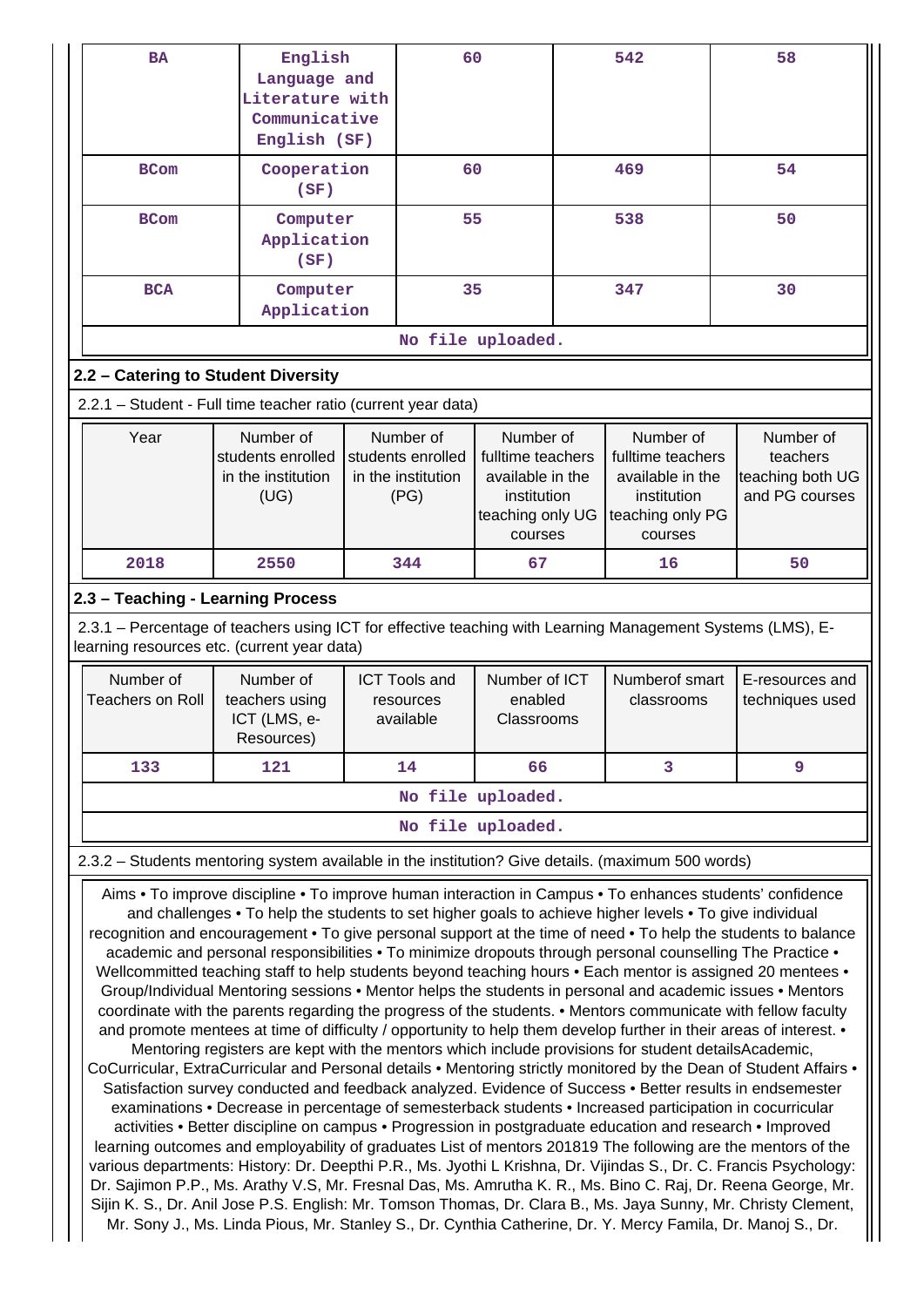| BA | English Language and Literature with Communicative English (SF) | 60 | 542 | 58 |
|---|---|---|---|---|
| BCom | Cooperation (SF) | 60 | 469 | 54 |
| BCom | Computer Application (SF) | 55 | 538 | 50 |
| BCA | Computer Application | 35 | 347 | 30 |
| No file uploaded. | | | | |

## 2.2 – Catering to Student Diversity

2.2.1 – Student - Full time teacher ratio (current year data)

| Year | Number of students enrolled in the institution (UG) | Number of students enrolled in the institution (PG) | Number of fulltime teachers available in the institution teaching only UG courses | Number of fulltime teachers available in the institution teaching only PG courses | Number of teachers teaching both UG and PG courses |
|---|---|---|---|---|---|
| 2018 | 2550 | 344 | 67 | 16 | 50 |

## 2.3 – Teaching - Learning Process

2.3.1 – Percentage of teachers using ICT for effective teaching with Learning Management Systems (LMS), E-learning resources etc. (current year data)

| Number of Teachers on Roll | Number of teachers using ICT (LMS, e-Resources) | ICT Tools and resources available | Number of ICT enabled Classrooms | Numberof smart classrooms | E-resources and techniques used |
|---|---|---|---|---|---|
| 133 | 121 | 14 | 66 | 3 | 9 |
| No file uploaded. | | | | | |
| No file uploaded. | | | | | |

2.3.2 – Students mentoring system available in the institution? Give details. (maximum 500 words)

Aims • To improve discipline • To improve human interaction in Campus • To enhances students' confidence and challenges • To help the students to set higher goals to achieve higher levels • To give individual recognition and encouragement • To give personal support at the time of need • To help the students to balance academic and personal responsibilities • To minimize dropouts through personal counselling The Practice • Wellcommitted teaching staff to help students beyond teaching hours • Each mentor is assigned 20 mentees • Group/Individual Mentoring sessions • Mentor helps the students in personal and academic issues • Mentors coordinate with the parents regarding the progress of the students. • Mentors communicate with fellow faculty and promote mentees at time of difficulty / opportunity to help them develop further in their areas of interest. • Mentoring registers are kept with the mentors which include provisions for student detailsAcademic, CoCurricular, ExtraCurricular and Personal details • Mentoring strictly monitored by the Dean of Student Affairs • Satisfaction survey conducted and feedback analyzed. Evidence of Success • Better results in endsemester examinations • Decrease in percentage of semesterback students • Increased participation in cocurricular activities • Better discipline on campus • Progression in postgraduate education and research • Improved learning outcomes and employability of graduates List of mentors 201819 The following are the mentors of the various departments: History: Dr. Deepthi P.R., Ms. Jyothi L Krishna, Dr. Vijindas S., Dr. C. Francis Psychology: Dr. Sajimon P.P., Ms. Arathy V.S, Mr. Fresnal Das, Ms. Amrutha K. R., Ms. Bino C. Raj, Dr. Reena George, Mr. Sijin K. S., Dr. Anil Jose P.S. English: Mr. Tomson Thomas, Dr. Clara B., Ms. Jaya Sunny, Mr. Christy Clement, Mr. Sony J., Ms. Linda Pious, Mr. Stanley S., Dr. Cynthia Catherine, Dr. Y. Mercy Famila, Dr. Manoj S., Dr.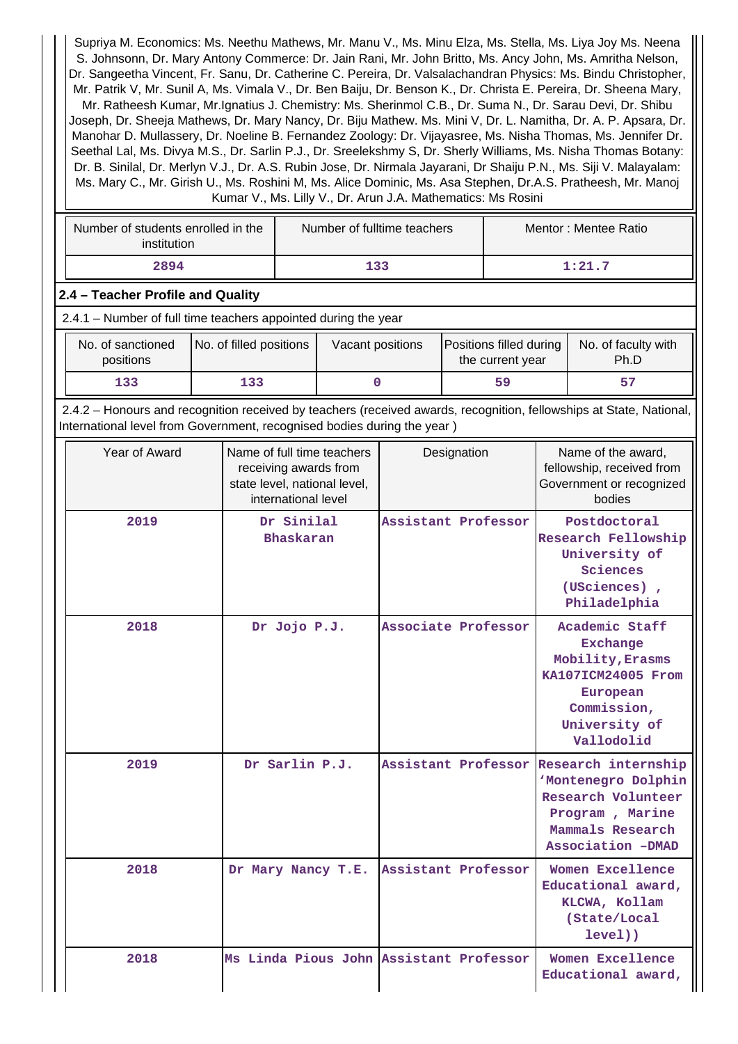Supriya M. Economics: Ms. Neethu Mathews, Mr. Manu V., Ms. Minu Elza, Ms. Stella, Ms. Liya Joy Ms. Neena S. Johnsonn, Dr. Mary Antony Commerce: Dr. Jain Rani, Mr. John Britto, Ms. Ancy John, Ms. Amritha Nelson, Dr. Sangeetha Vincent, Fr. Sanu, Dr. Catherine C. Pereira, Dr. Valsalachandran Physics: Ms. Bindu Christopher, Mr. Patrik V, Mr. Sunil A, Ms. Vimala V., Dr. Ben Baiju, Dr. Benson K., Dr. Christa E. Pereira, Dr. Sheena Mary, Mr. Ratheesh Kumar, Mr.Ignatius J. Chemistry: Ms. Sherinmol C.B., Dr. Suma N., Dr. Sarau Devi, Dr. Shibu Joseph, Dr. Sheeja Mathews, Dr. Mary Nancy, Dr. Biju Mathew. Ms. Mini V, Dr. L. Namitha, Dr. A. P. Apsara, Dr. Manohar D. Mullassery, Dr. Noeline B. Fernandez Zoology: Dr. Vijayasree, Ms. Nisha Thomas, Ms. Jennifer Dr. Seethal Lal, Ms. Divya M.S., Dr. Sarlin P.J., Dr. Sreelekshmy S, Dr. Sherly Williams, Ms. Nisha Thomas Botany: Dr. B. Sinilal, Dr. Merlyn V.J., Dr. A.S. Rubin Jose, Dr. Nirmala Jayarani, Dr Shaiju P.N., Ms. Siji V. Malayalam: Ms. Mary C., Mr. Girish U., Ms. Roshini M, Ms. Alice Dominic, Ms. Asa Stephen, Dr.A.S. Pratheesh, Mr. Manoj Kumar V., Ms. Lilly V., Dr. Arun J.A. Mathematics: Ms Rosini

| Number of students enrolled in the institution | Number of fulltime teachers | Mentor : Mentee Ratio |
|---|---|---|
| 2894 | 133 | 1:21.7 |

## 2.4 – Teacher Profile and Quality

2.4.1 – Number of full time teachers appointed during the year

| No. of sanctioned positions | No. of filled positions | Vacant positions | Positions filled during the current year | No. of faculty with Ph.D |
|---|---|---|---|---|
| 133 | 133 | 0 | 59 | 57 |

2.4.2 – Honours and recognition received by teachers (received awards, recognition, fellowships at State, National, International level from Government, recognised bodies during the year )

| Year of Award | Name of full time teachers receiving awards from state level, national level, international level | Designation | Name of the award, fellowship, received from Government or recognized bodies |
|---|---|---|---|
| 2019 | Dr Sinilal Bhaskaran | Assistant Professor | Postdoctoral Research Fellowship University of Sciences (USciences) , Philadelphia |
| 2018 | Dr Jojo P.J. | Associate Professor | Academic Staff Exchange Mobility,Erasms KA107ICM24005 From European Commission, University of Vallodolid |
| 2019 | Dr Sarlin P.J. | Assistant Professor | Research internship 'Montenegro Dolphin Research Volunteer Program , Marine Mammals Research Association –DMAD |
| 2018 | Dr Mary Nancy T.E. | Assistant Professor | Women Excellence Educational award, KLCWA, Kollam (State/Local level)) |
| 2018 | Ms Linda Pious John | Assistant Professor | Women Excellence Educational award, |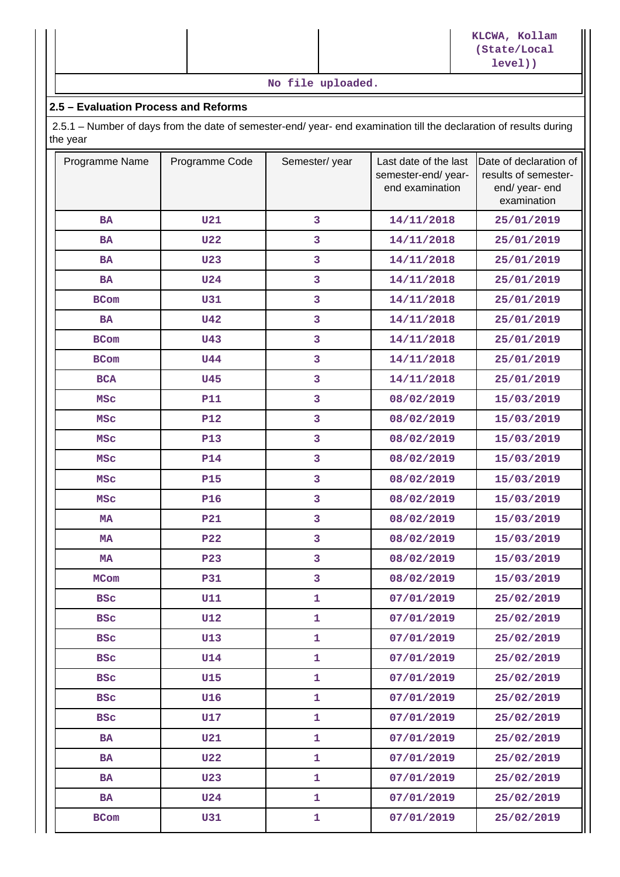| | | | KLCWA, Kollam (State/Local level)) |
|---|---|---|---|

No file uploaded.

## 2.5 – Evaluation Process and Reforms

2.5.1 – Number of days from the date of semester-end/ year- end examination till the declaration of results during the year

| Programme Name | Programme Code | Semester/ year | Last date of the last semester-end/ year- end examination | Date of declaration of results of semester- end/ year- end examination |
|---|---|---|---|---|
| BA | U21 | 3 | 14/11/2018 | 25/01/2019 |
| BA | U22 | 3 | 14/11/2018 | 25/01/2019 |
| BA | U23 | 3 | 14/11/2018 | 25/01/2019 |
| BA | U24 | 3 | 14/11/2018 | 25/01/2019 |
| BCom | U31 | 3 | 14/11/2018 | 25/01/2019 |
| BA | U42 | 3 | 14/11/2018 | 25/01/2019 |
| BCom | U43 | 3 | 14/11/2018 | 25/01/2019 |
| BCom | U44 | 3 | 14/11/2018 | 25/01/2019 |
| BCA | U45 | 3 | 14/11/2018 | 25/01/2019 |
| MSc | P11 | 3 | 08/02/2019 | 15/03/2019 |
| MSc | P12 | 3 | 08/02/2019 | 15/03/2019 |
| MSc | P13 | 3 | 08/02/2019 | 15/03/2019 |
| MSc | P14 | 3 | 08/02/2019 | 15/03/2019 |
| MSc | P15 | 3 | 08/02/2019 | 15/03/2019 |
| MSc | P16 | 3 | 08/02/2019 | 15/03/2019 |
| MA | P21 | 3 | 08/02/2019 | 15/03/2019 |
| MA | P22 | 3 | 08/02/2019 | 15/03/2019 |
| MA | P23 | 3 | 08/02/2019 | 15/03/2019 |
| MCom | P31 | 3 | 08/02/2019 | 15/03/2019 |
| BSc | U11 | 1 | 07/01/2019 | 25/02/2019 |
| BSc | U12 | 1 | 07/01/2019 | 25/02/2019 |
| BSc | U13 | 1 | 07/01/2019 | 25/02/2019 |
| BSc | U14 | 1 | 07/01/2019 | 25/02/2019 |
| BSc | U15 | 1 | 07/01/2019 | 25/02/2019 |
| BSc | U16 | 1 | 07/01/2019 | 25/02/2019 |
| BSc | U17 | 1 | 07/01/2019 | 25/02/2019 |
| BA | U21 | 1 | 07/01/2019 | 25/02/2019 |
| BA | U22 | 1 | 07/01/2019 | 25/02/2019 |
| BA | U23 | 1 | 07/01/2019 | 25/02/2019 |
| BA | U24 | 1 | 07/01/2019 | 25/02/2019 |
| BCom | U31 | 1 | 07/01/2019 | 25/02/2019 |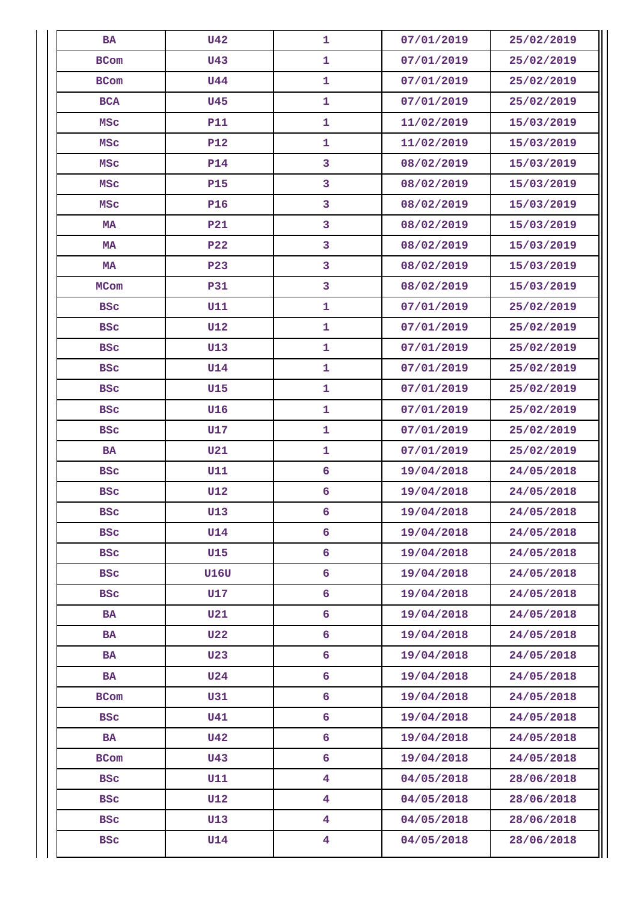| BA | U42 | 1 | 07/01/2019 | 25/02/2019 |
|---|---|---|---|---|
| BCom | U43 | 1 | 07/01/2019 | 25/02/2019 |
| BCom | U44 | 1 | 07/01/2019 | 25/02/2019 |
| BCA | U45 | 1 | 07/01/2019 | 25/02/2019 |
| MSc | P11 | 1 | 11/02/2019 | 15/03/2019 |
| MSc | P12 | 1 | 11/02/2019 | 15/03/2019 |
| MSc | P14 | 3 | 08/02/2019 | 15/03/2019 |
| MSc | P15 | 3 | 08/02/2019 | 15/03/2019 |
| MSc | P16 | 3 | 08/02/2019 | 15/03/2019 |
| MA | P21 | 3 | 08/02/2019 | 15/03/2019 |
| MA | P22 | 3 | 08/02/2019 | 15/03/2019 |
| MA | P23 | 3 | 08/02/2019 | 15/03/2019 |
| MCom | P31 | 3 | 08/02/2019 | 15/03/2019 |
| BSc | U11 | 1 | 07/01/2019 | 25/02/2019 |
| BSc | U12 | 1 | 07/01/2019 | 25/02/2019 |
| BSc | U13 | 1 | 07/01/2019 | 25/02/2019 |
| BSc | U14 | 1 | 07/01/2019 | 25/02/2019 |
| BSc | U15 | 1 | 07/01/2019 | 25/02/2019 |
| BSc | U16 | 1 | 07/01/2019 | 25/02/2019 |
| BSc | U17 | 1 | 07/01/2019 | 25/02/2019 |
| BA | U21 | 1 | 07/01/2019 | 25/02/2019 |
| BSc | U11 | 6 | 19/04/2018 | 24/05/2018 |
| BSc | U12 | 6 | 19/04/2018 | 24/05/2018 |
| BSc | U13 | 6 | 19/04/2018 | 24/05/2018 |
| BSc | U14 | 6 | 19/04/2018 | 24/05/2018 |
| BSc | U15 | 6 | 19/04/2018 | 24/05/2018 |
| BSc | U16U | 6 | 19/04/2018 | 24/05/2018 |
| BSc | U17 | 6 | 19/04/2018 | 24/05/2018 |
| BA | U21 | 6 | 19/04/2018 | 24/05/2018 |
| BA | U22 | 6 | 19/04/2018 | 24/05/2018 |
| BA | U23 | 6 | 19/04/2018 | 24/05/2018 |
| BA | U24 | 6 | 19/04/2018 | 24/05/2018 |
| BCom | U31 | 6 | 19/04/2018 | 24/05/2018 |
| BSc | U41 | 6 | 19/04/2018 | 24/05/2018 |
| BA | U42 | 6 | 19/04/2018 | 24/05/2018 |
| BCom | U43 | 6 | 19/04/2018 | 24/05/2018 |
| BSc | U11 | 4 | 04/05/2018 | 28/06/2018 |
| BSc | U12 | 4 | 04/05/2018 | 28/06/2018 |
| BSc | U13 | 4 | 04/05/2018 | 28/06/2018 |
| BSc | U14 | 4 | 04/05/2018 | 28/06/2018 |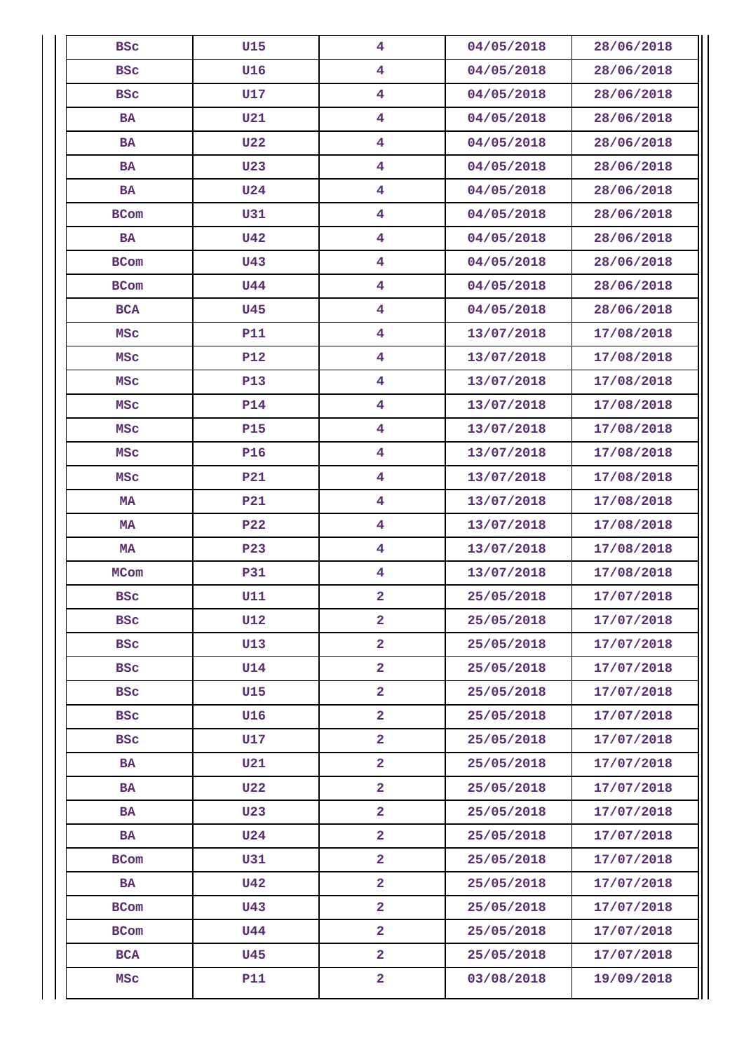| | | | | |
|---|---|---|---|---|
| BSc | U15 | 4 | 04/05/2018 | 28/06/2018 |
| BSc | U16 | 4 | 04/05/2018 | 28/06/2018 |
| BSc | U17 | 4 | 04/05/2018 | 28/06/2018 |
| BA | U21 | 4 | 04/05/2018 | 28/06/2018 |
| BA | U22 | 4 | 04/05/2018 | 28/06/2018 |
| BA | U23 | 4 | 04/05/2018 | 28/06/2018 |
| BA | U24 | 4 | 04/05/2018 | 28/06/2018 |
| BCom | U31 | 4 | 04/05/2018 | 28/06/2018 |
| BA | U42 | 4 | 04/05/2018 | 28/06/2018 |
| BCom | U43 | 4 | 04/05/2018 | 28/06/2018 |
| BCom | U44 | 4 | 04/05/2018 | 28/06/2018 |
| BCA | U45 | 4 | 04/05/2018 | 28/06/2018 |
| MSc | P11 | 4 | 13/07/2018 | 17/08/2018 |
| MSc | P12 | 4 | 13/07/2018 | 17/08/2018 |
| MSc | P13 | 4 | 13/07/2018 | 17/08/2018 |
| MSc | P14 | 4 | 13/07/2018 | 17/08/2018 |
| MSc | P15 | 4 | 13/07/2018 | 17/08/2018 |
| MSc | P16 | 4 | 13/07/2018 | 17/08/2018 |
| MSc | P21 | 4 | 13/07/2018 | 17/08/2018 |
| MA | P21 | 4 | 13/07/2018 | 17/08/2018 |
| MA | P22 | 4 | 13/07/2018 | 17/08/2018 |
| MA | P23 | 4 | 13/07/2018 | 17/08/2018 |
| MCom | P31 | 4 | 13/07/2018 | 17/08/2018 |
| BSc | U11 | 2 | 25/05/2018 | 17/07/2018 |
| BSc | U12 | 2 | 25/05/2018 | 17/07/2018 |
| BSc | U13 | 2 | 25/05/2018 | 17/07/2018 |
| BSc | U14 | 2 | 25/05/2018 | 17/07/2018 |
| BSc | U15 | 2 | 25/05/2018 | 17/07/2018 |
| BSc | U16 | 2 | 25/05/2018 | 17/07/2018 |
| BSc | U17 | 2 | 25/05/2018 | 17/07/2018 |
| BA | U21 | 2 | 25/05/2018 | 17/07/2018 |
| BA | U22 | 2 | 25/05/2018 | 17/07/2018 |
| BA | U23 | 2 | 25/05/2018 | 17/07/2018 |
| BA | U24 | 2 | 25/05/2018 | 17/07/2018 |
| BCom | U31 | 2 | 25/05/2018 | 17/07/2018 |
| BA | U42 | 2 | 25/05/2018 | 17/07/2018 |
| BCom | U43 | 2 | 25/05/2018 | 17/07/2018 |
| BCom | U44 | 2 | 25/05/2018 | 17/07/2018 |
| BCA | U45 | 2 | 25/05/2018 | 17/07/2018 |
| MSc | P11 | 2 | 03/08/2018 | 19/09/2018 |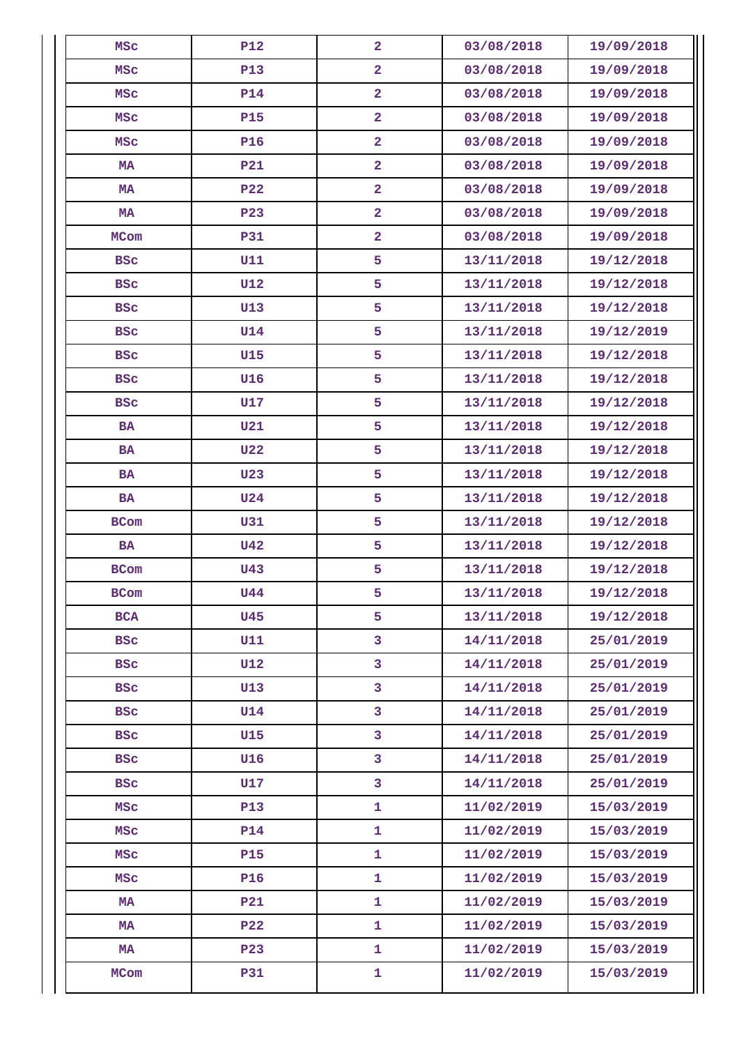| MSc | P12 | 2 | 03/08/2018 | 19/09/2018 |
|---|---|---|---|---|
| MSc | P13 | 2 | 03/08/2018 | 19/09/2018 |
| MSc | P14 | 2 | 03/08/2018 | 19/09/2018 |
| MSc | P15 | 2 | 03/08/2018 | 19/09/2018 |
| MSc | P16 | 2 | 03/08/2018 | 19/09/2018 |
| MA | P21 | 2 | 03/08/2018 | 19/09/2018 |
| MA | P22 | 2 | 03/08/2018 | 19/09/2018 |
| MA | P23 | 2 | 03/08/2018 | 19/09/2018 |
| MCom | P31 | 2 | 03/08/2018 | 19/09/2018 |
| BSc | U11 | 5 | 13/11/2018 | 19/12/2018 |
| BSc | U12 | 5 | 13/11/2018 | 19/12/2018 |
| BSc | U13 | 5 | 13/11/2018 | 19/12/2018 |
| BSc | U14 | 5 | 13/11/2018 | 19/12/2019 |
| BSc | U15 | 5 | 13/11/2018 | 19/12/2018 |
| BSc | U16 | 5 | 13/11/2018 | 19/12/2018 |
| BSc | U17 | 5 | 13/11/2018 | 19/12/2018 |
| BA | U21 | 5 | 13/11/2018 | 19/12/2018 |
| BA | U22 | 5 | 13/11/2018 | 19/12/2018 |
| BA | U23 | 5 | 13/11/2018 | 19/12/2018 |
| BA | U24 | 5 | 13/11/2018 | 19/12/2018 |
| BCom | U31 | 5 | 13/11/2018 | 19/12/2018 |
| BA | U42 | 5 | 13/11/2018 | 19/12/2018 |
| BCom | U43 | 5 | 13/11/2018 | 19/12/2018 |
| BCom | U44 | 5 | 13/11/2018 | 19/12/2018 |
| BCA | U45 | 5 | 13/11/2018 | 19/12/2018 |
| BSc | U11 | 3 | 14/11/2018 | 25/01/2019 |
| BSc | U12 | 3 | 14/11/2018 | 25/01/2019 |
| BSc | U13 | 3 | 14/11/2018 | 25/01/2019 |
| BSc | U14 | 3 | 14/11/2018 | 25/01/2019 |
| BSc | U15 | 3 | 14/11/2018 | 25/01/2019 |
| BSc | U16 | 3 | 14/11/2018 | 25/01/2019 |
| BSc | U17 | 3 | 14/11/2018 | 25/01/2019 |
| MSc | P13 | 1 | 11/02/2019 | 15/03/2019 |
| MSc | P14 | 1 | 11/02/2019 | 15/03/2019 |
| MSc | P15 | 1 | 11/02/2019 | 15/03/2019 |
| MSc | P16 | 1 | 11/02/2019 | 15/03/2019 |
| MA | P21 | 1 | 11/02/2019 | 15/03/2019 |
| MA | P22 | 1 | 11/02/2019 | 15/03/2019 |
| MA | P23 | 1 | 11/02/2019 | 15/03/2019 |
| MCom | P31 | 1 | 11/02/2019 | 15/03/2019 |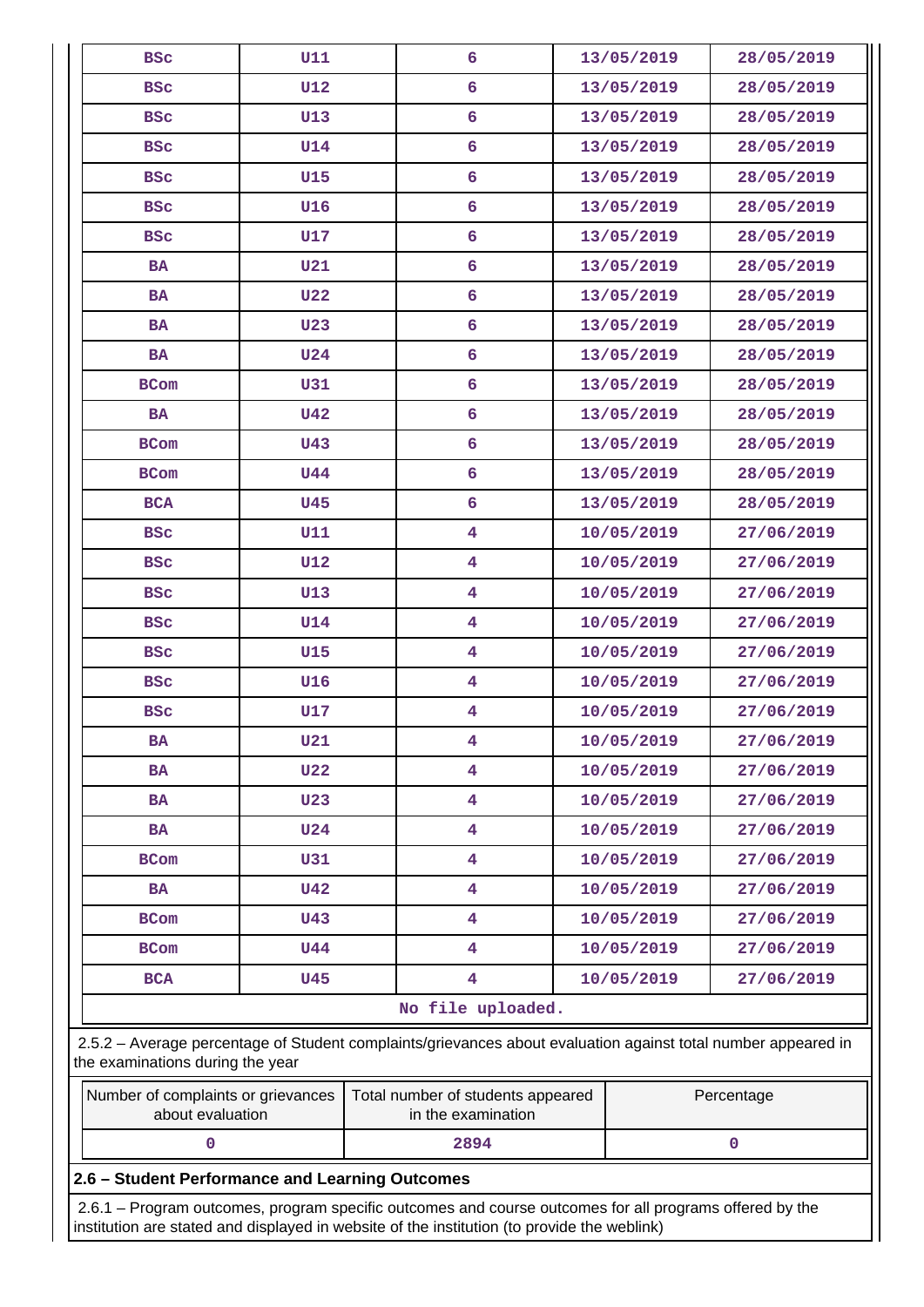| BSc | U11 | 6 | 13/05/2019 | 28/05/2019 |
|---|---|---|---|---|
| BSc | U12 | 6 | 13/05/2019 | 28/05/2019 |
| BSc | U13 | 6 | 13/05/2019 | 28/05/2019 |
| BSc | U14 | 6 | 13/05/2019 | 28/05/2019 |
| BSc | U15 | 6 | 13/05/2019 | 28/05/2019 |
| BSc | U16 | 6 | 13/05/2019 | 28/05/2019 |
| BSc | U17 | 6 | 13/05/2019 | 28/05/2019 |
| BA | U21 | 6 | 13/05/2019 | 28/05/2019 |
| BA | U22 | 6 | 13/05/2019 | 28/05/2019 |
| BA | U23 | 6 | 13/05/2019 | 28/05/2019 |
| BA | U24 | 6 | 13/05/2019 | 28/05/2019 |
| BCom | U31 | 6 | 13/05/2019 | 28/05/2019 |
| BA | U42 | 6 | 13/05/2019 | 28/05/2019 |
| BCom | U43 | 6 | 13/05/2019 | 28/05/2019 |
| BCom | U44 | 6 | 13/05/2019 | 28/05/2019 |
| BCA | U45 | 6 | 13/05/2019 | 28/05/2019 |
| BSc | U11 | 4 | 10/05/2019 | 27/06/2019 |
| BSc | U12 | 4 | 10/05/2019 | 27/06/2019 |
| BSc | U13 | 4 | 10/05/2019 | 27/06/2019 |
| BSc | U14 | 4 | 10/05/2019 | 27/06/2019 |
| BSc | U15 | 4 | 10/05/2019 | 27/06/2019 |
| BSc | U16 | 4 | 10/05/2019 | 27/06/2019 |
| BSc | U17 | 4 | 10/05/2019 | 27/06/2019 |
| BA | U21 | 4 | 10/05/2019 | 27/06/2019 |
| BA | U22 | 4 | 10/05/2019 | 27/06/2019 |
| BA | U23 | 4 | 10/05/2019 | 27/06/2019 |
| BA | U24 | 4 | 10/05/2019 | 27/06/2019 |
| BCom | U31 | 4 | 10/05/2019 | 27/06/2019 |
| BA | U42 | 4 | 10/05/2019 | 27/06/2019 |
| BCom | U43 | 4 | 10/05/2019 | 27/06/2019 |
| BCom | U44 | 4 | 10/05/2019 | 27/06/2019 |
| BCA | U45 | 4 | 10/05/2019 | 27/06/2019 |

No file uploaded.

2.5.2 – Average percentage of Student complaints/grievances about evaluation against total number appeared in the examinations during the year

| Number of complaints or grievances about evaluation | Total number of students appeared in the examination | Percentage |
|---|---|---|
| 0 | 2894 | 0 |

**2.6 – Student Performance and Learning Outcomes**

2.6.1 – Program outcomes, program specific outcomes and course outcomes for all programs offered by the institution are stated and displayed in website of the institution (to provide the weblink)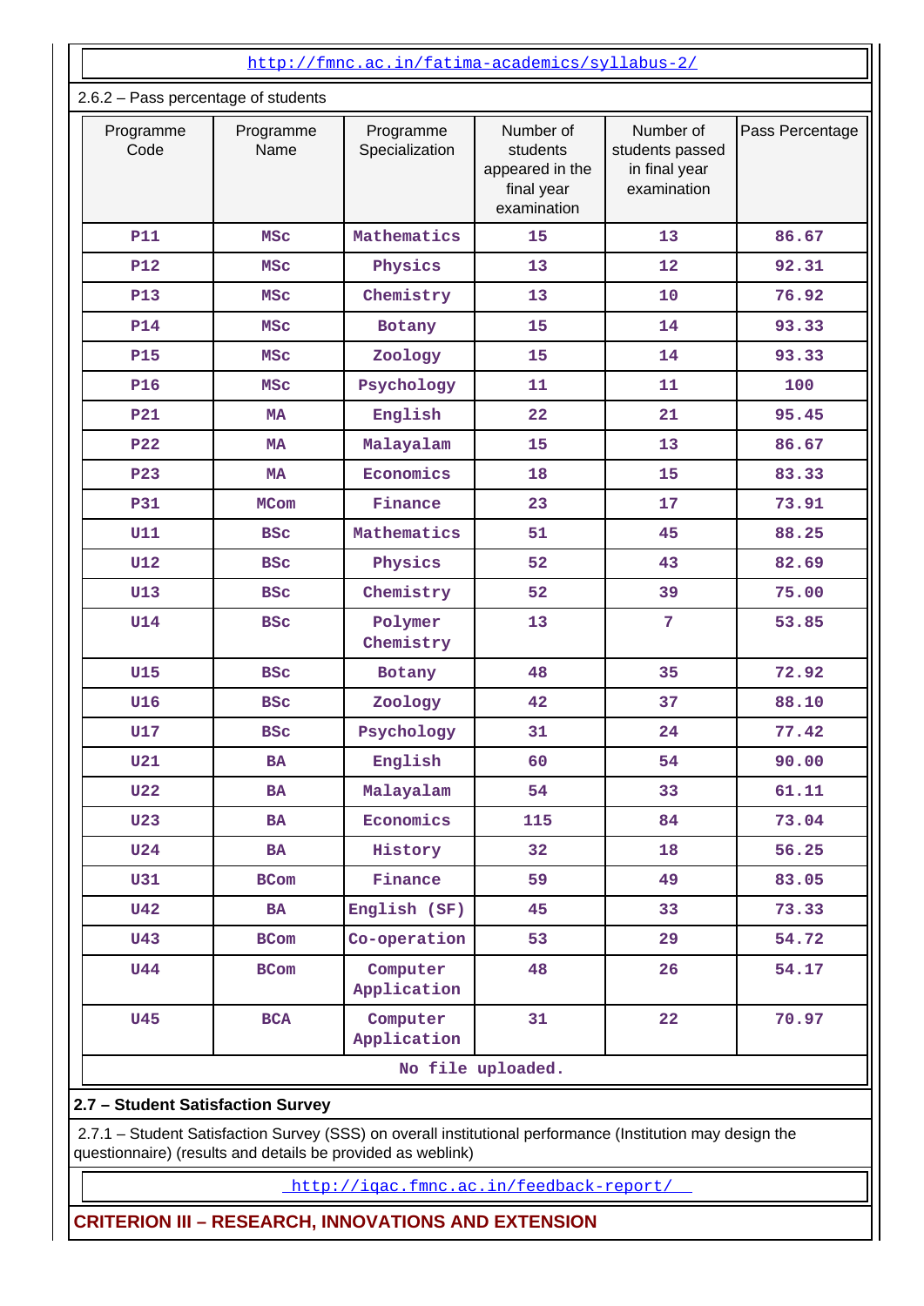http://fmnc.ac.in/fatima-academics/syllabus-2/

2.6.2 – Pass percentage of students

| Programme Code | Programme Name | Programme Specialization | Number of students appeared in the final year examination | Number of students passed in final year examination | Pass Percentage |
|---|---|---|---|---|---|
| P11 | MSc | Mathematics | 15 | 13 | 86.67 |
| P12 | MSc | Physics | 13 | 12 | 92.31 |
| P13 | MSc | Chemistry | 13 | 10 | 76.92 |
| P14 | MSc | Botany | 15 | 14 | 93.33 |
| P15 | MSc | Zoology | 15 | 14 | 93.33 |
| P16 | MSc | Psychology | 11 | 11 | 100 |
| P21 | MA | English | 22 | 21 | 95.45 |
| P22 | MA | Malayalam | 15 | 13 | 86.67 |
| P23 | MA | Economics | 18 | 15 | 83.33 |
| P31 | MCom | Finance | 23 | 17 | 73.91 |
| U11 | BSc | Mathematics | 51 | 45 | 88.25 |
| U12 | BSc | Physics | 52 | 43 | 82.69 |
| U13 | BSc | Chemistry | 52 | 39 | 75.00 |
| U14 | BSc | Polymer Chemistry | 13 | 7 | 53.85 |
| U15 | BSc | Botany | 48 | 35 | 72.92 |
| U16 | BSc | Zoology | 42 | 37 | 88.10 |
| U17 | BSc | Psychology | 31 | 24 | 77.42 |
| U21 | BA | English | 60 | 54 | 90.00 |
| U22 | BA | Malayalam | 54 | 33 | 61.11 |
| U23 | BA | Economics | 115 | 84 | 73.04 |
| U24 | BA | History | 32 | 18 | 56.25 |
| U31 | BCom | Finance | 59 | 49 | 83.05 |
| U42 | BA | English (SF) | 45 | 33 | 73.33 |
| U43 | BCom | Co-operation | 53 | 29 | 54.72 |
| U44 | BCom | Computer Application | 48 | 26 | 54.17 |
| U45 | BCA | Computer Application | 31 | 22 | 70.97 |

No file uploaded.

**2.7 – Student Satisfaction Survey**

2.7.1 – Student Satisfaction Survey (SSS) on overall institutional performance (Institution may design the questionnaire) (results and details be provided as weblink)

http://iqac.fmnc.ac.in/feedback-report/

**CRITERION III – RESEARCH, INNOVATIONS AND EXTENSION**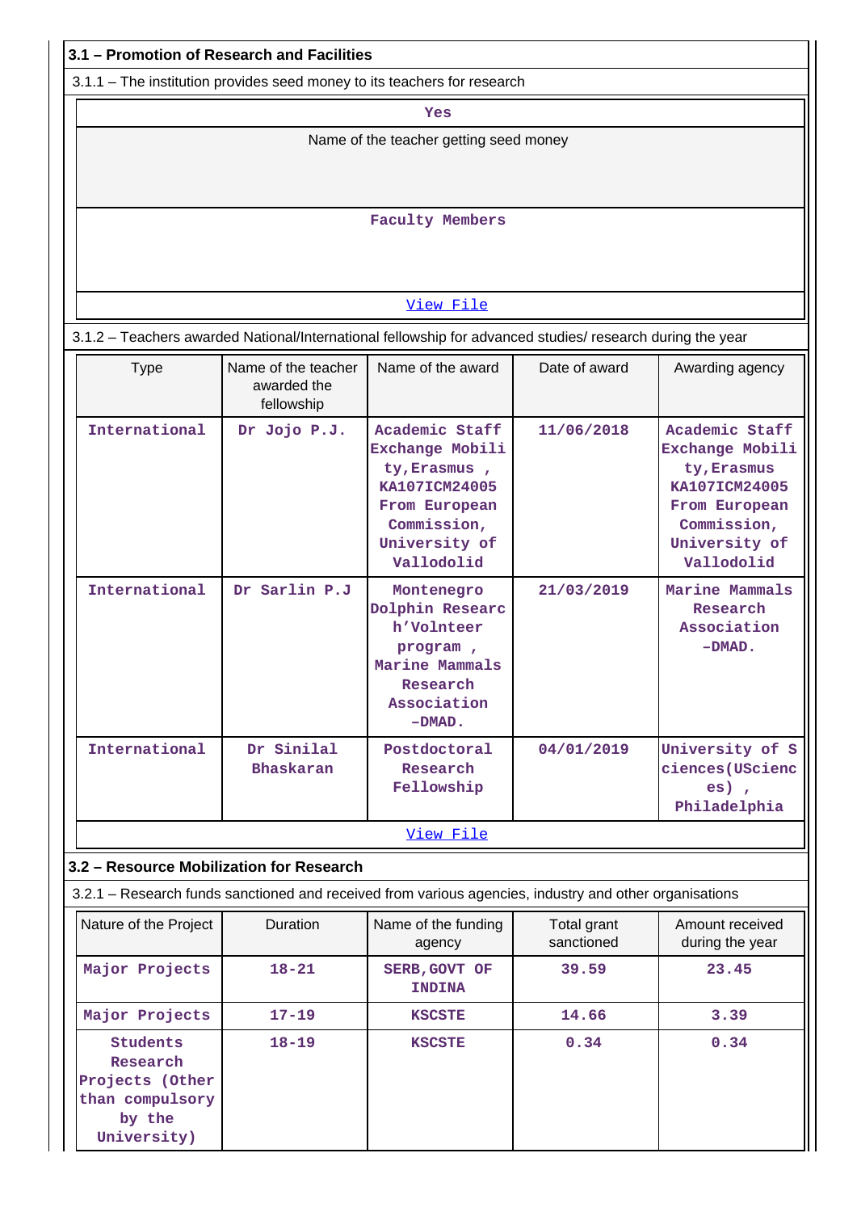## 3.1 – Promotion of Research and Facilities

3.1.1 – The institution provides seed money to its teachers for research

| Yes |
|---|
| Name of the teacher getting seed money |
| Faculty Members |
| View File |

3.1.2 – Teachers awarded National/International fellowship for advanced studies/ research during the year

| Type | Name of the teacher awarded the fellowship | Name of the award | Date of award | Awarding agency |
|---|---|---|---|---|
| International | Dr Jojo P.J. | Academic Staff Exchange Mobility,Erasmus , KA107ICM24005 From European Commission, University of Vallodolid | 11/06/2018 | Academic Staff Exchange Mobility,Erasmus KA107ICM24005 From European Commission, University of Vallodolid |
| International | Dr Sarlin P.J | Montenegro Dolphin Research’Volnteer program , Marine Mammals Research Association –DMAD. | 21/03/2019 | Marine Mammals Research Association –DMAD. |
| International | Dr Sinilal Bhaskaran | Postdoctoral Research Fellowship | 04/01/2019 | University of Sciences(USciences) , Philadelphia |

View File

## 3.2 – Resource Mobilization for Research

3.2.1 – Research funds sanctioned and received from various agencies, industry and other organisations

| Nature of the Project | Duration | Name of the funding agency | Total grant sanctioned | Amount received during the year |
|---|---|---|---|---|
| Major Projects | 18-21 | SERB,GOVT OF INDINA | 39.59 | 23.45 |
| Major Projects | 17-19 | KSCSTE | 14.66 | 3.39 |
| Students Research Projects (Other than compulsory by the University) | 18-19 | KSCSTE | 0.34 | 0.34 |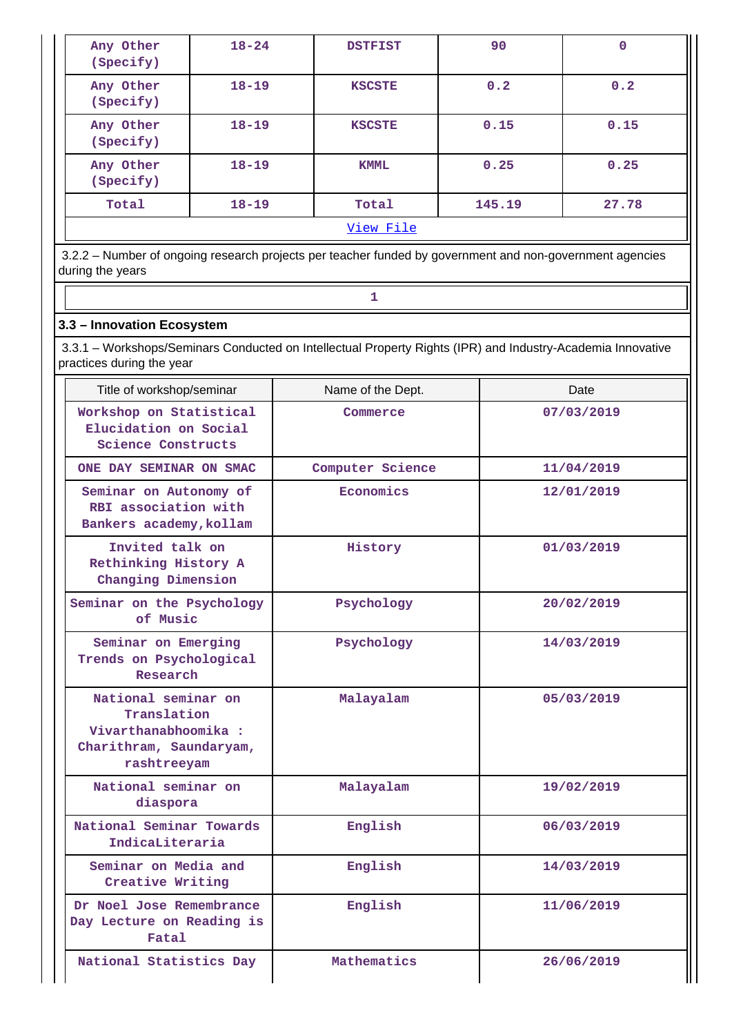| | | | | |
|---|---|---|---|---|
| Any Other (Specify) | 18-24 | DSTFIST | 90 | 0 |
| Any Other (Specify) | 18-19 | KSCSTE | 0.2 | 0.2 |
| Any Other (Specify) | 18-19 | KSCSTE | 0.15 | 0.15 |
| Any Other (Specify) | 18-19 | KMML | 0.25 | 0.25 |
| Total | 18-19 | Total | 145.19 | 27.78 |

View File

3.2.2 – Number of ongoing research projects per teacher funded by government and non-government agencies during the years

| 1 |
|---|

### 3.3 – Innovation Ecosystem

3.3.1 – Workshops/Seminars Conducted on Intellectual Property Rights (IPR) and Industry-Academia Innovative practices during the year

| Title of workshop/seminar | Name of the Dept. | Date |
|---|---|---|
| Workshop on Statistical Elucidation on Social Science Constructs | Commerce | 07/03/2019 |
| ONE DAY SEMINAR ON SMAC | Computer Science | 11/04/2019 |
| Seminar on Autonomy of RBI association with Bankers academy,kollam | Economics | 12/01/2019 |
| Invited talk on Rethinking History A Changing Dimension | History | 01/03/2019 |
| Seminar on the Psychology of Music | Psychology | 20/02/2019 |
| Seminar on Emerging Trends on Psychological Research | Psychology | 14/03/2019 |
| National seminar on Translation Vivarthanabhoomika : Charithram, Saundaryam, rashtreeyam | Malayalam | 05/03/2019 |
| National seminar on diaspora | Malayalam | 19/02/2019 |
| National Seminar Towards IndicaLiteraria | English | 06/03/2019 |
| Seminar on Media and Creative Writing | English | 14/03/2019 |
| Dr Noel Jose Remembrance Day Lecture on Reading is Fatal | English | 11/06/2019 |
| National Statistics Day | Mathematics | 26/06/2019 |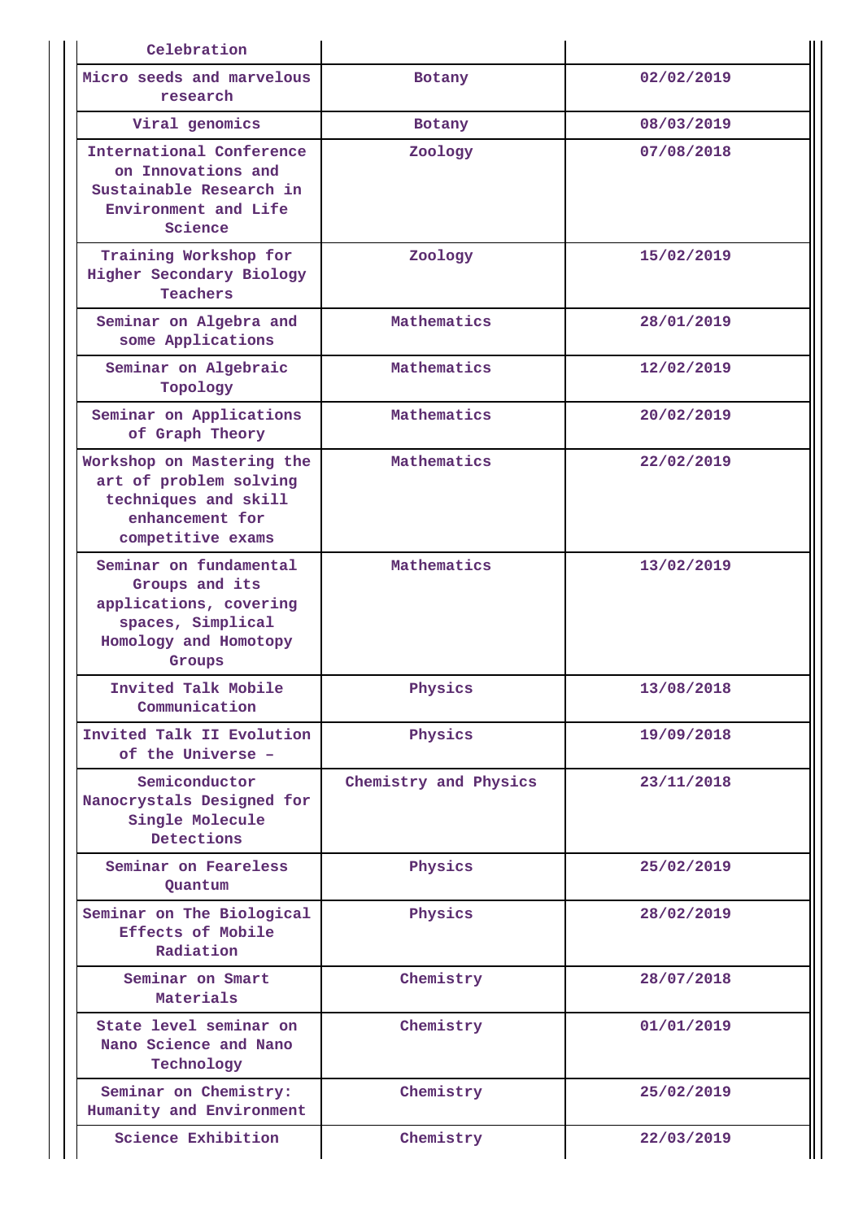| | | |
|---|---|---|
| Celebration | | |
| Micro seeds and marvelous research | Botany | 02/02/2019 |
| Viral genomics | Botany | 08/03/2019 |
| International Conference on Innovations and Sustainable Research in Environment and Life Science | Zoology | 07/08/2018 |
| Training Workshop for Higher Secondary Biology Teachers | Zoology | 15/02/2019 |
| Seminar on Algebra and some Applications | Mathematics | 28/01/2019 |
| Seminar on Algebraic Topology | Mathematics | 12/02/2019 |
| Seminar on Applications of Graph Theory | Mathematics | 20/02/2019 |
| Workshop on Mastering the art of problem solving techniques and skill enhancement for competitive exams | Mathematics | 22/02/2019 |
| Seminar on fundamental Groups and its applications, covering spaces, Simplical Homology and Homotopy Groups | Mathematics | 13/02/2019 |
| Invited Talk Mobile Communication | Physics | 13/08/2018 |
| Invited Talk II Evolution of the Universe – | Physics | 19/09/2018 |
| Semiconductor Nanocrystals Designed for Single Molecule Detections | Chemistry and Physics | 23/11/2018 |
| Seminar on Feareless Quantum | Physics | 25/02/2019 |
| Seminar on The Biological Effects of Mobile Radiation | Physics | 28/02/2019 |
| Seminar on Smart Materials | Chemistry | 28/07/2018 |
| State level seminar on Nano Science and Nano Technology | Chemistry | 01/01/2019 |
| Seminar on Chemistry: Humanity and Environment | Chemistry | 25/02/2019 |
| Science Exhibition | Chemistry | 22/03/2019 |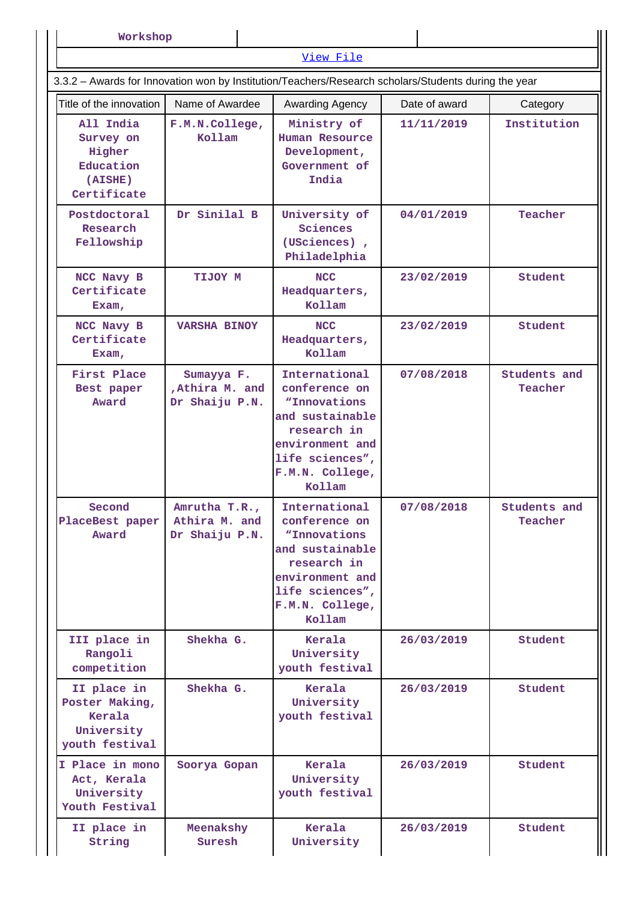| Workshop | | |
|---|---|---|

[View File]

3.3.2 – Awards for Innovation won by Institution/Teachers/Research scholars/Students during the year

| Title of the innovation | Name of Awardee | Awarding Agency | Date of award | Category |
|---|---|---|---|---|
| All India Survey on Higher Education (AISHE) Certificate | F.M.N.College, Kollam | Ministry of Human Resource Development, Government of India | 11/11/2019 | Institution |
| Postdoctoral Research Fellowship | Dr Sinilal B | University of Sciences (USciences) , Philadelphia | 04/01/2019 | Teacher |
| NCC Navy B Certificate Exam, | TIJOY M | NCC Headquarters, Kollam | 23/02/2019 | Student |
| NCC Navy B Certificate Exam, | VARSHA BINOY | NCC Headquarters, Kollam | 23/02/2019 | Student |
| First Place Best paper Award | Sumayya F. ,Athira M. and Dr Shaiju P.N. | International conference on “Innovations and sustainable research in environment and life sciences”, F.M.N. College, Kollam | 07/08/2018 | Students and Teacher |
| Second PlaceBest paper Award | Amrutha T.R., Athira M. and Dr Shaiju P.N. | International conference on “Innovations and sustainable research in environment and life sciences”, F.M.N. College, Kollam | 07/08/2018 | Students and Teacher |
| III place in Rangoli competition | Shekha G. | Kerala University youth festival | 26/03/2019 | Student |
| II place in Poster Making, Kerala University youth festival | Shekha G. | Kerala University youth festival | 26/03/2019 | Student |
| I Place in mono Act, Kerala University Youth Festival | Soorya Gopan | Kerala University youth festival | 26/03/2019 | Student |
| II place in String | Meenakshy Suresh | Kerala University | 26/03/2019 | Student |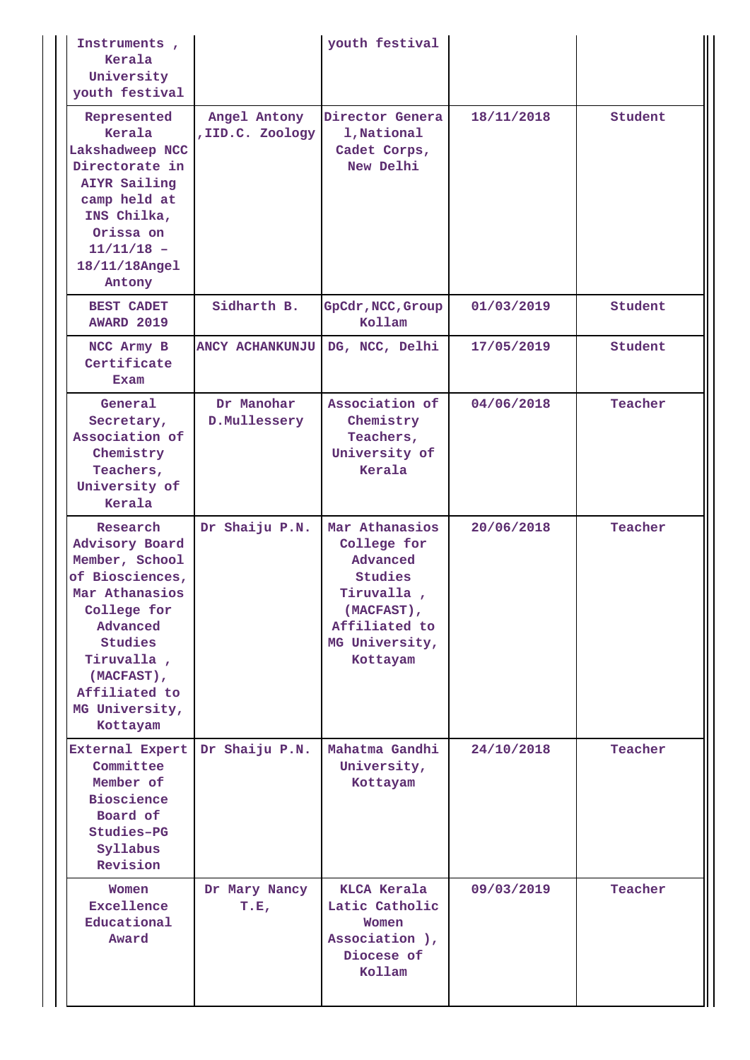| | | | | |
|---|---|---|---|---|
| Instruments , Kerala University youth festival | | youth festival | | |
| Represented Kerala Lakshadweep NCC Directorate in AIYR Sailing camp held at INS Chilka, Orissa on 11/11/18 – 18/11/18Angel Antony | Angel Antony ,IID.C. Zoology | Director General,National Cadet Corps, New Delhi | 18/11/2018 | Student |
| BEST CADET AWARD 2019 | Sidharth B. | GpCdr,NCC,Group Kollam | 01/03/2019 | Student |
| NCC Army B Certificate Exam | ANCY ACHANKUNJU | DG, NCC, Delhi | 17/05/2019 | Student |
| General Secretary, Association of Chemistry Teachers, University of Kerala | Dr Manohar D.Mullessery | Association of Chemistry Teachers, University of Kerala | 04/06/2018 | Teacher |
| Research Advisory Board Member, School of Biosciences, Mar Athanasios College for Advanced Studies Tiruvalla , (MACFAST), Affiliated to MG University, Kottayam | Dr Shaiju P.N. | Mar Athanasios College for Advanced Studies Tiruvalla , (MACFAST), Affiliated to MG University, Kottayam | 20/06/2018 | Teacher |
| External Expert Committee Member of Bioscience Board of Studies–PG Syllabus Revision | Dr Shaiju P.N. | Mahatma Gandhi University, Kottayam | 24/10/2018 | Teacher |
| Women Excellence Educational Award | Dr Mary Nancy T.E, | KLCA Kerala Latic Catholic Women Association ), Diocese of Kollam | 09/03/2019 | Teacher |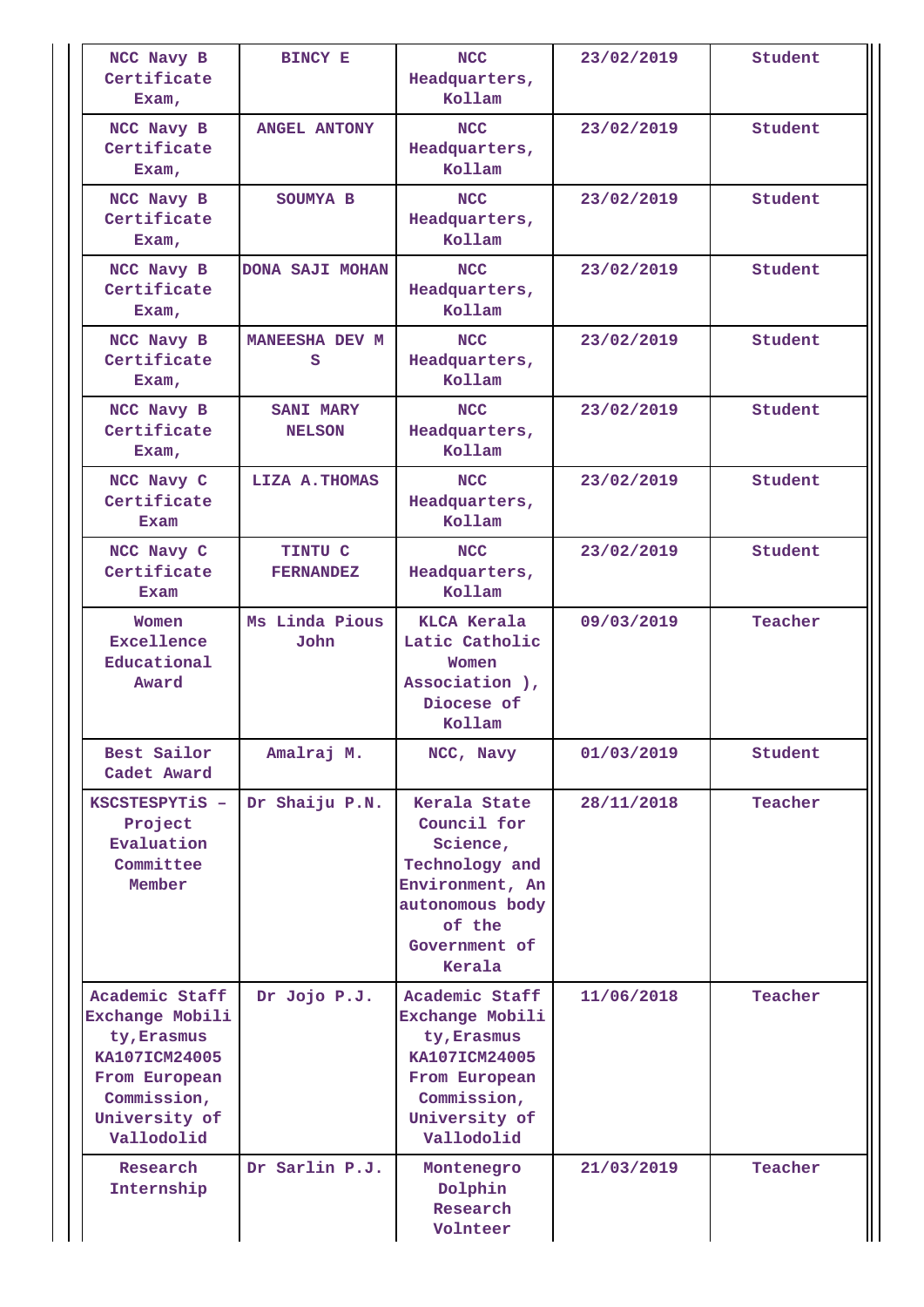| | | | | |
|---|---|---|---|---|
| NCC Navy B Certificate Exam, | BINCY E | NCC Headquarters, Kollam | 23/02/2019 | Student |
| NCC Navy B Certificate Exam, | ANGEL ANTONY | NCC Headquarters, Kollam | 23/02/2019 | Student |
| NCC Navy B Certificate Exam, | SOUMYA B | NCC Headquarters, Kollam | 23/02/2019 | Student |
| NCC Navy B Certificate Exam, | DONA SAJI MOHAN | NCC Headquarters, Kollam | 23/02/2019 | Student |
| NCC Navy B Certificate Exam, | MANEESHA DEV M S | NCC Headquarters, Kollam | 23/02/2019 | Student |
| NCC Navy B Certificate Exam, | SANI MARY NELSON | NCC Headquarters, Kollam | 23/02/2019 | Student |
| NCC Navy C Certificate Exam | LIZA A.THOMAS | NCC Headquarters, Kollam | 23/02/2019 | Student |
| NCC Navy C Certificate Exam | TINTU C FERNANDEZ | NCC Headquarters, Kollam | 23/02/2019 | Student |
| Women Excellence Educational Award | Ms Linda Pious John | KLCA Kerala Latic Catholic Women Association ), Diocese of Kollam | 09/03/2019 | Teacher |
| Best Sailor Cadet Award | Amalraj M. | NCC, Navy | 01/03/2019 | Student |
| KSCSTESPYTiS – Project Evaluation Committee Member | Dr Shaiju P.N. | Kerala State Council for Science, Technology and Environment, An autonomous body of the Government of Kerala | 28/11/2018 | Teacher |
| Academic Staff Exchange Mobility, Erasmus KA107ICM24005 From European Commission, University of Vallodolid | Dr Jojo P.J. | Academic Staff Exchange Mobility, Erasmus KA107ICM24005 From European Commission, University of Vallodolid | 11/06/2018 | Teacher |
| Research Internship | Dr Sarlin P.J. | Montenegro Dolphin Research Volnteer | 21/03/2019 | Teacher |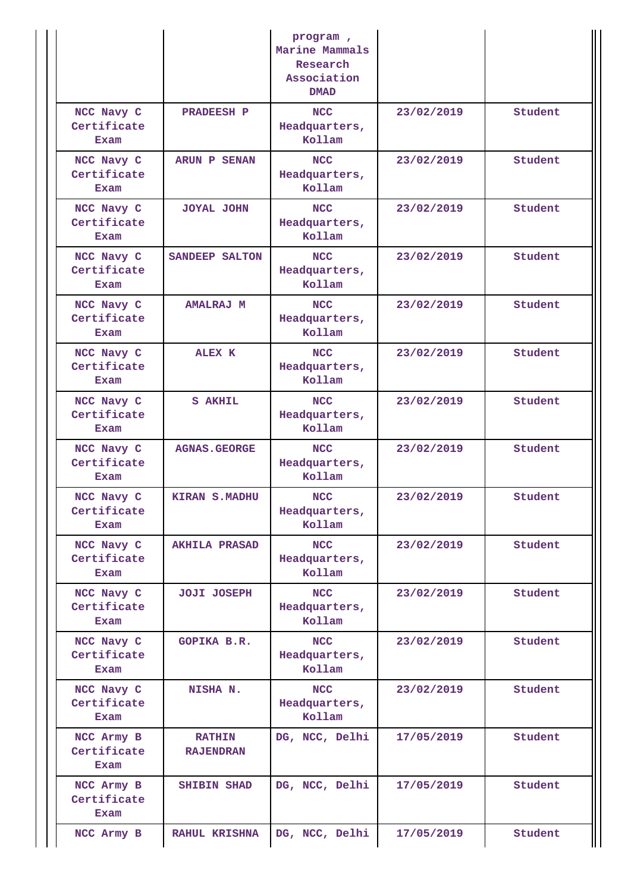| | | program , Marine Mammals Research Association DMAD | | |
|---|---|---|---|---|
| NCC Navy C Certificate Exam | PRADEESH P | NCC Headquarters, Kollam | 23/02/2019 | Student |
| NCC Navy C Certificate Exam | ARUN P SENAN | NCC Headquarters, Kollam | 23/02/2019 | Student |
| NCC Navy C Certificate Exam | JOYAL JOHN | NCC Headquarters, Kollam | 23/02/2019 | Student |
| NCC Navy C Certificate Exam | SANDEEP SALTON | NCC Headquarters, Kollam | 23/02/2019 | Student |
| NCC Navy C Certificate Exam | AMALRAJ M | NCC Headquarters, Kollam | 23/02/2019 | Student |
| NCC Navy C Certificate Exam | ALEX K | NCC Headquarters, Kollam | 23/02/2019 | Student |
| NCC Navy C Certificate Exam | S AKHIL | NCC Headquarters, Kollam | 23/02/2019 | Student |
| NCC Navy C Certificate Exam | AGNAS.GEORGE | NCC Headquarters, Kollam | 23/02/2019 | Student |
| NCC Navy C Certificate Exam | KIRAN S.MADHU | NCC Headquarters, Kollam | 23/02/2019 | Student |
| NCC Navy C Certificate Exam | AKHILA PRASAD | NCC Headquarters, Kollam | 23/02/2019 | Student |
| NCC Navy C Certificate Exam | JOJI JOSEPH | NCC Headquarters, Kollam | 23/02/2019 | Student |
| NCC Navy C Certificate Exam | GOPIKA B.R. | NCC Headquarters, Kollam | 23/02/2019 | Student |
| NCC Navy C Certificate Exam | NISHA N. | NCC Headquarters, Kollam | 23/02/2019 | Student |
| NCC Army B Certificate Exam | RATHIN RAJENDRAN | DG, NCC, Delhi | 17/05/2019 | Student |
| NCC Army B Certificate Exam | SHIBIN SHAD | DG, NCC, Delhi | 17/05/2019 | Student |
| NCC Army B | RAHUL KRISHNA | DG, NCC, Delhi | 17/05/2019 | Student |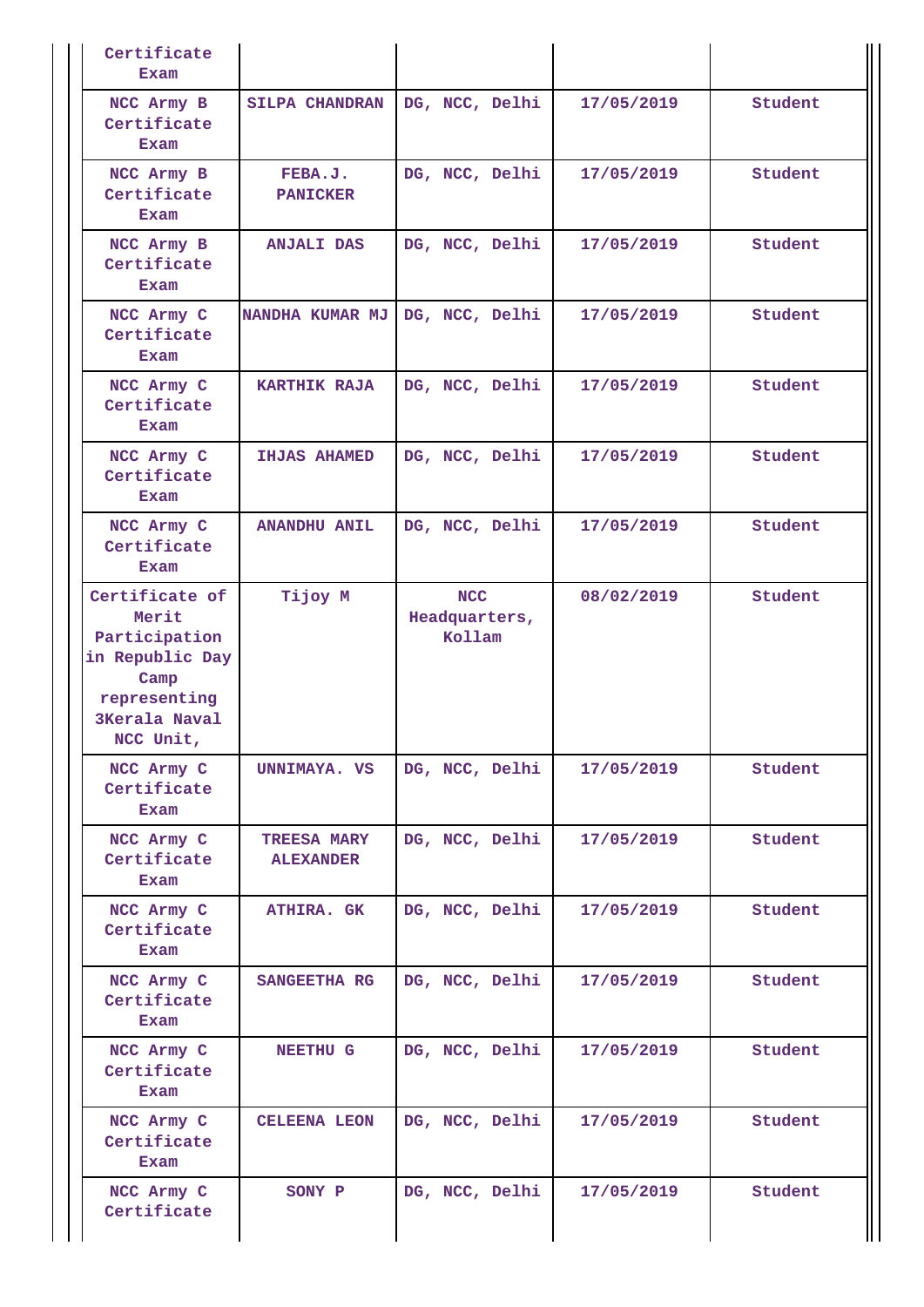| | | | | |
|---|---|---|---|---|
| Certificate Exam | | | | |
| NCC Army B Certificate Exam | SILPA CHANDRAN | DG, NCC, Delhi | 17/05/2019 | Student |
| NCC Army B Certificate Exam | FEBA.J. PANICKER | DG, NCC, Delhi | 17/05/2019 | Student |
| NCC Army B Certificate Exam | ANJALI DAS | DG, NCC, Delhi | 17/05/2019 | Student |
| NCC Army C Certificate Exam | NANDHA KUMAR MJ | DG, NCC, Delhi | 17/05/2019 | Student |
| NCC Army C Certificate Exam | KARTHIK RAJA | DG, NCC, Delhi | 17/05/2019 | Student |
| NCC Army C Certificate Exam | IHJAS AHAMED | DG, NCC, Delhi | 17/05/2019 | Student |
| NCC Army C Certificate Exam | ANANDHU ANIL | DG, NCC, Delhi | 17/05/2019 | Student |
| Certificate of Merit Participation in Republic Day Camp representing 3Kerala Naval NCC Unit, | Tijoy M | NCC Headquarters, Kollam | 08/02/2019 | Student |
| NCC Army C Certificate Exam | UNNIMAYA. VS | DG, NCC, Delhi | 17/05/2019 | Student |
| NCC Army C Certificate Exam | TREESA MARY ALEXANDER | DG, NCC, Delhi | 17/05/2019 | Student |
| NCC Army C Certificate Exam | ATHIRA. GK | DG, NCC, Delhi | 17/05/2019 | Student |
| NCC Army C Certificate Exam | SANGEETHA RG | DG, NCC, Delhi | 17/05/2019 | Student |
| NCC Army C Certificate Exam | NEETHU G | DG, NCC, Delhi | 17/05/2019 | Student |
| NCC Army C Certificate Exam | CELEENA LEON | DG, NCC, Delhi | 17/05/2019 | Student |
| NCC Army C Certificate | SONY P | DG, NCC, Delhi | 17/05/2019 | Student |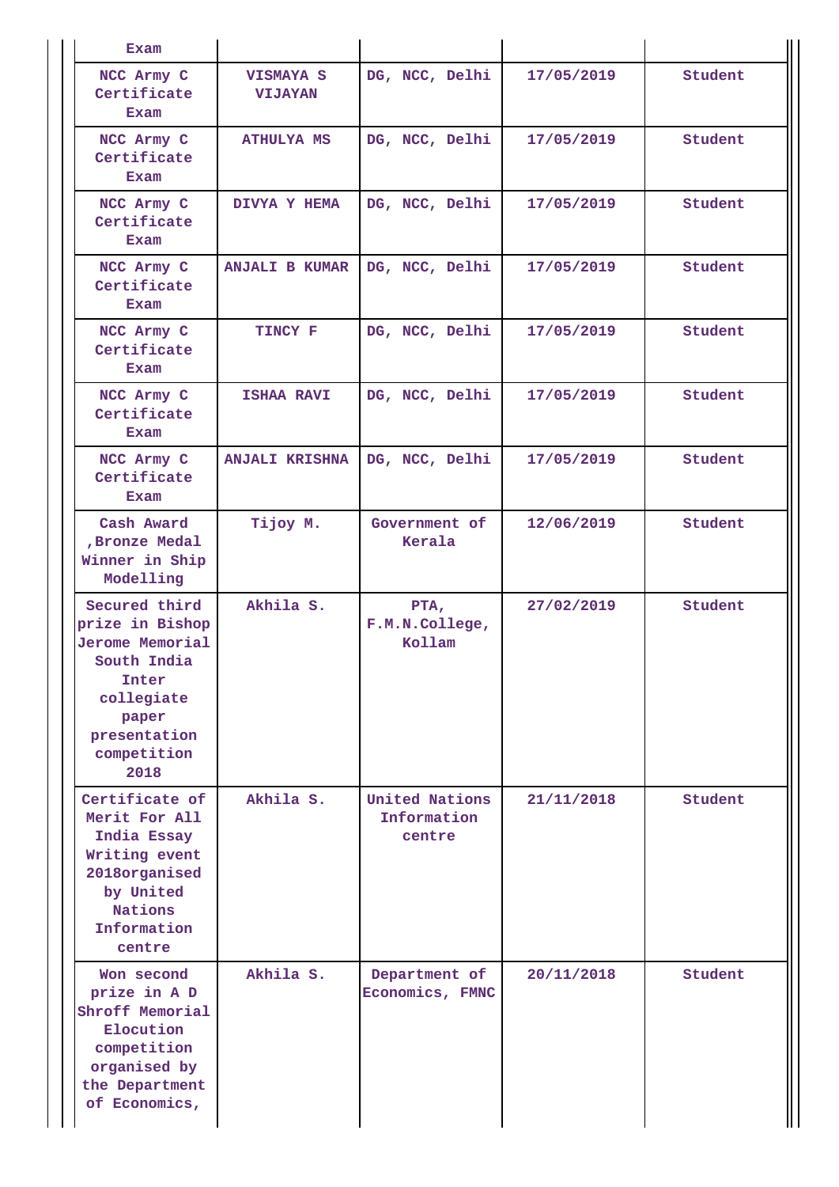| | | | | |
|---|---|---|---|---|
| Exam | | | | |
| NCC Army C Certificate Exam | VISMAYA S VIJAYAN | DG, NCC, Delhi | 17/05/2019 | Student |
| NCC Army C Certificate Exam | ATHULYA MS | DG, NCC, Delhi | 17/05/2019 | Student |
| NCC Army C Certificate Exam | DIVYA Y HEMA | DG, NCC, Delhi | 17/05/2019 | Student |
| NCC Army C Certificate Exam | ANJALI B KUMAR | DG, NCC, Delhi | 17/05/2019 | Student |
| NCC Army C Certificate Exam | TINCY F | DG, NCC, Delhi | 17/05/2019 | Student |
| NCC Army C Certificate Exam | ISHAA RAVI | DG, NCC, Delhi | 17/05/2019 | Student |
| NCC Army C Certificate Exam | ANJALI KRISHNA | DG, NCC, Delhi | 17/05/2019 | Student |
| Cash Award ,Bronze Medal Winner in Ship Modelling | Tijoy M. | Government of Kerala | 12/06/2019 | Student |
| Secured third prize in Bishop Jerome Memorial South India Inter collegiate paper presentation competition 2018 | Akhila S. | PTA, F.M.N.College, Kollam | 27/02/2019 | Student |
| Certificate of Merit For All India Essay Writing event 2018organised by United Nations Information centre | Akhila S. | United Nations Information centre | 21/11/2018 | Student |
| Won second prize in A D Shroff Memorial Elocution competition organised by the Department of Economics, | Akhila S. | Department of Economics, FMNC | 20/11/2018 | Student |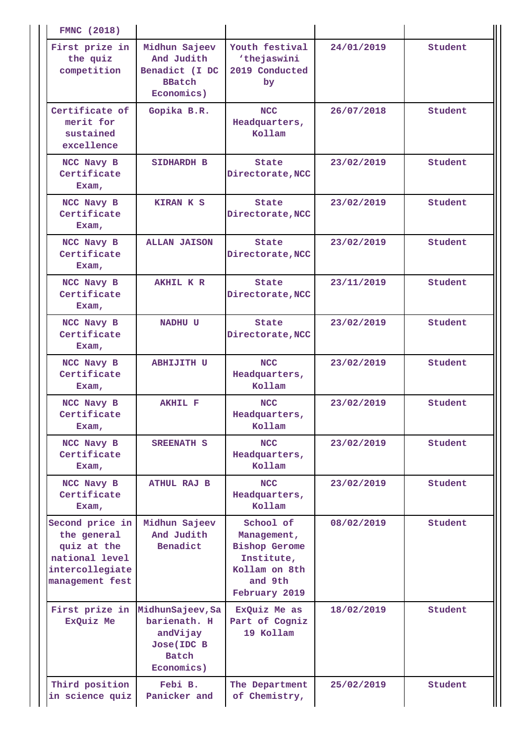| FMNC (2018) | | | | |
|---|---|---|---|---|
| First prize in the quiz competition | Midhun Sajeev And Judith Benadict (I DC BBatch Economics) | Youth festival ‘thejaswini 2019 Conducted by | 24/01/2019 | Student |
| Certificate of merit for sustained excellence | Gopika B.R. | NCC Headquarters, Kollam | 26/07/2018 | Student |
| NCC Navy B Certificate Exam, | SIDHARDH B | State Directorate,NCC | 23/02/2019 | Student |
| NCC Navy B Certificate Exam, | KIRAN K S | State Directorate,NCC | 23/02/2019 | Student |
| NCC Navy B Certificate Exam, | ALLAN JAISON | State Directorate,NCC | 23/02/2019 | Student |
| NCC Navy B Certificate Exam, | AKHIL K R | State Directorate,NCC | 23/11/2019 | Student |
| NCC Navy B Certificate Exam, | NADHU U | State Directorate,NCC | 23/02/2019 | Student |
| NCC Navy B Certificate Exam, | ABHIJITH U | NCC Headquarters, Kollam | 23/02/2019 | Student |
| NCC Navy B Certificate Exam, | AKHIL F | NCC Headquarters, Kollam | 23/02/2019 | Student |
| NCC Navy B Certificate Exam, | SREENATH S | NCC Headquarters, Kollam | 23/02/2019 | Student |
| NCC Navy B Certificate Exam, | ATHUL RAJ B | NCC Headquarters, Kollam | 23/02/2019 | Student |
| Second price in the general quiz at the national level intercollegiate management fest | Midhun Sajeev And Judith Benadict | School of Management, Bishop Gerome Institute, Kollam on 8th and 9th February 2019 | 08/02/2019 | Student |
| First prize in ExQuiz Me | MidhunSajeev,Sabarienath. H andVijay Jose(IDC B Batch Economics) | ExQuiz Me as Part of Cogniz 19 Kollam | 18/02/2019 | Student |
| Third position in science quiz | Febi B. Panicker and | The Department of Chemistry, | 25/02/2019 | Student |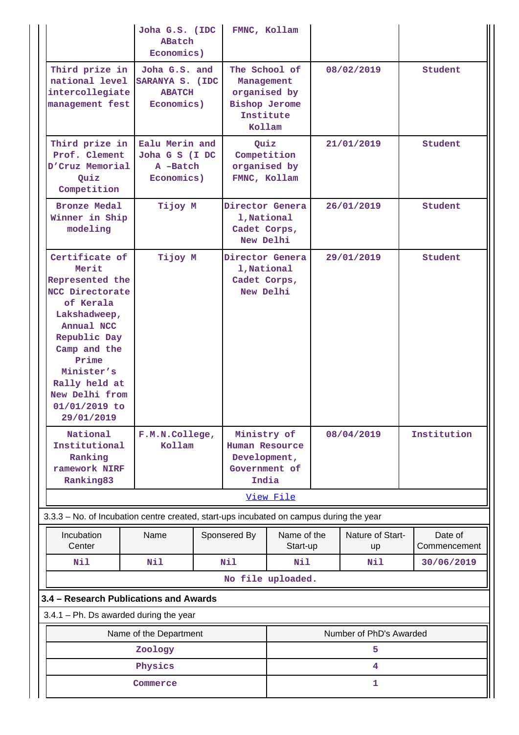|  | Joha G.S. (IDC ABatch Economics) | FMNC, Kollam |  |  |
|---|---|---|---|---|
| Third prize in national level intercollegiate management fest | Joha G.S. and SARANYA S. (IDC ABATCH Economics) | The School of Management organised by Bishop Jerome Institute Kollam | 08/02/2019 | Student |
| Third prize in Prof. Clement D'Cruz Memorial Quiz Competition | Ealu Merin and Joha G S (I DC A -Batch Economics) | Quiz Competition organised by FMNC, Kollam | 21/01/2019 | Student |
| Bronze Medal Winner in Ship modeling | Tijoy M | Director Genera l,National Cadet Corps, New Delhi | 26/01/2019 | Student |
| Certificate of Merit Represented the NCC Directorate of Kerala Lakshadweep, Annual NCC Republic Day Camp and the Prime Minister's Rally held at New Delhi from 01/01/2019 to 29/01/2019 | Tijoy M | Director Genera l,National Cadet Corps, New Delhi | 29/01/2019 | Student |
| National Institutional Ranking ramework NIRF Ranking83 | F.M.N.College, Kollam | Ministry of Human Resource Development, Government of India | 08/04/2019 | Institution |

View File

3.3.3 – No. of Incubation centre created, start-ups incubated on campus during the year

| Incubation Center | Name | Sponsered By | Name of the Start-up | Nature of Start-up | Date of Commencement |
|---|---|---|---|---|---|
| Nil | Nil | Nil | Nil | Nil | 30/06/2019 |

No file uploaded.

## 3.4 – Research Publications and Awards

3.4.1 – Ph. Ds awarded during the year

| Name of the Department | Number of PhD's Awarded |
|---|---|
| Zoology | 5 |
| Physics | 4 |
| Commerce | 1 |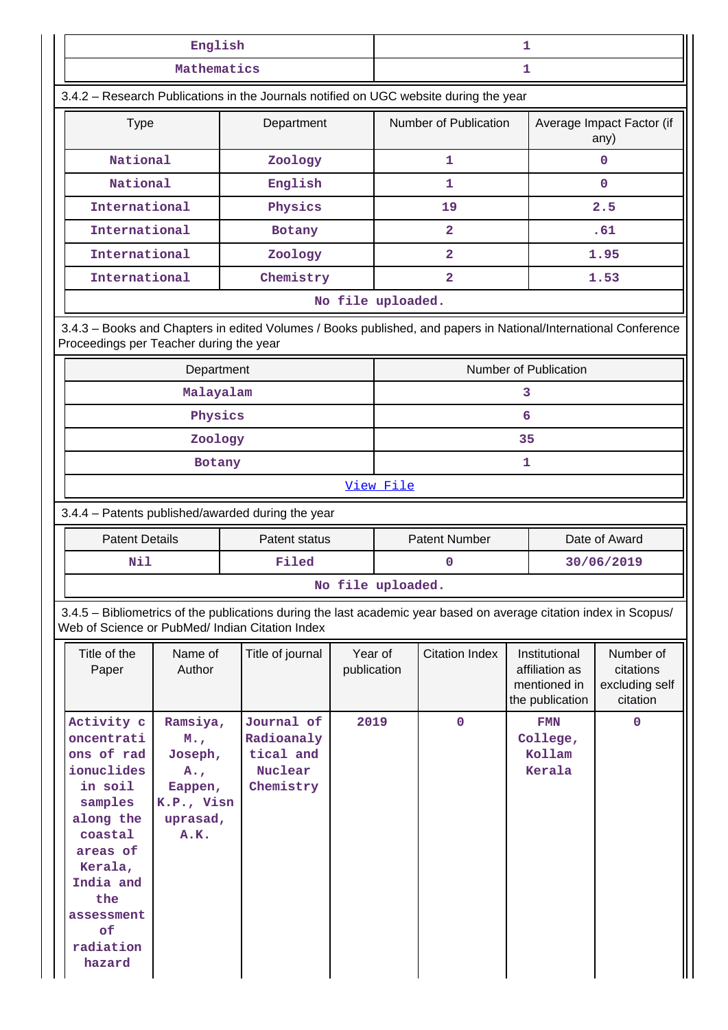| English | 1 |
|---|---|
| Mathematics | 1 |

3.4.2 – Research Publications in the Journals notified on UGC website during the year

| Type | Department | Number of Publication | Average Impact Factor (if any) |
|---|---|---|---|
| National | Zoology | 1 | 0 |
| National | English | 1 | 0 |
| International | Physics | 19 | 2.5 |
| International | Botany | 2 | .61 |
| International | Zoology | 2 | 1.95 |
| International | Chemistry | 2 | 1.53 |
| No file uploaded. | | | |

3.4.3 – Books and Chapters in edited Volumes / Books published, and papers in National/International Conference Proceedings per Teacher during the year

| Department | Number of Publication |
|---|---|
| Malayalam | 3 |
| Physics | 6 |
| Zoology | 35 |
| Botany | 1 |
| View File | |

3.4.4 – Patents published/awarded during the year

| Patent Details | Patent status | Patent Number | Date of Award |
|---|---|---|---|
| Nil | Filed | 0 | 30/06/2019 |
| No file uploaded. | | | |

3.4.5 – Bibliometrics of the publications during the last academic year based on average citation index in Scopus/ Web of Science or PubMed/ Indian Citation Index

| Title of the Paper | Name of Author | Title of journal | Year of publication | Citation Index | Institutional affiliation as mentioned in the publication | Number of citations excluding self citation |
|---|---|---|---|---|---|---|
| Activity concentrations of radionuclides in soil samples along the coastal areas of Kerala, India and the assessment of radiation hazard | Ramsiya, M., Joseph, A., Eappen, K.P., Visnuprasad, A.K. | Journal of Radioanalytical and Nuclear Chemistry | 2019 | 0 | FMN College, Kollam Kerala | 0 |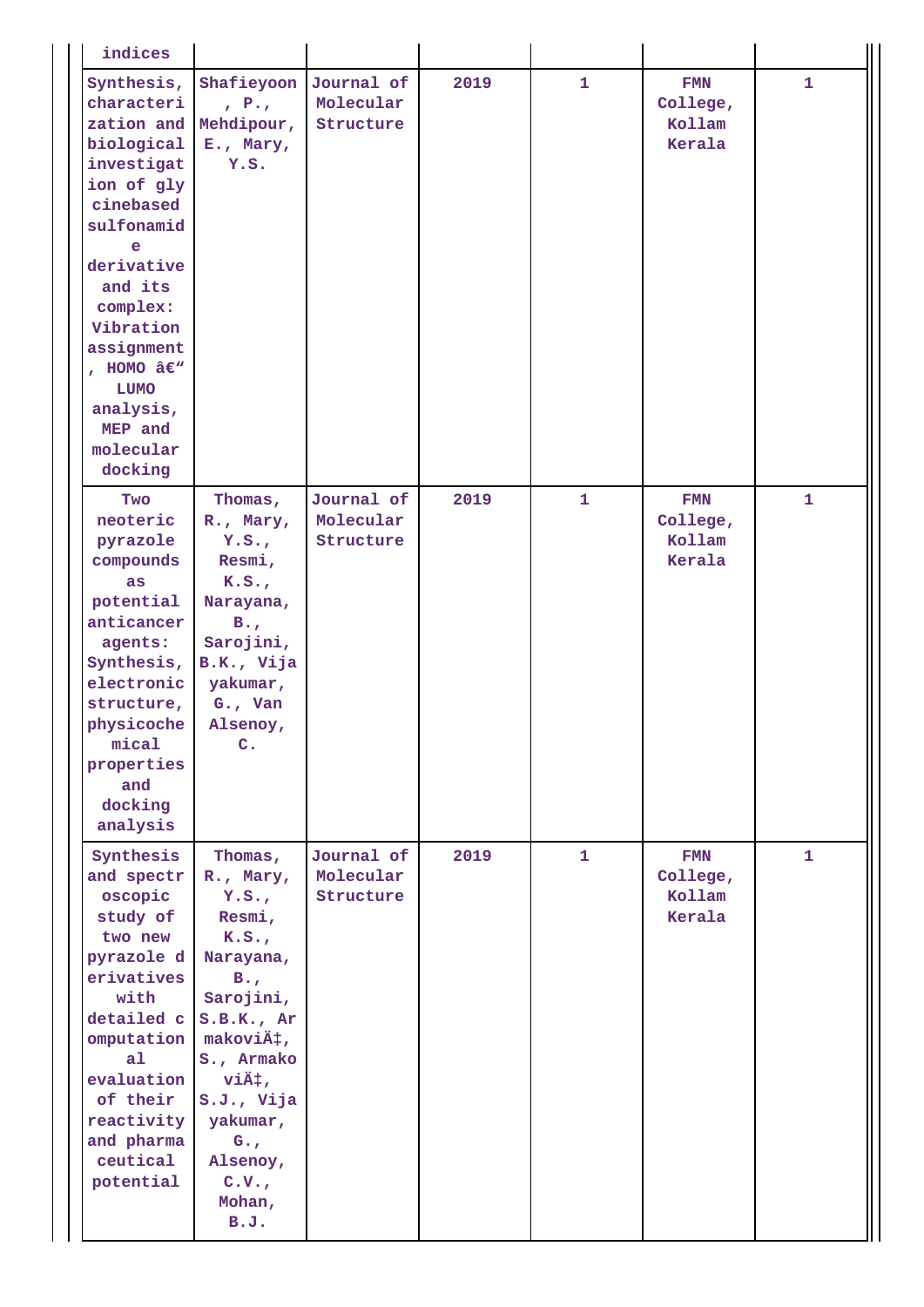| indices | | | | | | |
|---|---|---|---|---|---|---|
| Synthesis, characterization and biological investigation of glycinebased sulfonamide derivative and its complex: Vibration assignment, HOMO â€“ LUMO analysis, MEP and molecular docking | Shafieyoon, P., Mehdipour, E., Mary, Y.S. | Journal of Molecular Structure | 2019 | 1 | FMN College, Kollam Kerala | 1 |
| Two neoteric pyrazole compounds as potential anticancer agents: Synthesis, electronic structure, physicochemical properties and docking analysis | Thomas, R., Mary, Y.S., Resmi, K.S., Narayana, B., Sarojini, B.K., Vijayakumar, G., Van Alsenoy, C. | Journal of Molecular Structure | 2019 | 1 | FMN College, Kollam Kerala | 1 |
| Synthesis and spectroscopic study of two new pyrazole derivatives with detailed computational evaluation of their reactivity and pharmaceutical potential | Thomas, R., Mary, Y.S., Resmi, K.S., Narayana, B., Sarojini, S.B.K., ArmakoviÄ‡, S., ArmakoviÄ‡, S.J., Vijayakumar, G., Alsenoy, C.V., Mohan, B.J. | Journal of Molecular Structure | 2019 | 1 | FMN College, Kollam Kerala | 1 |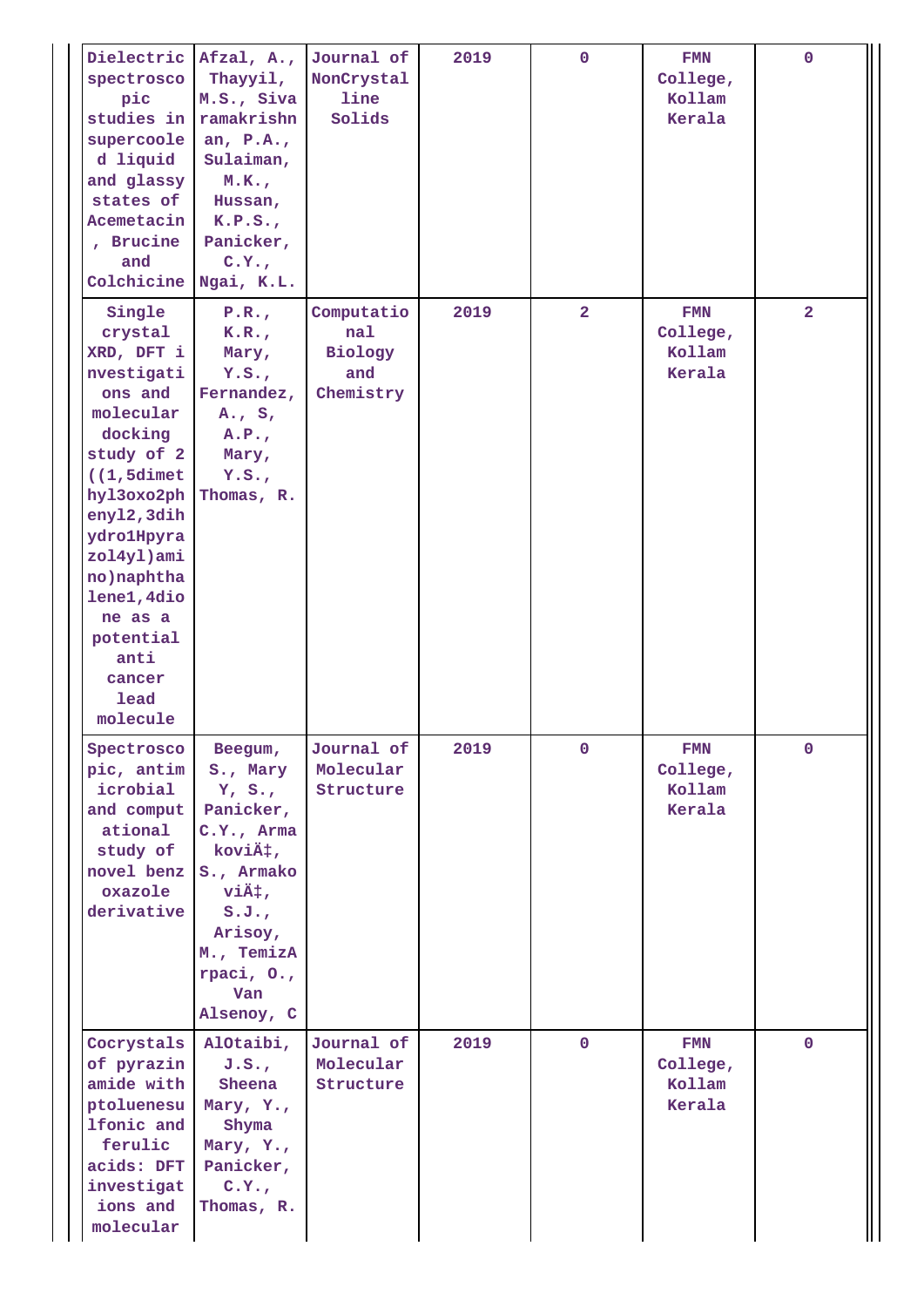| Dielectric spectroscopic studies in supercooled liquid and glassy states of Acemetacin, Brucine and Colchicine | Afzal, A., Thayyil, M.S., Sivaramakrishnan, P.A., Sulaiman, M.K., Hussan, K.P.S., Panicker, C.Y., Ngai, K.L. | Journal of NonCrystalline Solids | 2019 | 0 | FMN College, Kollam Kerala | 0 |
|---|---|---|---|---|---|---|
| Single crystal XRD, DFT investigations and molecular docking study of 2((1,5dimethyl3oxo2phenyl2,3dihydro1Hpyrazol4yl)amino)naphthalene1,4dione as a potential anti cancer lead molecule | P.R., K.R., Mary, Y.S., Fernandez, A., S, A.P., Mary, Y.S., Thomas, R. | Computational Biology and Chemistry | 2019 | 2 | FMN College, Kollam Kerala | 2 |
| Spectroscopic, antimicrobial and computational study of novel benzoxazole derivative | Beegum, S., Mary Y, S., Panicker, C.Y., ArmakoviÄ‡, S., ArmakoviÄ‡, S.J., Arisoy, M., TemizArpaci, O., Van Alsenoy, C | Journal of Molecular Structure | 2019 | 0 | FMN College, Kollam Kerala | 0 |
| Cocrystals of pyrazinamide with ptoluenesulfonic and ferulic acids: DFT investigations and molecular | AlOtaibi, J.S., Sheena Mary, Y., Shyma Mary, Y., Panicker, C.Y., Thomas, R. | Journal of Molecular Structure | 2019 | 0 | FMN College, Kollam Kerala | 0 |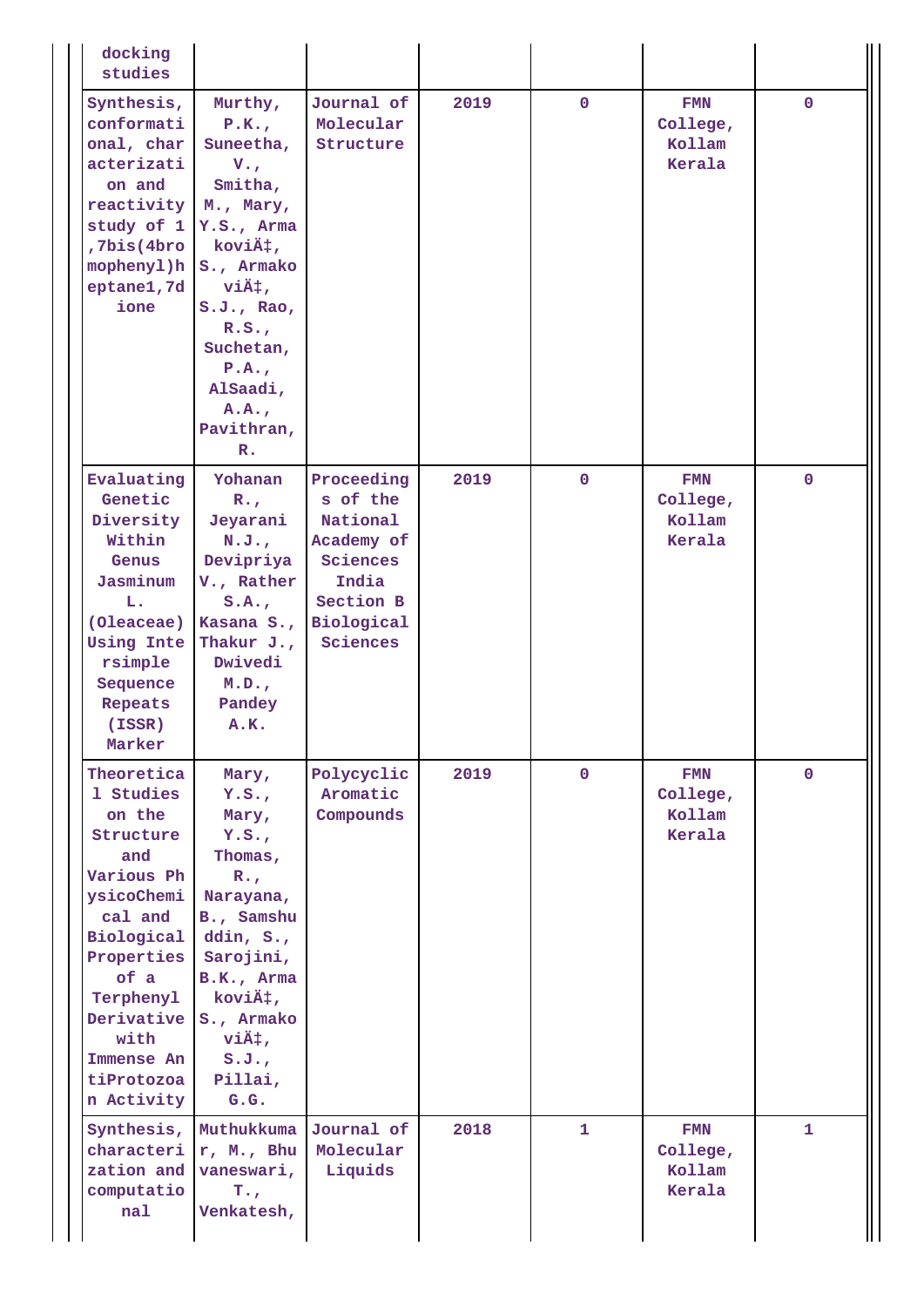| | | | | | | |
|---|---|---|---|---|---|---|
| docking studies | | | | | | |
| Synthesis, conformational, characterization and reactivity study of 1,7bis(4bromophenyl)heptane1,7dione | Murthy, P.K., Suneetha, V., Smitha, M., Mary, Y.S., ArmakoviÄ‡, S., ArmakoviÄ‡, S.J., Rao, R.S., Suchetan, P.A., AlSaadi, A.A., Pavithran, R. | Journal of Molecular Structure | 2019 | 0 | FMN College, Kollam Kerala | 0 |
| Evaluating Genetic Diversity Within Genus Jasminum L. (Oleaceae) Using Intersimple Sequence Repeats (ISSR) Marker | Yohanan R., Jeyarani N.J., Devipriya V., Rather S.A., Kasana S., Thakur J., Dwivedi M.D., Pandey A.K. | Proceedings of the National Academy of Sciences India Section B Biological Sciences | 2019 | 0 | FMN College, Kollam Kerala | 0 |
| Theoretical Studies on the Structure and Various PhysicoChemical and Biological Properties of a Terphenyl Derivative with Immense AntiProtozoan Activity | Mary, Y.S., Mary, Y.S., Thomas, R., Narayana, B., Samshuddin, S., Sarojini, B.K., ArmakoviÄ‡, S., ArmakoviÄ‡, S.J., Pillai, G.G. | Polycyclic Aromatic Compounds | 2019 | 0 | FMN College, Kollam Kerala | 0 |
| Synthesis, characterization and computational | Muthukkumar, M., Bhuvaneswari, T., Venkatesh, | Journal of Molecular Liquids | 2018 | 1 | FMN College, Kollam Kerala | 1 |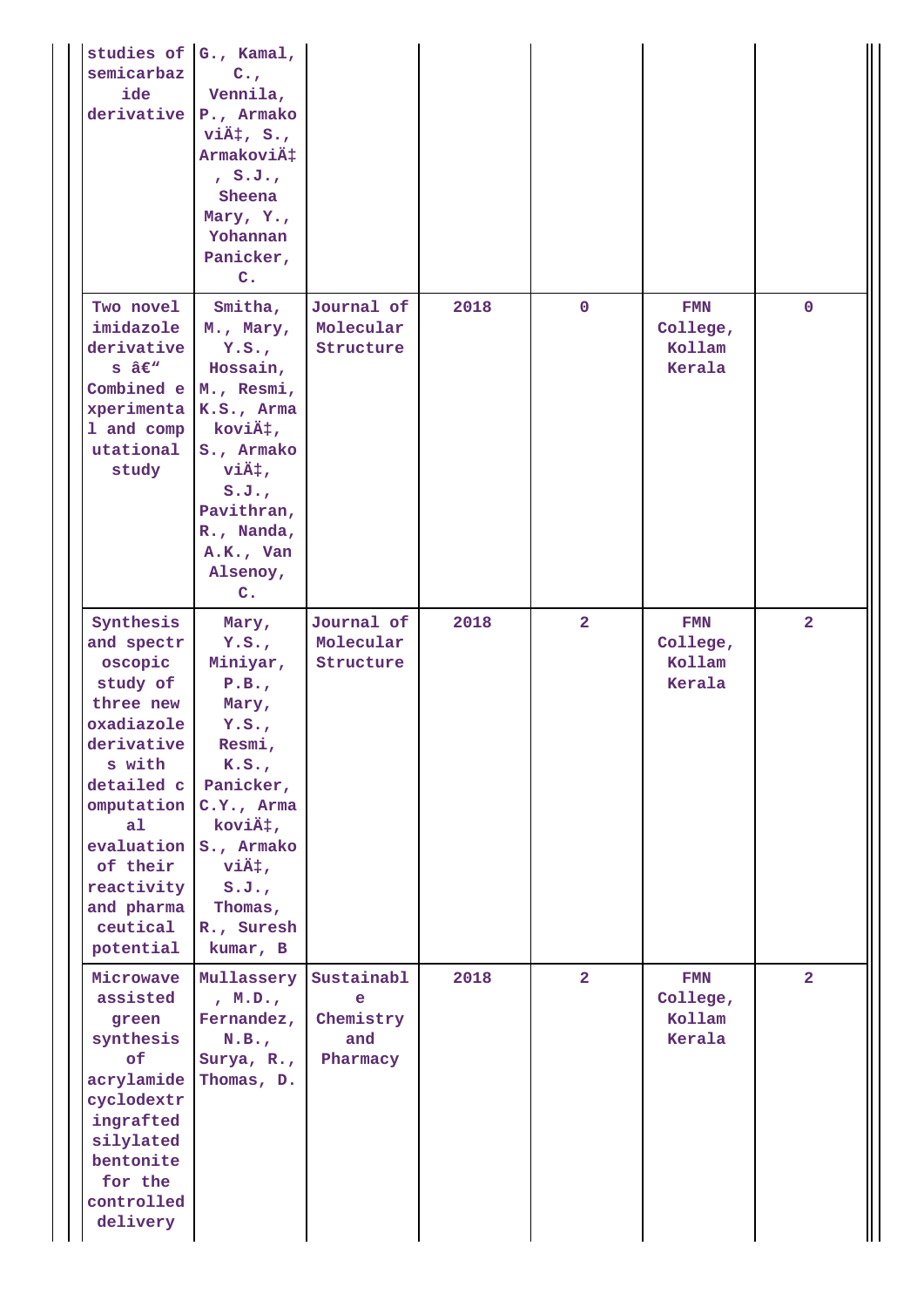| | | | | | | |
|---|---|---|---|---|---|---|
| studies of semicarbazide derivative | G., Kamal, C., Vennila, P., ArmakoviÄ‡, S., ArmakoviÄ‡, S.J., Sheena Mary, Y., Yohannan Panicker, C. | | | | | |
| Two novel imidazole derivatives â€“ Combined experimental and computational study | Smitha, M., Mary, Y.S., Hossain, M., Resmi, K.S., ArmakoviÄ‡, S., ArmakoviÄ‡, S.J., Pavithran, R., Nanda, A.K., Van Alsenoy, C. | Journal of Molecular Structure | 2018 | 0 | FMN College, Kollam Kerala | 0 |
| Synthesis and spectroscopic study of three new oxadiazole derivatives with detailed computational evaluation of their reactivity and pharmaceutical potential | Mary, Y.S., Miniyar, P.B., Mary, Y.S., Resmi, K.S., Panicker, C.Y., ArmakoviÄ‡, S., ArmakoviÄ‡, S.J., Thomas, R., Suresh kumar, B | Journal of Molecular Structure | 2018 | 2 | FMN College, Kollam Kerala | 2 |
| Microwave assisted green synthesis of acrylamide cyclodextringrafted silylated bentonite for the controlled delivery | Mullassery, M.D., Fernandez, N.B., Surya, R., Thomas, D. | Sustainable Chemistry and Pharmacy | 2018 | 2 | FMN College, Kollam Kerala | 2 |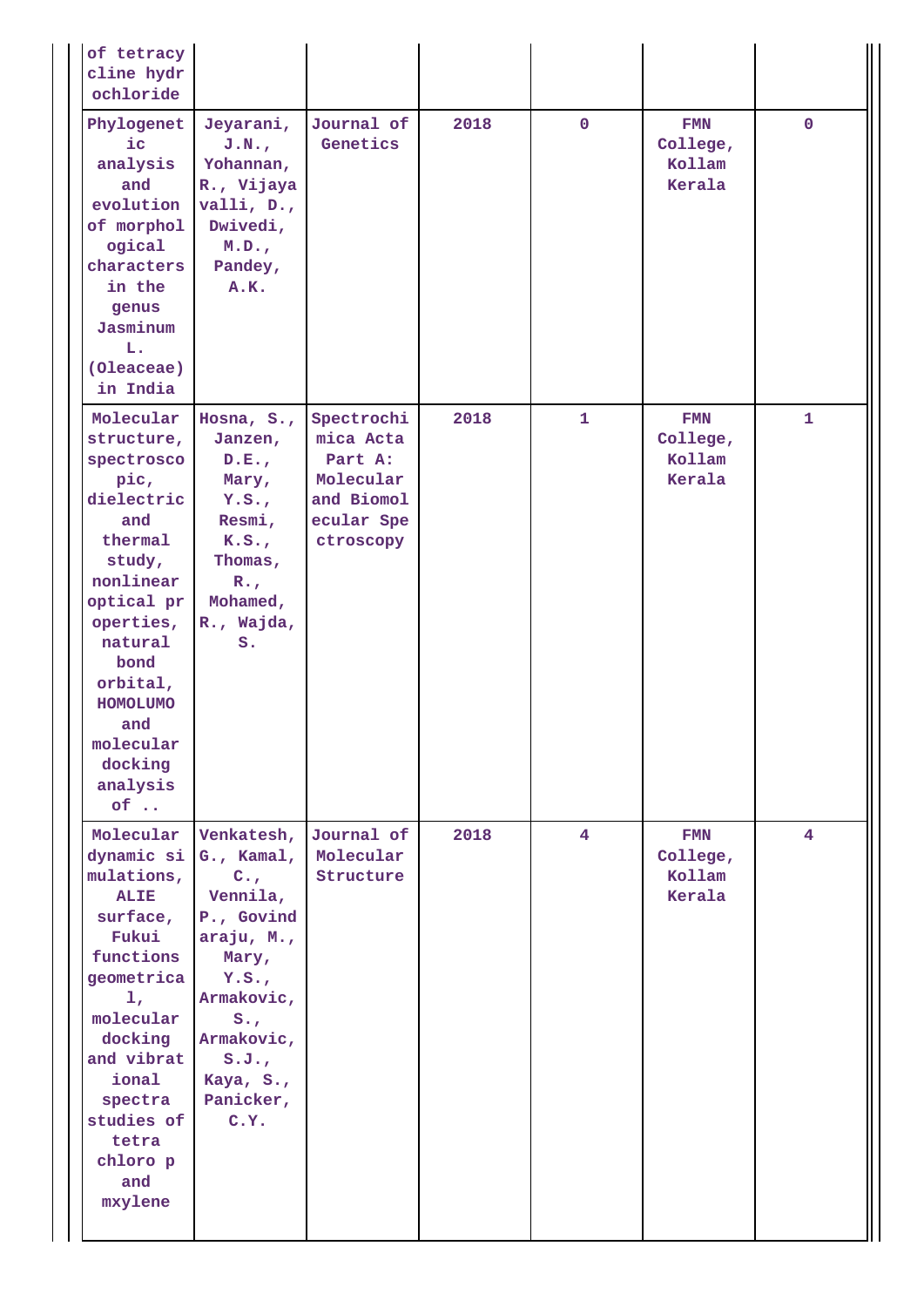| | | | | | | |
|---|---|---|---|---|---|---|
| of tetracycline hydrochloride | | | | | | |
| Phylogenetic analysis and evolution of morphological characters in the genus Jasminum L. (Oleaceae) in India | Jeyarani, J.N., Yohannan, R., Vijayavalli, D., Dwivedi, M.D., Pandey, A.K. | Journal of Genetics | 2018 | 0 | FMN College, Kollam Kerala | 0 |
| Molecular structure, spectroscopic, dielectric and thermal study, nonlinear optical properties, natural bond orbital, HOMOLUMO and molecular docking analysis of .. | Hosna, S., Janzen, D.E., Mary, Y.S., Resmi, K.S., Thomas, R., Mohamed, R., Wajda, S. | Spectrochimica Acta Part A: Molecular and Biomolecular Spectroscopy | 2018 | 1 | FMN College, Kollam Kerala | 1 |
| Molecular dynamic simulations, ALIE surface, Fukui functions geometrical, molecular docking and vibrational spectra studies of tetra chloro p and mxylene | Venkatesh, G., Kamal, C., Vennila, P., Govindaraju, M., Mary, Y.S., Armakovic, S., Armakovic, S.J., Kaya, S., Panicker, C.Y. | Journal of Molecular Structure | 2018 | 4 | FMN College, Kollam Kerala | 4 |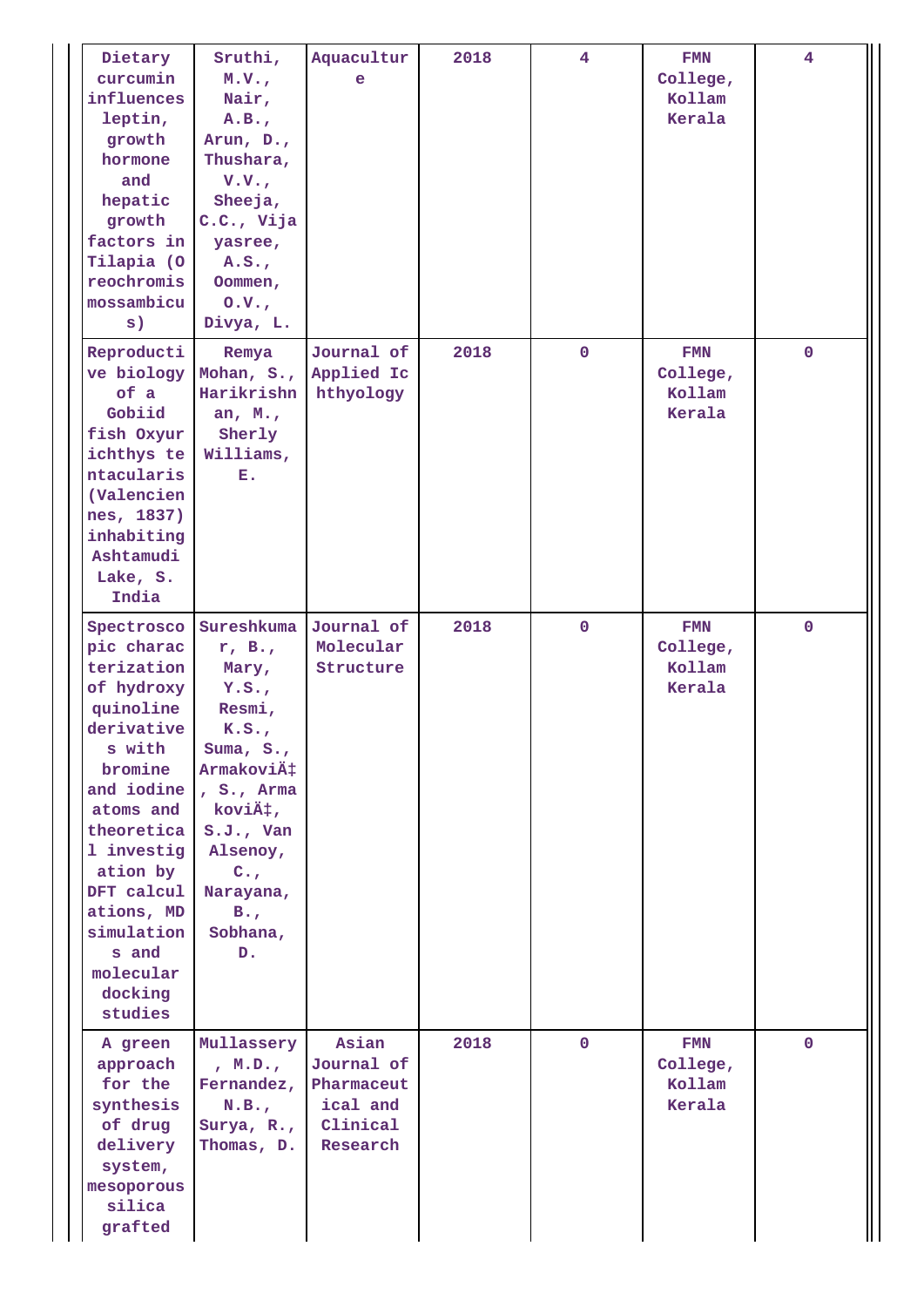| | | | | | | |
|---|---|---|---|---|---|---|
| Dietary curcumin influences leptin, growth hormone and hepatic growth factors in Tilapia (Oreochromis mossambicus) | Sruthi, M.V., Nair, A.B., Arun, D., Thushara, V.V., Sheeja, C.C., Vijayasree, A.S., Oommen, O.V., Divya, L. | Aquaculture | 2018 | 4 | FMN College, Kollam Kerala | 4 |
| Reproductive biology of a Gobiid fish Oxyurichthys tentacularis (Valenciennes, 1837) inhabiting Ashtamudi Lake, S. India | Remya Mohan, S., Harikrishnan, M., Sherly Williams, E. | Journal of Applied Ichthyology | 2018 | 0 | FMN College, Kollam Kerala | 0 |
| Spectroscopic characterization of hydroxyquinoline derivatives with bromine and iodine atoms and theoretical investigation by DFT calculations, MD simulations and molecular docking studies | Sureshkumar, B., Mary, Y.S., Resmi, K.S., Suma, S., ArmakoviÄ‡, S., ArmakoviÄ‡, S.J., Van Alsenoy, C., Narayana, B., Sobhana, D. | Journal of Molecular Structure | 2018 | 0 | FMN College, Kollam Kerala | 0 |
| A green approach for the synthesis of drug delivery system, mesoporous silica grafted | Mullassery, M.D., Fernandez, N.B., Surya, R., Thomas, D. | Asian Journal of Pharmaceutical and Clinical Research | 2018 | 0 | FMN College, Kollam Kerala | 0 |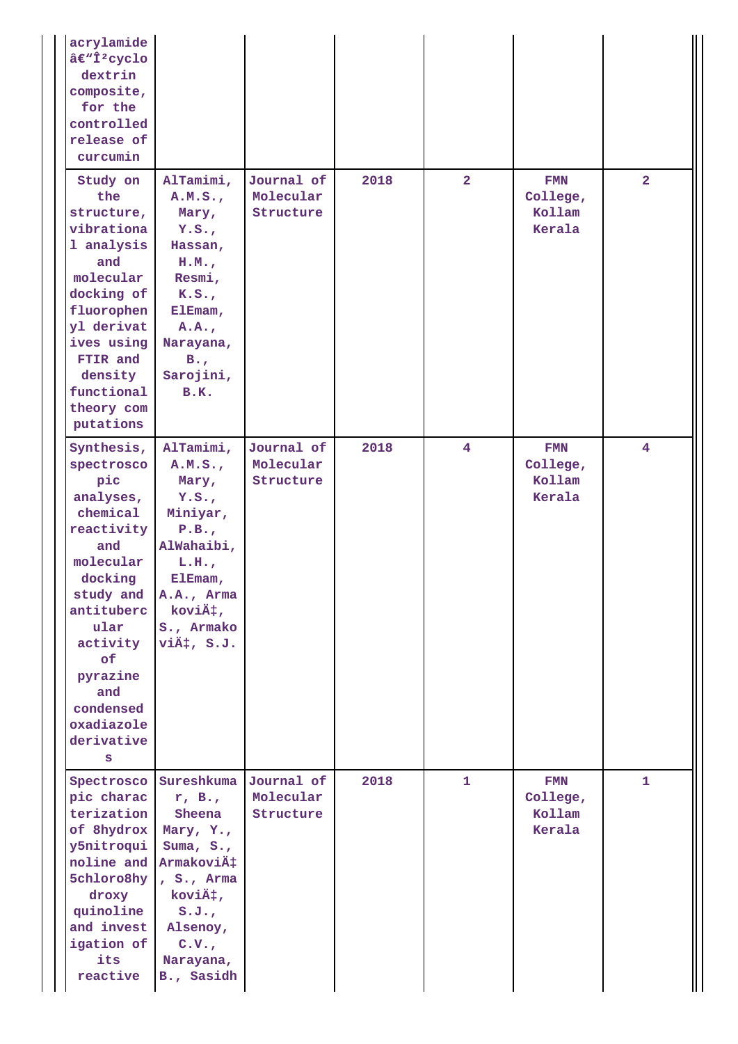| | | | | | | |
|---|---|---|---|---|---|---|
| acrylamide â€“Î²cyclo dextrin composite, for the controlled release of curcumin | | | | | | |
| Study on the structure, vibrational analysis and molecular docking of fluorophenyl derivatives using FTIR and density functional theory computations | AlTamimi, A.M.S., Mary, Y.S., Hassan, H.M., Resmi, K.S., ElEmam, A.A., Narayana, B., Sarojini, B.K. | Journal of Molecular Structure | 2018 | 2 | FMN College, Kollam Kerala | 2 |
| Synthesis, spectroscopic analyses, chemical reactivity and molecular docking study and antitubercular activity of pyrazine and condensed oxadiazole derivatives | AlTamimi, A.M.S., Mary, Y.S., Miniyar, P.B., AlWahaibi, L.H., ElEmam, A.A., ArmakoviÄ‡, S., ArmakoviÄ‡, S.J. | Journal of Molecular Structure | 2018 | 4 | FMN College, Kollam Kerala | 4 |
| Spectroscopic characterization of 8hydroxy5nitroquinoline and 5chloro8hydroxyquinoline and investigation of its reactive | Sureshkumar, B., Sheena Mary, Y., Suma, S., ArmakoviÄ‡, S., ArmakoviÄ‡, S.J., Alsenoy, C.V., Narayana, B., Sasidh | Journal of Molecular Structure | 2018 | 1 | FMN College, Kollam Kerala | 1 |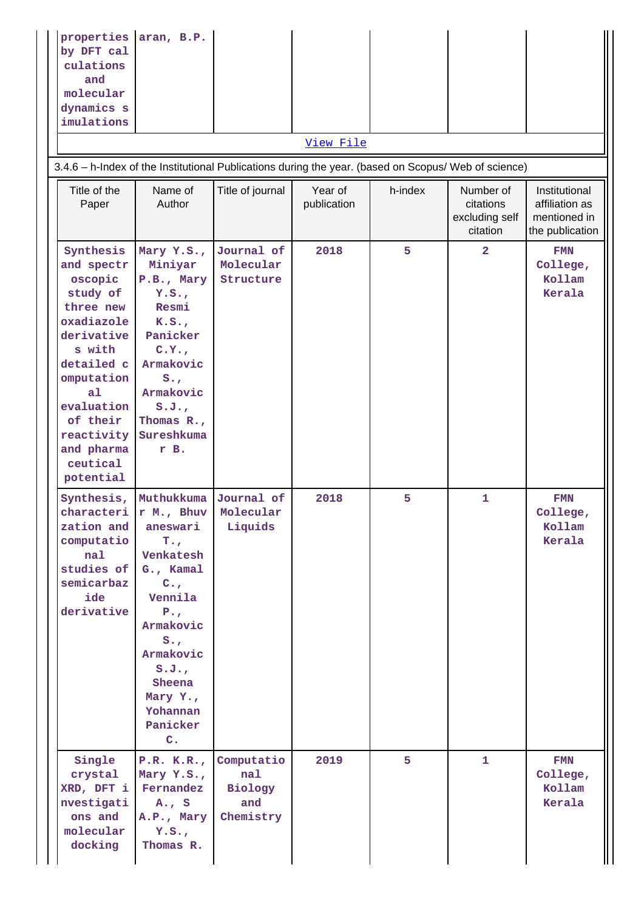| properties by DFT calculations and molecular dynamics simulations | aran, B.P. | | | | | |
|---|---|---|---|---|---|---|

[View File]

3.4.6 – h-Index of the Institutional Publications during the year. (based on Scopus/ Web of science)

| Title of the Paper | Name of Author | Title of journal | Year of publication | h-index | Number of citations excluding self citation | Institutional affiliation as mentioned in the publication |
|---|---|---|---|---|---|---|
| Synthesis and spectroscopic study of three new oxadiazole derivatives with detailed computational evaluation of their reactivity and pharmaceutical potential | Mary Y.S., Miniyar P.B., Mary Y.S., Resmi K.S., Panicker C.Y., Armakovic S., Armakovic S.J., Thomas R., Sureshkumar B. | Journal of Molecular Structure | 2018 | 5 | 2 | FMN College, Kollam Kerala |
| Synthesis, characterization and computational studies of semicarbazide derivative | Muthukumar M., Bhuvaneswari T., Venkatesh G., Kamal C., Vennila P., Armakovic S., Armakovic S.J., Sheena Mary Y., Yohannan Panicker C. | Journal of Molecular Liquids | 2018 | 5 | 1 | FMN College, Kollam Kerala |
| Single crystal XRD, DFT investigations and molecular docking | P.R. K.R., Mary Y.S., Fernandez A., S A.P., Mary Y.S., Thomas R. | Computational Biology and Chemistry | 2019 | 5 | 1 | FMN College, Kollam Kerala |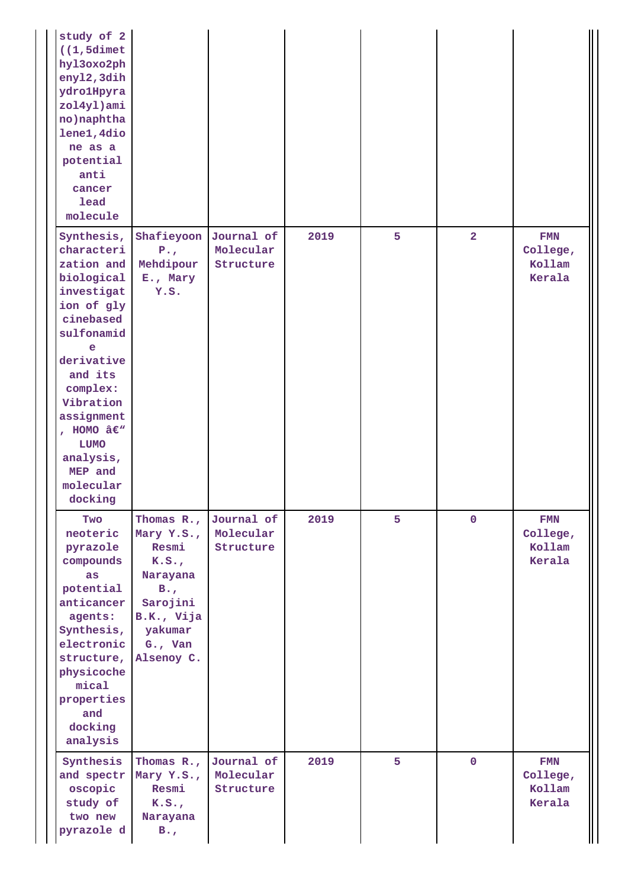| | | | | | | |
|---|---|---|---|---|---|---|
| study of 2((1,5dimethyl3oxo2phenyl2,3dihydro1Hpyrazol4yl)amino)naphthalene1,4dione as a potential anti cancer lead molecule | | | | | | |
| Synthesis, characterization and biological investigation of glycinebased sulfonamide derivative and its complex: Vibration assignment, HOMO â€" LUMO analysis, MEP and molecular docking | Shafieyoon P., Mehdipour E., Mary Y.S. | Journal of Molecular Structure | 2019 | 5 | 2 | FMN College, Kollam Kerala |
| Two neoteric pyrazole compounds as potential anticancer agents: Synthesis, electronic structure, physicochemical properties and docking analysis | Thomas R., Mary Y.S., Resmi K.S., Narayana B., Sarojini B.K., Vijayakumar G., Van Alsenoy C. | Journal of Molecular Structure | 2019 | 5 | 0 | FMN College, Kollam Kerala |
| Synthesis and spectroscopic study of two new pyrazole d | Thomas R., Mary Y.S., Resmi K.S., Narayana B., | Journal of Molecular Structure | 2019 | 5 | 0 | FMN College, Kollam Kerala |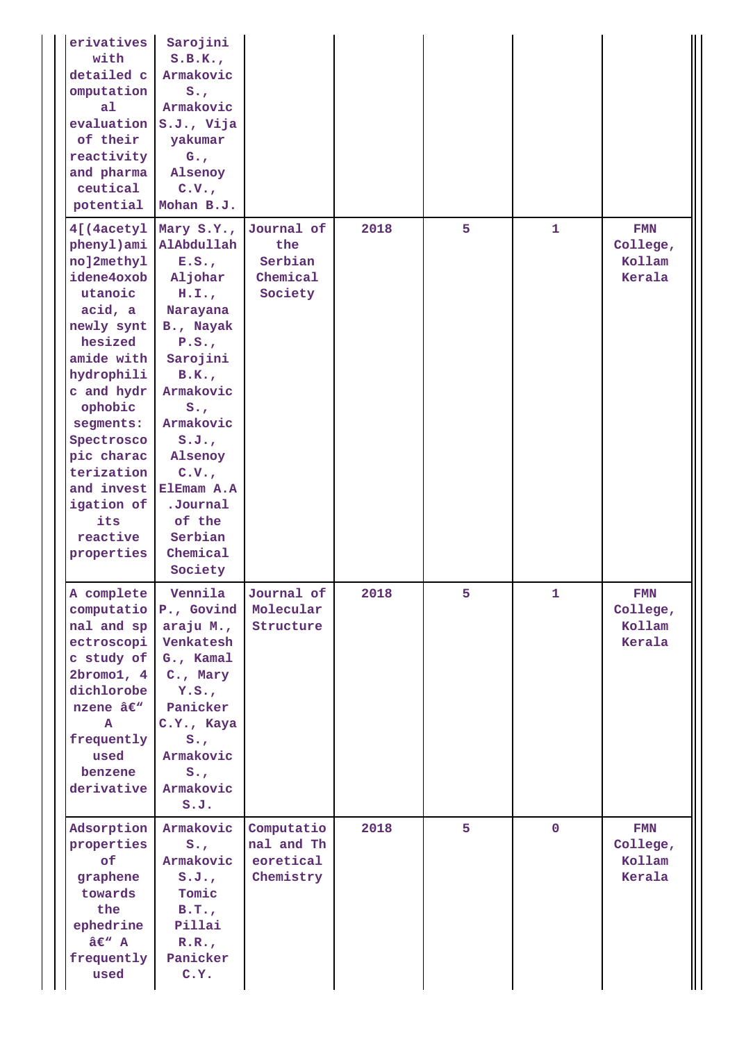| | | | | | | |
|---|---|---|---|---|---|---|
| erivatives with detailed computational evaluation of their reactivity and pharmaceutical potential | Sarojini S.B.K., Armakovic S., Armakovic S.J., Vijayakumar G., Alsenoy C.V., Mohan B.J. | | | | | |
| 4[(4acetylphenyl)amino]2methylidene4oxobutanoic acid, a newly synthesized amide with hydrophilic and hydrophobic segments: Spectroscopic characterization and investigation of its reactive properties | Mary S.Y., AlAbdullah E.S., Aljohar H.I., Narayana B., Nayak P.S., Sarojini B.K., Armakovic S., Armakovic S.J., Alsenoy C.V., ElEmam A.A .Journal of the Serbian Chemical Society | Journal of the Serbian Chemical Society | 2018 | 5 | 1 | FMN College, Kollam Kerala |
| A complete computational and spectroscopic study of 2bromo1, 4 dichlorobenzene â€“ A frequently used benzene derivative | Vennila P., Govindaraju M., Venkatesh G., Kamal C., Mary Y.S., Panicker C.Y., Kaya S., Armakovic S., Armakovic S.J. | Journal of Molecular Structure | 2018 | 5 | 1 | FMN College, Kollam Kerala |
| Adsorption properties of graphene towards the ephedrine â€“ A frequently used | Armakovic S., Armakovic S.J., Tomic B.T., Pillai R.R., Panicker C.Y. | Computational and Theoretical Chemistry | 2018 | 5 | 0 | FMN College, Kollam Kerala |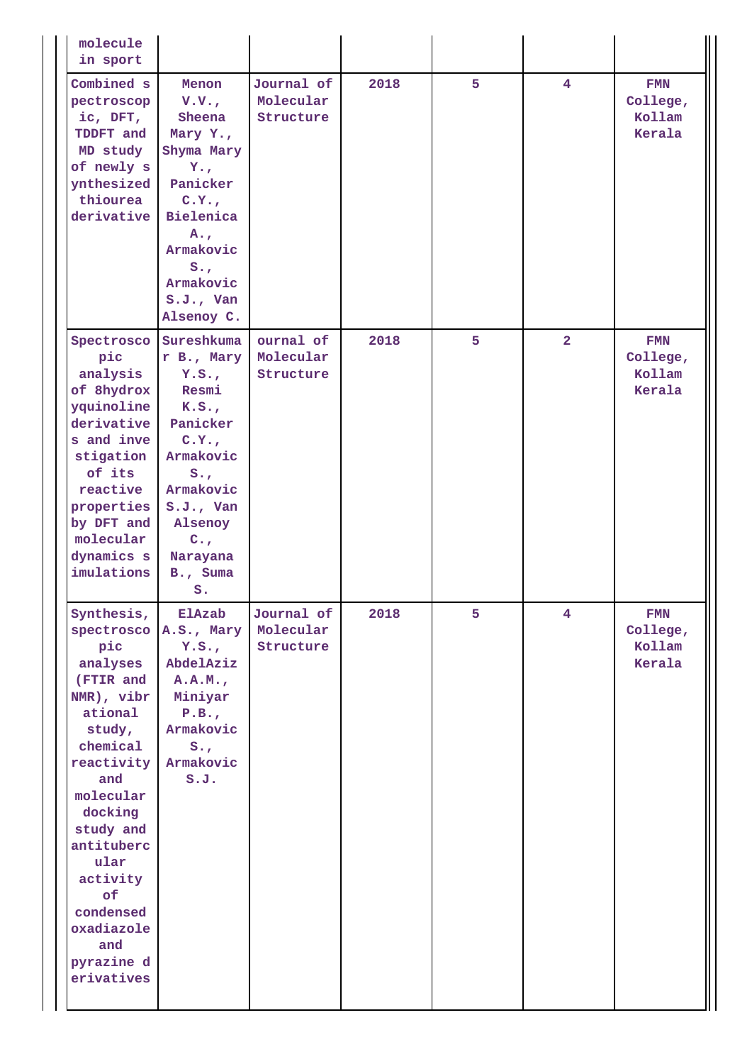| | | | | | | |
|---|---|---|---|---|---|---|
| molecule in sport | | | | | | |
| Combined spectroscopic, DFT, TDDFT and MD study of newly synthesized thiourea derivative | Menon V.V., Sheena Mary Y., Shyma Mary Y., Panicker C.Y., Bielenica A., Armakovic S., Armakovic S.J., Van Alsenoy C. | Journal of Molecular Structure | 2018 | 5 | 4 | FMN College, Kollam Kerala |
| Spectroscopic analysis of 8hydroxyquinoline derivatives and investigation of its reactive properties by DFT and molecular dynamics simulations | Sureshkumar B., Mary Y.S., Resmi K.S., Panicker C.Y., Armakovic S., Armakovic S.J., Van Alsenoy C., Narayana B., Suma S. | ournal of Molecular Structure | 2018 | 5 | 2 | FMN College, Kollam Kerala |
| Synthesis, spectroscopic analyses (FTIR and NMR), vibrational study, chemical reactivity and molecular docking study and antitubercular activity of condensed oxadiazole and pyrazine derivatives | ElAzab A.S., Mary Y.S., AbdelAziz A.A.M., Miniyar P.B., Armakovic S., Armakovic S.J. | Journal of Molecular Structure | 2018 | 5 | 4 | FMN College, Kollam Kerala |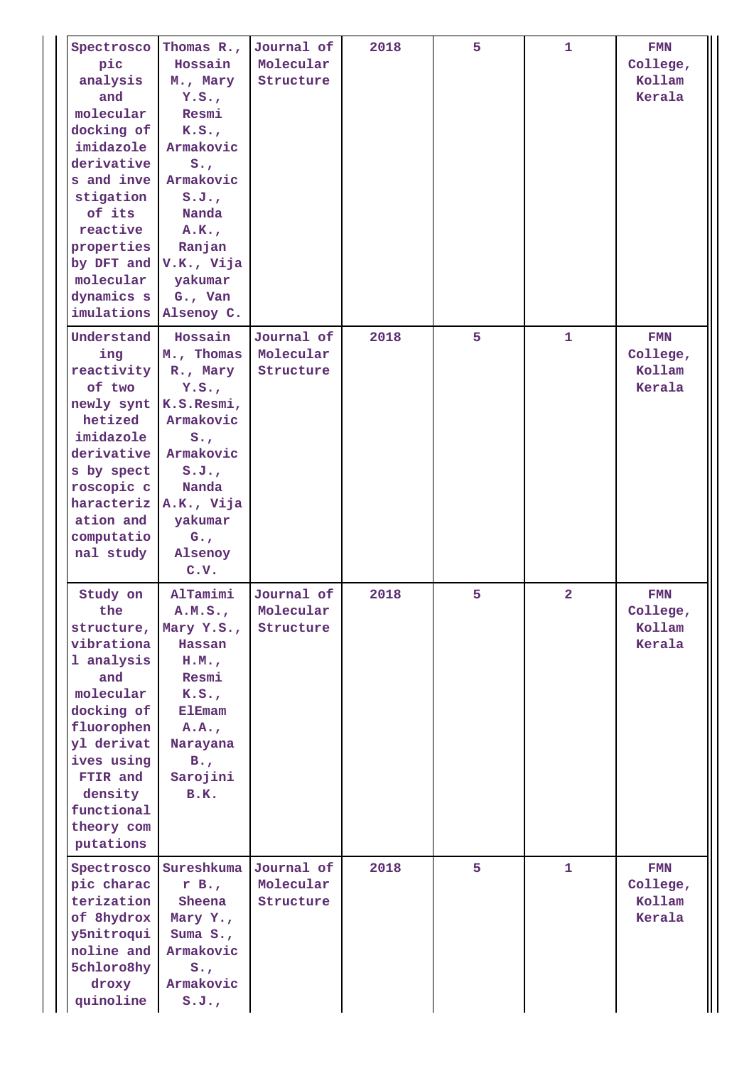| Spectroscopic analysis and molecular docking of imidazole derivatives and investigation of its reactive properties by DFT and molecular dynamics simulations | Thomas R., Hossain M., Mary Y.S., Resmi K.S., Armakovic S., Armakovic S.J., Nanda A.K., Ranjan V.K., Vijayakumar G., Van Alsenoy C. | Journal of Molecular Structure | 2018 | 5 | 1 | FMN College, Kollam Kerala |
|---|---|---|---|---|---|---|
| Understanding reactivity of two newly synthetized imidazole derivatives by spectroscopic characterization and computational study | Hossain M., Thomas R., Mary Y.S., K.S.Resmi, Armakovic S., Armakovic S.J., Nanda A.K., Vijayakumar G., Alsenoy C.V. | Journal of Molecular Structure | 2018 | 5 | 1 | FMN College, Kollam Kerala |
| Study on the structure, vibrational analysis and molecular docking of fluorophenyl derivatives using FTIR and density functional theory computations | AlTamimi A.M.S., Mary Y.S., Hassan H.M., Resmi K.S., ElEmam A.A., Narayana B., Sarojini B.K. | Journal of Molecular Structure | 2018 | 5 | 2 | FMN College, Kollam Kerala |
| Spectroscopic characterization of 8hydroxy5nitroquinoline and 5chloro8hydroxy quinoline | Sureshkumar B., Sheena Mary Y., Suma S., Armakovic S., Armakovic S.J., | Journal of Molecular Structure | 2018 | 5 | 1 | FMN College, Kollam Kerala |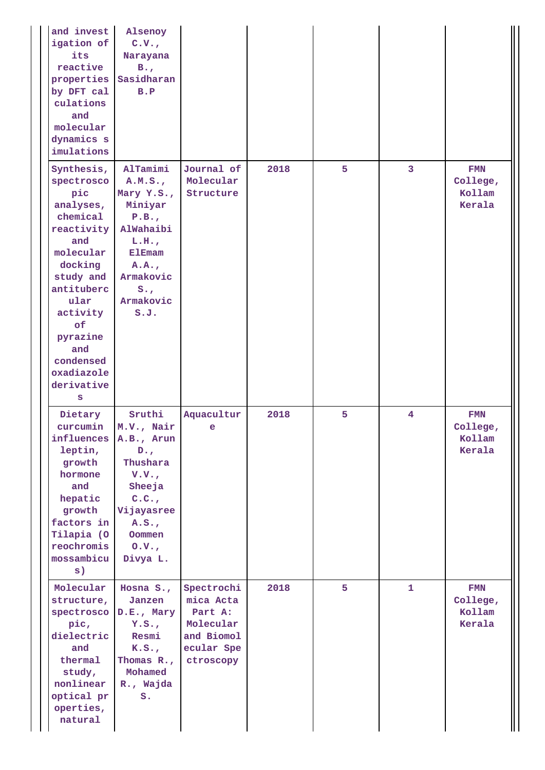| | | | | | | |
|---|---|---|---|---|---|---|
| and investigation of its reactive properties by DFT calculations and molecular dynamics simulations | Alsenoy C.V., Narayana B., Sasidharan B.P | | | | | |
| Synthesis, spectroscopic analyses, chemical reactivity and molecular docking study and antitubercular activity of pyrazine and condensed oxadiazole derivatives | AlTamimi A.M.S., Mary Y.S., Miniyar P.B., AlWahaibi L.H., ElEmam A.A., Armakovic S., Armakovic S.J. | Journal of Molecular Structure | 2018 | 5 | 3 | FMN College, Kollam Kerala |
| Dietary curcumin influences leptin, growth hormone and hepatic growth factors in Tilapia (Oreochromis mossambicus) | Sruthi M.V., Nair A.B., Arun D., Thushara V.V., Sheeja C.C., Vijayasree A.S., Oommen O.V., Divya L. | Aquaculture | 2018 | 5 | 4 | FMN College, Kollam Kerala |
| Molecular structure, spectroscopic, dielectric and thermal study, nonlinear optical properties, natural | Hosna S., Janzen D.E., Mary Y.S., Resmi K.S., Thomas R., Mohamed R., Wajda S. | Spectrochimica Acta Part A: Molecular and Biomolecular Spectroscopy | 2018 | 5 | 1 | FMN College, Kollam Kerala |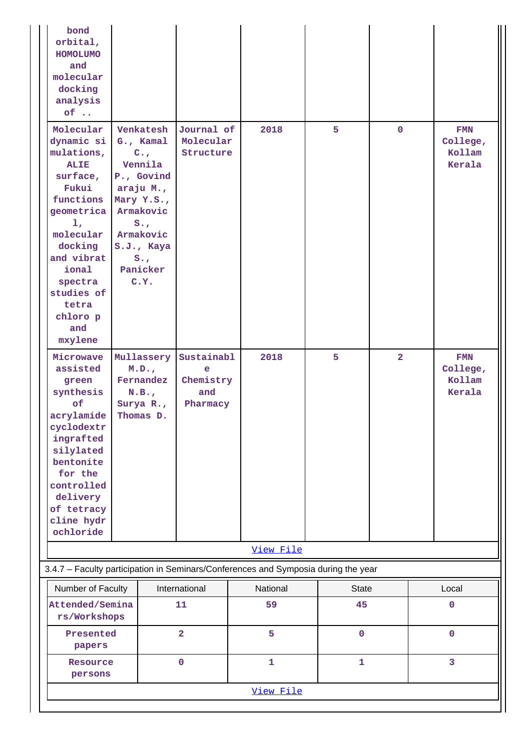| | | | | | | |
|---|---|---|---|---|---|---|
| bond orbital, HOMOLUMO and molecular docking analysis of .. | | | | | | |
| Molecular dynamic simulations, ALIE surface, Fukui functions geometrical, molecular docking and vibrational spectra studies of tetra chloro p and mxylene | Venkatesh G., Kamal C., Vennila P., Govindaraju M., Mary Y.S., Armakovic S., Armakovic S.J., Kaya S., Panicker C.Y. | Journal of Molecular Structure | 2018 | 5 | 0 | FMN College, Kollam Kerala |
| Microwave assisted green synthesis of acrylamide cyclodextringrafted silylated bentonite for the controlled delivery of tetracycline hydrochloride | Mullassery M.D., Fernandez N.B., Surya R., Thomas D. | Sustainable Chemistry and Pharmacy | 2018 | 5 | 2 | FMN College, Kollam Kerala |

View File

3.4.7 – Faculty participation in Seminars/Conferences and Symposia during the year

| Number of Faculty | International | National | State | Local |
|---|---|---|---|---|
| Attended/Seminars/Workshops | 11 | 59 | 45 | 0 |
| Presented papers | 2 | 5 | 0 | 0 |
| Resource persons | 0 | 1 | 1 | 3 |

View File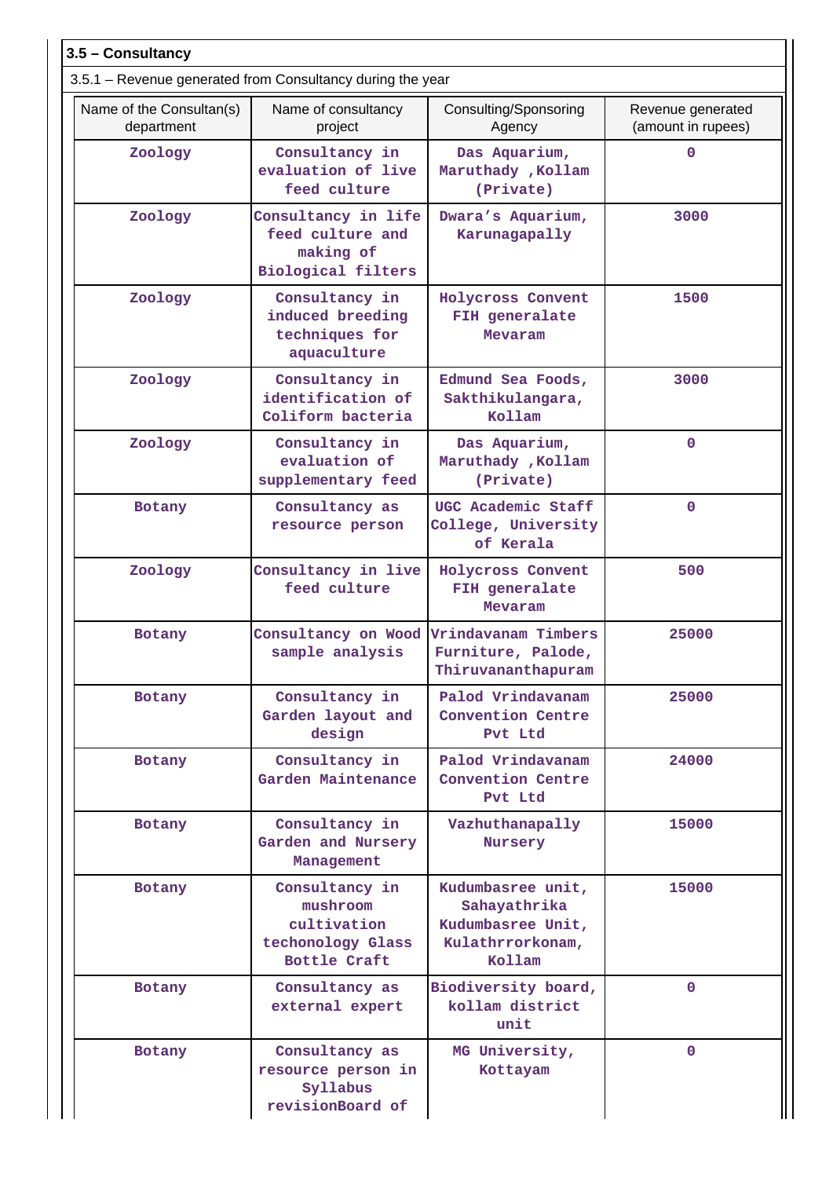### 3.5 – Consultancy

3.5.1 – Revenue generated from Consultancy during the year

| Name of the Consultan(s) department | Name of consultancy project | Consulting/Sponsoring Agency | Revenue generated (amount in rupees) |
|---|---|---|---|
| Zoology | Consultancy in evaluation of live feed culture | Das Aquarium, Maruthady ,Kollam (Private) | 0 |
| Zoology | Consultancy in life feed culture and making of Biological filters | Dwara's Aquarium, Karunagapally | 3000 |
| Zoology | Consultancy in induced breeding techniques for aquaculture | Holycross Convent FIH generalate Mevaram | 1500 |
| Zoology | Consultancy in identification of Coliform bacteria | Edmund Sea Foods, Sakthikulangara, Kollam | 3000 |
| Zoology | Consultancy in evaluation of supplementary feed | Das Aquarium, Maruthady ,Kollam (Private) | 0 |
| Botany | Consultancy as resource person | UGC Academic Staff College, University of Kerala | 0 |
| Zoology | Consultancy in live feed culture | Holycross Convent FIH generalate Mevaram | 500 |
| Botany | Consultancy on Wood sample analysis | Vrindavanam Timbers Furniture, Palode, Thiruvananthapuram | 25000 |
| Botany | Consultancy in Garden layout and design | Palod Vrindavanam Convention Centre Pvt Ltd | 25000 |
| Botany | Consultancy in Garden Maintenance | Palod Vrindavanam Convention Centre Pvt Ltd | 24000 |
| Botany | Consultancy in Garden and Nursery Management | Vazhuthanapally Nursery | 15000 |
| Botany | Consultancy in mushroom cultivation techonology Glass Bottle Craft | Kudumbasree unit, Sahayathrika Kudumbasree Unit, Kulathrorkonam, Kollam | 15000 |
| Botany | Consultancy as external expert | Biodiversity board, kollam district unit | 0 |
| Botany | Consultancy as resource person in Syllabus revisionBoard of | MG University, Kottayam | 0 |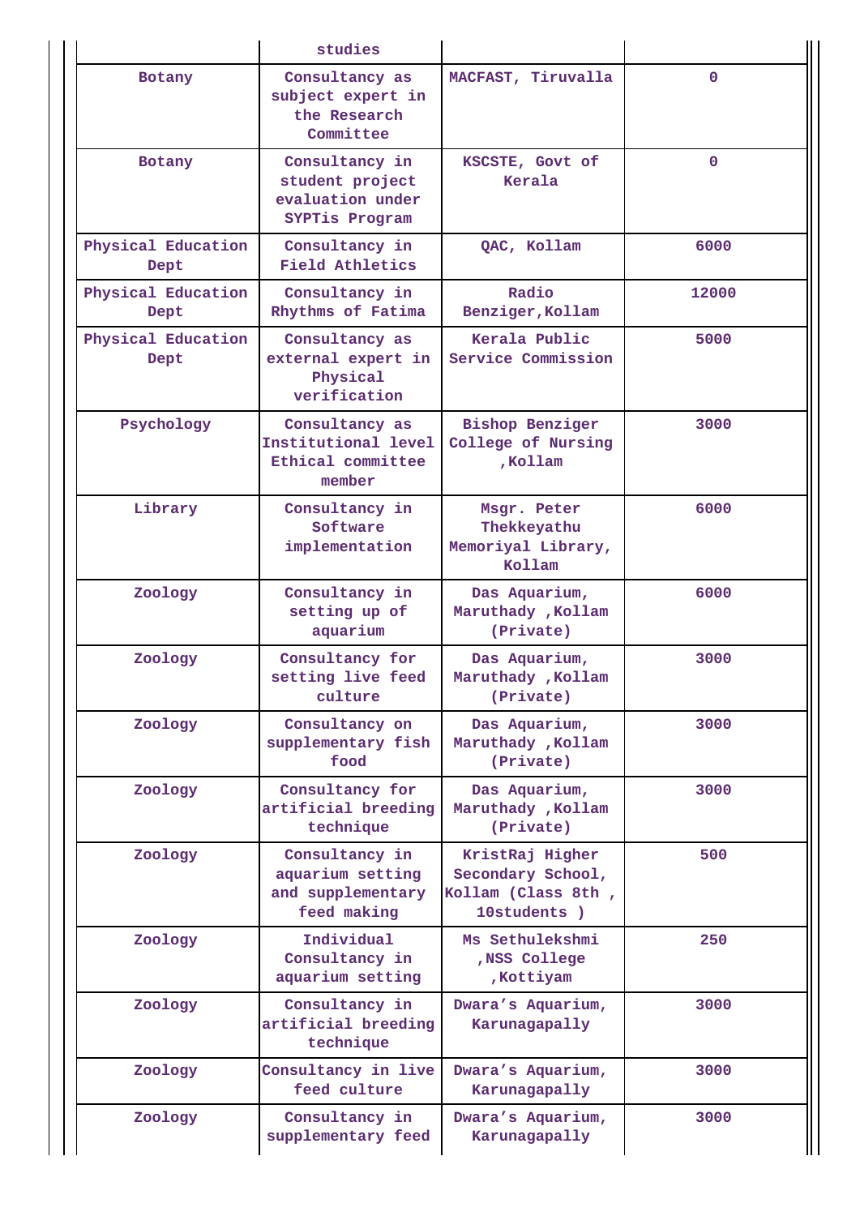|  | studies |  |  |
|---|---|---|---|
| Botany | Consultancy as subject expert in the Research Committee | MACFAST, Tiruvalla | 0 |
| Botany | Consultancy in student project evaluation under SYPTis Program | KSCSTE, Govt of Kerala | 0 |
| Physical Education Dept | Consultancy in Field Athletics | QAC, Kollam | 6000 |
| Physical Education Dept | Consultancy in Rhythms of Fatima | Radio Benziger,Kollam | 12000 |
| Physical Education Dept | Consultancy as external expert in Physical verification | Kerala Public Service Commission | 5000 |
| Psychology | Consultancy as Institutional level Ethical committee member | Bishop Benziger College of Nursing ,Kollam | 3000 |
| Library | Consultancy in Software implementation | Msgr. Peter Thekkeyathu Memoriyal Library, Kollam | 6000 |
| Zoology | Consultancy in setting up of aquarium | Das Aquarium, Maruthady ,Kollam (Private) | 6000 |
| Zoology | Consultancy for setting live feed culture | Das Aquarium, Maruthady ,Kollam (Private) | 3000 |
| Zoology | Consultancy on supplementary fish food | Das Aquarium, Maruthady ,Kollam (Private) | 3000 |
| Zoology | Consultancy for artificial breeding technique | Das Aquarium, Maruthady ,Kollam (Private) | 3000 |
| Zoology | Consultancy in aquarium setting and supplementary feed making | KristRaj Higher Secondary School, Kollam (Class 8th , 10students ) | 500 |
| Zoology | Individual Consultancy in aquarium setting | Ms Sethulekshmi ,NSS College ,Kottiyam | 250 |
| Zoology | Consultancy in artificial breeding technique | Dwara's Aquarium, Karunagapally | 3000 |
| Zoology | Consultancy in live feed culture | Dwara's Aquarium, Karunagapally | 3000 |
| Zoology | Consultancy in supplementary feed | Dwara's Aquarium, Karunagapally | 3000 |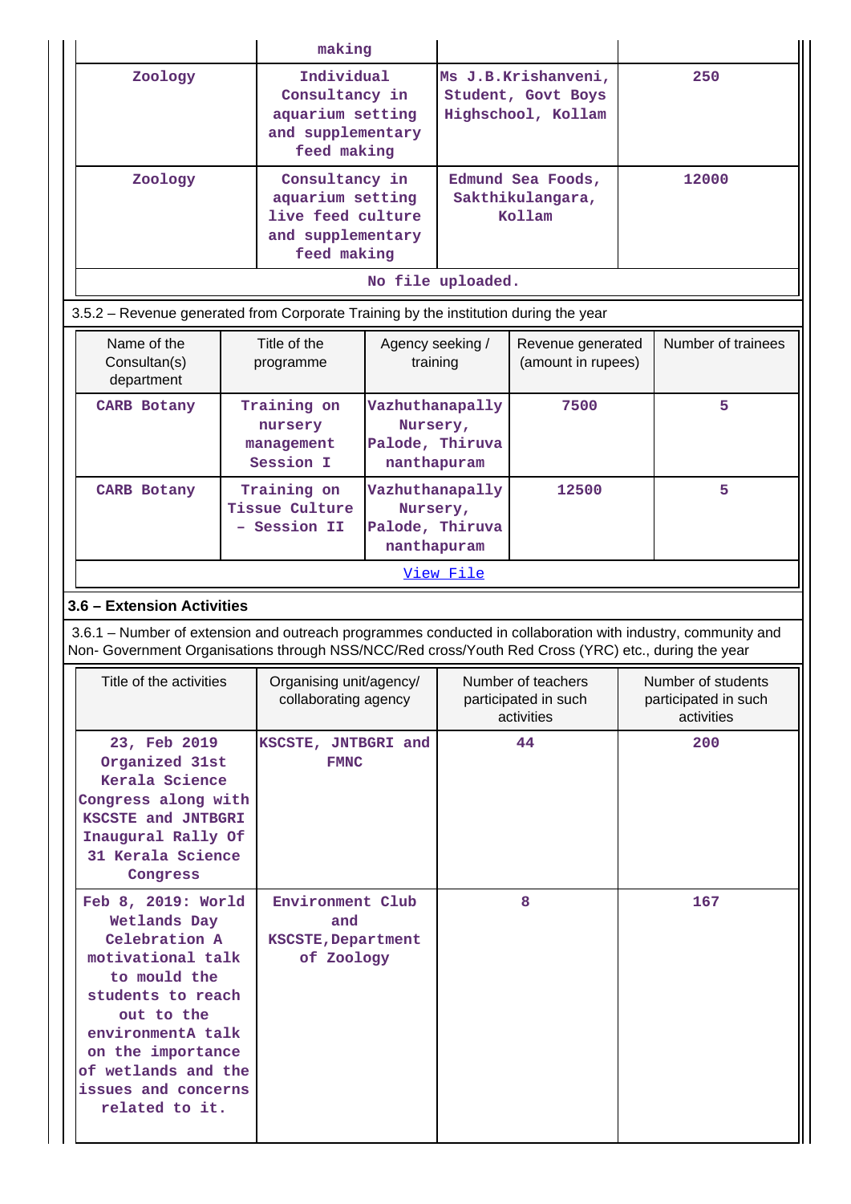| | making | | |
|---|---|---|---|
| Zoology | Individual Consultancy in aquarium setting and supplementary feed making | Ms J.B.Krishanveni, Student, Govt Boys Highschool, Kollam | 250 |
| Zoology | Consultancy in aquarium setting live feed culture and supplementary feed making | Edmund Sea Foods, Sakthikulangara, Kollam | 12000 |

No file uploaded.

3.5.2 – Revenue generated from Corporate Training by the institution during the year

| Name of the Consultan(s) department | Title of the programme | Agency seeking / training | Revenue generated (amount in rupees) | Number of trainees |
|---|---|---|---|---|
| CARB Botany | Training on nursery management Session I | Vazhuthanapally Nursery, Palode, Thiruvananthapuram | 7500 | 5 |
| CARB Botany | Training on Tissue Culture – Session II | Vazhuthanapally Nursery, Palode, Thiruvananthapuram | 12500 | 5 |

View File

### 3.6 – Extension Activities

3.6.1 – Number of extension and outreach programmes conducted in collaboration with industry, community and Non- Government Organisations through NSS/NCC/Red cross/Youth Red Cross (YRC) etc., during the year

| Title of the activities | Organising unit/agency/ collaborating agency | Number of teachers participated in such activities | Number of students participated in such activities |
|---|---|---|---|
| 23, Feb 2019 Organized 31st Kerala Science Congress along with KSCSTE and JNTBGRI Inaugural Rally Of 31 Kerala Science Congress | KSCSTE, JNTBGRI and FMNC | 44 | 200 |
| Feb 8, 2019: World Wetlands Day Celebration A motivational talk to mould the students to reach out to the environmentA talk on the importance of wetlands and the issues and concerns related to it. | Environment Club and KSCSTE, Department of Zoology | 8 | 167 |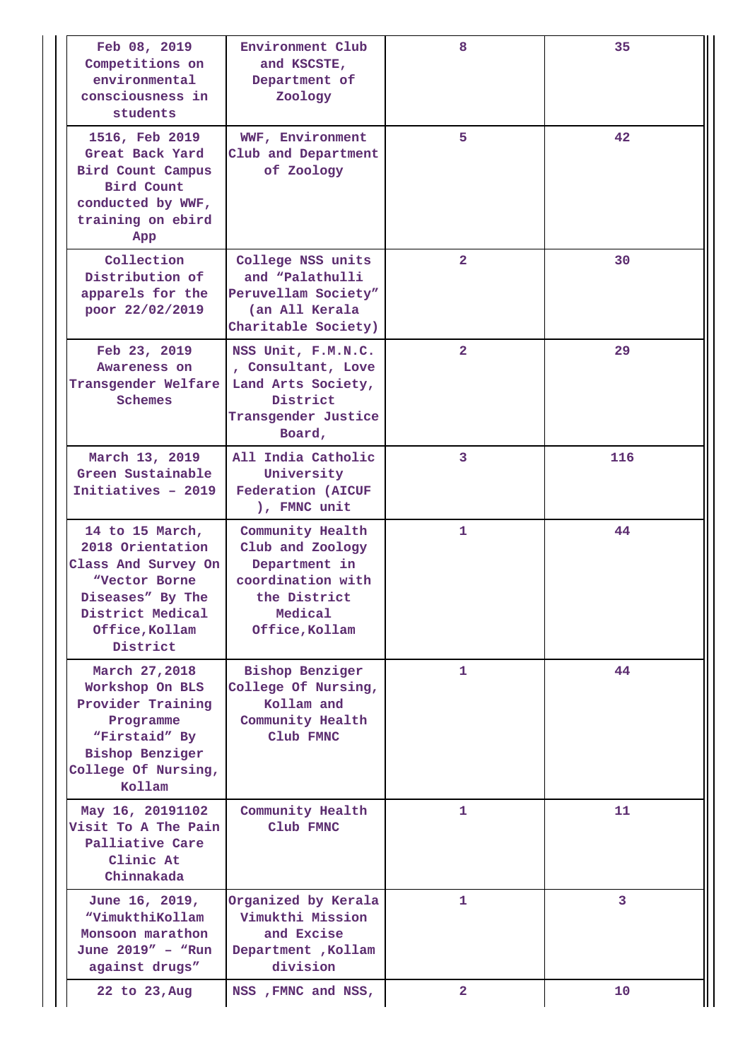| | | | |
|---|---|---|---|
| Feb 08, 2019 Competitions on environmental consciousness in students | Environment Club and KSCSTE, Department of Zoology | 8 | 35 |
| 1516, Feb 2019 Great Back Yard Bird Count Campus Bird Count conducted by WWF, training on ebird App | WWF, Environment Club and Department of Zoology | 5 | 42 |
| Collection Distribution of apparels for the poor 22/02/2019 | College NSS units and "Palathulli Peruvellam Society" (an All Kerala Charitable Society) | 2 | 30 |
| Feb 23, 2019 Awareness on Transgender Welfare Schemes | NSS Unit, F.M.N.C. , Consultant, Love Land Arts Society, District Transgender Justice Board, | 2 | 29 |
| March 13, 2019 Green Sustainable Initiatives - 2019 | All India Catholic University Federation (AICUF ), FMNC unit | 3 | 116 |
| 14 to 15 March, 2018 Orientation Class And Survey On "Vector Borne Diseases" By The District Medical Office,Kollam District | Community Health Club and Zoology Department in coordination with the District Medical Office,Kollam | 1 | 44 |
| March 27,2018 Workshop On BLS Provider Training Programme "Firstaid" By Bishop Benziger College Of Nursing, Kollam | Bishop Benziger College Of Nursing, Kollam and Community Health Club FMNC | 1 | 44 |
| May 16, 20191102 Visit To A The Pain Palliative Care Clinic At Chinnakada | Community Health Club FMNC | 1 | 11 |
| June 16, 2019, "VimukthiKollam Monsoon marathon June 2019" - "Run against drugs" | Organized by Kerala Vimukthi Mission and Excise Department ,Kollam division | 1 | 3 |
| 22 to 23,Aug | NSS ,FMNC and NSS, | 2 | 10 |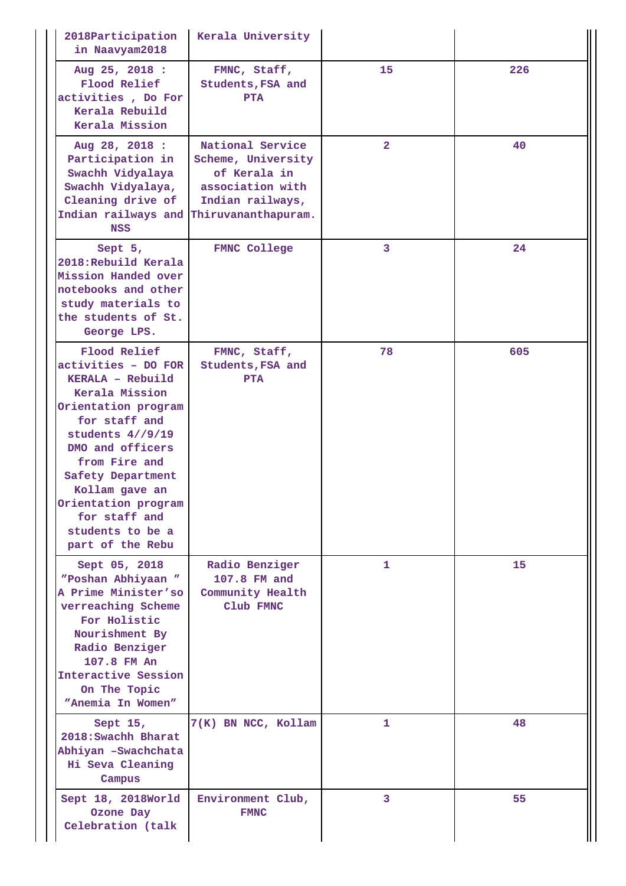| | | | |
|---|---|---|---|
| 2018Participation in Naavyam2018 | Kerala University | | |
| Aug 25, 2018 : Flood Relief activities , Do For Kerala Rebuild Kerala Mission | FMNC, Staff, Students,FSA and PTA | 15 | 226 |
| Aug 28, 2018 : Participation in Swachh Vidyalaya Swachh Vidyalaya, Cleaning drive of Indian railways and NSS | National Service Scheme, University of Kerala in association with Indian railways, Thiruvananthapuram. | 2 | 40 |
| Sept 5, 2018:Rebuild Kerala Mission Handed over notebooks and other study materials to the students of St. George LPS. | FMNC College | 3 | 24 |
| Flood Relief activities – DO FOR KERALA – Rebuild Kerala Mission Orientation program for staff and students 4//9/19 DMO and officers from Fire and Safety Department Kollam gave an Orientation program for staff and students to be a part of the Rebu | FMNC, Staff, Students,FSA and PTA | 78 | 605 |
| Sept 05, 2018 "Poshan Abhiyaan " A Prime Minister's overreaching Scheme For Holistic Nourishment By Radio Benziger 107.8 FM An Interactive Session On The Topic "Anemia In Women" | Radio Benziger 107.8 FM and Community Health Club FMNC | 1 | 15 |
| Sept 15, 2018:Swachh Bharat Abhiyan –Swachchata Hi Seva Cleaning Campus | 7(K) BN NCC, Kollam | 1 | 48 |
| Sept 18, 2018World Ozone Day Celebration (talk | Environment Club, FMNC | 3 | 55 |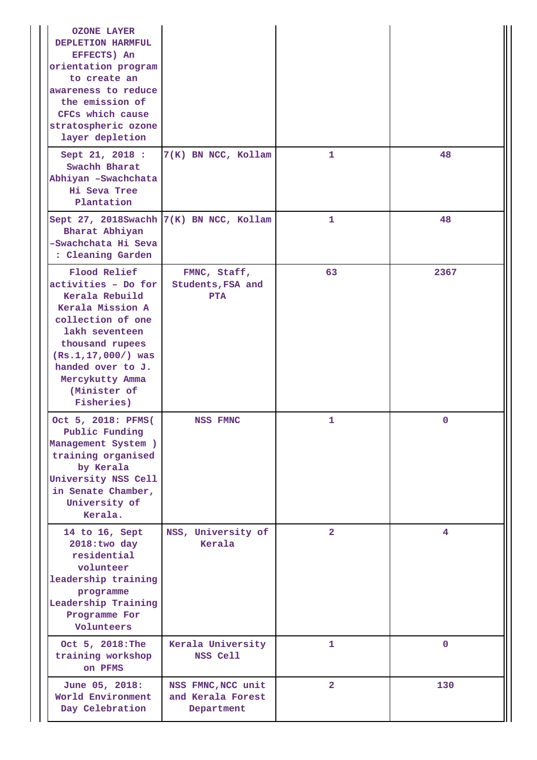| | | | |
|---|---|---|---|
| OZONE LAYER DEPLETION HARMFUL EFFECTS) An orientation program to create an awareness to reduce the emission of CFCs which cause stratospheric ozone layer depletion | | | |
| Sept 21, 2018 : Swachh Bharat Abhiyan –Swachchata Hi Seva Tree Plantation | 7(K) BN NCC, Kollam | 1 | 48 |
| Sept 27, 2018Swachh Bharat Abhiyan –Swachchata Hi Seva : Cleaning Garden | 7(K) BN NCC, Kollam | 1 | 48 |
| Flood Relief activities – Do for Kerala Rebuild Kerala Mission A collection of one lakh seventeen thousand rupees (Rs.1,17,000/) was handed over to J. Mercykutty Amma (Minister of Fisheries) | FMNC, Staff, Students, FSA and PTA | 63 | 2367 |
| Oct 5, 2018: PFMS( Public Funding Management System ) training organised by Kerala University NSS Cell in Senate Chamber, University of Kerala. | NSS FMNC | 1 | 0 |
| 14 to 16, Sept 2018:two day residential volunteer leadership training programme Leadership Training Programme For Volunteers | NSS, University of Kerala | 2 | 4 |
| Oct 5, 2018:The training workshop on PFMS | Kerala University NSS Cell | 1 | 0 |
| June 05, 2018: World Environment Day Celebration | NSS FMNC,NCC unit and Kerala Forest Department | 2 | 130 |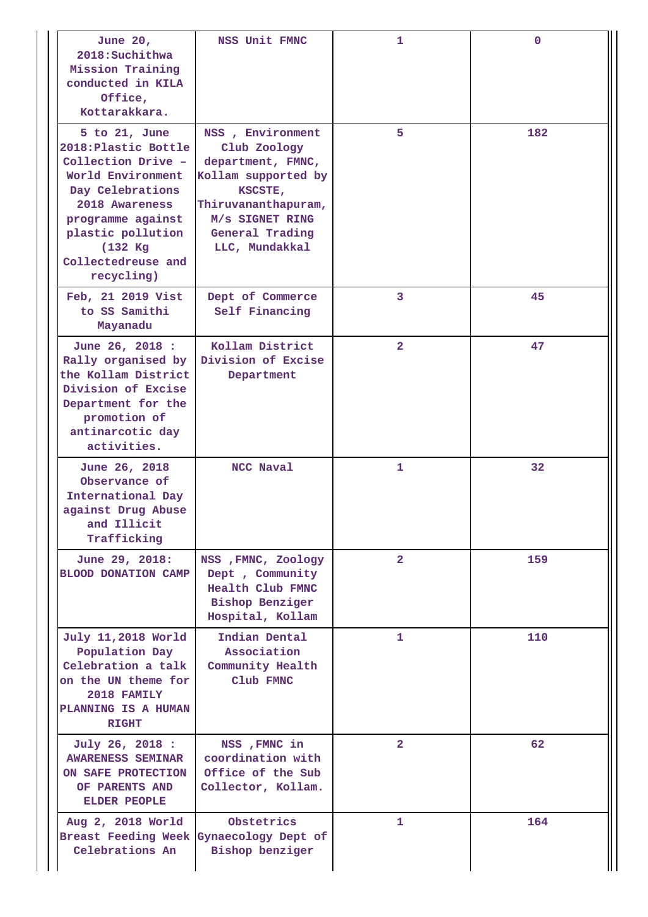| | | | |
|---|---|---|---|
| June 20, 2018:Suchithwa Mission Training conducted in KILA Office, Kottarakkara. | NSS Unit FMNC | 1 | 0 |
| 5 to 21, June 2018:Plastic Bottle Collection Drive – World Environment Day Celebrations 2018 Awareness programme against plastic pollution (132 Kg Collectedreuse and recycling) | NSS , Environment Club Zoology department, FMNC, Kollam supported by KSCSTE, Thiruvananthapuram, M/s SIGNET RING General Trading LLC, Mundakkal | 5 | 182 |
| Feb, 21 2019 Vist to SS Samithi Mayanadu | Dept of Commerce Self Financing | 3 | 45 |
| June 26, 2018 : Rally organised by the Kollam District Division of Excise Department for the promotion of antinarcotic day activities. | Kollam District Division of Excise Department | 2 | 47 |
| June 26, 2018 Observance of International Day against Drug Abuse and Illicit Trafficking | NCC Naval | 1 | 32 |
| June 29, 2018: BLOOD DONATION CAMP | NSS ,FMNC, Zoology Dept , Community Health Club FMNC Bishop Benziger Hospital, Kollam | 2 | 159 |
| July 11,2018 World Population Day Celebration a talk on the UN theme for 2018 FAMILY PLANNING IS A HUMAN RIGHT | Indian Dental Association Community Health Club FMNC | 1 | 110 |
| July 26, 2018 : AWARENESS SEMINAR ON SAFE PROTECTION OF PARENTS AND ELDER PEOPLE | NSS ,FMNC in coordination with Office of the Sub Collector, Kollam. | 2 | 62 |
| Aug 2, 2018 World Breast Feeding Week Celebrations An | Obstetrics Gynaecology Dept of Bishop benziger | 1 | 164 |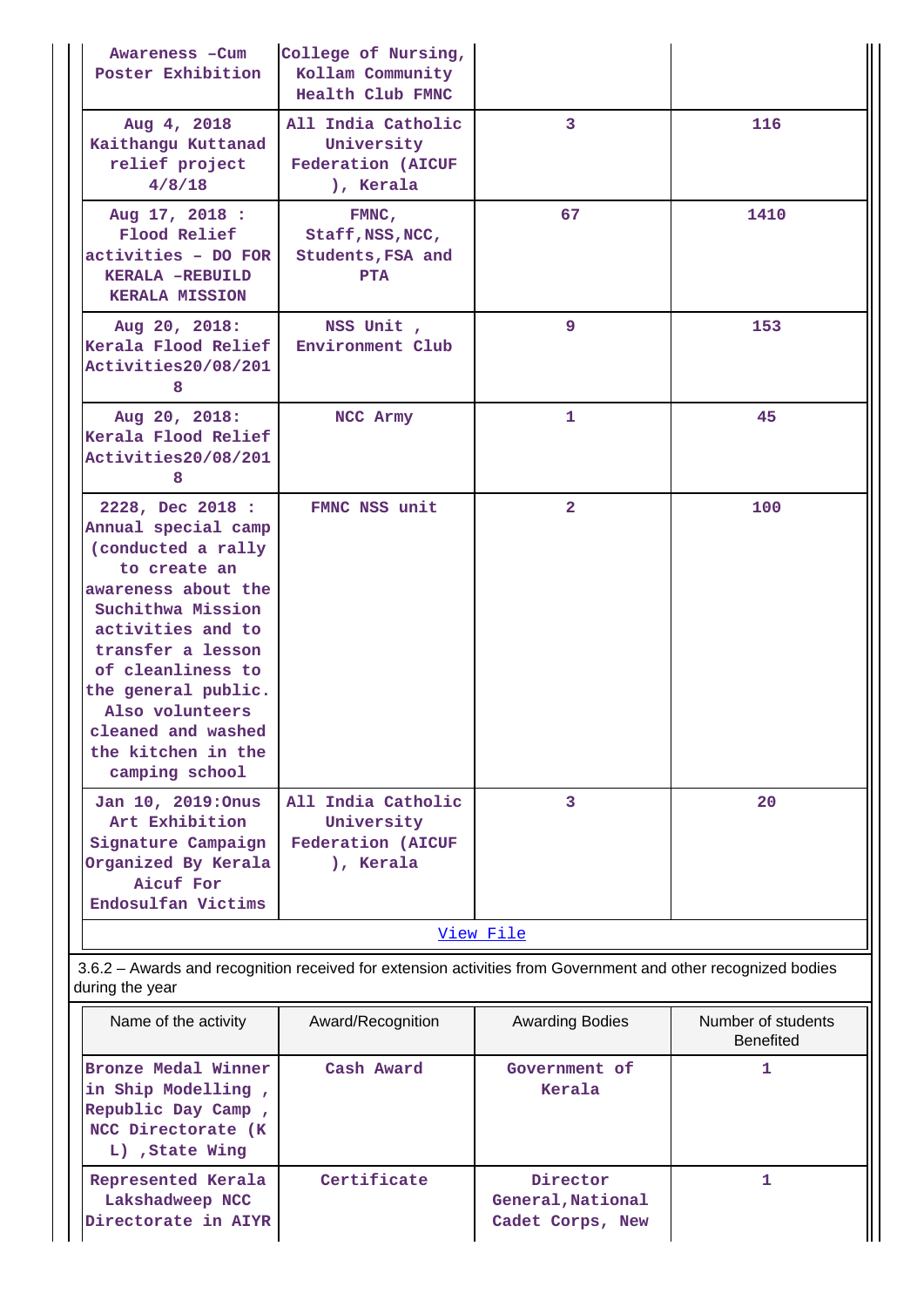| | | | |
|---|---|---|---|
| Awareness –Cum Poster Exhibition | College of Nursing, Kollam Community Health Club FMNC | | |
| Aug 4, 2018 Kaithangu Kuttanad relief project 4/8/18 | All India Catholic University Federation (AICUF ), Kerala | 3 | 116 |
| Aug 17, 2018 : Flood Relief activities – DO FOR KERALA –REBUILD KERALA MISSION | FMNC, Staff,NSS,NCC, Students,FSA and PTA | 67 | 1410 |
| Aug 20, 2018: Kerala Flood Relief Activities20/08/2018 | NSS Unit , Environment Club | 9 | 153 |
| Aug 20, 2018: Kerala Flood Relief Activities20/08/2018 | NCC Army | 1 | 45 |
| 2228, Dec 2018 : Annual special camp (conducted a rally to create an awareness about the Suchithwa Mission activities and to transfer a lesson of cleanliness to the general public. Also volunteers cleaned and washed the kitchen in the camping school | FMNC NSS unit | 2 | 100 |
| Jan 10, 2019:Onus Art Exhibition Signature Campaign Organized By Kerala Aicuf For Endosulfan Victims | All India Catholic University Federation (AICUF ), Kerala | 3 | 20 |

[View File]

3.6.2 – Awards and recognition received for extension activities from Government and other recognized bodies during the year

| Name of the activity | Award/Recognition | Awarding Bodies | Number of students Benefited |
|---|---|---|---|
| Bronze Medal Winner in Ship Modelling , Republic Day Camp , NCC Directorate (K L) ,State Wing | Cash Award | Government of Kerala | 1 |
| Represented Kerala Lakshadweep NCC Directorate in AIYR | Certificate | Director General,National Cadet Corps, New | 1 |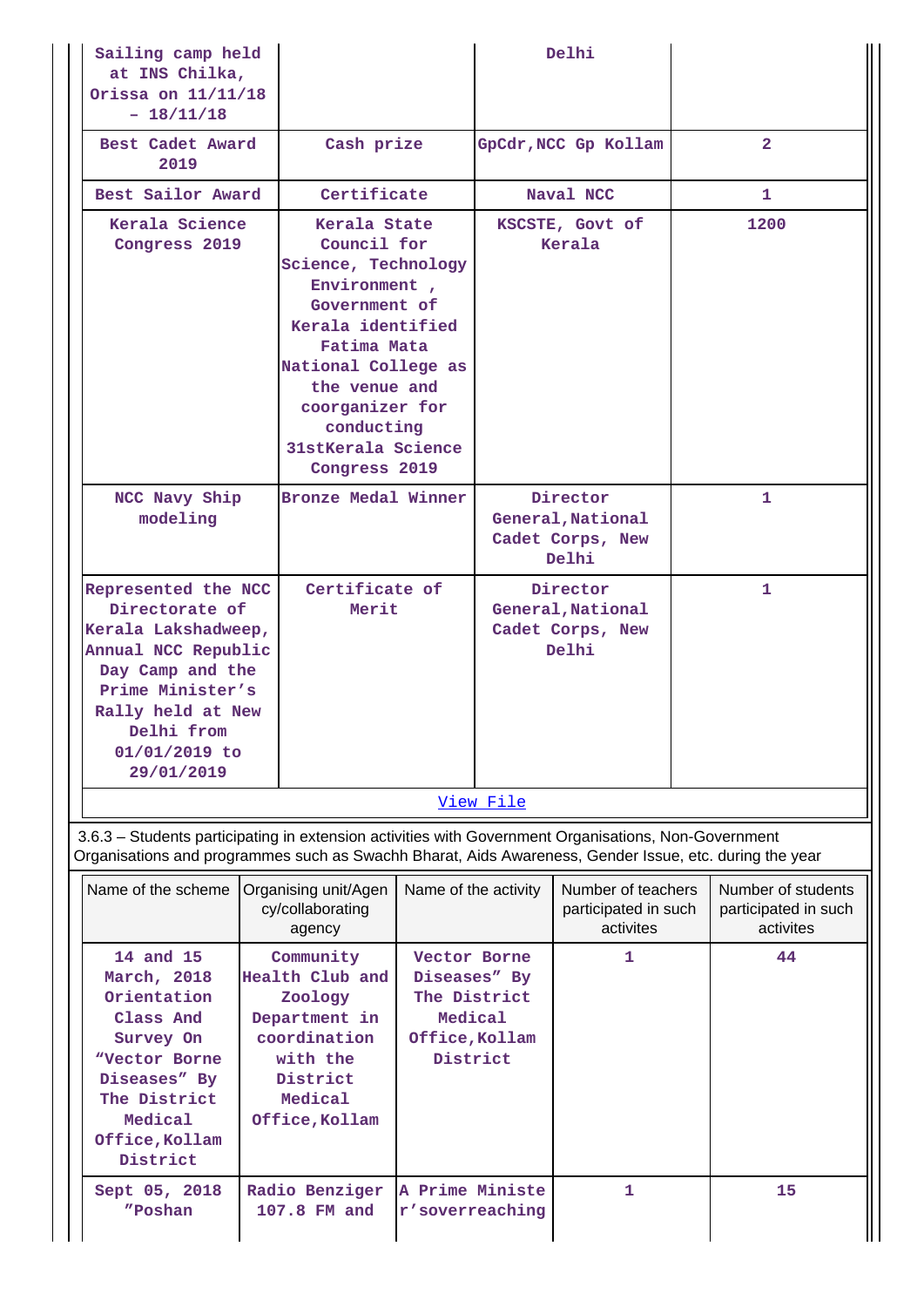| | | | |
|---|---|---|---|
| Sailing camp held at INS Chilka, Orissa on 11/11/18 – 18/11/18 | | Delhi | |
| Best Cadet Award 2019 | Cash prize | GpCdr,NCC Gp Kollam | 2 |
| Best Sailor Award | Certificate | Naval NCC | 1 |
| Kerala Science Congress 2019 | Kerala State Council for Science, Technology Environment , Government of Kerala identified Fatima Mata National College as the venue and coorganizer for conducting 31stKerala Science Congress 2019 | KSCSTE, Govt of Kerala | 1200 |
| NCC Navy Ship modeling | Bronze Medal Winner | Director General,National Cadet Corps, New Delhi | 1 |
| Represented the NCC Directorate of Kerala Lakshadweep, Annual NCC Republic Day Camp and the Prime Minister's Rally held at New Delhi from 01/01/2019 to 29/01/2019 | Certificate of Merit | Director General,National Cadet Corps, New Delhi | 1 |

[View File]

3.6.3 – Students participating in extension activities with Government Organisations, Non-Government Organisations and programmes such as Swachh Bharat, Aids Awareness, Gender Issue, etc. during the year

| Name of the scheme | Organising unit/Agency/collaborating agency | Name of the activity | Number of teachers participated in such activites | Number of students participated in such activites |
|---|---|---|---|---|
| 14 and 15 March, 2018 Orientation Class And Survey On "Vector Borne Diseases" By The District Medical Office,Kollam District | Community Health Club and Zoology Department in coordination with the District Medical Office,Kollam | Vector Borne Diseases" By The District Medical Office,Kollam District | 1 | 44 |
| Sept 05, 2018 "Poshan | Radio Benziger 107.8 FM and | A Prime Minister'soverreaching | 1 | 15 |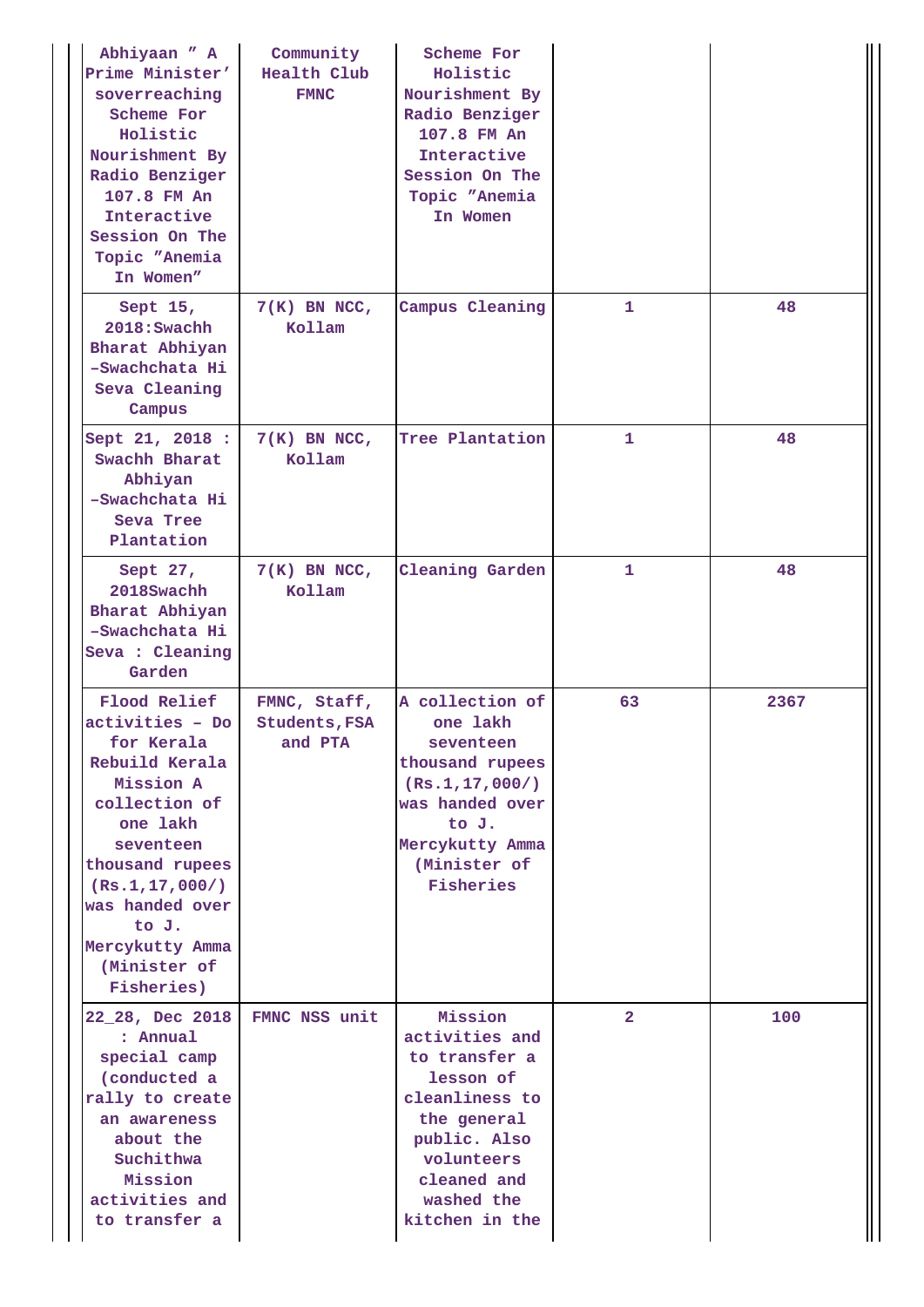| | | | | |
|---|---|---|---|---|
| Abhiyaan " A Prime Minister' sovereaching Scheme For Holistic Nourishment By Radio Benziger 107.8 FM An Interactive Session On The Topic "Anemia In Women" | Community Health Club FMNC | Scheme For Holistic Nourishment By Radio Benziger 107.8 FM An Interactive Session On The Topic "Anemia In Women | | |
| Sept 15, 2018:Swachh Bharat Abhiyan -Swachchata Hi Seva Cleaning Campus | 7(K) BN NCC, Kollam | Campus Cleaning | 1 | 48 |
| Sept 21, 2018 : Swachh Bharat Abhiyan -Swachchata Hi Seva Tree Plantation | 7(K) BN NCC, Kollam | Tree Plantation | 1 | 48 |
| Sept 27, 2018Swachh Bharat Abhiyan -Swachchata Hi Seva : Cleaning Garden | 7(K) BN NCC, Kollam | Cleaning Garden | 1 | 48 |
| Flood Relief activities - Do for Kerala Rebuild Kerala Mission A collection of one lakh seventeen thousand rupees (Rs.1,17,000/) was handed over to J. Mercykutty Amma (Minister of Fisheries) | FMNC, Staff, Students,FSA and PTA | A collection of one lakh seventeen thousand rupees (Rs.1,17,000/) was handed over to J. Mercykutty Amma (Minister of Fisheries | 63 | 2367 |
| 22_28, Dec 2018 : Annual special camp (conducted a rally to create an awareness about the Suchithwa Mission activities and to transfer a | FMNC NSS unit | Mission activities and to transfer a lesson of cleanliness to the general public. Also volunteers cleaned and washed the kitchen in the | 2 | 100 |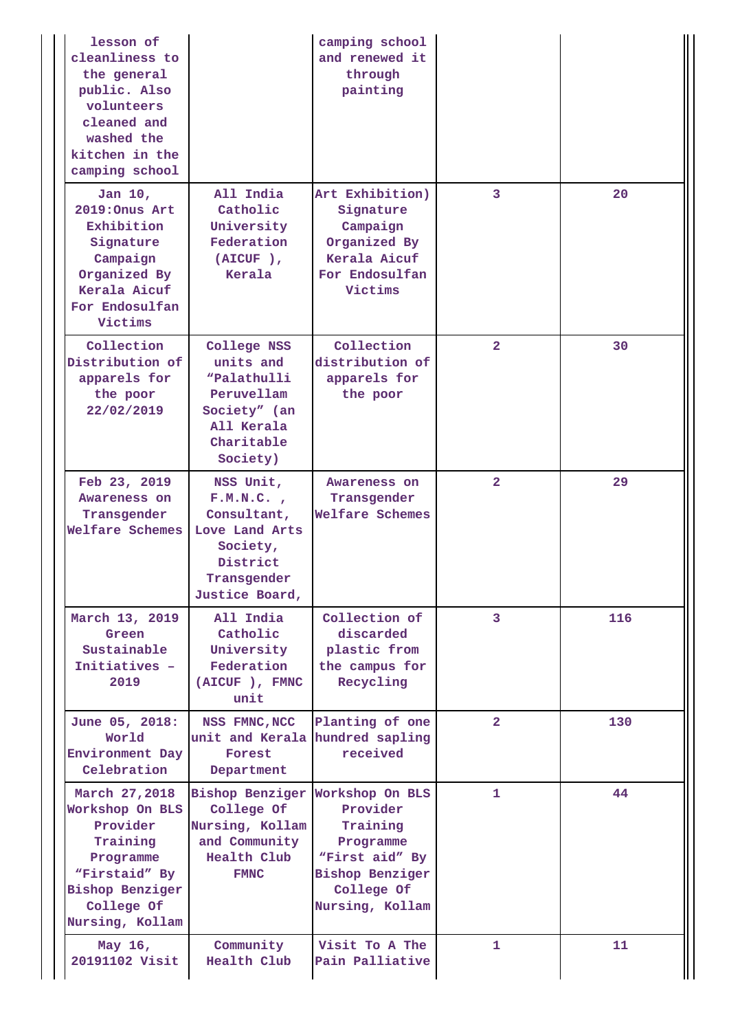| | | | | |
|---|---|---|---|---|
| lesson of cleanliness to the general public. Also volunteers cleaned and washed the kitchen in the camping school | | camping school and renewed it through painting | | |
| Jan 10, 2019:Onus Art Exhibition Signature Campaign Organized By Kerala Aicuf For Endosulfan Victims | All India Catholic University Federation (AICUF ), Kerala | Art Exhibition) Signature Campaign Organized By Kerala Aicuf For Endosulfan Victims | 3 | 20 |
| Collection Distribution of apparels for the poor 22/02/2019 | College NSS units and “Palathulli Peruvellam Society” (an All Kerala Charitable Society) | Collection distribution of apparels for the poor | 2 | 30 |
| Feb 23, 2019 Awareness on Transgender Welfare Schemes | NSS Unit, F.M.N.C. , Consultant, Love Land Arts Society, District Transgender Justice Board, | Awareness on Transgender Welfare Schemes | 2 | 29 |
| March 13, 2019 Green Sustainable Initiatives – 2019 | All India Catholic University Federation (AICUF ), FMNC unit | Collection of discarded plastic from the campus for Recycling | 3 | 116 |
| June 05, 2018: World Environment Day Celebration | NSS FMNC,NCC unit and Kerala Forest Department | Planting of one hundred sapling received | 2 | 130 |
| March 27,2018 Workshop On BLS Provider Training Programme “Firstaid” By Bishop Benziger College Of Nursing, Kollam | Bishop Benziger College Of Nursing, Kollam and Community Health Club FMNC | Workshop On BLS Provider Training Programme “First aid” By Bishop Benziger College Of Nursing, Kollam | 1 | 44 |
| May 16, 20191102 Visit | Community Health Club | Visit To A The Pain Palliative | 1 | 11 |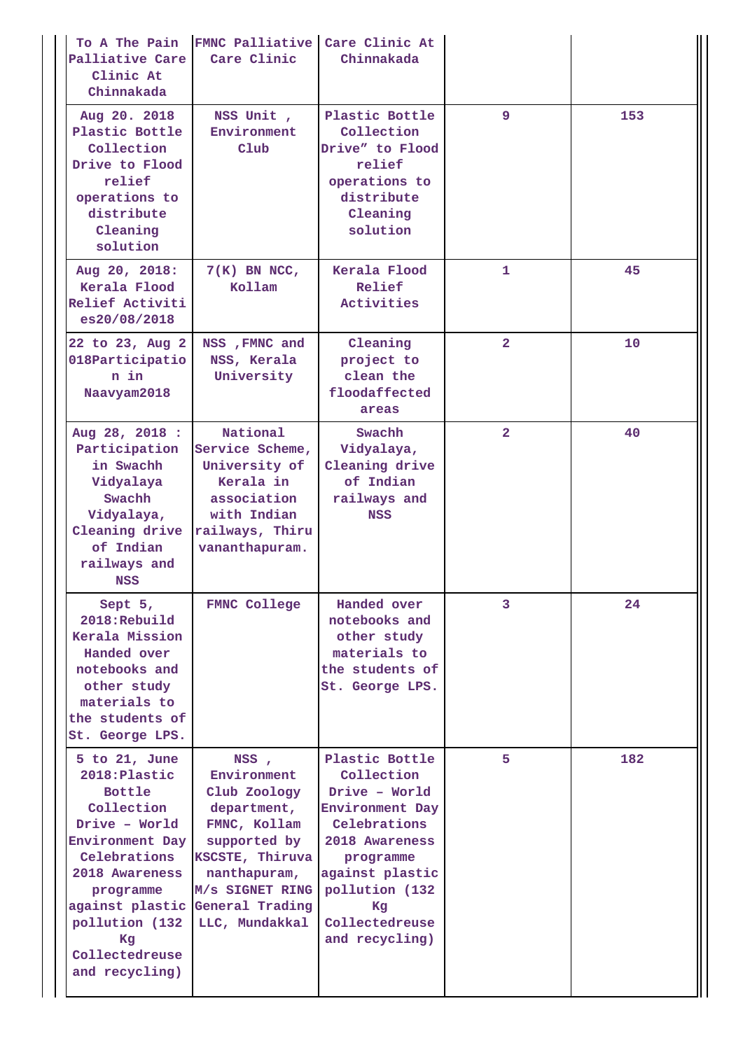| | | | | |
|---|---|---|---|---|
| To A The Pain Palliative Care Clinic At Chinnakada | FMNC Palliative Care Clinic | Care Clinic At Chinnakada | | |
| Aug 20. 2018 Plastic Bottle Collection Drive to Flood relief operations to distribute Cleaning solution | NSS Unit , Environment Club | Plastic Bottle Collection Drive" to Flood relief operations to distribute Cleaning solution | 9 | 153 |
| Aug 20, 2018: Kerala Flood Relief Activiti es20/08/2018 | 7(K) BN NCC, Kollam | Kerala Flood Relief Activities | 1 | 45 |
| 22 to 23, Aug 2 018Participatio n in Naavyam2018 | NSS ,FMNC and NSS, Kerala University | Cleaning project to clean the floodaffected areas | 2 | 10 |
| Aug 28, 2018 : Participation in Swachh Vidyalaya Swachh Vidyalaya, Cleaning drive of Indian railways and NSS | National Service Scheme, University of Kerala in association with Indian railways, Thiru vananthapuram. | Swachh Vidyalaya, Cleaning drive of Indian railways and NSS | 2 | 40 |
| Sept 5, 2018:Rebuild Kerala Mission Handed over notebooks and other study materials to the students of St. George LPS. | FMNC College | Handed over notebooks and other study materials to the students of St. George LPS. | 3 | 24 |
| 5 to 21, June 2018:Plastic Bottle Collection Drive – World Environment Day Celebrations 2018 Awareness programme against plastic pollution (132 Kg Collectedreuse and recycling) | NSS , Environment Club Zoology department, FMNC, Kollam supported by KSCSTE, Thiruva nanthapuram, M/s SIGNET RING General Trading LLC, Mundakkal | Plastic Bottle Collection Drive – World Environment Day Celebrations 2018 Awareness programme against plastic pollution (132 Kg Collectedreuse and recycling) | 5 | 182 |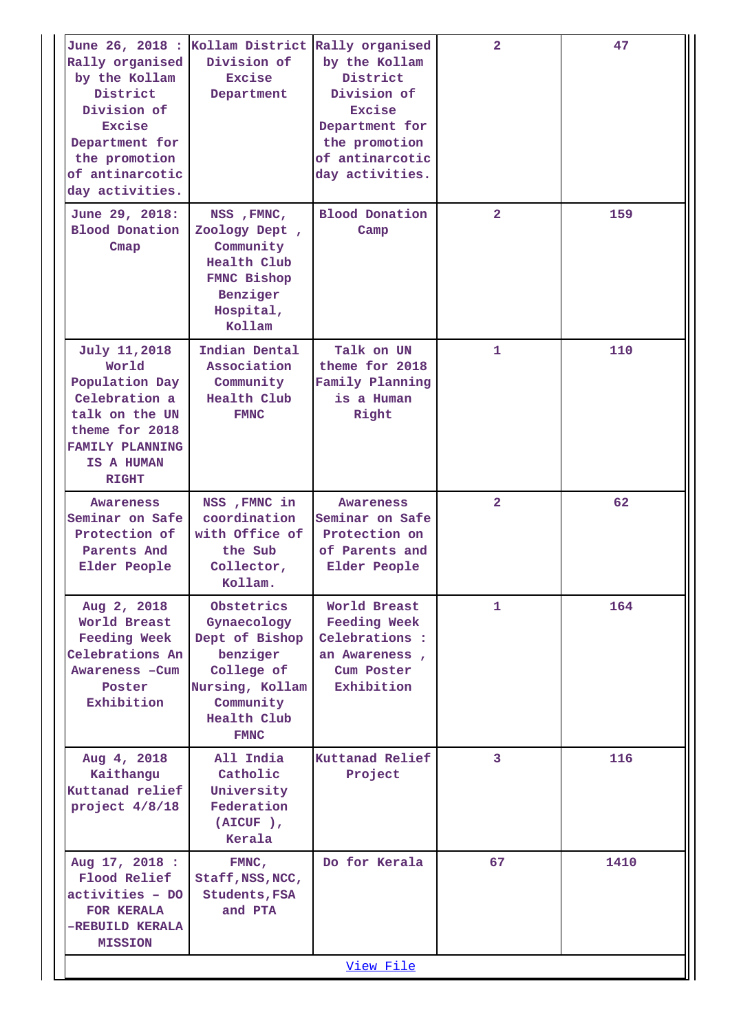| June 26, 2018 : Rally organised by the Kollam District Division of Excise Department for the promotion of antinarcotic day activities. | Kollam District Division of Excise Department | Rally organised by the Kollam District Division of Excise Department for the promotion of antinarcotic day activities. | 2 | 47 |
|---|---|---|---|---|
| June 29, 2018: Blood Donation Cmap | NSS ,FMNC, Zoology Dept , Community Health Club FMNC Bishop Benziger Hospital, Kollam | Blood Donation Camp | 2 | 159 |
| July 11,2018 World Population Day Celebration a talk on the UN theme for 2018 FAMILY PLANNING IS A HUMAN RIGHT | Indian Dental Association Community Health Club FMNC | Talk on UN theme for 2018 Family Planning is a Human Right | 1 | 110 |
| Awareness Seminar on Safe Protection of Parents And Elder People | NSS ,FMNC in coordination with Office of the Sub Collector, Kollam. | Awareness Seminar on Safe Protection on of Parents and Elder People | 2 | 62 |
| Aug 2, 2018 World Breast Feeding Week Celebrations An Awareness –Cum Poster Exhibition | Obstetrics Gynaecology Dept of Bishop benziger College of Nursing, Kollam Community Health Club FMNC | World Breast Feeding Week Celebrations : an Awareness , Cum Poster Exhibition | 1 | 164 |
| Aug 4, 2018 Kaithangu Kuttanad relief project 4/8/18 | All India Catholic University Federation (AICUF ), Kerala | Kuttanad Relief Project | 3 | 116 |
| Aug 17, 2018 : Flood Relief activities – DO FOR KERALA –REBUILD KERALA MISSION | FMNC, Staff,NSS,NCC, Students,FSA and PTA | Do for Kerala | 67 | 1410 |

View File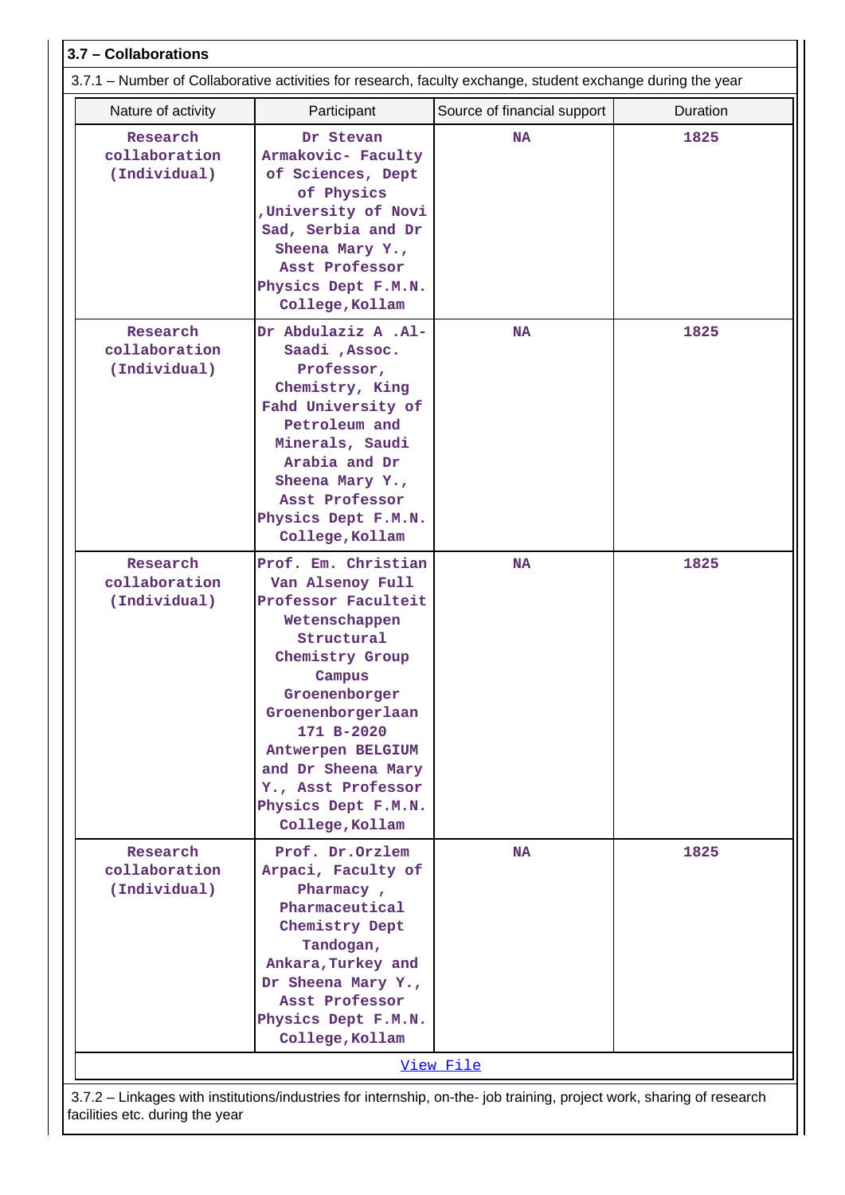### 3.7 – Collaborations

3.7.1 – Number of Collaborative activities for research, faculty exchange, student exchange during the year

| Nature of activity | Participant | Source of financial support | Duration |
|---|---|---|---|
| Research collaboration (Individual) | Dr Stevan Armakovic- Faculty of Sciences, Dept of Physics ,University of Novi Sad, Serbia and Dr Sheena Mary Y., Asst Professor Physics Dept F.M.N. College,Kollam | NA | 1825 |
| Research collaboration (Individual) | Dr Abdulaziz A .Al-Saadi ,Assoc. Professor, Chemistry, King Fahd University of Petroleum and Minerals, Saudi Arabia and Dr Sheena Mary Y., Asst Professor Physics Dept F.M.N. College,Kollam | NA | 1825 |
| Research collaboration (Individual) | Prof. Em. Christian Van Alsenoy Full Professor Faculteit Wetenschappen Structural Chemistry Group Campus Groenenborger Groenenborgerlaan 171 B-2020 Antwerpen BELGIUM and Dr Sheena Mary Y., Asst Professor Physics Dept F.M.N. College,Kollam | NA | 1825 |
| Research collaboration (Individual) | Prof. Dr.Orzlem Arpaci, Faculty of Pharmacy , Pharmaceutical Chemistry Dept Tandogan, Ankara,Turkey and Dr Sheena Mary Y., Asst Professor Physics Dept F.M.N. College,Kollam | NA | 1825 |

View File

3.7.2 – Linkages with institutions/industries for internship, on-the- job training, project work, sharing of research facilities etc. during the year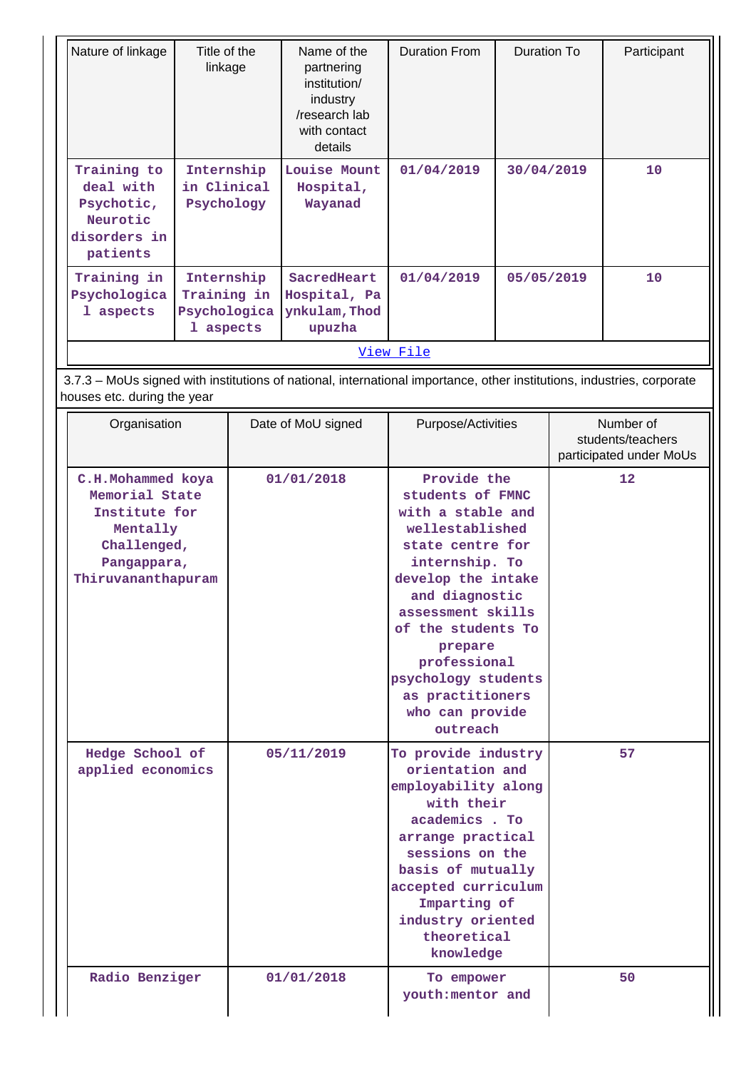| Nature of linkage | Title of the linkage | Name of the partnering institution/ industry /research lab with contact details | Duration From | Duration To | Participant |
|---|---|---|---|---|---|
| Training to deal with Psychotic, Neurotic disorders in patients | Internship in Clinical Psychology | Louise Mount Hospital, Wayanad | 01/04/2019 | 30/04/2019 | 10 |
| Training in Psychological aspects | Internship Training in Psychological aspects | SacredHeart Hospital, Paynkulam,Thodupuzha | 01/04/2019 | 05/05/2019 | 10 |

View File

3.7.3 – MoUs signed with institutions of national, international importance, other institutions, industries, corporate houses etc. during the year

| Organisation | Date of MoU signed | Purpose/Activities | Number of students/teachers participated under MoUs |
|---|---|---|---|
| C.H.Mohammed koya Memorial State Institute for Mentally Challenged, Pangappara, Thiruvananthapuram | 01/01/2018 | Provide the students of FMNC with a stable and wellestablished state centre for internship. To develop the intake and diagnostic assessment skills of the students To prepare professional psychology students as practitioners who can provide outreach | 12 |
| Hedge School of applied economics | 05/11/2019 | To provide industry orientation and employability along with their academics . To arrange practical sessions on the basis of mutually accepted curriculum Imparting of industry oriented theoretical knowledge | 57 |
| Radio Benziger | 01/01/2018 | To empower youth:mentor and | 50 |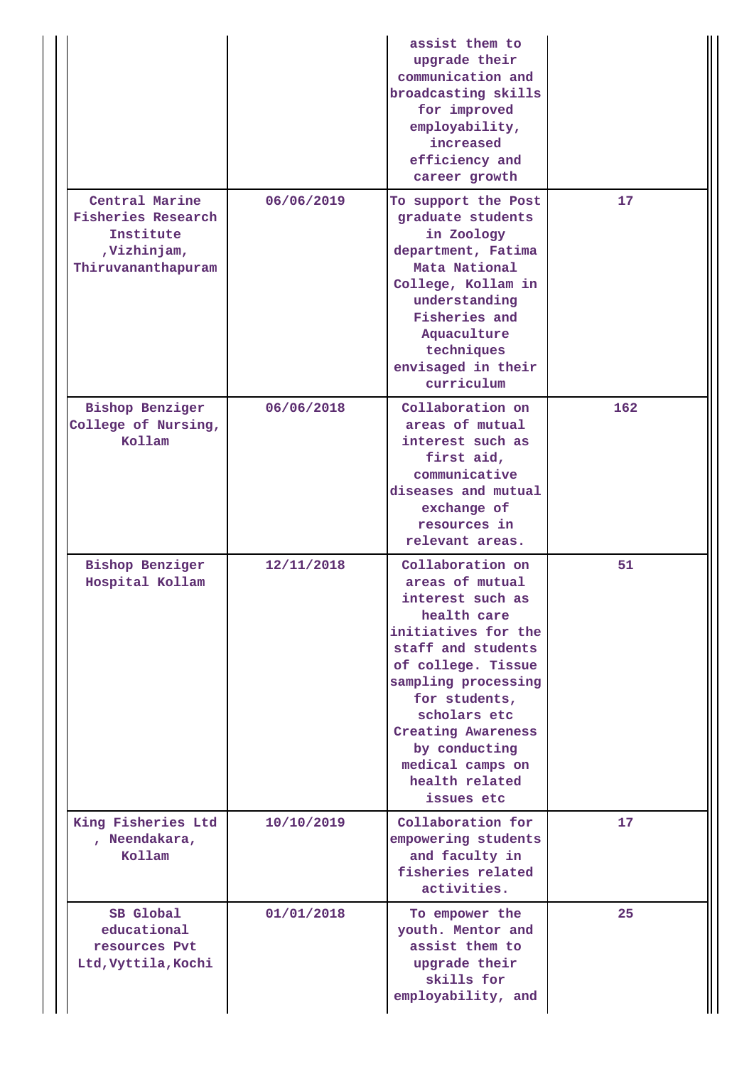| | | | |
|---|---|---|---|
| | | assist them to upgrade their communication and broadcasting skills for improved employability, increased efficiency and career growth | |
| Central Marine Fisheries Research Institute ,Vizhinjam, Thiruvananthapuram | 06/06/2019 | To support the Post graduate students in Zoology department, Fatima Mata National College, Kollam in understanding Fisheries and Aquaculture techniques envisaged in their curriculum | 17 |
| Bishop Benziger College of Nursing, Kollam | 06/06/2018 | Collaboration on areas of mutual interest such as first aid, communicative diseases and mutual exchange of resources in relevant areas. | 162 |
| Bishop Benziger Hospital Kollam | 12/11/2018 | Collaboration on areas of mutual interest such as health care initiatives for the staff and students of college. Tissue sampling processing for students, scholars etc Creating Awareness by conducting medical camps on health related issues etc | 51 |
| King Fisheries Ltd , Neendakara, Kollam | 10/10/2019 | Collaboration for empowering students and faculty in fisheries related activities. | 17 |
| SB Global educational resources Pvt Ltd,Vyttila,Kochi | 01/01/2018 | To empower the youth. Mentor and assist them to upgrade their skills for employability, and | 25 |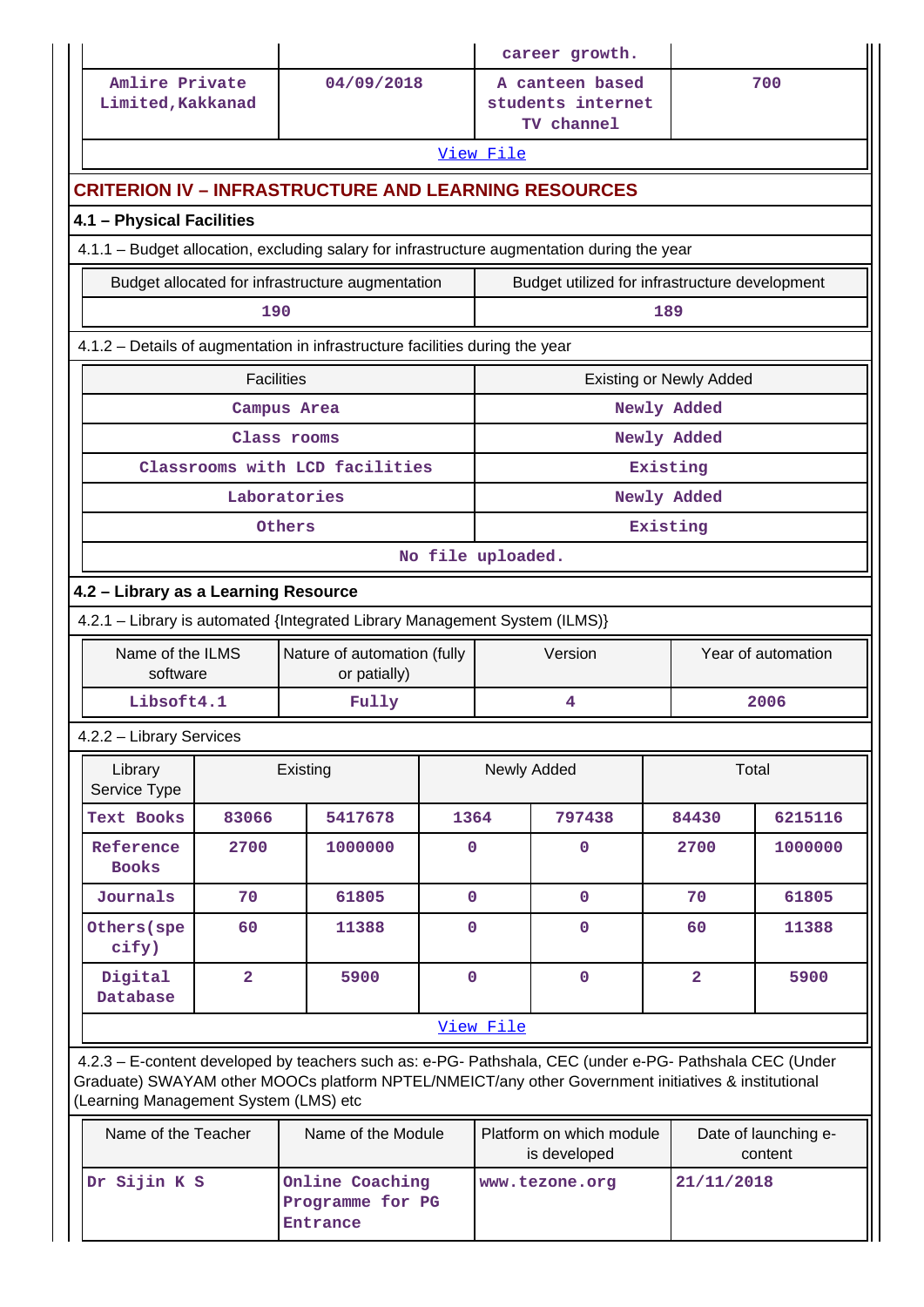| | | career growth. | |
|---|---|---|---|
| Amlire Private Limited,Kakkanad | 04/09/2018 | A canteen based students internet TV channel | 700 |
| View File | | | |

## CRITERION IV – INFRASTRUCTURE AND LEARNING RESOURCES

### 4.1 – Physical Facilities

4.1.1 – Budget allocation, excluding salary for infrastructure augmentation during the year

| Budget allocated for infrastructure augmentation | Budget utilized for infrastructure development |
|---|---|
| 190 | 189 |

4.1.2 – Details of augmentation in infrastructure facilities during the year

| Facilities | Existing or Newly Added |
|---|---|
| Campus Area | Newly Added |
| Class rooms | Newly Added |
| Classrooms with LCD facilities | Existing |
| Laboratories | Newly Added |
| Others | Existing |
| No file uploaded. | |

### 4.2 – Library as a Learning Resource

4.2.1 – Library is automated {Integrated Library Management System (ILMS)}

| Name of the ILMS software | Nature of automation (fully or patially) | Version | Year of automation |
|---|---|---|---|
| Libsoft4.1 | Fully | 4 | 2006 |

4.2.2 – Library Services

| Library Service Type | Existing | | Newly Added | | Total | |
|---|---|---|---|---|---|---|
| Text Books | 83066 | 5417678 | 1364 | 797438 | 84430 | 6215116 |
| Reference Books | 2700 | 1000000 | 0 | 0 | 2700 | 1000000 |
| Journals | 70 | 61805 | 0 | 0 | 70 | 61805 |
| Others(specify) | 60 | 11388 | 0 | 0 | 60 | 11388 |
| Digital Database | 2 | 5900 | 0 | 0 | 2 | 5900 |
| View File | | | | | | |

4.2.3 – E-content developed by teachers such as: e-PG- Pathshala, CEC (under e-PG- Pathshala CEC (Under Graduate) SWAYAM other MOOCs platform NPTEL/NMEICT/any other Government initiatives & institutional (Learning Management System (LMS) etc

| Name of the Teacher | Name of the Module | Platform on which module is developed | Date of launching e-content |
|---|---|---|---|
| Dr Sijin K S | Online Coaching Programme for PG Entrance | www.tezone.org | 21/11/2018 |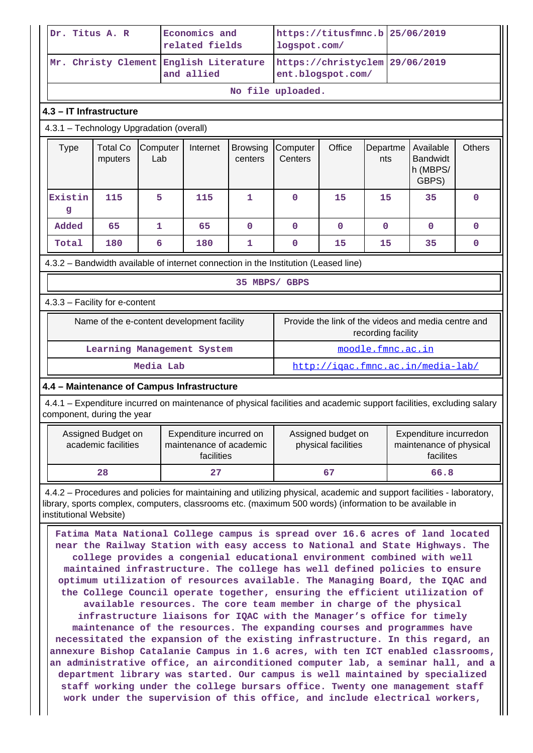| Dr. Titus A. R | Economics and related fields | https://titusfmnc.blogspot.com/ | 25/06/2019 |
|---|---|---|---|
| Mr. Christy Clement | English Literature and allied | https://christyclement.blogspot.com/ | 29/06/2019 |
| No file uploaded. | | | |

### 4.3 – IT Infrastructure

4.3.1 – Technology Upgradation (overall)

| Type | Total Computers | Computer Lab | Internet | Browsing centers | Computer Centers | Office | Departments | Available Bandwidth (MBPS/ GBPS) | Others |
|---|---|---|---|---|---|---|---|---|---|
| Existing | 115 | 5 | 115 | 1 | 0 | 15 | 15 | 35 | 0 |
| Added | 65 | 1 | 65 | 0 | 0 | 0 | 0 | 0 | 0 |
| Total | 180 | 6 | 180 | 1 | 0 | 15 | 15 | 35 | 0 |

4.3.2 – Bandwidth available of internet connection in the Institution (Leased line)

35 MBPS/ GBPS

4.3.3 – Facility for e-content

| Name of the e-content development facility | Provide the link of the videos and media centre and recording facility |
|---|---|
| Learning Management System | moodle.fmnc.ac.in |
| Media Lab | http://iqac.fmnc.ac.in/media-lab/ |

### 4.4 – Maintenance of Campus Infrastructure

4.4.1 – Expenditure incurred on maintenance of physical facilities and academic support facilities, excluding salary component, during the year

| Assigned Budget on academic facilities | Expenditure incurred on maintenance of academic facilities | Assigned budget on physical facilities | Expenditure incurredon maintenance of physical facilites |
|---|---|---|---|
| 28 | 27 | 67 | 66.8 |

4.4.2 – Procedures and policies for maintaining and utilizing physical, academic and support facilities - laboratory, library, sports complex, computers, classrooms etc. (maximum 500 words) (information to be available in institutional Website)

Fatima Mata National College campus is spread over 16.6 acres of land located near the Railway Station with easy access to National and State Highways. The college provides a congenial educational environment combined with well maintained infrastructure. The college has well defined policies to ensure optimum utilization of resources available. The Managing Board, the IQAC and the College Council operate together, ensuring the efficient utilization of available resources. The core team member in charge of the physical infrastructure liaisons for IQAC with the Manager's office for timely maintenance of the resources. The expanding courses and programmes have necessitated the expansion of the existing infrastructure. In this regard, an annexure Bishop Catalanie Campus in 1.6 acres, with ten ICT enabled classrooms, an administrative office, an airconditioned computer lab, a seminar hall, and a department library was started. Our campus is well maintained by specialized staff working under the college bursars office. Twenty one management staff work under the supervision of this office, and include electrical workers,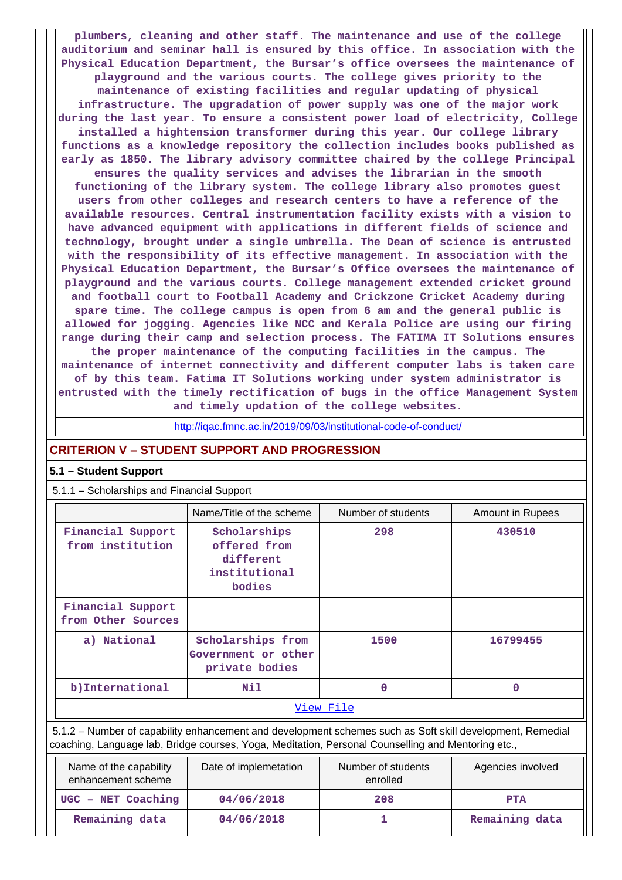plumbers, cleaning and other staff. The maintenance and use of the college auditorium and seminar hall is ensured by this office. In association with the Physical Education Department, the Bursar's office oversees the maintenance of playground and the various courts. The college gives priority to the maintenance of existing facilities and regular updating of physical infrastructure. The upgradation of power supply was one of the major work during the last year. To ensure a consistent power load of electricity, College installed a hightension transformer during this year. Our college library functions as a knowledge repository the collection includes books published as early as 1850. The library advisory committee chaired by the college Principal ensures the quality services and advises the librarian in the smooth functioning of the library system. The college library also promotes guest users from other colleges and research centers to have a reference of the available resources. Central instrumentation facility exists with a vision to have advanced equipment with applications in different fields of science and technology, brought under a single umbrella. The Dean of science is entrusted with the responsibility of its effective management. In association with the Physical Education Department, the Bursar's Office oversees the maintenance of playground and the various courts. College management extended cricket ground and football court to Football Academy and Crickzone Cricket Academy during spare time. The college campus is open from 6 am and the general public is allowed for jogging. Agencies like NCC and Kerala Police are using our firing range during their camp and selection process. The FATIMA IT Solutions ensures the proper maintenance of the computing facilities in the campus. The maintenance of internet connectivity and different computer labs is taken care of by this team. Fatima IT Solutions working under system administrator is entrusted with the timely rectification of bugs in the office Management System and timely updation of the college websites.

http://iqac.fmnc.ac.in/2019/09/03/institutional-code-of-conduct/

## CRITERION V – STUDENT SUPPORT AND PROGRESSION

### 5.1 – Student Support

5.1.1 – Scholarships and Financial Support

| | Name/Title of the scheme | Number of students | Amount in Rupees |
|---|---|---|---|
| Financial Support from institution | Scholarships offered from different institutional bodies | 298 | 430510 |
| Financial Support from Other Sources | | | |
| a) National | Scholarships from Government or other private bodies | 1500 | 16799455 |
| b)International | Nil | 0 | 0 |

View File

5.1.2 – Number of capability enhancement and development schemes such as Soft skill development, Remedial coaching, Language lab, Bridge courses, Yoga, Meditation, Personal Counselling and Mentoring etc.,

| Name of the capability enhancement scheme | Date of implemetation | Number of students enrolled | Agencies involved |
|---|---|---|---|
| UGC - NET Coaching | 04/06/2018 | 208 | PTA |
| Remaining data | 04/06/2018 | 1 | Remaining data |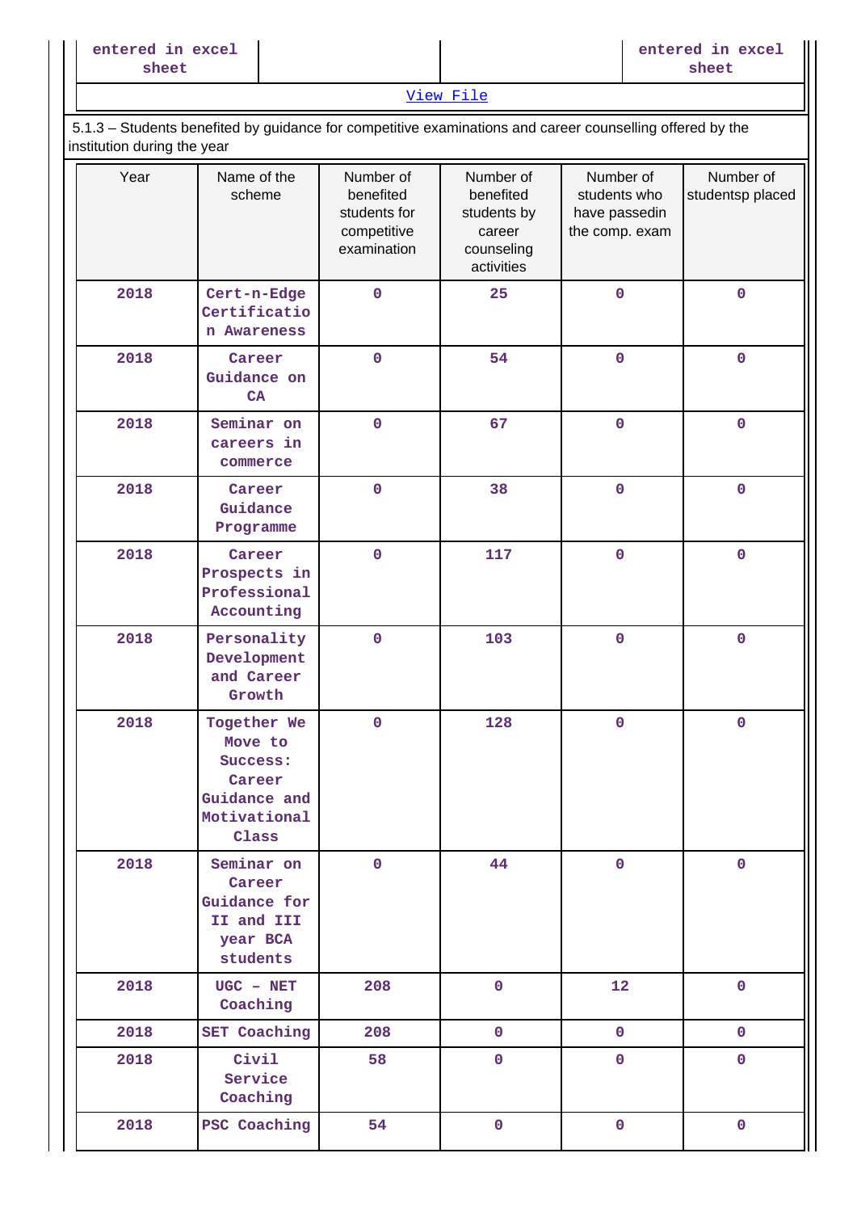| entered in excel sheet | | | entered in excel sheet |
|---|---|---|---|

View File

5.1.3 – Students benefited by guidance for competitive examinations and career counselling offered by the institution during the year

| Year | Name of the scheme | Number of benefited students for competitive examination | Number of benefited students by career counseling activities | Number of students who have passedin the comp. exam | Number of studentsp placed |
|---|---|---|---|---|---|
| 2018 | Cert-n-Edge Certification Awareness | 0 | 25 | 0 | 0 |
| 2018 | Career Guidance on CA | 0 | 54 | 0 | 0 |
| 2018 | Seminar on careers in commerce | 0 | 67 | 0 | 0 |
| 2018 | Career Guidance Programme | 0 | 38 | 0 | 0 |
| 2018 | Career Prospects in Professional Accounting | 0 | 117 | 0 | 0 |
| 2018 | Personality Development and Career Growth | 0 | 103 | 0 | 0 |
| 2018 | Together We Move to Success: Career Guidance and Motivational Class | 0 | 128 | 0 | 0 |
| 2018 | Seminar on Career Guidance for II and III year BCA students | 0 | 44 | 0 | 0 |
| 2018 | UGC – NET Coaching | 208 | 0 | 12 | 0 |
| 2018 | SET Coaching | 208 | 0 | 0 | 0 |
| 2018 | Civil Service Coaching | 58 | 0 | 0 | 0 |
| 2018 | PSC Coaching | 54 | 0 | 0 | 0 |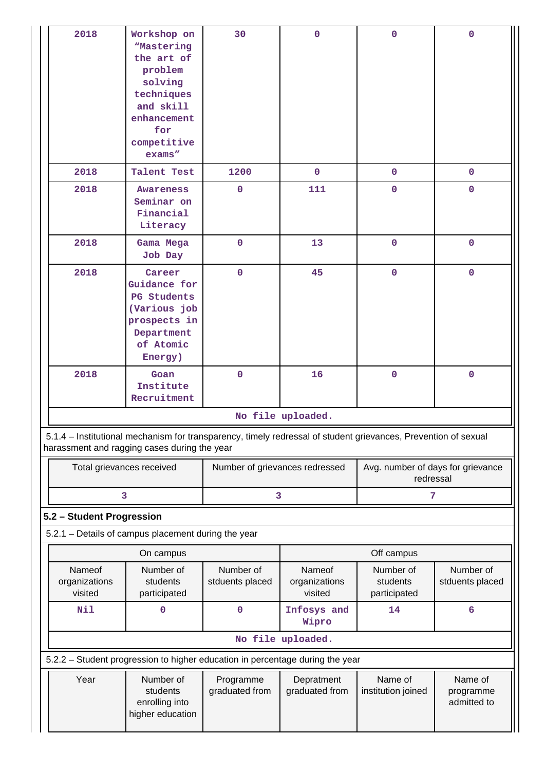| 2018 | Workshop on "Mastering the art of problem solving techniques and skill enhancement for competitive exams" | 30 | 0 | 0 | 0 |
|---|---|---|---|---|---|
| 2018 | Talent Test | 1200 | 0 | 0 | 0 |
| 2018 | Awareness Seminar on Financial Literacy | 0 | 111 | 0 | 0 |
| 2018 | Gama Mega Job Day | 0 | 13 | 0 | 0 |
| 2018 | Career Guidance for PG Students (Various job prospects in Department of Atomic Energy) | 0 | 45 | 0 | 0 |
| 2018 | Goan Institute Recruitment | 0 | 16 | 0 | 0 |
| No file uploaded. | | | | | |

5.1.4 – Institutional mechanism for transparency, timely redressal of student grievances, Prevention of sexual harassment and ragging cases during the year

| Total grievances received | Number of grievances redressed | Avg. number of days for grievance redressal |
|---|---|---|
| 3 | 3 | 7 |

**5.2 – Student Progression**

5.2.1 – Details of campus placement during the year

| On campus | | | Off campus | | |
|---|---|---|---|---|---|
| Nameof organizations visited | Number of students participated | Number of stduents placed | Nameof organizations visited | Number of students participated | Number of stduents placed |
| Nil | 0 | 0 | Infosys and Wipro | 14 | 6 |
| No file uploaded. | | | | | |

5.2.2 – Student progression to higher education in percentage during the year

| Year | Number of students enrolling into higher education | Programme graduated from | Depratment graduated from | Name of institution joined | Name of programme admitted to |
|---|---|---|---|---|---|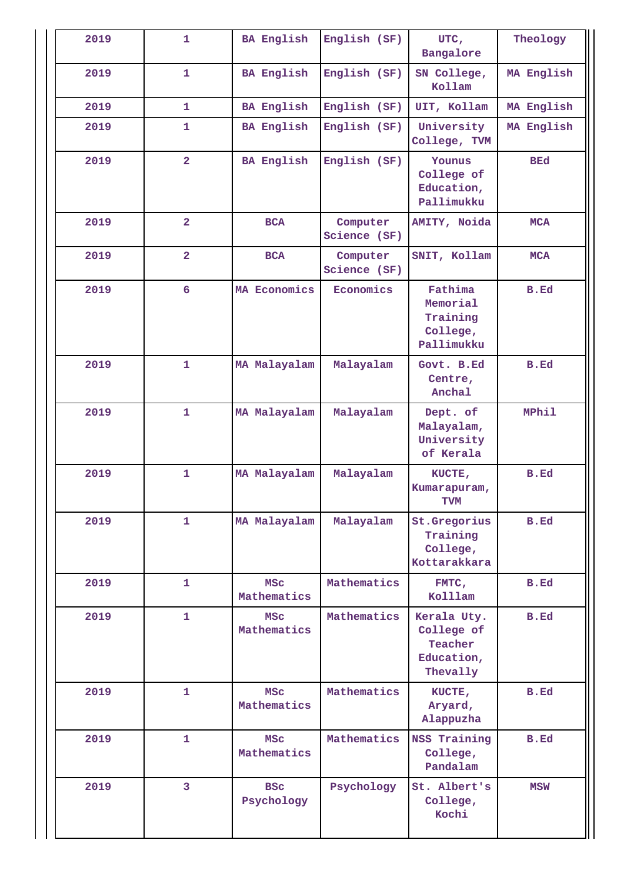| 2019 | 1 | BA English | English (SF) | UTC, Bangalore | Theology |
|---|---|---|---|---|---|
| 2019 | 1 | BA English | English (SF) | SN College, Kollam | MA English |
| 2019 | 1 | BA English | English (SF) | UIT, Kollam | MA English |
| 2019 | 1 | BA English | English (SF) | University College, TVM | MA English |
| 2019 | 2 | BA English | English (SF) | Younus College of Education, Pallimukku | BEd |
| 2019 | 2 | BCA | Computer Science (SF) | AMITY, Noida | MCA |
| 2019 | 2 | BCA | Computer Science (SF) | SNIT, Kollam | MCA |
| 2019 | 6 | MA Economics | Economics | Fathima Memorial Training College, Pallimukku | B.Ed |
| 2019 | 1 | MA Malayalam | Malayalam | Govt. B.Ed Centre, Anchal | B.Ed |
| 2019 | 1 | MA Malayalam | Malayalam | Dept. of Malayalam, University of Kerala | MPhil |
| 2019 | 1 | MA Malayalam | Malayalam | KUCTE, Kumarapuram, TVM | B.Ed |
| 2019 | 1 | MA Malayalam | Malayalam | St.Gregorius Training College, Kottarakkara | B.Ed |
| 2019 | 1 | MSc Mathematics | Mathematics | FMTC, Kolllam | B.Ed |
| 2019 | 1 | MSc Mathematics | Mathematics | Kerala Uty. College of Teacher Education, Thevally | B.Ed |
| 2019 | 1 | MSc Mathematics | Mathematics | KUCTE, Aryard, Alappuzha | B.Ed |
| 2019 | 1 | MSc Mathematics | Mathematics | NSS Training College, Pandalam | B.Ed |
| 2019 | 3 | BSc Psychology | Psychology | St. Albert's College, Kochi | MSW |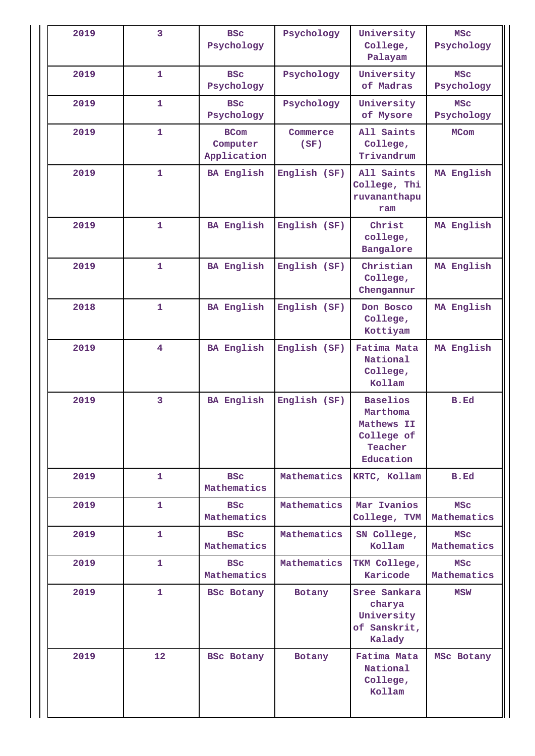| 2019 | 3 | BSc Psychology | Psychology | University College, Palayam | MSc Psychology |
|---|---|---|---|---|---|
| 2019 | 1 | BSc Psychology | Psychology | University of Madras | MSc Psychology |
| 2019 | 1 | BSc Psychology | Psychology | University of Mysore | MSc Psychology |
| 2019 | 1 | BCom Computer Application | Commerce (SF) | All Saints College, Trivandrum | MCom |
| 2019 | 1 | BA English | English (SF) | All Saints College, Thiruvananthapuram | MA English |
| 2019 | 1 | BA English | English (SF) | Christ college, Bangalore | MA English |
| 2019 | 1 | BA English | English (SF) | Christian College, Chengannur | MA English |
| 2018 | 1 | BA English | English (SF) | Don Bosco College, Kottiyam | MA English |
| 2019 | 4 | BA English | English (SF) | Fatima Mata National College, Kollam | MA English |
| 2019 | 3 | BA English | English (SF) | Baselios Marthoma Mathews II College of Teacher Education | B.Ed |
| 2019 | 1 | BSc Mathematics | Mathematics | KRTC, Kollam | B.Ed |
| 2019 | 1 | BSc Mathematics | Mathematics | Mar Ivanios College, TVM | MSc Mathematics |
| 2019 | 1 | BSc Mathematics | Mathematics | SN College, Kollam | MSc Mathematics |
| 2019 | 1 | BSc Mathematics | Mathematics | TKM College, Karicode | MSc Mathematics |
| 2019 | 1 | BSc Botany | Botany | Sree Sankaracharya University of Sanskrit, Kalady | MSW |
| 2019 | 12 | BSc Botany | Botany | Fatima Mata National College, Kollam | MSc Botany |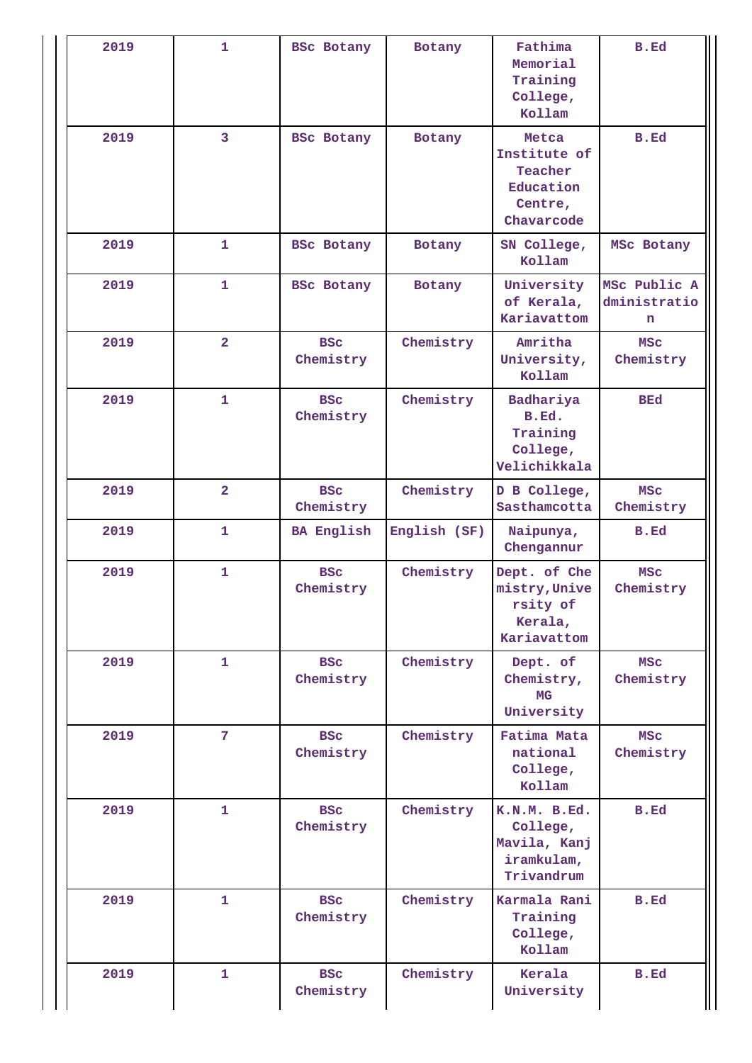| | | | | | |
|---|---|---|---|---|---|
| 2019 | 1 | BSc Botany | Botany | Fathima Memorial Training College, Kollam | B.Ed |
| 2019 | 3 | BSc Botany | Botany | Metca Institute of Teacher Education Centre, Chavarcode | B.Ed |
| 2019 | 1 | BSc Botany | Botany | SN College, Kollam | MSc Botany |
| 2019 | 1 | BSc Botany | Botany | University of Kerala, Kariavattom | MSc Public Administration |
| 2019 | 2 | BSc Chemistry | Chemistry | Amritha University, Kollam | MSc Chemistry |
| 2019 | 1 | BSc Chemistry | Chemistry | Badhariya B.Ed. Training College, Velichikkala | BEd |
| 2019 | 2 | BSc Chemistry | Chemistry | D B College, Sasthamcotta | MSc Chemistry |
| 2019 | 1 | BA English | English (SF) | Naipunya, Chengannur | B.Ed |
| 2019 | 1 | BSc Chemistry | Chemistry | Dept. of Chemistry,University of Kerala, Kariavattom | MSc Chemistry |
| 2019 | 1 | BSc Chemistry | Chemistry | Dept. of Chemistry, MG University | MSc Chemistry |
| 2019 | 7 | BSc Chemistry | Chemistry | Fatima Mata national College, Kollam | MSc Chemistry |
| 2019 | 1 | BSc Chemistry | Chemistry | K.N.M. B.Ed. College, Mavila, Kanjiramkulam, Trivandrum | B.Ed |
| 2019 | 1 | BSc Chemistry | Chemistry | Karmala Rani Training College, Kollam | B.Ed |
| 2019 | 1 | BSc Chemistry | Chemistry | Kerala University | B.Ed |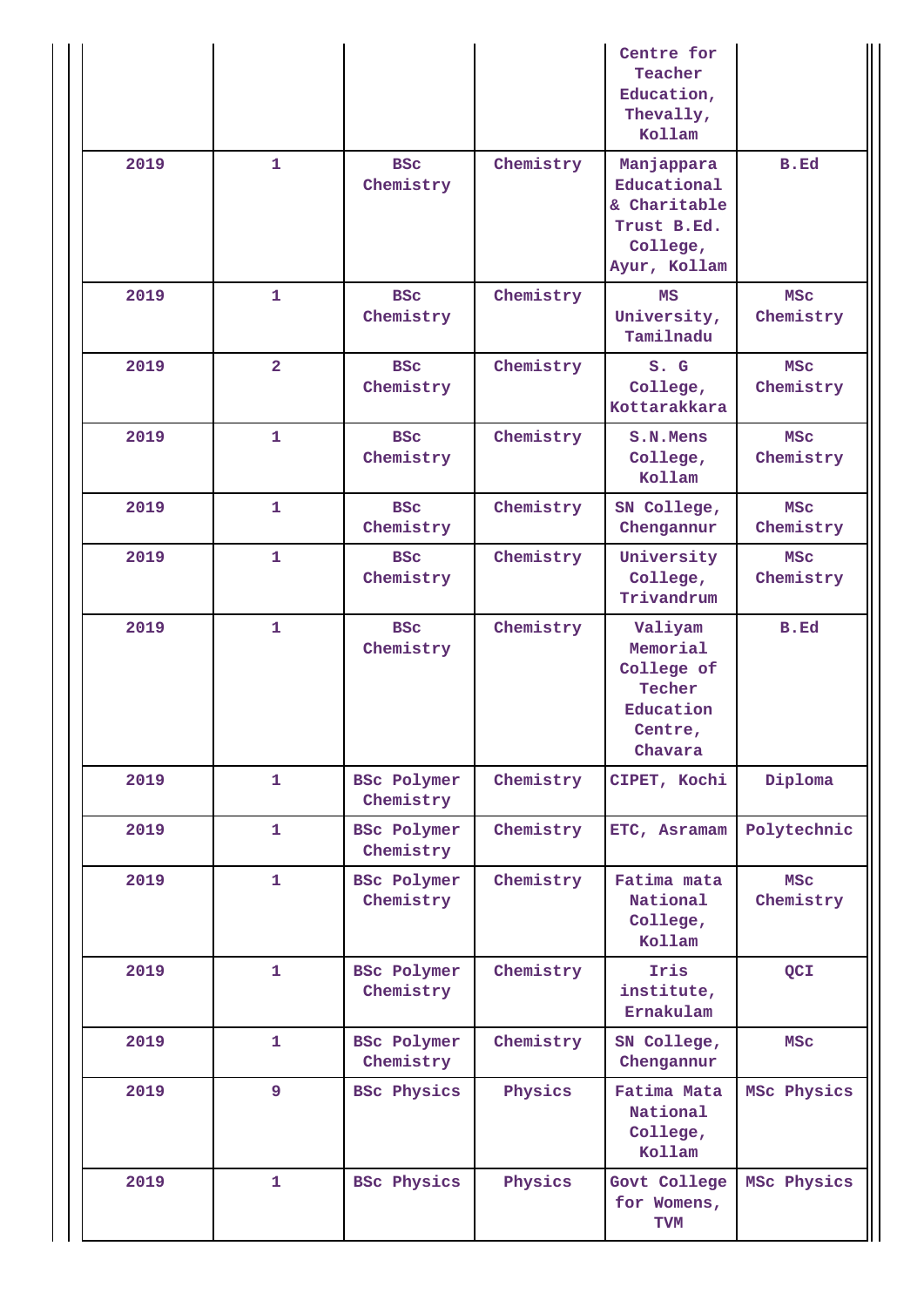| | | | | Centre for Teacher Education, Thevally, Kollam | |
|---|---|---|---|---|---|
| 2019 | 1 | BSc Chemistry | Chemistry | Manjappara Educational & Charitable Trust B.Ed. College, Ayur, Kollam | B.Ed |
| 2019 | 1 | BSc Chemistry | Chemistry | MS University, Tamilnadu | MSc Chemistry |
| 2019 | 2 | BSc Chemistry | Chemistry | S. G College, Kottarakkara | MSc Chemistry |
| 2019 | 1 | BSc Chemistry | Chemistry | S.N.Mens College, Kollam | MSc Chemistry |
| 2019 | 1 | BSc Chemistry | Chemistry | SN College, Chengannur | MSc Chemistry |
| 2019 | 1 | BSc Chemistry | Chemistry | University College, Trivandrum | MSc Chemistry |
| 2019 | 1 | BSc Chemistry | Chemistry | Valiyam Memorial College of Techer Education Centre, Chavara | B.Ed |
| 2019 | 1 | BSc Polymer Chemistry | Chemistry | CIPET, Kochi | Diploma |
| 2019 | 1 | BSc Polymer Chemistry | Chemistry | ETC, Asramam | Polytechnic |
| 2019 | 1 | BSc Polymer Chemistry | Chemistry | Fatima mata National College, Kollam | MSc Chemistry |
| 2019 | 1 | BSc Polymer Chemistry | Chemistry | Iris institute, Ernakulam | QCI |
| 2019 | 1 | BSc Polymer Chemistry | Chemistry | SN College, Chengannur | MSc |
| 2019 | 9 | BSc Physics | Physics | Fatima Mata National College, Kollam | MSc Physics |
| 2019 | 1 | BSc Physics | Physics | Govt College for Womens, TVM | MSc Physics |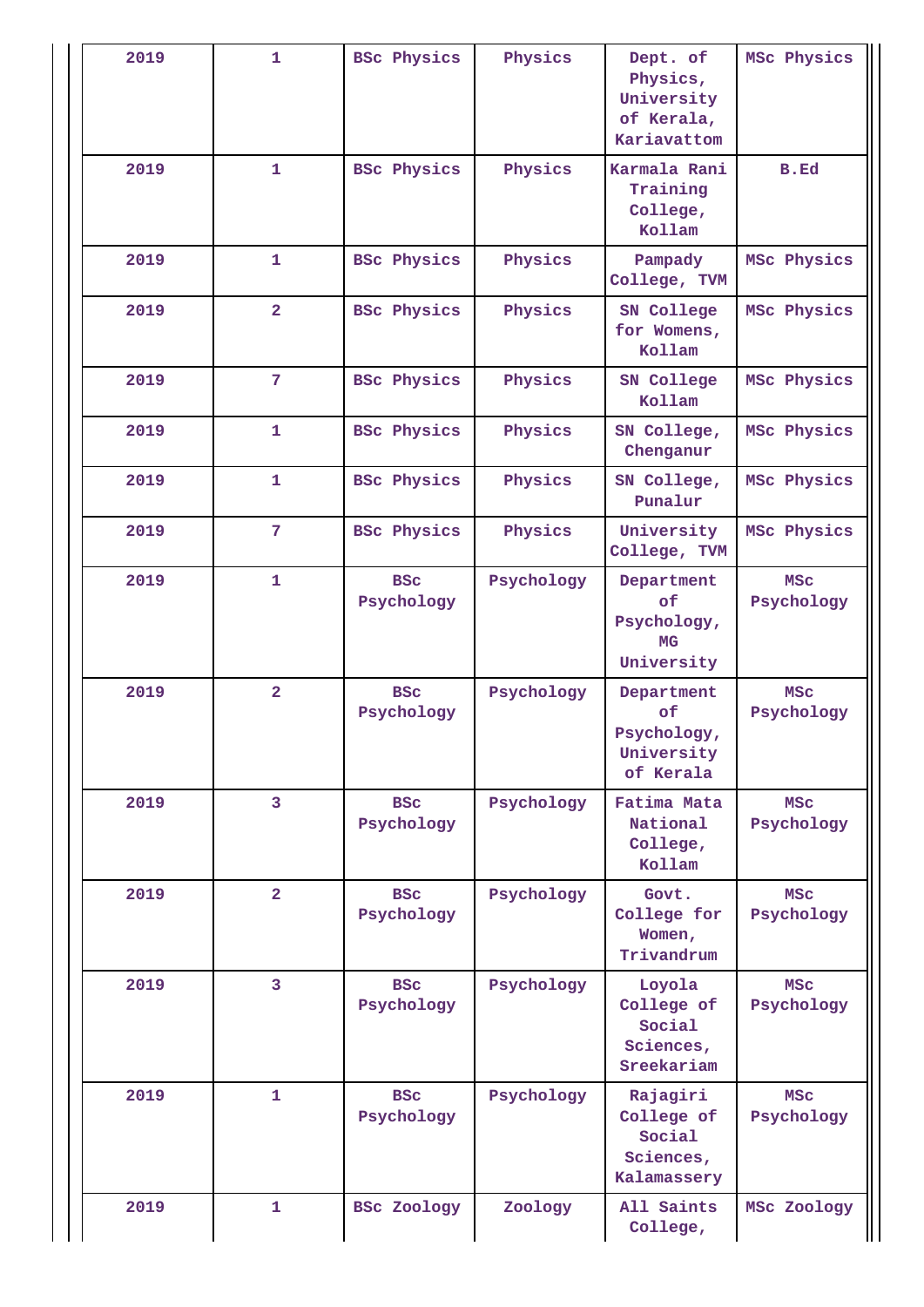| | | | | | |
|---|---|---|---|---|---|
| 2019 | 1 | BSc Physics | Physics | Dept. of Physics, University of Kerala, Kariavattom | MSc Physics |
| 2019 | 1 | BSc Physics | Physics | Karmala Rani Training College, Kollam | B.Ed |
| 2019 | 1 | BSc Physics | Physics | Pampady College, TVM | MSc Physics |
| 2019 | 2 | BSc Physics | Physics | SN College for Womens, Kollam | MSc Physics |
| 2019 | 7 | BSc Physics | Physics | SN College Kollam | MSc Physics |
| 2019 | 1 | BSc Physics | Physics | SN College, Chenganur | MSc Physics |
| 2019 | 1 | BSc Physics | Physics | SN College, Punalur | MSc Physics |
| 2019 | 7 | BSc Physics | Physics | University College, TVM | MSc Physics |
| 2019 | 1 | BSc Psychology | Psychology | Department of Psychology, MG University | MSc Psychology |
| 2019 | 2 | BSc Psychology | Psychology | Department of Psychology, University of Kerala | MSc Psychology |
| 2019 | 3 | BSc Psychology | Psychology | Fatima Mata National College, Kollam | MSc Psychology |
| 2019 | 2 | BSc Psychology | Psychology | Govt. College for Women, Trivandrum | MSc Psychology |
| 2019 | 3 | BSc Psychology | Psychology | Loyola College of Social Sciences, Sreekariam | MSc Psychology |
| 2019 | 1 | BSc Psychology | Psychology | Rajagiri College of Social Sciences, Kalamassery | MSc Psychology |
| 2019 | 1 | BSc Zoology | Zoology | All Saints College, | MSc Zoology |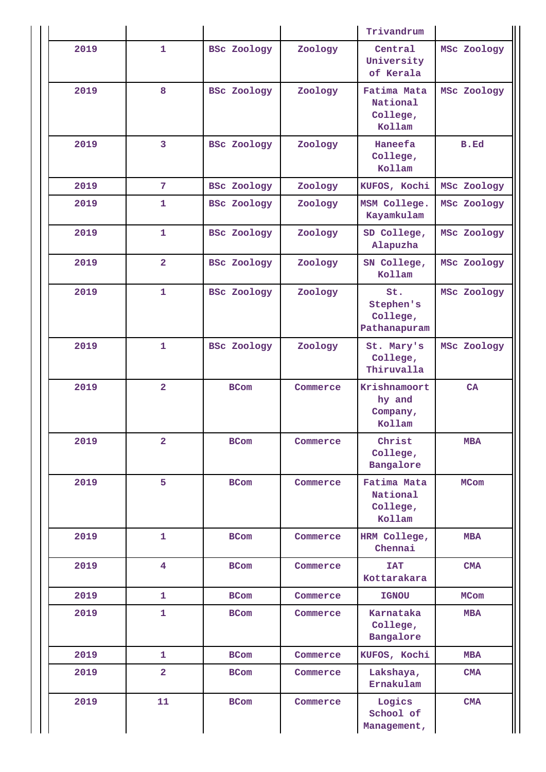| | | | | Trivandrum | |
|---|---|---|---|---|---|
| 2019 | 1 | BSc Zoology | Zoology | Central University of Kerala | MSc Zoology |
| 2019 | 8 | BSc Zoology | Zoology | Fatima Mata National College, Kollam | MSc Zoology |
| 2019 | 3 | BSc Zoology | Zoology | Haneefa College, Kollam | B.Ed |
| 2019 | 7 | BSc Zoology | Zoology | KUFOS, Kochi | MSc Zoology |
| 2019 | 1 | BSc Zoology | Zoology | MSM College. Kayamkulam | MSc Zoology |
| 2019 | 1 | BSc Zoology | Zoology | SD College, Alapuzha | MSc Zoology |
| 2019 | 2 | BSc Zoology | Zoology | SN College, Kollam | MSc Zoology |
| 2019 | 1 | BSc Zoology | Zoology | St. Stephen's College, Pathanapuram | MSc Zoology |
| 2019 | 1 | BSc Zoology | Zoology | St. Mary's College, Thiruvalla | MSc Zoology |
| 2019 | 2 | BCom | Commerce | Krishnamoorthy and Company, Kollam | CA |
| 2019 | 2 | BCom | Commerce | Christ College, Bangalore | MBA |
| 2019 | 5 | BCom | Commerce | Fatima Mata National College, Kollam | MCom |
| 2019 | 1 | BCom | Commerce | HRM College, Chennai | MBA |
| 2019 | 4 | BCom | Commerce | IAT Kottarakara | CMA |
| 2019 | 1 | BCom | Commerce | IGNOU | MCom |
| 2019 | 1 | BCom | Commerce | Karnataka College, Bangalore | MBA |
| 2019 | 1 | BCom | Commerce | KUFOS, Kochi | MBA |
| 2019 | 2 | BCom | Commerce | Lakshaya, Ernakulam | CMA |
| 2019 | 11 | BCom | Commerce | Logics School of Management, | CMA |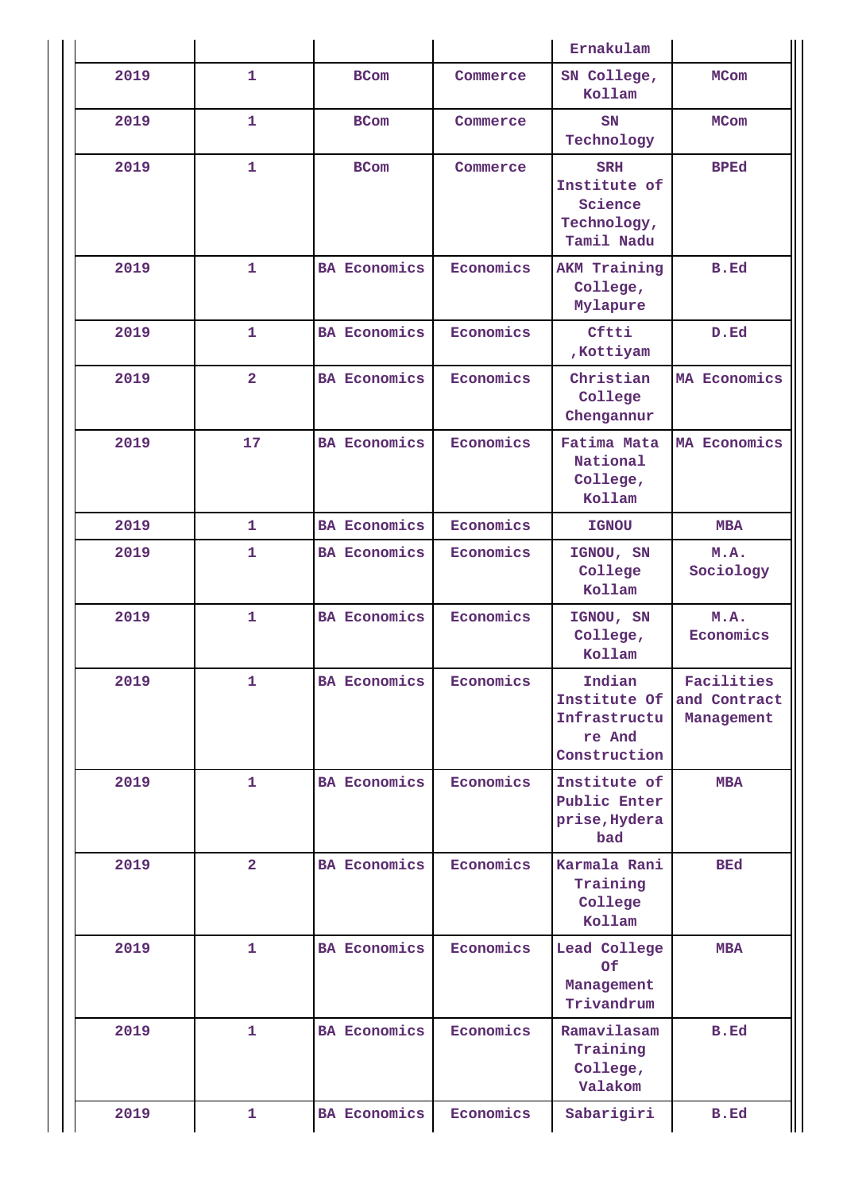| | | | | Ernakulam | |
|---|---|---|---|---|---|
| 2019 | 1 | BCom | Commerce | SN College, Kollam | MCom |
| 2019 | 1 | BCom | Commerce | SN Technology | MCom |
| 2019 | 1 | BCom | Commerce | SRH Institute of Science Technology, Tamil Nadu | BPEd |
| 2019 | 1 | BA Economics | Economics | AKM Training College, Mylapure | B.Ed |
| 2019 | 1 | BA Economics | Economics | Cftti ,Kottiyam | D.Ed |
| 2019 | 2 | BA Economics | Economics | Christian College Chengannur | MA Economics |
| 2019 | 17 | BA Economics | Economics | Fatima Mata National College, Kollam | MA Economics |
| 2019 | 1 | BA Economics | Economics | IGNOU | MBA |
| 2019 | 1 | BA Economics | Economics | IGNOU, SN College Kollam | M.A. Sociology |
| 2019 | 1 | BA Economics | Economics | IGNOU, SN College, Kollam | M.A. Economics |
| 2019 | 1 | BA Economics | Economics | Indian Institute Of Infrastructure And Construction | Facilities and Contract Management |
| 2019 | 1 | BA Economics | Economics | Institute of Public Enterprise,Hyderabad | MBA |
| 2019 | 2 | BA Economics | Economics | Karmala Rani Training College Kollam | BEd |
| 2019 | 1 | BA Economics | Economics | Lead College Of Management Trivandrum | MBA |
| 2019 | 1 | BA Economics | Economics | Ramavilasam Training College, Valakom | B.Ed |
| 2019 | 1 | BA Economics | Economics | Sabarigiri | B.Ed |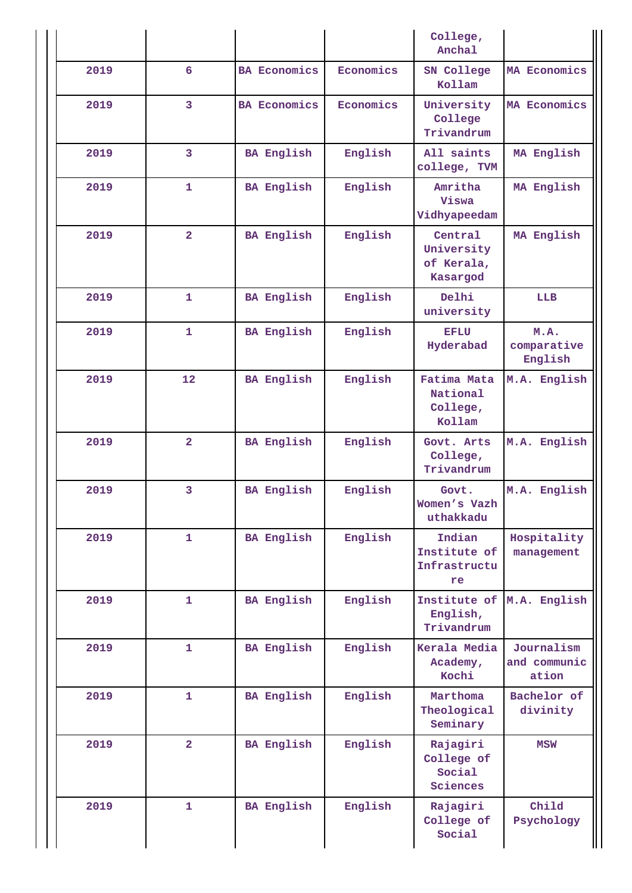|  |  |  |  | College, Anchal |  |
|---|---|---|---|---|---|
| 2019 | 6 | BA Economics | Economics | SN College Kollam | MA Economics |
| 2019 | 3 | BA Economics | Economics | University College Trivandrum | MA Economics |
| 2019 | 3 | BA English | English | All saints college, TVM | MA English |
| 2019 | 1 | BA English | English | Amritha Viswa Vidhyapeedam | MA English |
| 2019 | 2 | BA English | English | Central University of Kerala, Kasargod | MA English |
| 2019 | 1 | BA English | English | Delhi university | LLB |
| 2019 | 1 | BA English | English | EFLU Hyderabad | M.A. comparative English |
| 2019 | 12 | BA English | English | Fatima Mata National College, Kollam | M.A. English |
| 2019 | 2 | BA English | English | Govt. Arts College, Trivandrum | M.A. English |
| 2019 | 3 | BA English | English | Govt. Women's Vazh uthakkadu | M.A. English |
| 2019 | 1 | BA English | English | Indian Institute of Infrastructu re | Hospitality management |
| 2019 | 1 | BA English | English | Institute of English, Trivandrum | M.A. English |
| 2019 | 1 | BA English | English | Kerala Media Academy, Kochi | Journalism and communic ation |
| 2019 | 1 | BA English | English | Marthoma Theological Seminary | Bachelor of divinity |
| 2019 | 2 | BA English | English | Rajagiri College of Social Sciences | MSW |
| 2019 | 1 | BA English | English | Rajagiri College of Social | Child Psychology |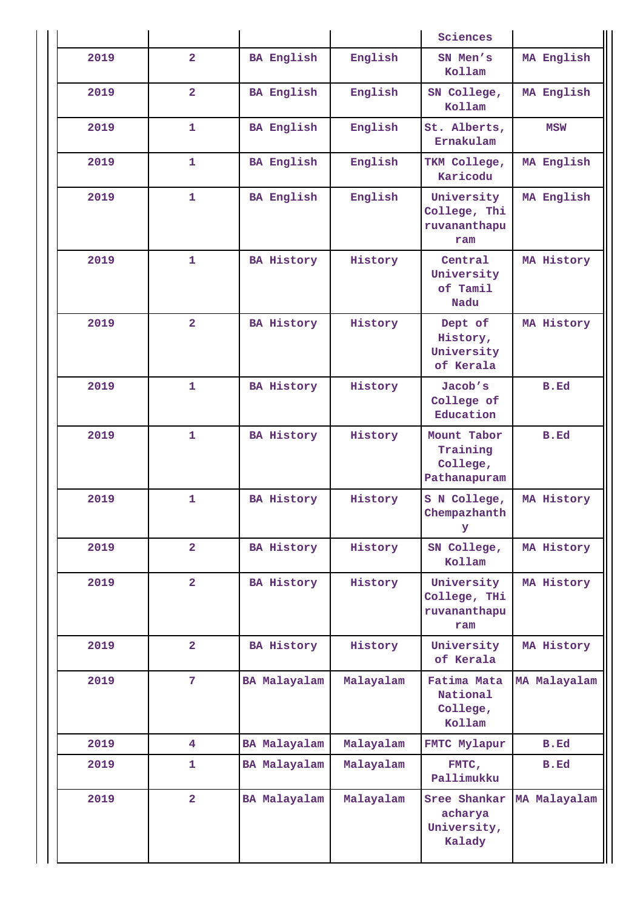| | | | | Sciences | |
|---|---|---|---|---|---|
| 2019 | 2 | BA English | English | SN Men's Kollam | MA English |
| 2019 | 2 | BA English | English | SN College, Kollam | MA English |
| 2019 | 1 | BA English | English | St. Alberts, Ernakulam | MSW |
| 2019 | 1 | BA English | English | TKM College, Karicodu | MA English |
| 2019 | 1 | BA English | English | University College, Thiruvananthapuram | MA English |
| 2019 | 1 | BA History | History | Central University of Tamil Nadu | MA History |
| 2019 | 2 | BA History | History | Dept of History, University of Kerala | MA History |
| 2019 | 1 | BA History | History | Jacob's College of Education | B.Ed |
| 2019 | 1 | BA History | History | Mount Tabor Training College, Pathanapuram | B.Ed |
| 2019 | 1 | BA History | History | S N College, Chempazhanthy | MA History |
| 2019 | 2 | BA History | History | SN College, Kollam | MA History |
| 2019 | 2 | BA History | History | University College, THiruvananthapuram | MA History |
| 2019 | 2 | BA History | History | University of Kerala | MA History |
| 2019 | 7 | BA Malayalam | Malayalam | Fatima Mata National College, Kollam | MA Malayalam |
| 2019 | 4 | BA Malayalam | Malayalam | FMTC Mylapur | B.Ed |
| 2019 | 1 | BA Malayalam | Malayalam | FMTC, Pallimukku | B.Ed |
| 2019 | 2 | BA Malayalam | Malayalam | Sree Shankaracharya University, Kalady | MA Malayalam |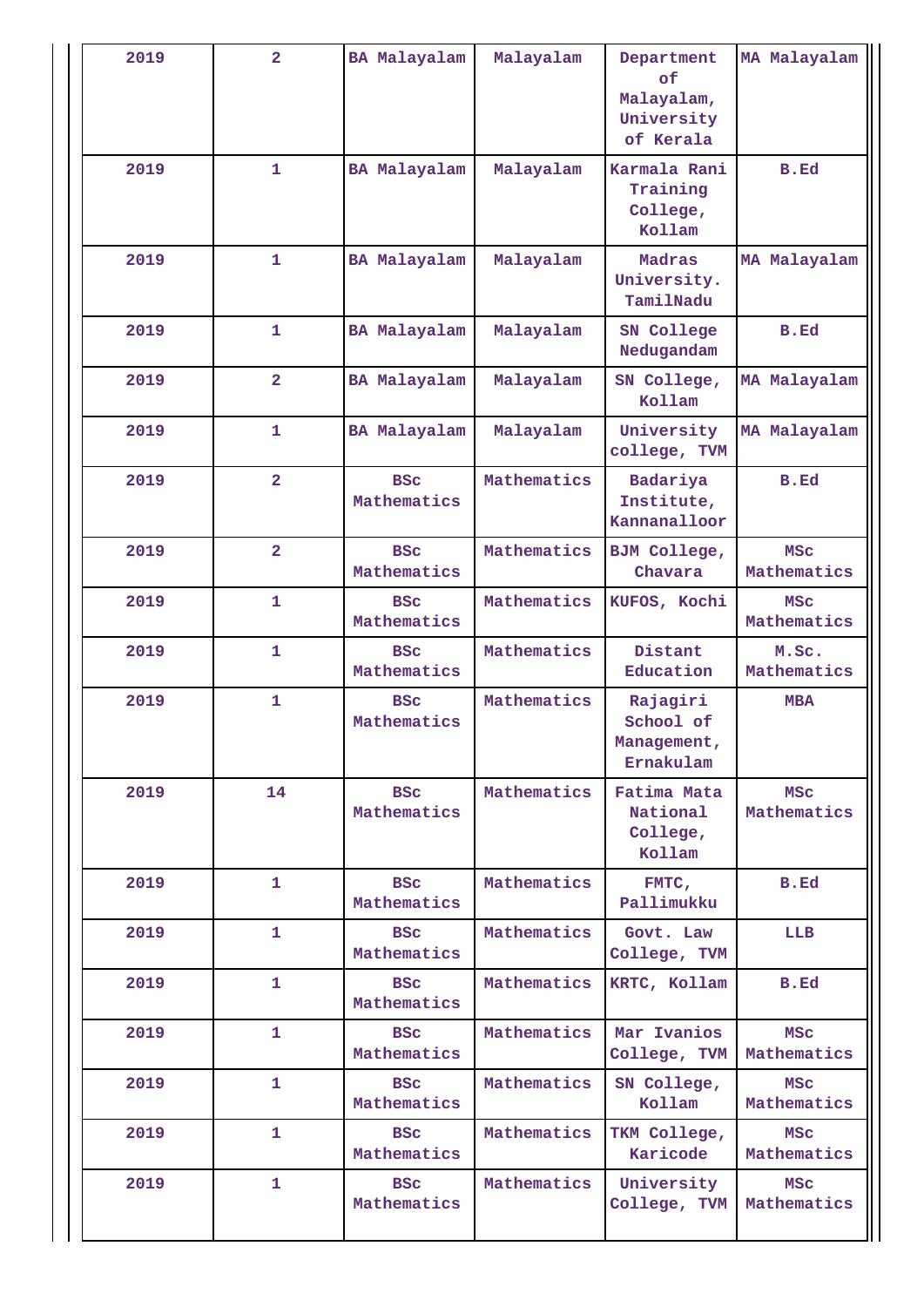| 2019 | 2 | BA Malayalam | Malayalam | Department of Malayalam, University of Kerala | MA Malayalam |
|---|---|---|---|---|---|
| 2019 | 1 | BA Malayalam | Malayalam | Karmala Rani Training College, Kollam | B.Ed |
| 2019 | 1 | BA Malayalam | Malayalam | Madras University. TamilNadu | MA Malayalam |
| 2019 | 1 | BA Malayalam | Malayalam | SN College Nedugandam | B.Ed |
| 2019 | 2 | BA Malayalam | Malayalam | SN College, Kollam | MA Malayalam |
| 2019 | 1 | BA Malayalam | Malayalam | University college, TVM | MA Malayalam |
| 2019 | 2 | BSc Mathematics | Mathematics | Badariya Institute, Kannanalloor | B.Ed |
| 2019 | 2 | BSc Mathematics | Mathematics | BJM College, Chavara | MSc Mathematics |
| 2019 | 1 | BSc Mathematics | Mathematics | KUFOS, Kochi | MSc Mathematics |
| 2019 | 1 | BSc Mathematics | Mathematics | Distant Education | M.Sc. Mathematics |
| 2019 | 1 | BSc Mathematics | Mathematics | Rajagiri School of Management, Ernakulam | MBA |
| 2019 | 14 | BSc Mathematics | Mathematics | Fatima Mata National College, Kollam | MSc Mathematics |
| 2019 | 1 | BSc Mathematics | Mathematics | FMTC, Pallimukku | B.Ed |
| 2019 | 1 | BSc Mathematics | Mathematics | Govt. Law College, TVM | LLB |
| 2019 | 1 | BSc Mathematics | Mathematics | KRTC, Kollam | B.Ed |
| 2019 | 1 | BSc Mathematics | Mathematics | Mar Ivanios College, TVM | MSc Mathematics |
| 2019 | 1 | BSc Mathematics | Mathematics | SN College, Kollam | MSc Mathematics |
| 2019 | 1 | BSc Mathematics | Mathematics | TKM College, Karicode | MSc Mathematics |
| 2019 | 1 | BSc Mathematics | Mathematics | University College, TVM | MSc Mathematics |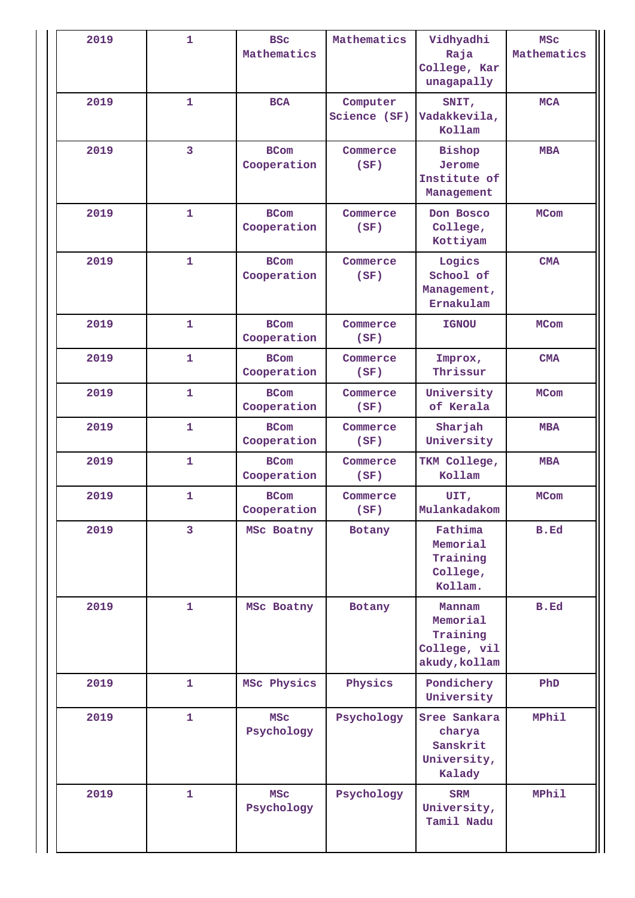| 2019 | 1 | BSc Mathematics | Mathematics | Vidhyadhi Raja College, Karunagapally | MSc Mathematics |
|---|---|---|---|---|---|
| 2019 | 1 | BCA | Computer Science (SF) | SNIT, Vadakkevila, Kollam | MCA |
| 2019 | 3 | BCom Cooperation | Commerce (SF) | Bishop Jerome Institute of Management | MBA |
| 2019 | 1 | BCom Cooperation | Commerce (SF) | Don Bosco College, Kottiyam | MCom |
| 2019 | 1 | BCom Cooperation | Commerce (SF) | Logics School of Management, Ernakulam | CMA |
| 2019 | 1 | BCom Cooperation | Commerce (SF) | IGNOU | MCom |
| 2019 | 1 | BCom Cooperation | Commerce (SF) | Improx, Thrissur | CMA |
| 2019 | 1 | BCom Cooperation | Commerce (SF) | University of Kerala | MCom |
| 2019 | 1 | BCom Cooperation | Commerce (SF) | Sharjah University | MBA |
| 2019 | 1 | BCom Cooperation | Commerce (SF) | TKM College, Kollam | MBA |
| 2019 | 1 | BCom Cooperation | Commerce (SF) | UIT, Mulankadakom | MCom |
| 2019 | 3 | MSc Boatny | Botany | Fathima Memorial Training College, Kollam. | B.Ed |
| 2019 | 1 | MSc Boatny | Botany | Mannam Memorial Training College, vilakudy,kollam | B.Ed |
| 2019 | 1 | MSc Physics | Physics | Pondichery University | PhD |
| 2019 | 1 | MSc Psychology | Psychology | Sree Sankaracharya Sanskrit University, Kalady | MPhil |
| 2019 | 1 | MSc Psychology | Psychology | SRM University, Tamil Nadu | MPhil |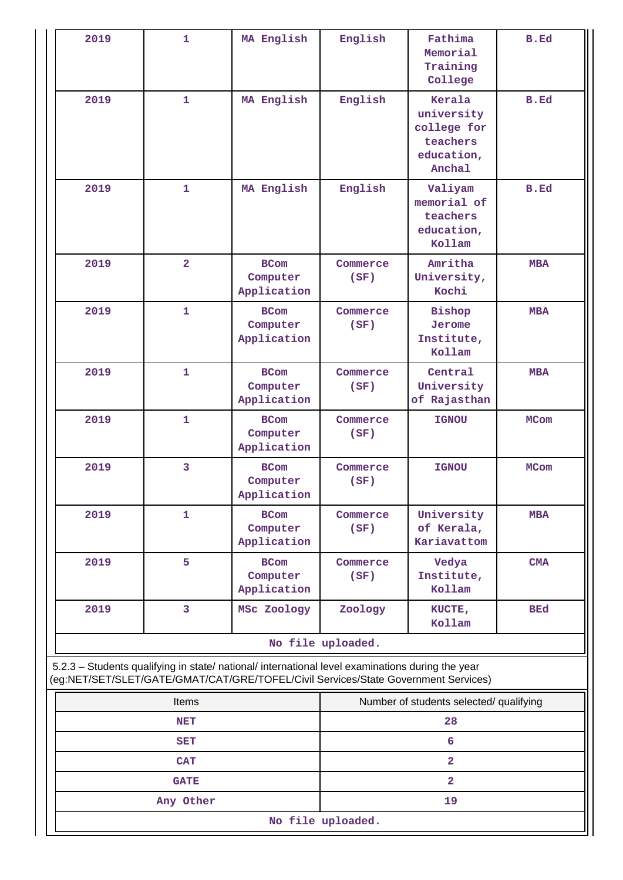| 2019 | 1 | MA English | English | Fathima Memorial Training College | B.Ed |
|---|---|---|---|---|---|
| 2019 | 1 | MA English | English | Kerala university college for teachers education, Anchal | B.Ed |
| 2019 | 1 | MA English | English | Valiyam memorial of teachers education, Kollam | B.Ed |
| 2019 | 2 | BCom Computer Application | Commerce (SF) | Amritha University, Kochi | MBA |
| 2019 | 1 | BCom Computer Application | Commerce (SF) | Bishop Jerome Institute, Kollam | MBA |
| 2019 | 1 | BCom Computer Application | Commerce (SF) | Central University of Rajasthan | MBA |
| 2019 | 1 | BCom Computer Application | Commerce (SF) | IGNOU | MCom |
| 2019 | 3 | BCom Computer Application | Commerce (SF) | IGNOU | MCom |
| 2019 | 1 | BCom Computer Application | Commerce (SF) | University of Kerala, Kariavattom | MBA |
| 2019 | 5 | BCom Computer Application | Commerce (SF) | Vedya Institute, Kollam | CMA |
| 2019 | 3 | MSc Zoology | Zoology | KUCTE, Kollam | BEd |

No file uploaded.

5.2.3 – Students qualifying in state/ national/ international level examinations during the year (eg:NET/SET/SLET/GATE/GMAT/CAT/GRE/TOFEL/Civil Services/State Government Services)

| Items | Number of students selected/ qualifying |
|---|---|
| NET | 28 |
| SET | 6 |
| CAT | 2 |
| GATE | 2 |
| Any Other | 19 |

No file uploaded.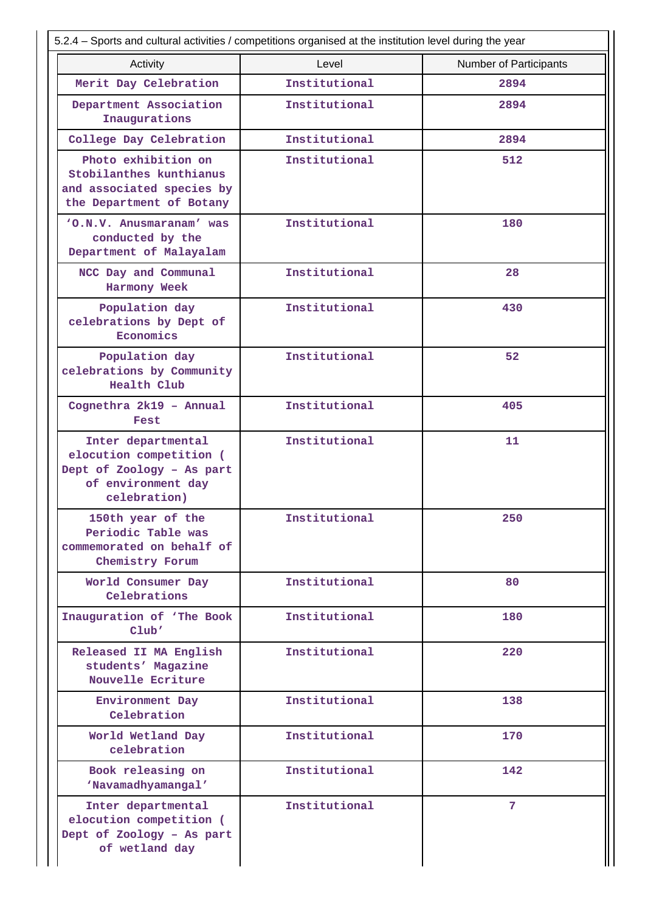5.2.4 – Sports and cultural activities / competitions organised at the institution level during the year

| Activity | Level | Number of Participants |
|---|---|---|
| Merit Day Celebration | Institutional | 2894 |
| Department Association Inaugurations | Institutional | 2894 |
| College Day Celebration | Institutional | 2894 |
| Photo exhibition on Stobilanthes kunthianus and associated species by the Department of Botany | Institutional | 512 |
| 'O.N.V. Anusmaranam' was conducted by the Department of Malayalam | Institutional | 180 |
| NCC Day and Communal Harmony Week | Institutional | 28 |
| Population day celebrations by Dept of Economics | Institutional | 430 |
| Population day celebrations by Community Health Club | Institutional | 52 |
| Cognethra 2k19 – Annual Fest | Institutional | 405 |
| Inter departmental elocution competition ( Dept of Zoology – As part of environment day celebration) | Institutional | 11 |
| 150th year of the Periodic Table was commemorated on behalf of Chemistry Forum | Institutional | 250 |
| World Consumer Day Celebrations | Institutional | 80 |
| Inauguration of 'The Book Club' | Institutional | 180 |
| Released II MA English students' Magazine Nouvelle Ecriture | Institutional | 220 |
| Environment Day Celebration | Institutional | 138 |
| World Wetland Day celebration | Institutional | 170 |
| Book releasing on 'Navamadhyamangal' | Institutional | 142 |
| Inter departmental elocution competition ( Dept of Zoology – As part of wetland day | Institutional | 7 |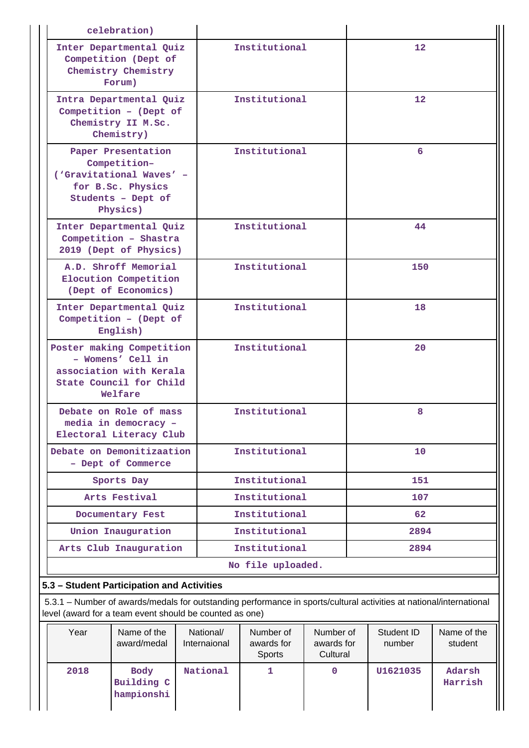| | | |
|---|---|---|
| celebration) | | |
| Inter Departmental Quiz Competition (Dept of Chemistry Chemistry Forum) | Institutional | 12 |
| Intra Departmental Quiz Competition – (Dept of Chemistry II M.Sc. Chemistry) | Institutional | 12 |
| Paper Presentation Competition– (‘Gravitational Waves’ – for B.Sc. Physics Students – Dept of Physics) | Institutional | 6 |
| Inter Departmental Quiz Competition – Shastra 2019 (Dept of Physics) | Institutional | 44 |
| A.D. Shroff Memorial Elocution Competition (Dept of Economics) | Institutional | 150 |
| Inter Departmental Quiz Competition – (Dept of English) | Institutional | 18 |
| Poster making Competition – Womens’ Cell in association with Kerala State Council for Child Welfare | Institutional | 20 |
| Debate on Role of mass media in democracy – Electoral Literacy Club | Institutional | 8 |
| Debate on Demonitizaation – Dept of Commerce | Institutional | 10 |
| Sports Day | Institutional | 151 |
| Arts Festival | Institutional | 107 |
| Documentary Fest | Institutional | 62 |
| Union Inauguration | Institutional | 2894 |
| Arts Club Inauguration | Institutional | 2894 |

No file uploaded.

## 5.3 – Student Participation and Activities

5.3.1 – Number of awards/medals for outstanding performance in sports/cultural activities at national/international level (award for a team event should be counted as one)

| Year | Name of the award/medal | National/ Internaional | Number of awards for Sports | Number of awards for Cultural | Student ID number | Name of the student |
|---|---|---|---|---|---|---|
| 2018 | Body Building C hampionshi | National | 1 | 0 | U1621035 | Adarsh Harrish |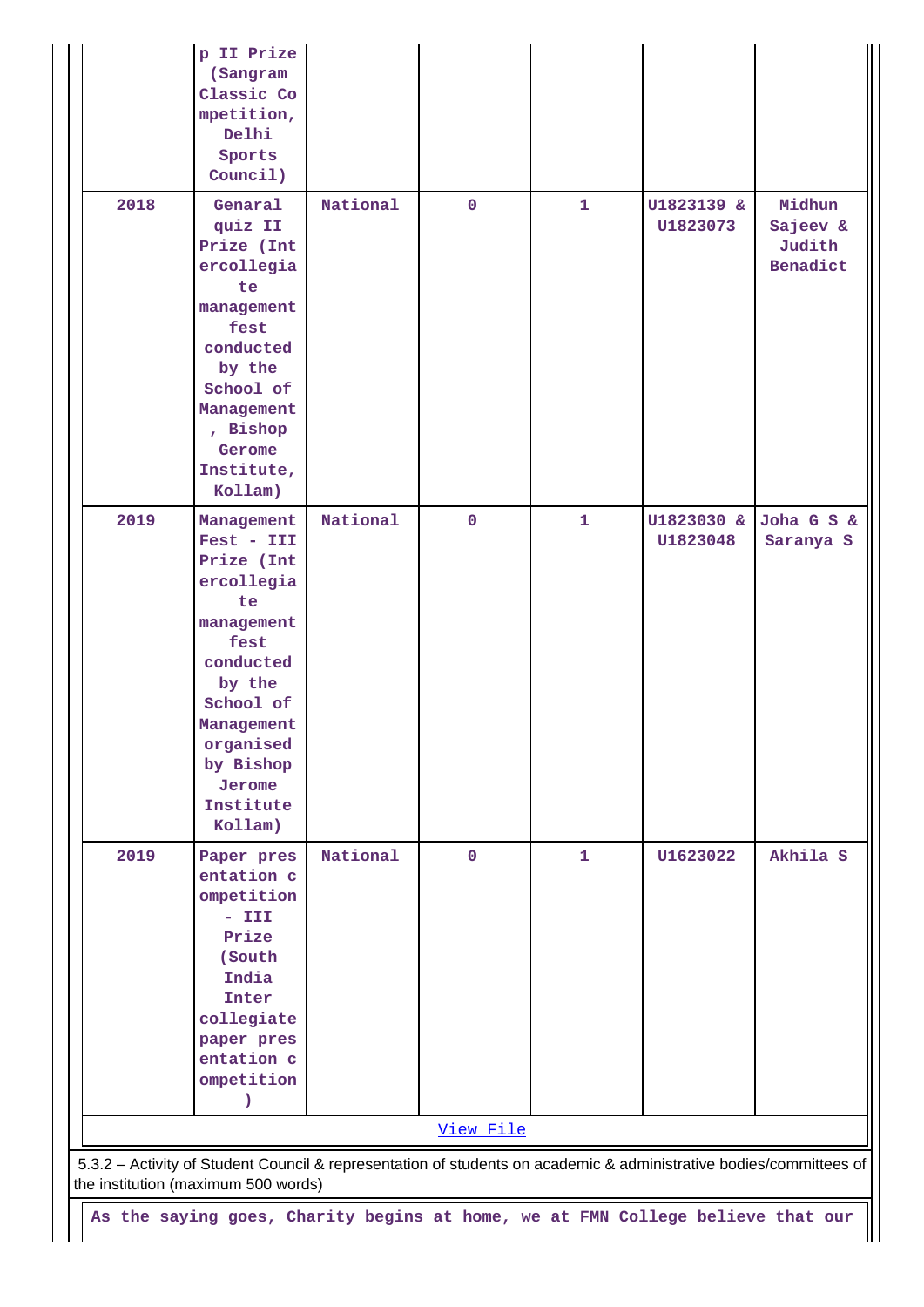| | | | | | | |
|---|---|---|---|---|---|---|
| | p II Prize (Sangram Classic Competition, Delhi Sports Council) | | | | | |
| 2018 | Genaral quiz II Prize (Intercollegiate management fest conducted by the School of Management, Bishop Gerome Institute, Kollam) | National | 0 | 1 | U1823139 & U1823073 | Midhun Sajeev & Judith Benadict |
| 2019 | Management Fest - III Prize (Intercollegiate management fest conducted by the School of Management organised by Bishop Jerome Institute Kollam) | National | 0 | 1 | U1823030 & U1823048 | Joha G S & Saranya S |
| 2019 | Paper presentation competition - III Prize (South India Inter collegiate paper presentation competition) | National | 0 | 1 | U1623022 | Akhila S |

View File

5.3.2 – Activity of Student Council & representation of students on academic & administrative bodies/committees of the institution (maximum 500 words)

As the saying goes, Charity begins at home, we at FMN College believe that our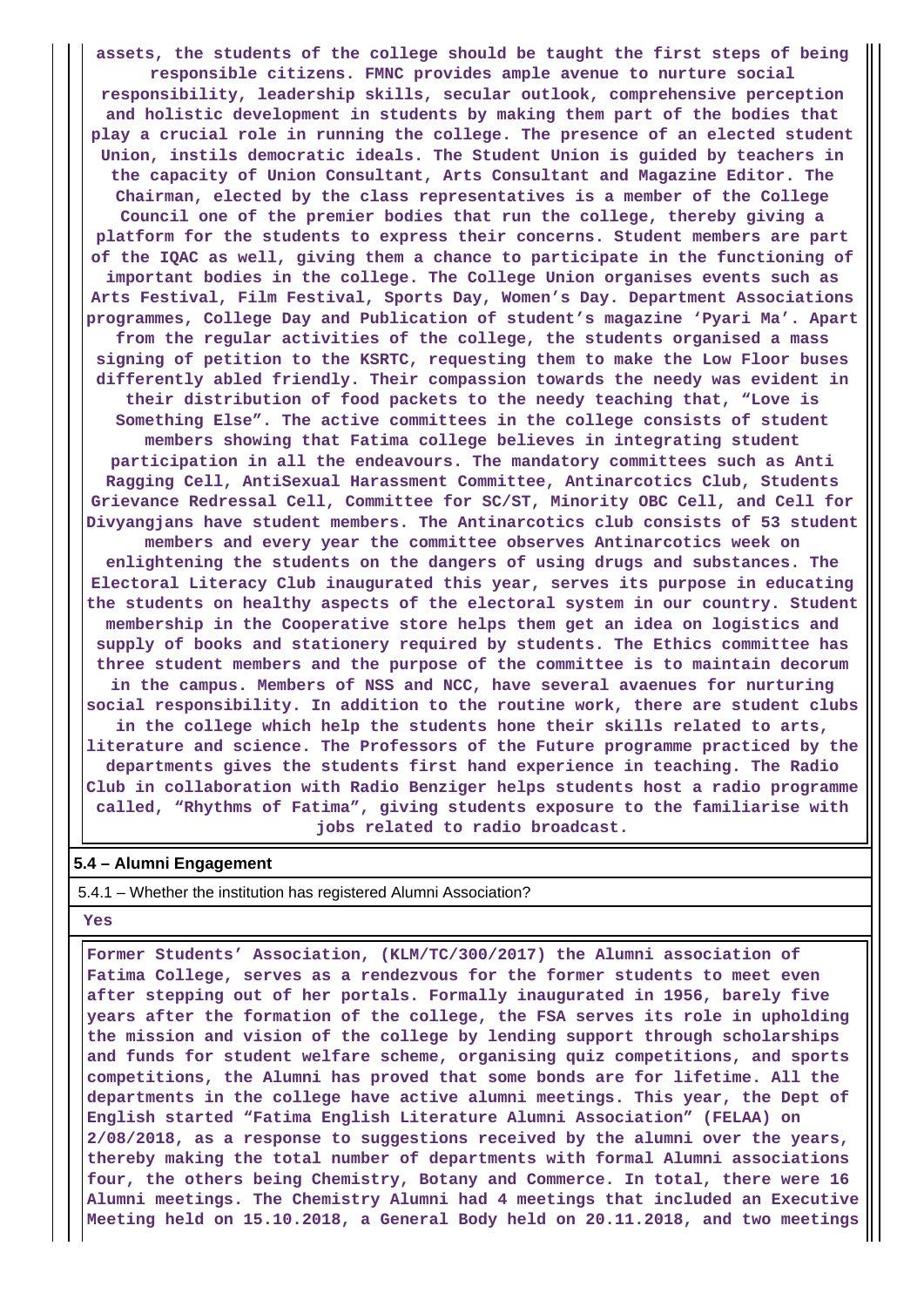**assets, the students of the college should be taught the first steps of being responsible citizens. FMNC provides ample avenue to nurture social responsibility, leadership skills, secular outlook, comprehensive perception and holistic development in students by making them part of the bodies that play a crucial role in running the college. The presence of an elected student Union, instils democratic ideals. The Student Union is guided by teachers in the capacity of Union Consultant, Arts Consultant and Magazine Editor. The Chairman, elected by the class representatives is a member of the College Council one of the premier bodies that run the college, thereby giving a platform for the students to express their concerns. Student members are part of the IQAC as well, giving them a chance to participate in the functioning of important bodies in the college. The College Union organises events such as Arts Festival, Film Festival, Sports Day, Women's Day. Department Associations programmes, College Day and Publication of student's magazine 'Pyari Ma'. Apart from the regular activities of the college, the students organised a mass signing of petition to the KSRTC, requesting them to make the Low Floor buses differently abled friendly. Their compassion towards the needy was evident in their distribution of food packets to the needy teaching that, "Love is Something Else". The active committees in the college consists of student members showing that Fatima college believes in integrating student participation in all the endeavours. The mandatory committees such as Anti Ragging Cell, AntiSexual Harassment Committee, Antinarcotics Club, Students Grievance Redressal Cell, Committee for SC/ST, Minority OBC Cell, and Cell for Divyangjans have student members. The Antinarcotics club consists of 53 student members and every year the committee observes Antinarcotics week on enlightening the students on the dangers of using drugs and substances. The Electoral Literacy Club inaugurated this year, serves its purpose in educating the students on healthy aspects of the electoral system in our country. Student membership in the Cooperative store helps them get an idea on logistics and supply of books and stationery required by students. The Ethics committee has three student members and the purpose of the committee is to maintain decorum in the campus. Members of NSS and NCC, have several avaenues for nurturing social responsibility. In addition to the routine work, there are student clubs in the college which help the students hone their skills related to arts, literature and science. The Professors of the Future programme practiced by the departments gives the students first hand experience in teaching. The Radio Club in collaboration with Radio Benziger helps students host a radio programme called, "Rhythms of Fatima", giving students exposure to the familiarise with jobs related to radio broadcast.**

## 5.4 – Alumni Engagement

5.4.1 – Whether the institution has registered Alumni Association?

**Yes**

**Former Students' Association, (KLM/TC/300/2017) the Alumni association of Fatima College, serves as a rendezvous for the former students to meet even after stepping out of her portals. Formally inaugurated in 1956, barely five years after the formation of the college, the FSA serves its role in upholding the mission and vision of the college by lending support through scholarships and funds for student welfare scheme, organising quiz competitions, and sports competitions, the Alumni has proved that some bonds are for lifetime. All the departments in the college have active alumni meetings. This year, the Dept of English started "Fatima English Literature Alumni Association" (FELAA) on 2/08/2018, as a response to suggestions received by the alumni over the years, thereby making the total number of departments with formal Alumni associations four, the others being Chemistry, Botany and Commerce. In total, there were 16 Alumni meetings. The Chemistry Alumni had 4 meetings that included an Executive Meeting held on 15.10.2018, a General Body held on 20.11.2018, and two meetings**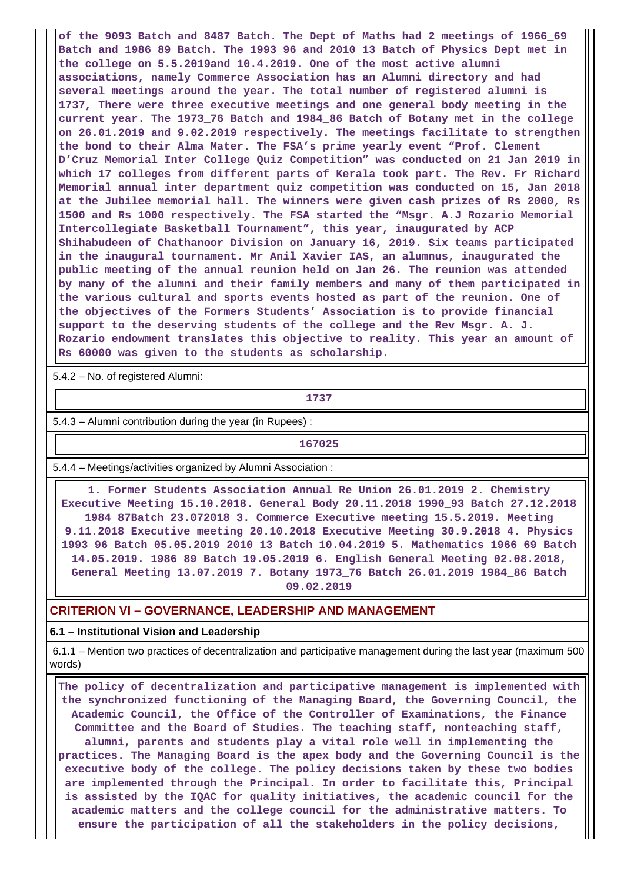of the 9093 Batch and 8487 Batch. The Dept of Maths had 2 meetings of 1966_69 Batch and 1986_89 Batch. The 1993_96 and 2010_13 Batch of Physics Dept met in the college on 5.5.2019and 10.4.2019. One of the most active alumni associations, namely Commerce Association has an Alumni directory and had several meetings around the year. The total number of registered alumni is 1737, There were three executive meetings and one general body meeting in the current year. The 1973_76 Batch and 1984_86 Batch of Botany met in the college on 26.01.2019 and 9.02.2019 respectively. The meetings facilitate to strengthen the bond to their Alma Mater. The FSA's prime yearly event "Prof. Clement D'Cruz Memorial Inter College Quiz Competition" was conducted on 21 Jan 2019 in which 17 colleges from different parts of Kerala took part. The Rev. Fr Richard Memorial annual inter department quiz competition was conducted on 15, Jan 2018 at the Jubilee memorial hall. The winners were given cash prizes of Rs 2000, Rs 1500 and Rs 1000 respectively. The FSA started the "Msgr. A.J Rozario Memorial Intercollegiate Basketball Tournament", this year, inaugurated by ACP Shihabudeen of Chathanoor Division on January 16, 2019. Six teams participated in the inaugural tournament. Mr Anil Xavier IAS, an alumnus, inaugurated the public meeting of the annual reunion held on Jan 26. The reunion was attended by many of the alumni and their family members and many of them participated in the various cultural and sports events hosted as part of the reunion. One of the objectives of the Formers Students' Association is to provide financial support to the deserving students of the college and the Rev Msgr. A. J. Rozario endowment translates this objective to reality. This year an amount of Rs 60000 was given to the students as scholarship.

5.4.2 – No. of registered Alumni:

1737

5.4.3 – Alumni contribution during the year (in Rupees) :

167025

5.4.4 – Meetings/activities organized by Alumni Association :

1. Former Students Association Annual Re Union 26.01.2019 2. Chemistry Executive Meeting 15.10.2018. General Body 20.11.2018 1990_93 Batch 27.12.2018 1984_87Batch 23.072018 3. Commerce Executive meeting 15.5.2019. Meeting 9.11.2018 Executive meeting 20.10.2018 Executive Meeting 30.9.2018 4. Physics 1993_96 Batch 05.05.2019 2010_13 Batch 10.04.2019 5. Mathematics 1966_69 Batch 14.05.2019. 1986_89 Batch 19.05.2019 6. English General Meeting 02.08.2018, General Meeting 13.07.2019 7. Botany 1973_76 Batch 26.01.2019 1984_86 Batch 09.02.2019

## CRITERION VI – GOVERNANCE, LEADERSHIP AND MANAGEMENT

### 6.1 – Institutional Vision and Leadership

6.1.1 – Mention two practices of decentralization and participative management during the last year (maximum 500 words)

The policy of decentralization and participative management is implemented with the synchronized functioning of the Managing Board, the Governing Council, the Academic Council, the Office of the Controller of Examinations, the Finance Committee and the Board of Studies. The teaching staff, nonteaching staff, alumni, parents and students play a vital role well in implementing the practices. The Managing Board is the apex body and the Governing Council is the executive body of the college. The policy decisions taken by these two bodies are implemented through the Principal. In order to facilitate this, Principal is assisted by the IQAC for quality initiatives, the academic council for the academic matters and the college council for the administrative matters. To ensure the participation of all the stakeholders in the policy decisions,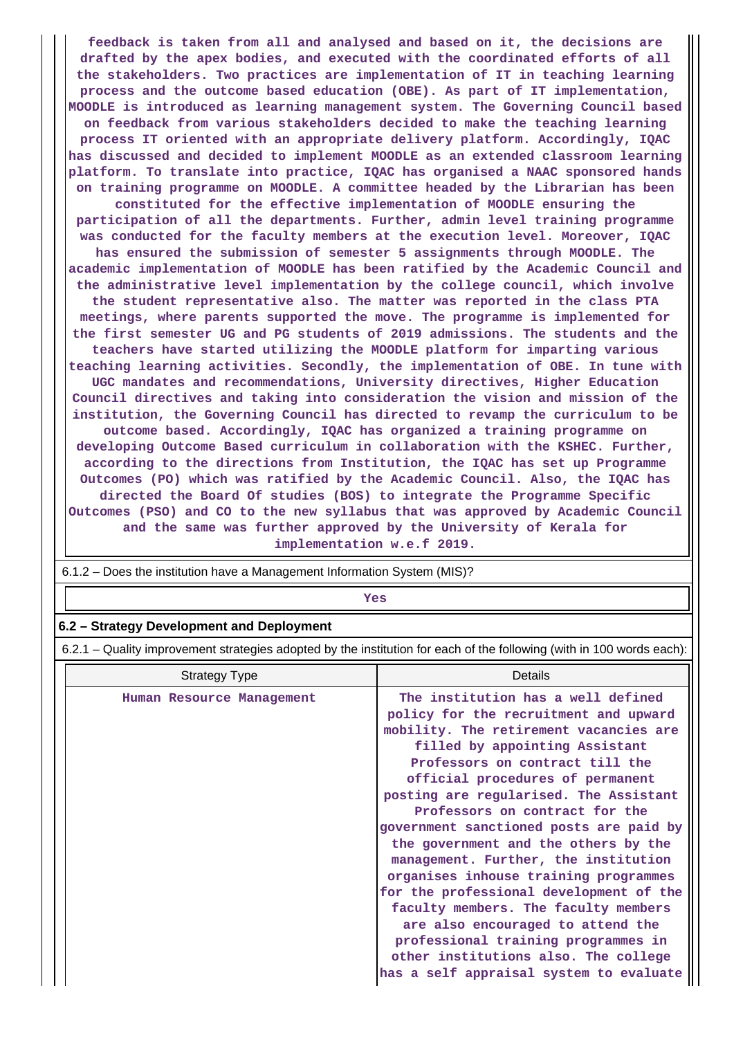feedback is taken from all and analysed and based on it, the decisions are drafted by the apex bodies, and executed with the coordinated efforts of all the stakeholders. Two practices are implementation of IT in teaching learning process and the outcome based education (OBE). As part of IT implementation, MOODLE is introduced as learning management system. The Governing Council based on feedback from various stakeholders decided to make the teaching learning process IT oriented with an appropriate delivery platform. Accordingly, IQAC has discussed and decided to implement MOODLE as an extended classroom learning platform. To translate into practice, IQAC has organised a NAAC sponsored hands on training programme on MOODLE. A committee headed by the Librarian has been constituted for the effective implementation of MOODLE ensuring the participation of all the departments. Further, admin level training programme was conducted for the faculty members at the execution level. Moreover, IQAC has ensured the submission of semester 5 assignments through MOODLE. The academic implementation of MOODLE has been ratified by the Academic Council and the administrative level implementation by the college council, which involve the student representative also. The matter was reported in the class PTA meetings, where parents supported the move. The programme is implemented for the first semester UG and PG students of 2019 admissions. The students and the teachers have started utilizing the MOODLE platform for imparting various teaching learning activities. Secondly, the implementation of OBE. In tune with UGC mandates and recommendations, University directives, Higher Education Council directives and taking into consideration the vision and mission of the institution, the Governing Council has directed to revamp the curriculum to be outcome based. Accordingly, IQAC has organized a training programme on developing Outcome Based curriculum in collaboration with the KSHEC. Further, according to the directions from Institution, the IQAC has set up Programme Outcomes (PO) which was ratified by the Academic Council. Also, the IQAC has directed the Board Of studies (BOS) to integrate the Programme Specific Outcomes (PSO) and CO to the new syllabus that was approved by Academic Council and the same was further approved by the University of Kerala for implementation w.e.f 2019.

6.1.2 – Does the institution have a Management Information System (MIS)?

Yes

## 6.2 – Strategy Development and Deployment

6.2.1 – Quality improvement strategies adopted by the institution for each of the following (with in 100 words each):

| Strategy Type | Details |
|---|---|
| Human Resource Management | The institution has a well defined policy for the recruitment and upward mobility. The retirement vacancies are filled by appointing Assistant Professors on contract till the official procedures of permanent posting are regularised. The Assistant Professors on contract for the government sanctioned posts are paid by the government and the others by the management. Further, the institution organises inhouse training programmes for the professional development of the faculty members. The faculty members are also encouraged to attend the professional training programmes in other institutions also. The college has a self appraisal system to evaluate |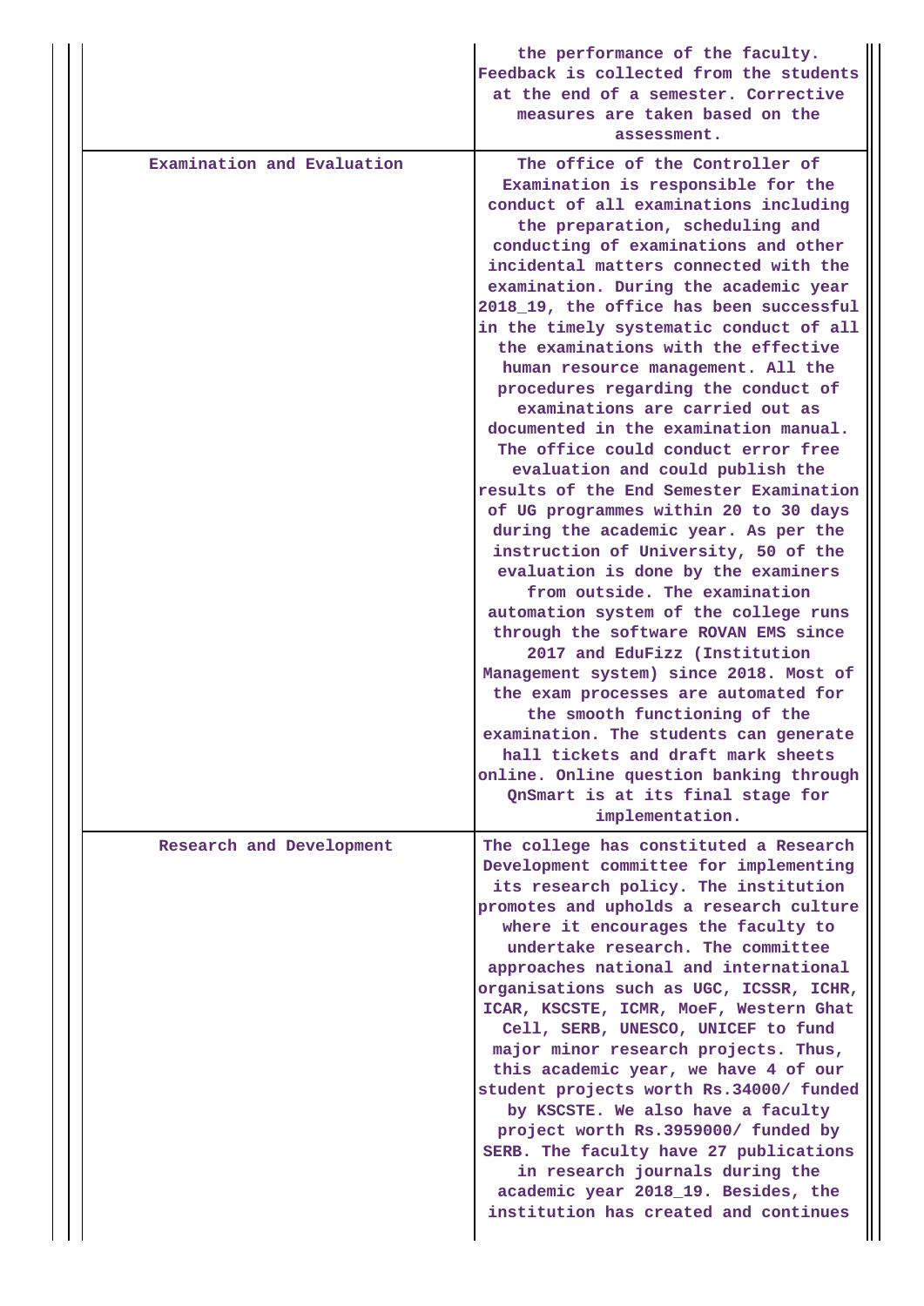| | |
|---|---|
| | the performance of the faculty. Feedback is collected from the students at the end of a semester. Corrective measures are taken based on the assessment. |
| Examination and Evaluation | The office of the Controller of Examination is responsible for the conduct of all examinations including the preparation, scheduling and conducting of examinations and other incidental matters connected with the examination. During the academic year 2018_19, the office has been successful in the timely systematic conduct of all the examinations with the effective human resource management. All the procedures regarding the conduct of examinations are carried out as documented in the examination manual. The office could conduct error free evaluation and could publish the results of the End Semester Examination of UG programmes within 20 to 30 days during the academic year. As per the instruction of University, 50 of the evaluation is done by the examiners from outside. The examination automation system of the college runs through the software ROVAN EMS since 2017 and EduFizz (Institution Management system) since 2018. Most of the exam processes are automated for the smooth functioning of the examination. The students can generate hall tickets and draft mark sheets online. Online question banking through QnSmart is at its final stage for implementation. |
| Research and Development | The college has constituted a Research Development committee for implementing its research policy. The institution promotes and upholds a research culture where it encourages the faculty to undertake research. The committee approaches national and international organisations such as UGC, ICSSR, ICHR, ICAR, KSCSTE, ICMR, MoeF, Western Ghat Cell, SERB, UNESCO, UNICEF to fund major minor research projects. Thus, this academic year, we have 4 of our student projects worth Rs.34000/ funded by KSCSTE. We also have a faculty project worth Rs.3959000/ funded by SERB. The faculty have 27 publications in research journals during the academic year 2018_19. Besides, the institution has created and continues |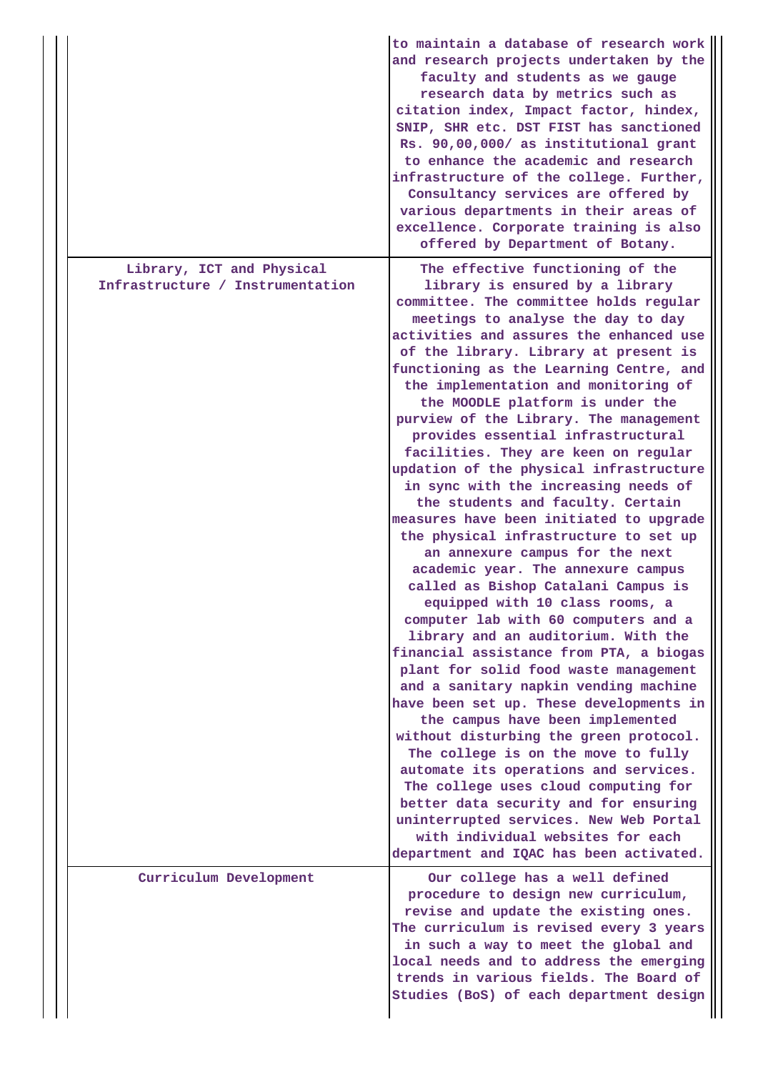| | |
|---|---|
| | to maintain a database of research work and research projects undertaken by the faculty and students as we gauge research data by metrics such as citation index, Impact factor, hindex, SNIP, SHR etc. DST FIST has sanctioned Rs. 90,00,000/ as institutional grant to enhance the academic and research infrastructure of the college. Further, Consultancy services are offered by various departments in their areas of excellence. Corporate training is also offered by Department of Botany. |
| Library, ICT and Physical Infrastructure / Instrumentation | The effective functioning of the library is ensured by a library committee. The committee holds regular meetings to analyse the day to day activities and assures the enhanced use of the library. Library at present is functioning as the Learning Centre, and the implementation and monitoring of the MOODLE platform is under the purview of the Library. The management provides essential infrastructural facilities. They are keen on regular updation of the physical infrastructure in sync with the increasing needs of the students and faculty. Certain measures have been initiated to upgrade the physical infrastructure to set up an annexure campus for the next academic year. The annexure campus called as Bishop Catalani Campus is equipped with 10 class rooms, a computer lab with 60 computers and a library and an auditorium. With the financial assistance from PTA, a biogas plant for solid food waste management and a sanitary napkin vending machine have been set up. These developments in the campus have been implemented without disturbing the green protocol. The college is on the move to fully automate its operations and services. The college uses cloud computing for better data security and for ensuring uninterrupted services. New Web Portal with individual websites for each department and IQAC has been activated. |
| Curriculum Development | Our college has a well defined procedure to design new curriculum, revise and update the existing ones. The curriculum is revised every 3 years in such a way to meet the global and local needs and to address the emerging trends in various fields. The Board of Studies (BoS) of each department design |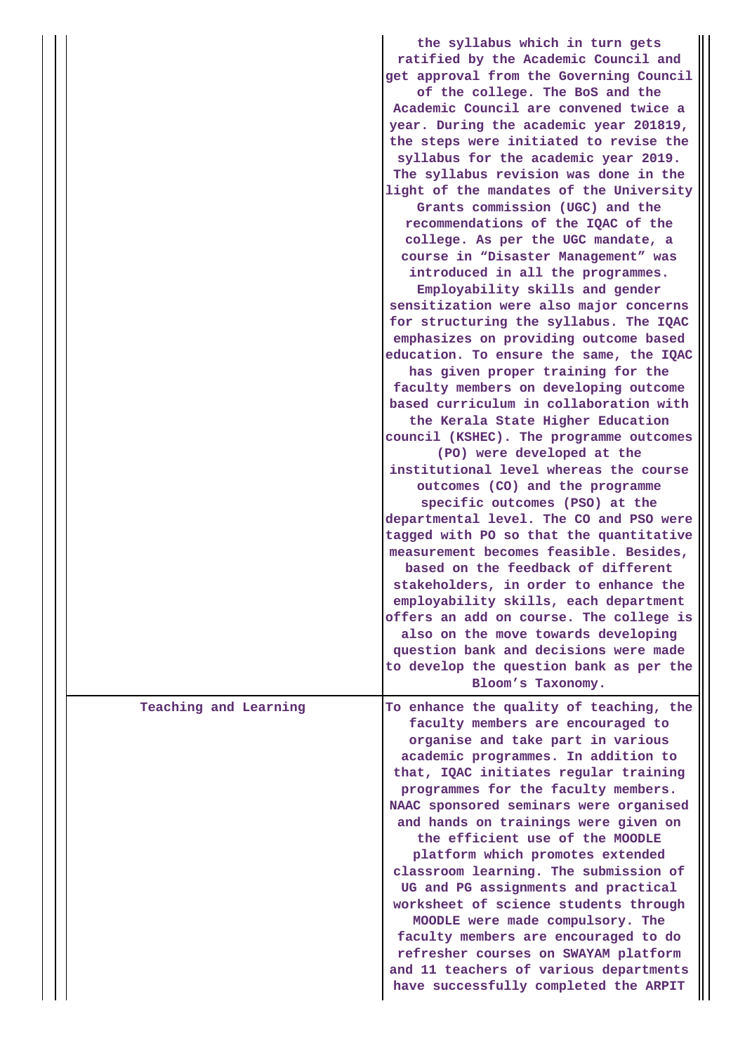| | |
|---|---|
| | the syllabus which in turn gets ratified by the Academic Council and get approval from the Governing Council of the college. The BoS and the Academic Council are convened twice a year. During the academic year 201819, the steps were initiated to revise the syllabus for the academic year 2019. The syllabus revision was done in the light of the mandates of the University Grants commission (UGC) and the recommendations of the IQAC of the college. As per the UGC mandate, a course in "Disaster Management" was introduced in all the programmes. Employability skills and gender sensitization were also major concerns for structuring the syllabus. The IQAC emphasizes on providing outcome based education. To ensure the same, the IQAC has given proper training for the faculty members on developing outcome based curriculum in collaboration with the Kerala State Higher Education council (KSHEC). The programme outcomes (PO) were developed at the institutional level whereas the course outcomes (CO) and the programme specific outcomes (PSO) at the departmental level. The CO and PSO were tagged with PO so that the quantitative measurement becomes feasible. Besides, based on the feedback of different stakeholders, in order to enhance the employability skills, each department offers an add on course. The college is also on the move towards developing question bank and decisions were made to develop the question bank as per the Bloom's Taxonomy. |
| Teaching and Learning | To enhance the quality of teaching, the faculty members are encouraged to organise and take part in various academic programmes. In addition to that, IQAC initiates regular training programmes for the faculty members. NAAC sponsored seminars were organised and hands on trainings were given on the efficient use of the MOODLE platform which promotes extended classroom learning. The submission of UG and PG assignments and practical worksheet of science students through MOODLE were made compulsory. The faculty members are encouraged to do refresher courses on SWAYAM platform and 11 teachers of various departments have successfully completed the ARPIT |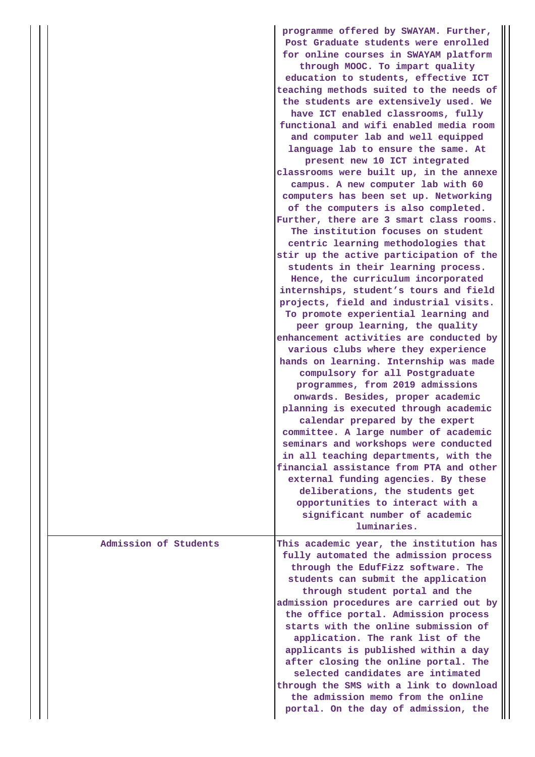| | |
|---|---|
| | programme offered by SWAYAM. Further, Post Graduate students were enrolled for online courses in SWAYAM platform through MOOC. To impart quality education to students, effective ICT teaching methods suited to the needs of the students are extensively used. We have ICT enabled classrooms, fully functional and wifi enabled media room and computer lab and well equipped language lab to ensure the same. At present new 10 ICT integrated classrooms were built up, in the annexe campus. A new computer lab with 60 computers has been set up. Networking of the computers is also completed. Further, there are 3 smart class rooms. The institution focuses on student centric learning methodologies that stir up the active participation of the students in their learning process. Hence, the curriculum incorporated internships, student's tours and field projects, field and industrial visits. To promote experiential learning and peer group learning, the quality enhancement activities are conducted by various clubs where they experience hands on learning. Internship was made compulsory for all Postgraduate programmes, from 2019 admissions onwards. Besides, proper academic planning is executed through academic calendar prepared by the expert committee. A large number of academic seminars and workshops were conducted in all teaching departments, with the financial assistance from PTA and other external funding agencies. By these deliberations, the students get opportunities to interact with a significant number of academic luminaries. |
| Admission of Students | This academic year, the institution has fully automated the admission process through the EdufFizz software. The students can submit the application through student portal and the admission procedures are carried out by the office portal. Admission process starts with the online submission of application. The rank list of the applicants is published within a day after closing the online portal. The selected candidates are intimated through the SMS with a link to download the admission memo from the online portal. On the day of admission, the |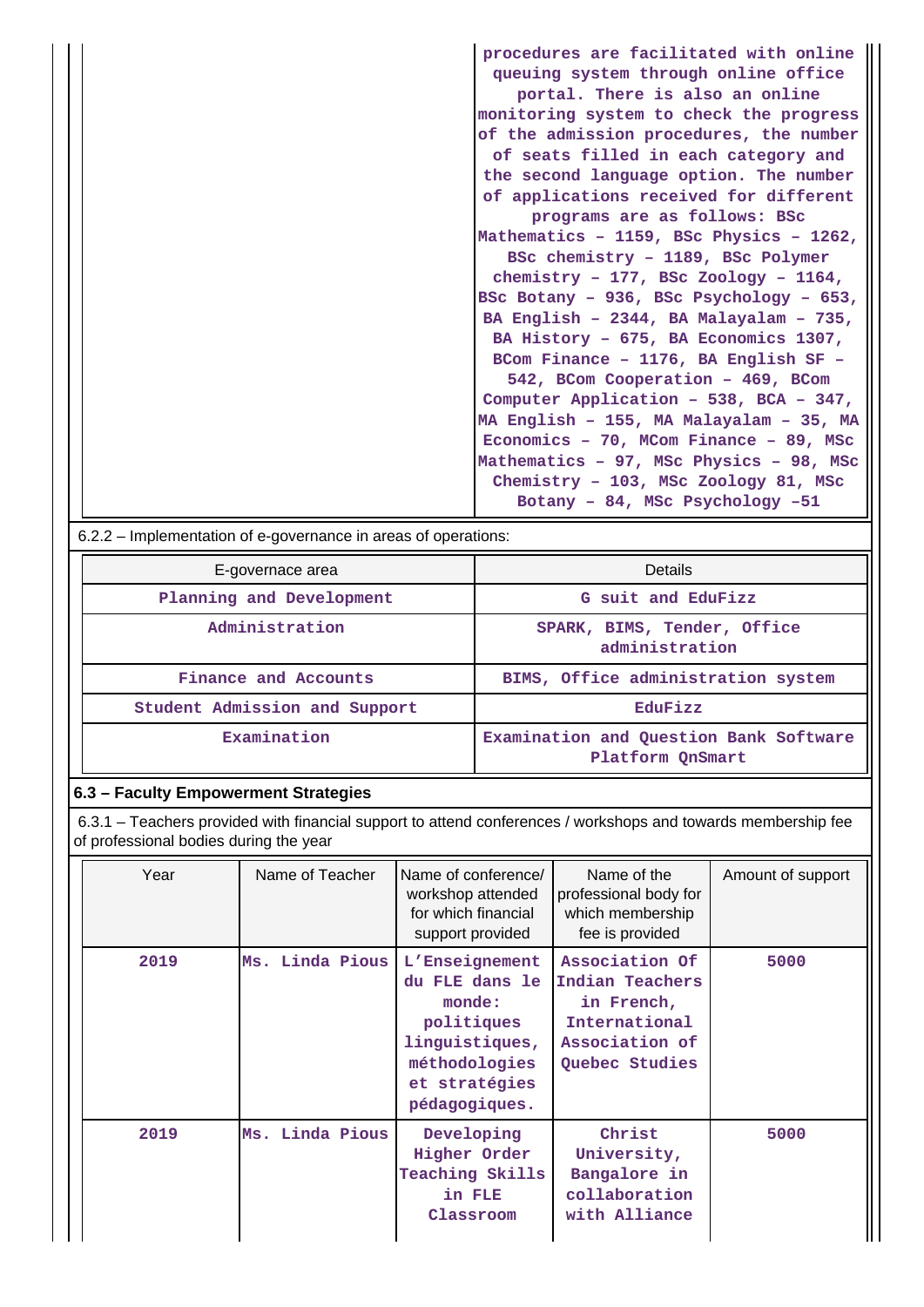| | procedures are facilitated with online queuing system through online office portal. There is also an online monitoring system to check the progress of the admission procedures, the number of seats filled in each category and the second language option. The number of applications received for different programs are as follows: BSc Mathematics – 1159, BSc Physics – 1262, BSc chemistry – 1189, BSc Polymer chemistry – 177, BSc Zoology – 1164, BSc Botany – 936, BSc Psychology – 653, BA English – 2344, BA Malayalam – 735, BA History – 675, BA Economics 1307, BCom Finance – 1176, BA English SF – 542, BCom Cooperation – 469, BCom Computer Application – 538, BCA – 347, MA English – 155, MA Malayalam – 35, MA Economics – 70, MCom Finance – 89, MSc Mathematics – 97, MSc Physics – 98, MSc Chemistry – 103, MSc Zoology 81, MSc Botany – 84, MSc Psychology –51 |
|---|---|

6.2.2 – Implementation of e-governance in areas of operations:

| E-governace area | Details |
|---|---|
| Planning and Development | G suit and EduFizz |
| Administration | SPARK, BIMS, Tender, Office administration |
| Finance and Accounts | BIMS, Office administration system |
| Student Admission and Support | EduFizz |
| Examination | Examination and Question Bank Software Platform QnSmart |

### 6.3 – Faculty Empowerment Strategies

6.3.1 – Teachers provided with financial support to attend conferences / workshops and towards membership fee of professional bodies during the year

| Year | Name of Teacher | Name of conference/ workshop attended for which financial support provided | Name of the professional body for which membership fee is provided | Amount of support |
|---|---|---|---|---|
| 2019 | Ms. Linda Pious | L'Enseignement du FLE dans le monde: politiques linguistiques, méthodologies et stratégies pédagogiques. | Association Of Indian Teachers in French, International Association of Quebec Studies | 5000 |
| 2019 | Ms. Linda Pious | Developing Higher Order Teaching Skills in FLE Classroom | Christ University, Bangalore in collaboration with Alliance | 5000 |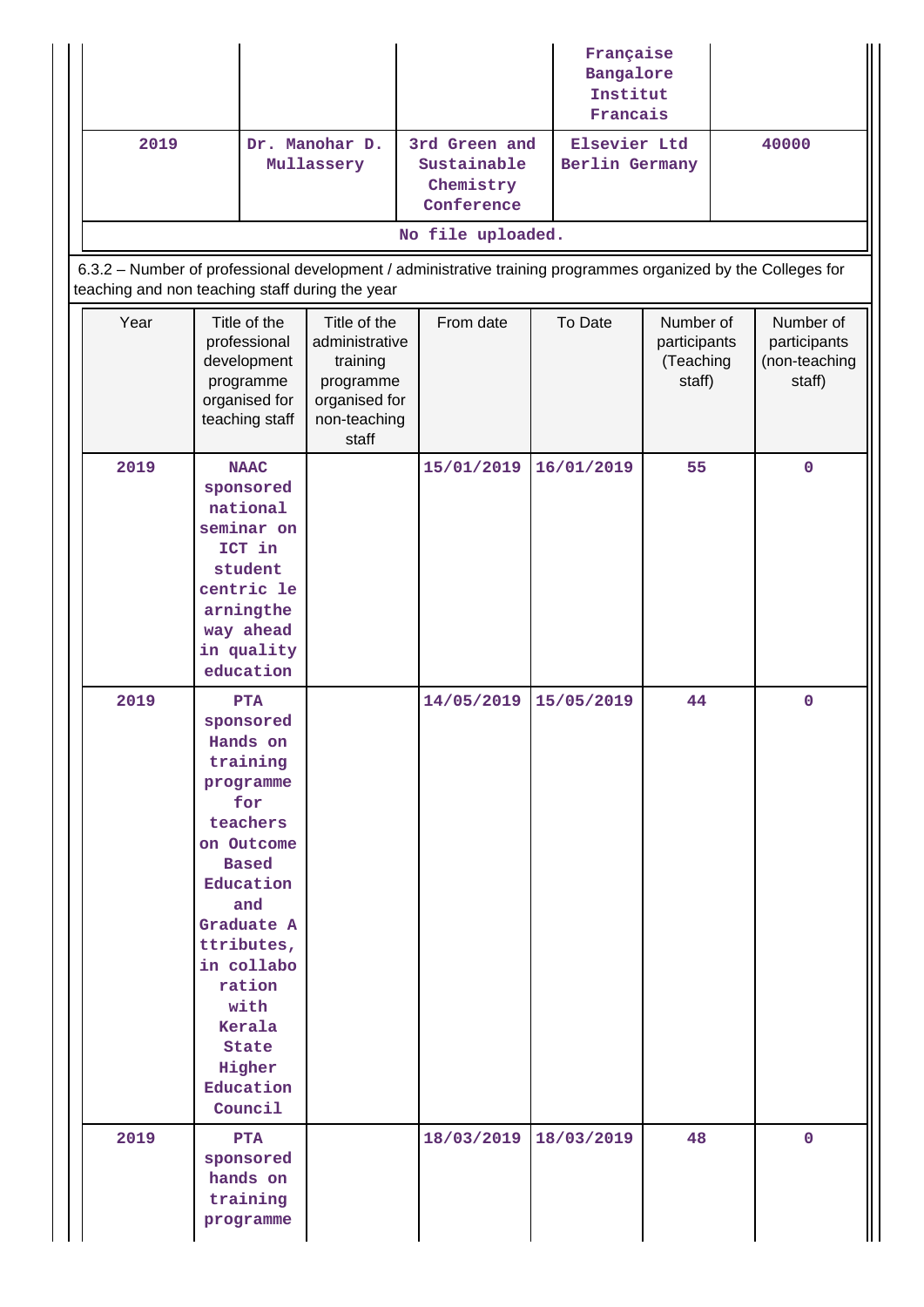| | | | Française Bangalore Institut Francais | |
|---|---|---|---|---|
| 2019 | Dr. Manohar D. Mullassery | 3rd Green and Sustainable Chemistry Conference | Elsevier Ltd Berlin Germany | 40000 |

No file uploaded.

6.3.2 – Number of professional development / administrative training programmes organized by the Colleges for teaching and non teaching staff during the year

| Year | Title of the professional development programme organised for teaching staff | Title of the administrative training programme organised for non-teaching staff | From date | To Date | Number of participants (Teaching staff) | Number of participants (non-teaching staff) |
|---|---|---|---|---|---|---|
| 2019 | NAAC sponsored national seminar on ICT in student centric le arningthe way ahead in quality education | | 15/01/2019 | 16/01/2019 | 55 | 0 |
| 2019 | PTA sponsored Hands on training programme for teachers on Outcome Based Education and Graduate A ttributes, in collabo ration with Kerala State Higher Education Council | | 14/05/2019 | 15/05/2019 | 44 | 0 |
| 2019 | PTA sponsored hands on training programme | | 18/03/2019 | 18/03/2019 | 48 | 0 |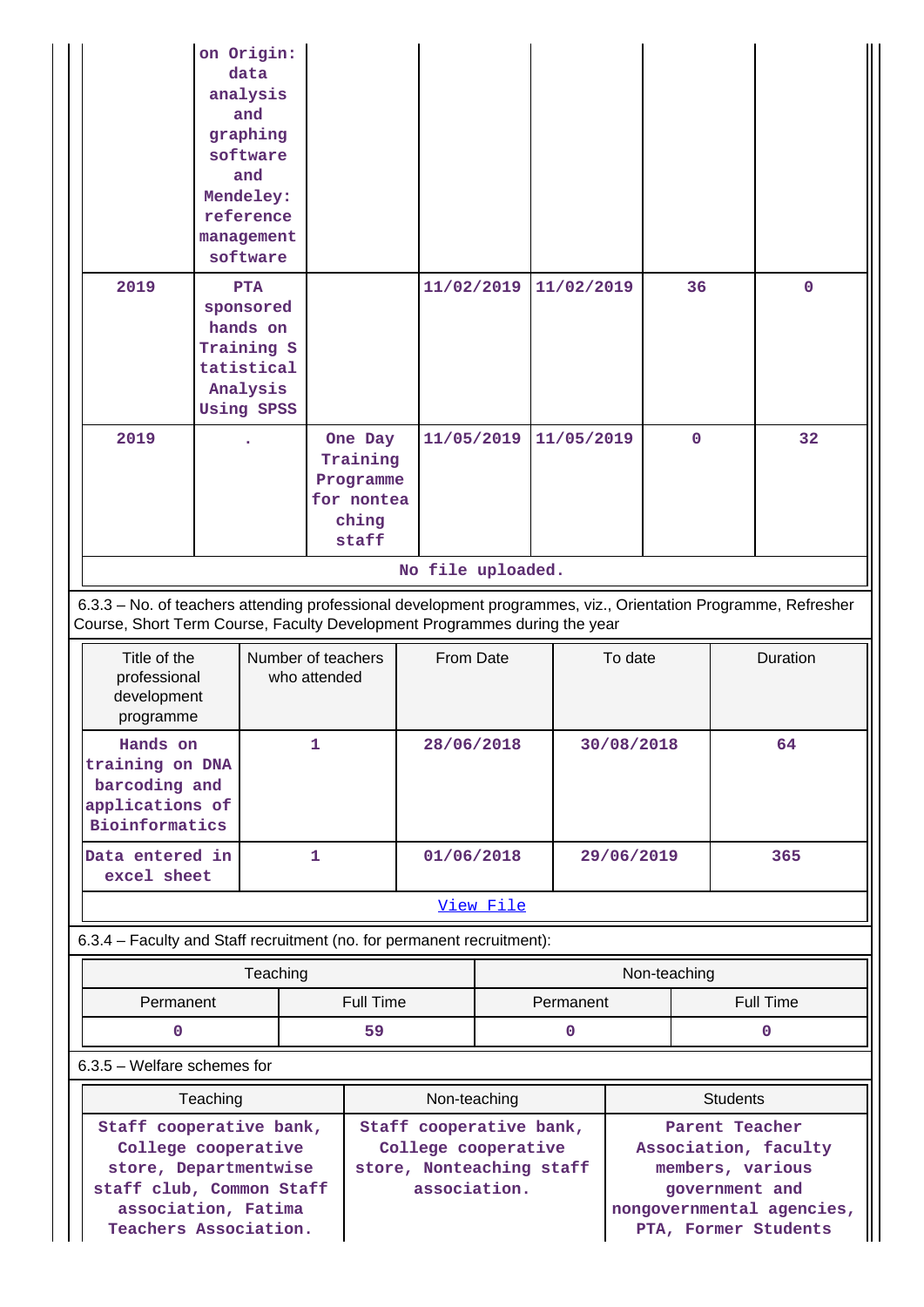| | on Origin: data analysis and graphing software and Mendeley: reference management software | | | | | |
|---|---|---|---|---|---|---|
| 2019 | PTA sponsored hands on Training Statistical Analysis Using SPSS | | 11/02/2019 | 11/02/2019 | 36 | 0 |
| 2019 | . | One Day Training Programme for nonteaching staff | 11/05/2019 | 11/05/2019 | 0 | 32 |
| No file uploaded. | | | | | | |

6.3.3 – No. of teachers attending professional development programmes, viz., Orientation Programme, Refresher Course, Short Term Course, Faculty Development Programmes during the year

| Title of the professional development programme | Number of teachers who attended | From Date | To date | Duration |
|---|---|---|---|---|
| Hands on training on DNA barcoding and applications of Bioinformatics | 1 | 28/06/2018 | 30/08/2018 | 64 |
| Data entered in excel sheet | 1 | 01/06/2018 | 29/06/2019 | 365 |
| View File | | | | |

6.3.4 – Faculty and Staff recruitment (no. for permanent recruitment):

| Teaching | | Non-teaching | |
|---|---|---|---|
| Permanent | Full Time | Permanent | Full Time |
| 0 | 59 | 0 | 0 |

6.3.5 – Welfare schemes for

| Teaching | Non-teaching | Students |
|---|---|---|
| Staff cooperative bank, College cooperative store, Departmentwise staff club, Common Staff association, Fatima Teachers Association. | Staff cooperative bank, College cooperative store, Nonteaching staff association. | Parent Teacher Association, faculty members, various government and nongovernmental agencies, PTA, Former Students |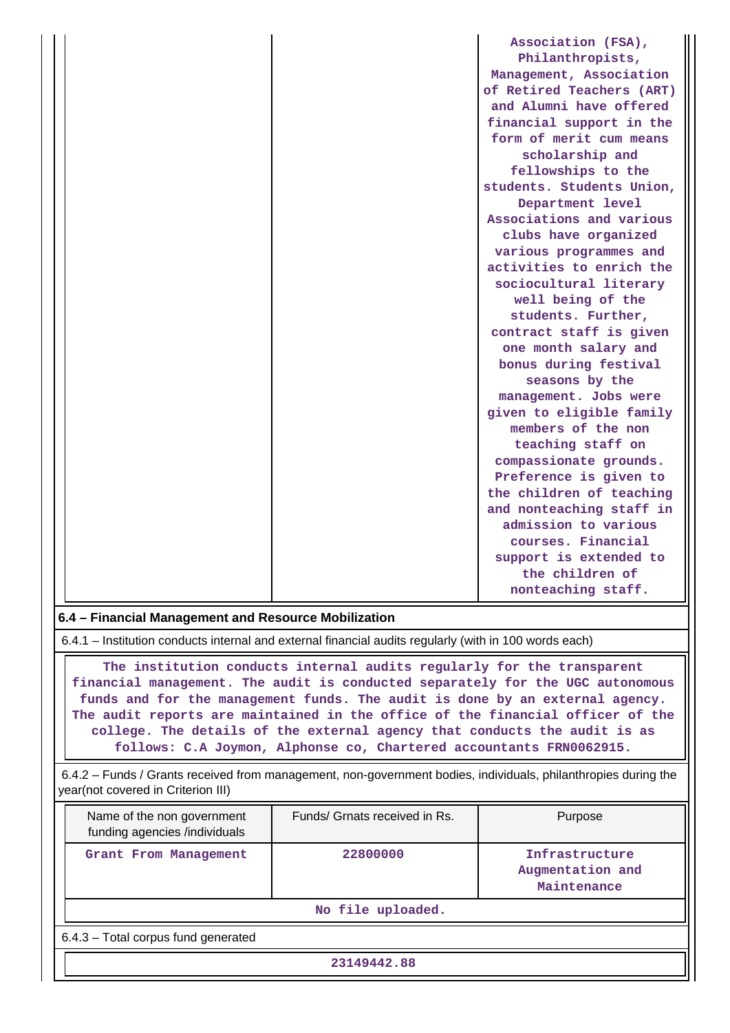| | | Association (FSA), Philanthropists, Management, Association of Retired Teachers (ART) and Alumni have offered financial support in the form of merit cum means scholarship and fellowships to the students. Students Union, Department level Associations and various clubs have organized various programmes and activities to enrich the sociocultural literary well being of the students. Further, contract staff is given one month salary and bonus during festival seasons by the management. Jobs were given to eligible family members of the non teaching staff on compassionate grounds. Preference is given to the children of teaching and nonteaching staff in admission to various courses. Financial support is extended to the children of nonteaching staff. |
|---|---|---|

## 6.4 – Financial Management and Resource Mobilization

6.4.1 – Institution conducts internal and external financial audits regularly (with in 100 words each)

The institution conducts internal audits regularly for the transparent financial management. The audit is conducted separately for the UGC autonomous funds and for the management funds. The audit is done by an external agency. The audit reports are maintained in the office of the financial officer of the college. The details of the external agency that conducts the audit is as follows: C.A Joymon, Alphonse co, Chartered accountants FRN0062915.

6.4.2 – Funds / Grants received from management, non-government bodies, individuals, philanthropies during the year(not covered in Criterion III)

| Name of the non government funding agencies /individuals | Funds/ Grnats received in Rs. | Purpose |
|---|---|---|
| Grant From Management | 22800000 | Infrastructure Augmentation and Maintenance |

No file uploaded.

6.4.3 – Total corpus fund generated

23149442.88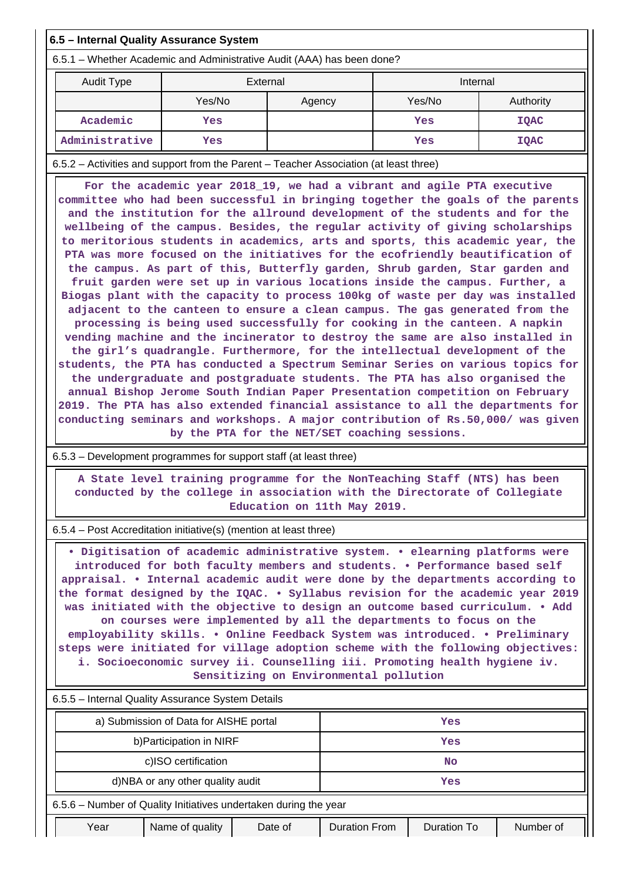### 6.5 – Internal Quality Assurance System

6.5.1 – Whether Academic and Administrative Audit (AAA) has been done?

| Audit Type | External | | Internal | |
|---|---|---|---|---|
| | Yes/No | Agency | Yes/No | Authority |
| Academic | Yes | | Yes | IQAC |
| Administrative | Yes | | Yes | IQAC |

6.5.2 – Activities and support from the Parent – Teacher Association (at least three)

For the academic year 2018_19, we had a vibrant and agile PTA executive committee who had been successful in bringing together the goals of the parents and the institution for the allround development of the students and for the wellbeing of the campus. Besides, the regular activity of giving scholarships to meritorious students in academics, arts and sports, this academic year, the PTA was more focused on the initiatives for the ecofriendly beautification of the campus. As part of this, Butterfly garden, Shrub garden, Star garden and fruit garden were set up in various locations inside the campus. Further, a Biogas plant with the capacity to process 100kg of waste per day was installed adjacent to the canteen to ensure a clean campus. The gas generated from the processing is being used successfully for cooking in the canteen. A napkin vending machine and the incinerator to destroy the same are also installed in the girl's quadrangle. Furthermore, for the intellectual development of the students, the PTA has conducted a Spectrum Seminar Series on various topics for the undergraduate and postgraduate students. The PTA has also organised the annual Bishop Jerome South Indian Paper Presentation competition on February 2019. The PTA has also extended financial assistance to all the departments for conducting seminars and workshops. A major contribution of Rs.50,000/ was given by the PTA for the NET/SET coaching sessions.

6.5.3 – Development programmes for support staff (at least three)

A State level training programme for the NonTeaching Staff (NTS) has been conducted by the college in association with the Directorate of Collegiate Education on 11th May 2019.

6.5.4 – Post Accreditation initiative(s) (mention at least three)

• Digitisation of academic administrative system. • elearning platforms were introduced for both faculty members and students. • Performance based self appraisal. • Internal academic audit were done by the departments according to the format designed by the IQAC. • Syllabus revision for the academic year 2019 was initiated with the objective to design an outcome based curriculum. • Add on courses were implemented by all the departments to focus on the employability skills. • Online Feedback System was introduced. • Preliminary steps were initiated for village adoption scheme with the following objectives: i. Socioeconomic survey ii. Counselling iii. Promoting health hygiene iv. Sensitizing on Environmental pollution

6.5.5 – Internal Quality Assurance System Details

| | |
|---|---|
| a) Submission of Data for AISHE portal | Yes |
| b)Participation in NIRF | Yes |
| c)ISO certification | No |
| d)NBA or any other quality audit | Yes |

6.5.6 – Number of Quality Initiatives undertaken during the year

| Year | Name of quality | Date of | Duration From | Duration To | Number of |
|---|---|---|---|---|---|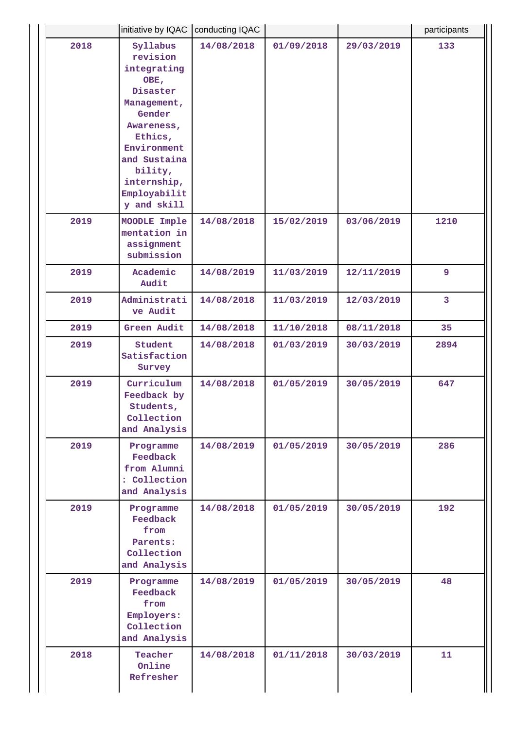| | initiative by IQAC | conducting IQAC | | | participants |
|---|---|---|---|---|---|
| 2018 | Syllabus revision integrating OBE, Disaster Management, Gender Awareness, Ethics, Environment and Sustainability, internship, Employability and skill | 14/08/2018 | 01/09/2018 | 29/03/2019 | 133 |
| 2019 | MOODLE Implementation in assignment submission | 14/08/2018 | 15/02/2019 | 03/06/2019 | 1210 |
| 2019 | Academic Audit | 14/08/2019 | 11/03/2019 | 12/11/2019 | 9 |
| 2019 | Administrative Audit | 14/08/2018 | 11/03/2019 | 12/03/2019 | 3 |
| 2019 | Green Audit | 14/08/2018 | 11/10/2018 | 08/11/2018 | 35 |
| 2019 | Student Satisfaction Survey | 14/08/2018 | 01/03/2019 | 30/03/2019 | 2894 |
| 2019 | Curriculum Feedback by Students, Collection and Analysis | 14/08/2018 | 01/05/2019 | 30/05/2019 | 647 |
| 2019 | Programme Feedback from Alumni : Collection and Analysis | 14/08/2019 | 01/05/2019 | 30/05/2019 | 286 |
| 2019 | Programme Feedback from Parents: Collection and Analysis | 14/08/2018 | 01/05/2019 | 30/05/2019 | 192 |
| 2019 | Programme Feedback from Employers: Collection and Analysis | 14/08/2019 | 01/05/2019 | 30/05/2019 | 48 |
| 2018 | Teacher Online Refresher | 14/08/2018 | 01/11/2018 | 30/03/2019 | 11 |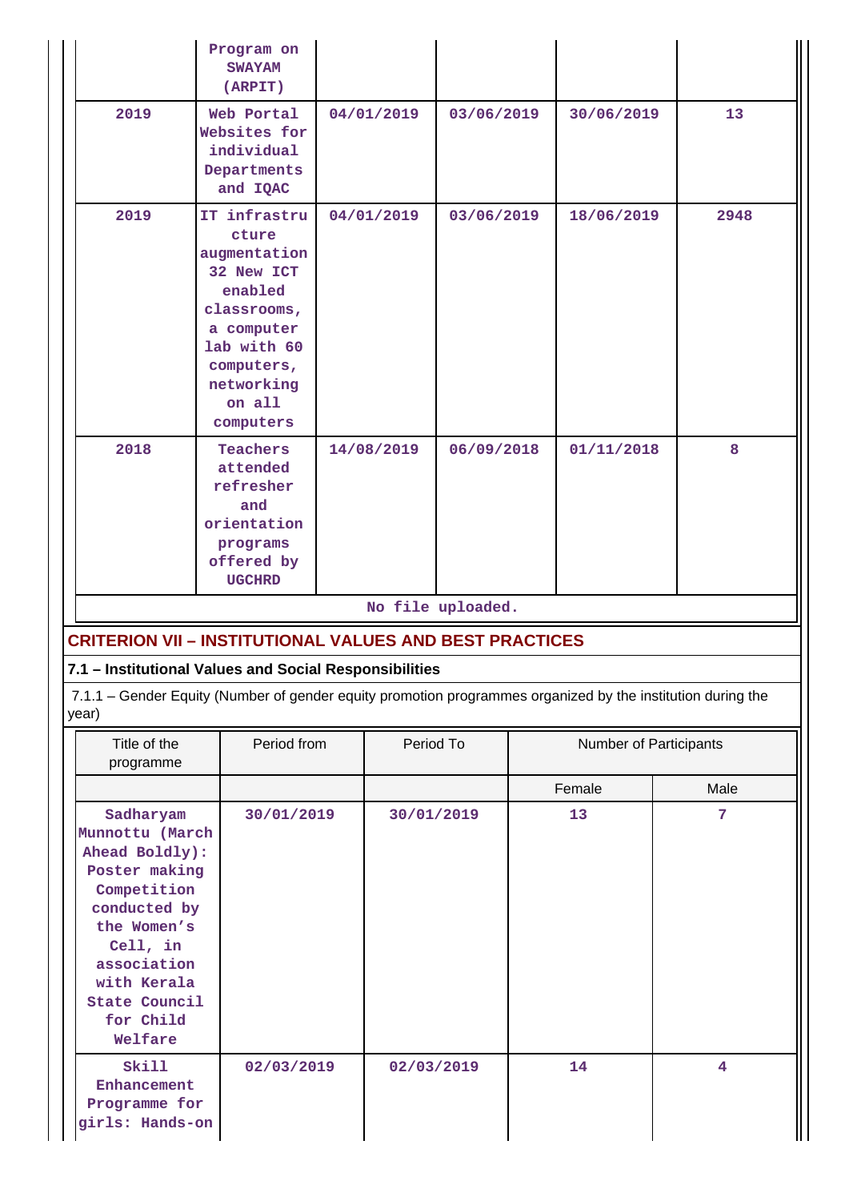| | Program on SWAYAM (ARPIT) | | | | |
|---|---|---|---|---|---|
| 2019 | Web Portal Websites for individual Departments and IQAC | 04/01/2019 | 03/06/2019 | 30/06/2019 | 13 |
| 2019 | IT infrastructure augmentation 32 New ICT enabled classrooms, a computer lab with 60 computers, networking on all computers | 04/01/2019 | 03/06/2019 | 18/06/2019 | 2948 |
| 2018 | Teachers attended refresher and orientation programs offered by UGCHRD | 14/08/2019 | 06/09/2018 | 01/11/2018 | 8 |

No file uploaded.

## CRITERION VII – INSTITUTIONAL VALUES AND BEST PRACTICES

### 7.1 – Institutional Values and Social Responsibilities

7.1.1 – Gender Equity (Number of gender equity promotion programmes organized by the institution during the year)

| Title of the programme | Period from | Period To | Number of Participants | |
|---|---|---|---|---|
| | | | Female | Male |
| Sadharyam Munnottu (March Ahead Boldly): Poster making Competition conducted by the Women's Cell, in association with Kerala State Council for Child Welfare | 30/01/2019 | 30/01/2019 | 13 | 7 |
| Skill Enhancement Programme for girls: Hands-on | 02/03/2019 | 02/03/2019 | 14 | 4 |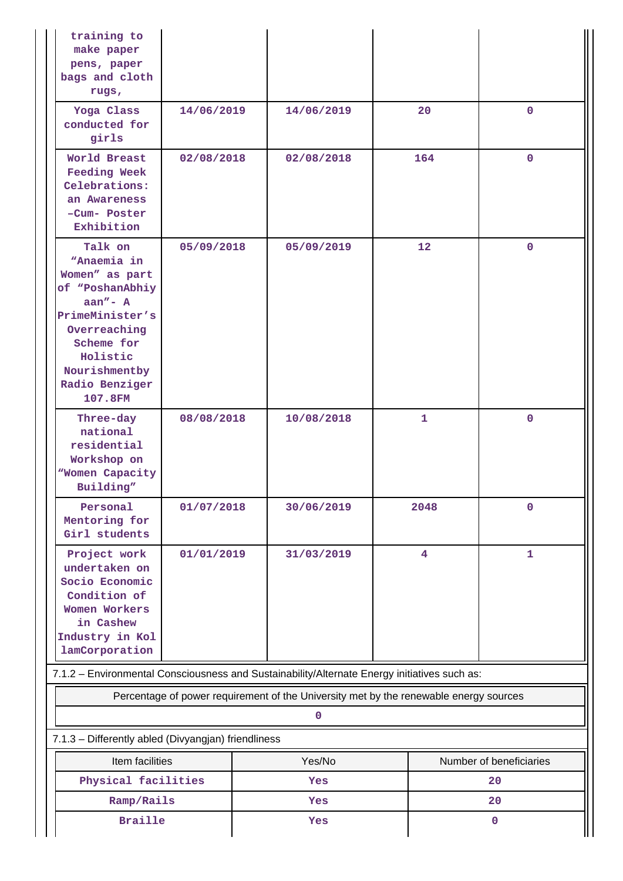| | | | | |
|---|---|---|---|---|
| training to make paper pens, paper bags and cloth rugs, | | | | |
| Yoga Class conducted for girls | 14/06/2019 | 14/06/2019 | 20 | 0 |
| World Breast Feeding Week Celebrations: an Awareness –Cum- Poster Exhibition | 02/08/2018 | 02/08/2018 | 164 | 0 |
| Talk on “Anaemia in Women” as part of “PoshanAbhiyaan”- A PrimeMinister’s Overreaching Scheme for Holistic Nourishmentby Radio Benziger 107.8FM | 05/09/2018 | 05/09/2019 | 12 | 0 |
| Three-day national residential Workshop on “Women Capacity Building” | 08/08/2018 | 10/08/2018 | 1 | 0 |
| Personal Mentoring for Girl students | 01/07/2018 | 30/06/2019 | 2048 | 0 |
| Project work undertaken on Socio Economic Condition of Women Workers in Cashew Industry in KollamCorporation | 01/01/2019 | 31/03/2019 | 4 | 1 |

7.1.2 – Environmental Consciousness and Sustainability/Alternate Energy initiatives such as:

| Percentage of power requirement of the University met by the renewable energy sources |
|---|
| 0 |

7.1.3 – Differently abled (Divyangjan) friendliness

| Item facilities | Yes/No | Number of beneficiaries |
|---|---|---|
| Physical facilities | Yes | 20 |
| Ramp/Rails | Yes | 20 |
| Braille | Yes | 0 |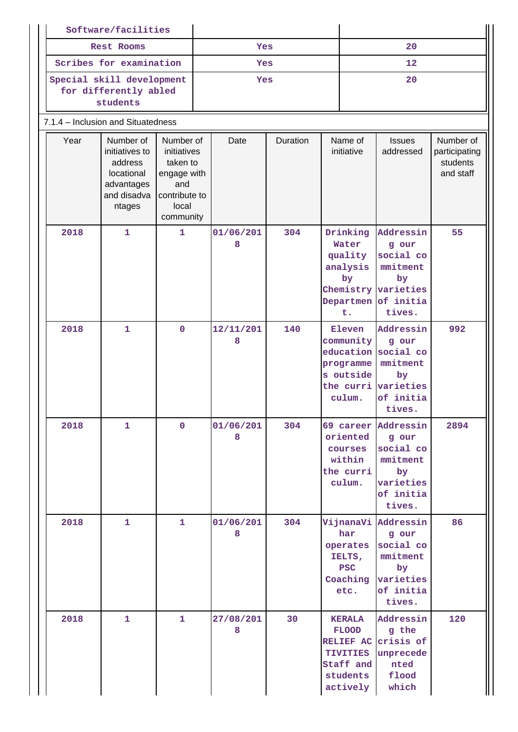| Software/facilities | | |
|---|---|---|
| Rest Rooms | Yes | 20 |
| Scribes for examination | Yes | 12 |
| Special skill development for differently abled students | Yes | 20 |

7.1.4 – Inclusion and Situatedness

| Year | Number of initiatives to address locational advantages and disadvantages | Number of initiatives taken to engage with and contribute to local community | Date | Duration | Name of initiative | Issues addressed | Number of participating students and staff |
|---|---|---|---|---|---|---|---|
| 2018 | 1 | 1 | 01/06/2018 | 304 | Drinking Water quality analysis by Chemistry Department. | Addressing our social commitment by varieties of initiatives. | 55 |
| 2018 | 1 | 0 | 12/11/2018 | 140 | Eleven community education programmes outside the curriculum. | Addressing our social commitment by varieties of initiatives. | 992 |
| 2018 | 1 | 0 | 01/06/2018 | 304 | 69 career oriented courses within the curriculum. | Addressing our social commitment by varieties of initiatives. | 2894 |
| 2018 | 1 | 1 | 01/06/2018 | 304 | VijnanaVihar operates IELTS, PSC Coaching etc. | Addressing our social commitment by varieties of initiatives. | 86 |
| 2018 | 1 | 1 | 27/08/2018 | 30 | KERALA FLOOD RELIEF ACTIVITIES Staff and students actively | Addressing the crisis of unprecedented flood which | 120 |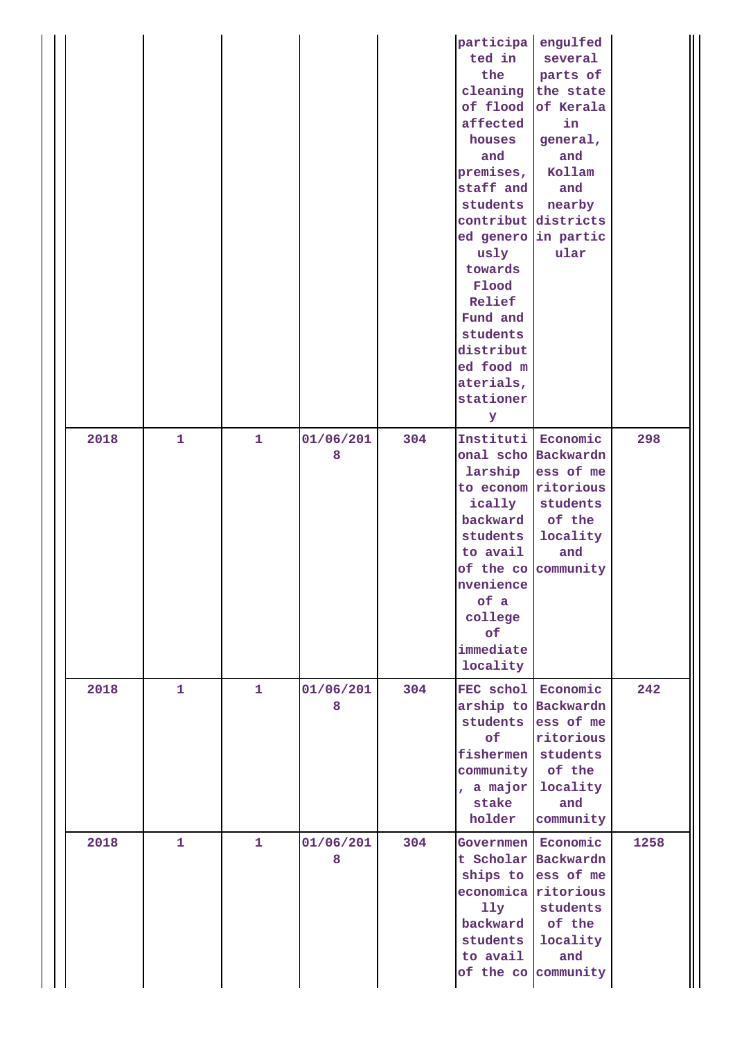| | | | | | | | |
|---|---|---|---|---|---|---|---|
| | | | | | participated in the cleaning of flood affected houses and premises, staff and students contributed generously towards Flood Relief Fund and students distributed food materials, stationery | engulfed several parts of the state of Kerala in general, and Kollam and nearby districts in particular | |
| 2018 | 1 | 1 | 01/06/2018 | 304 | Institutional scholarship to economically backward students to avail of the convenience of a college of immediate locality | Economic Backwardness of meritorious students of the locality and community | 298 |
| 2018 | 1 | 1 | 01/06/2018 | 304 | FEC scholarship to students of fishermen community, a major stake holder | Economic Backwardness of meritorious students of the locality and community | 242 |
| 2018 | 1 | 1 | 01/06/2018 | 304 | Government Scholarships to economically backward students to avail of the co | Economic Backwardness of meritorious students of the locality and community | 1258 |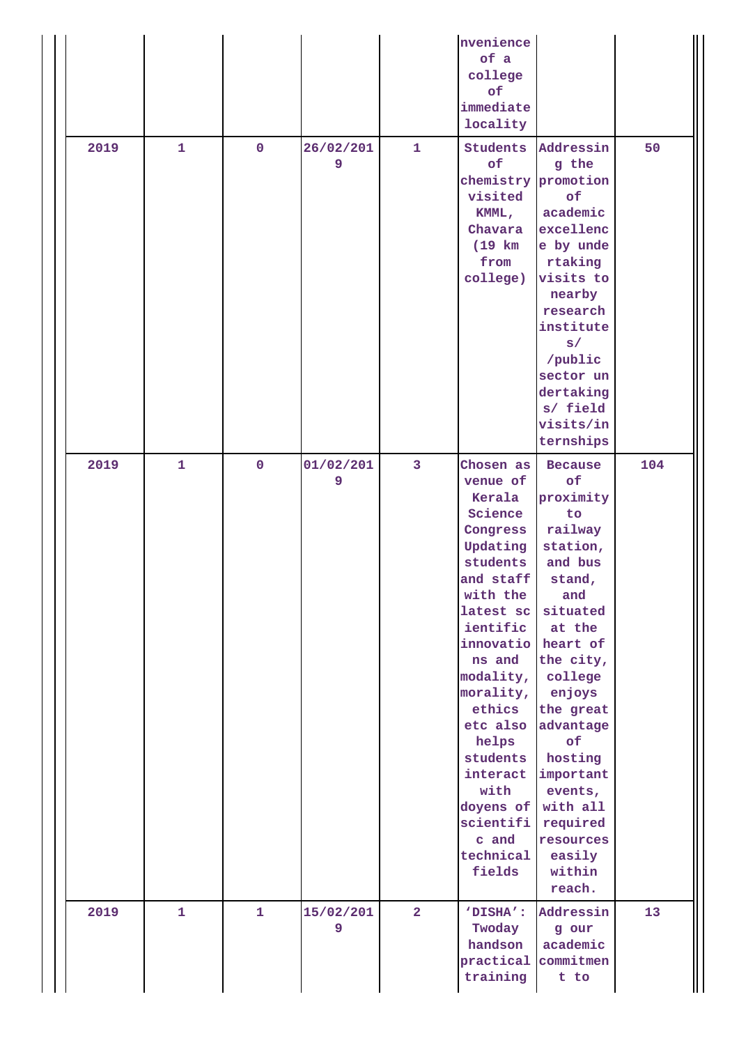| | | | | | | | |
|---|---|---|---|---|---|---|---|
| | | | | | nvenience of a college of immediate locality | | |
| 2019 | 1 | 0 | 26/02/2019 | 1 | Students of chemistry visited KMML, Chavara (19 km from college) | Addressing the promotion of academic excellence by undertaking visits to nearby research institutes/ /public sector undertakings/ field visits/internships | 50 |
| 2019 | 1 | 0 | 01/02/2019 | 3 | Chosen as venue of Kerala Science Congress Updating students and staff with the latest scientific innovations and modality, morality, ethics etc also helps students interact with doyens of scientific and technical fields | Because of proximity to railway station, and bus stand, and situated at the heart of the city, college enjoys the great advantage of hosting important events, with all required resources easily within reach. | 104 |
| 2019 | 1 | 1 | 15/02/2019 | 2 | ‘DISHA’: Twoday handson practical training | Addressing our academic commitment to | 13 |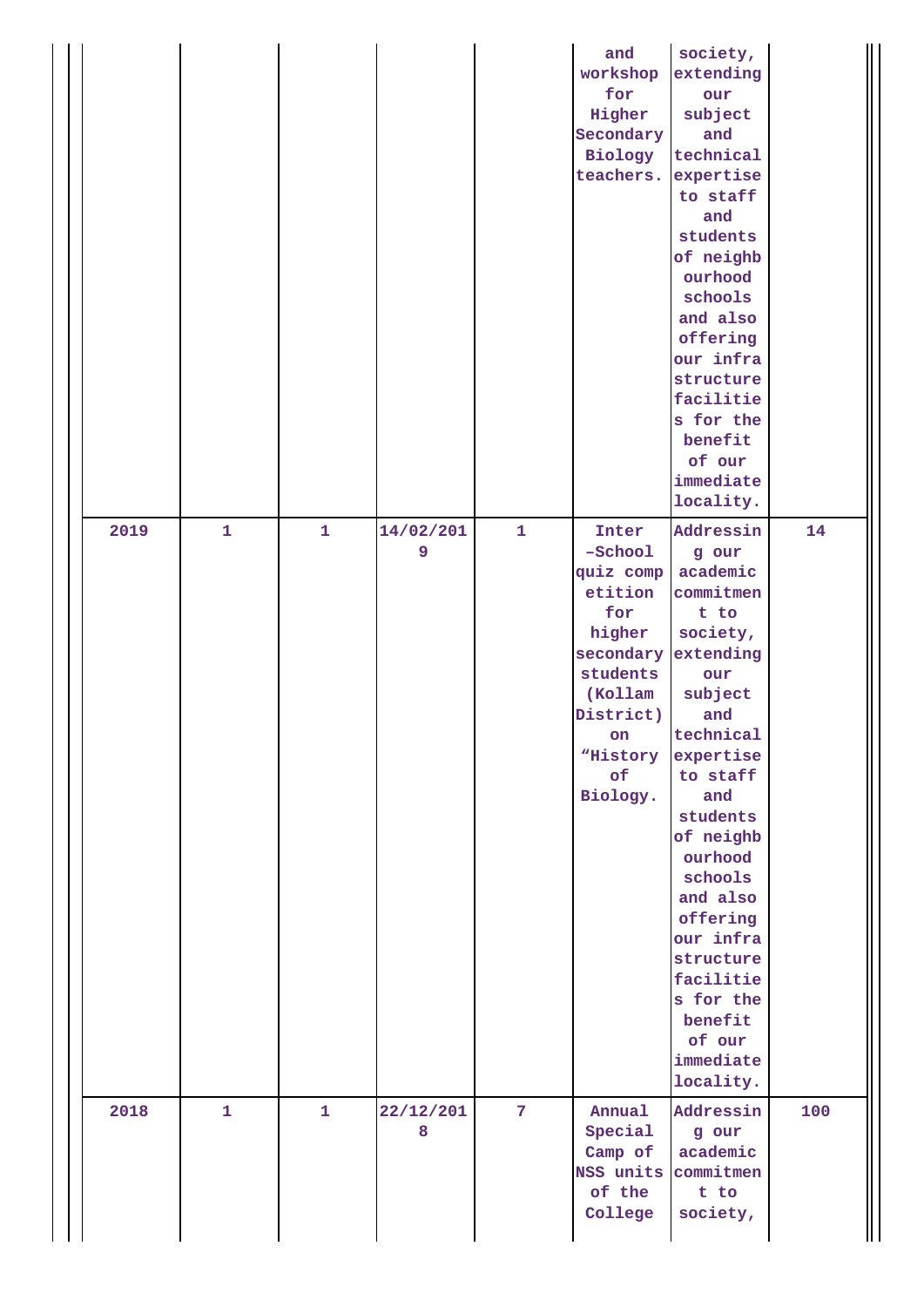|  |  |  |  |  | and workshop for Higher Secondary Biology teachers. | society, extending our subject and technical expertise to staff and students of neighbourhood schools and also offering our infra structure facilities for the benefit of our immediate locality. |  |
|---|---|---|---|---|---|---|---|
| 2019 | 1 | 1 | 14/02/2019 | 1 | Inter –School quiz competition for higher secondary students (Kollam District) on “History of Biology. | Addressing our academic commitment to society, extending our subject and technical expertise to staff and students of neighbourhood schools and also offering our infra structure facilities for the benefit of our immediate locality. | 14 |
| 2018 | 1 | 1 | 22/12/2018 | 7 | Annual Special Camp of NSS units of the College | Addressing our academic commitment to society, | 100 |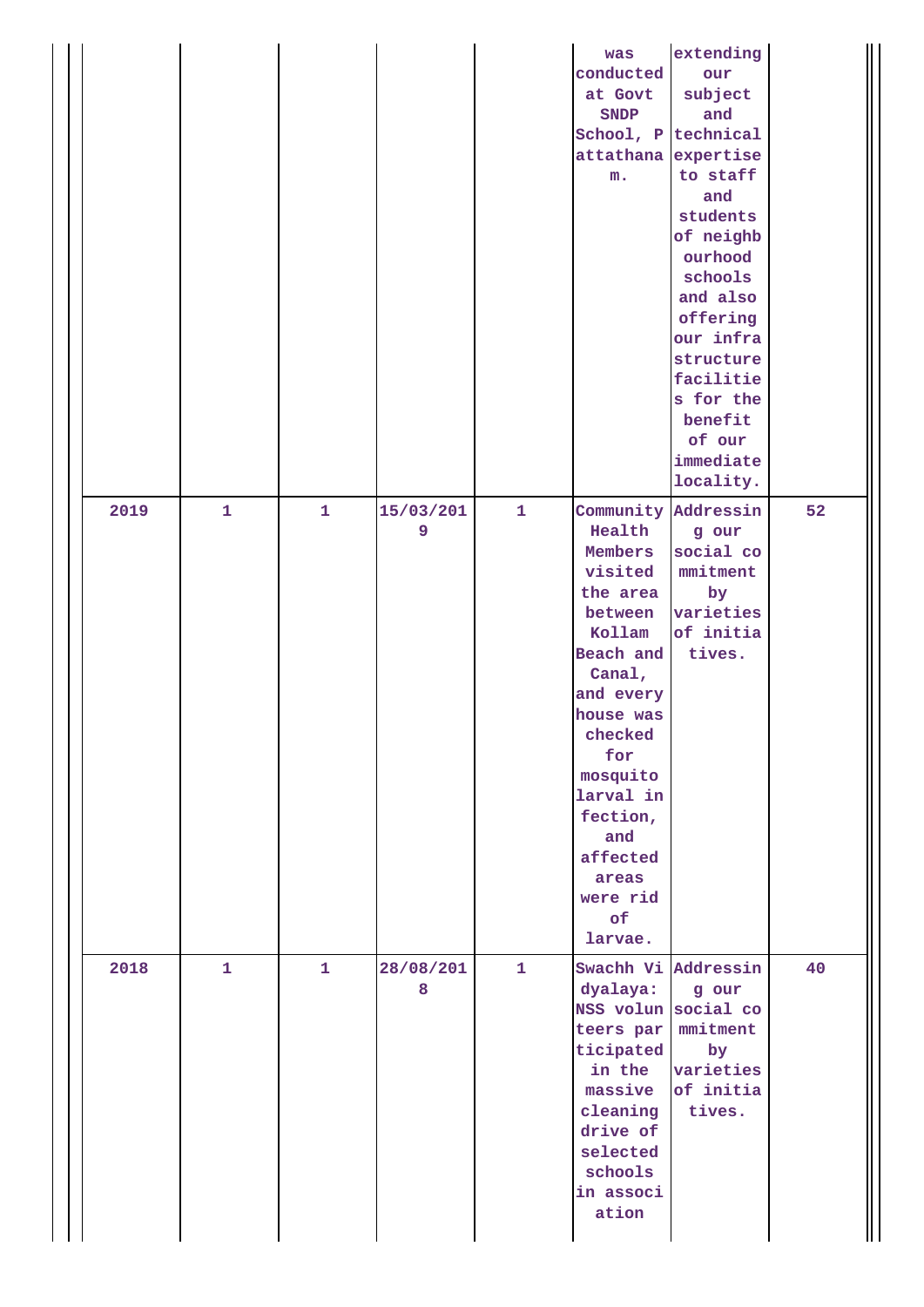| | | | | | | | |
|---|---|---|---|---|---|---|---|
| | | | | | was conducted at Govt SNDP School, Pattathanam. | extending our subject and technical expertise to staff and students of neighbourhood schools and also offering our infrastructure facilities for the benefit of our immediate locality. | |
| 2019 | 1 | 1 | 15/03/2019 | 1 | Community Health Members visited the area between Kollam Beach and Canal, and every house was checked for mosquito larval infection, and affected areas were rid of larvae. | Addressing our social commitment by varieties of initiatives. | 52 |
| 2018 | 1 | 1 | 28/08/2018 | 1 | Swachh Vidyalaya: NSS volunteers participated in the massive cleaning drive of selected schools in association | Addressing our social commitment by varieties of initiatives. | 40 |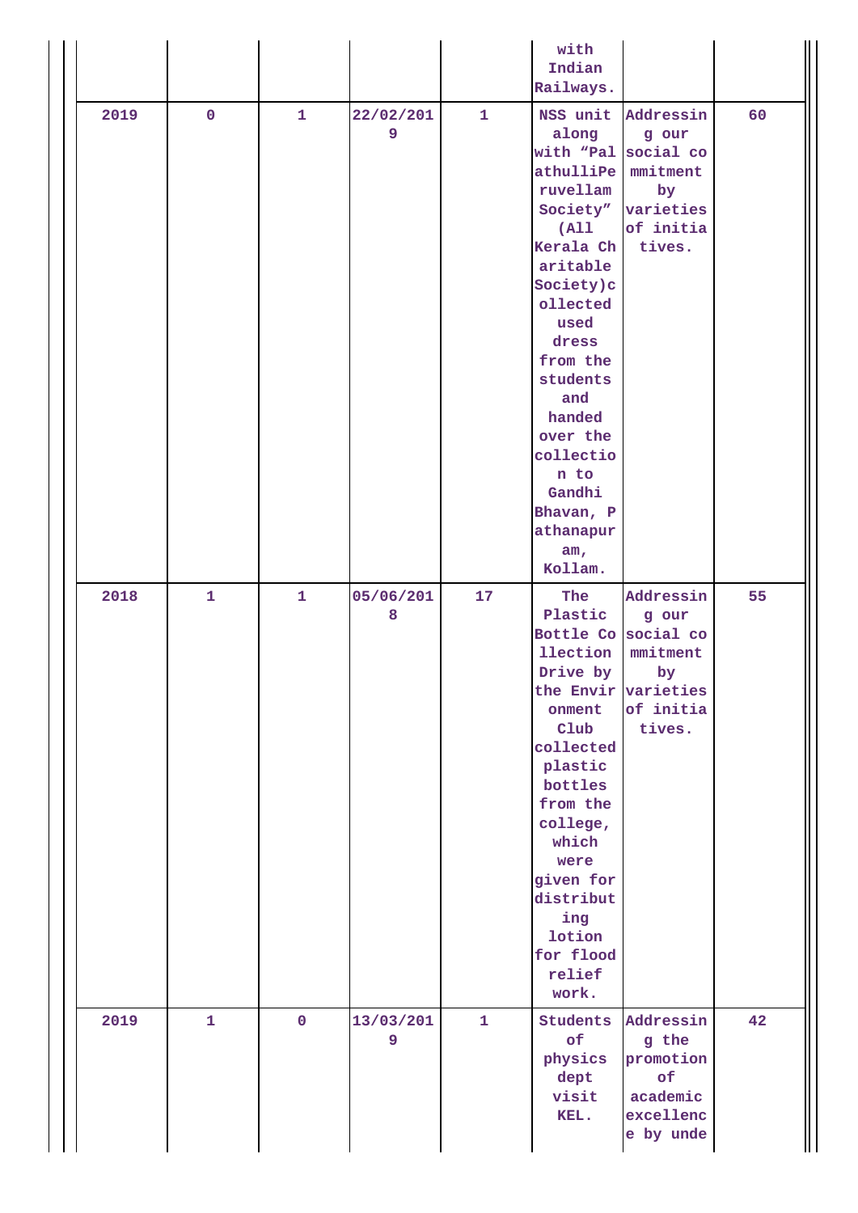| | | | | | | | |
|---|---|---|---|---|---|---|---|
| | | | | | with Indian Railways. | | |
| 2019 | 0 | 1 | 22/02/2019 | 1 | NSS unit along with “PalathulliPeruvellam Society” (All Kerala Charitable Society)collected used dress from the students and handed over the collection to Gandhi Bhavan, Pathanapuram, Kollam. | Addressing our social commitment by varieties of initiatives. | 60 |
| 2018 | 1 | 1 | 05/06/2018 | 17 | The Plastic Bottle Collection Drive by the Environment Club collected plastic bottles from the college, which were given for distributing lotion for flood relief work. | Addressing our social commitment by varieties of initiatives. | 55 |
| 2019 | 1 | 0 | 13/03/2019 | 1 | Students of physics dept visit KEL. | Addressing the promotion of academic excellence by unde | 42 |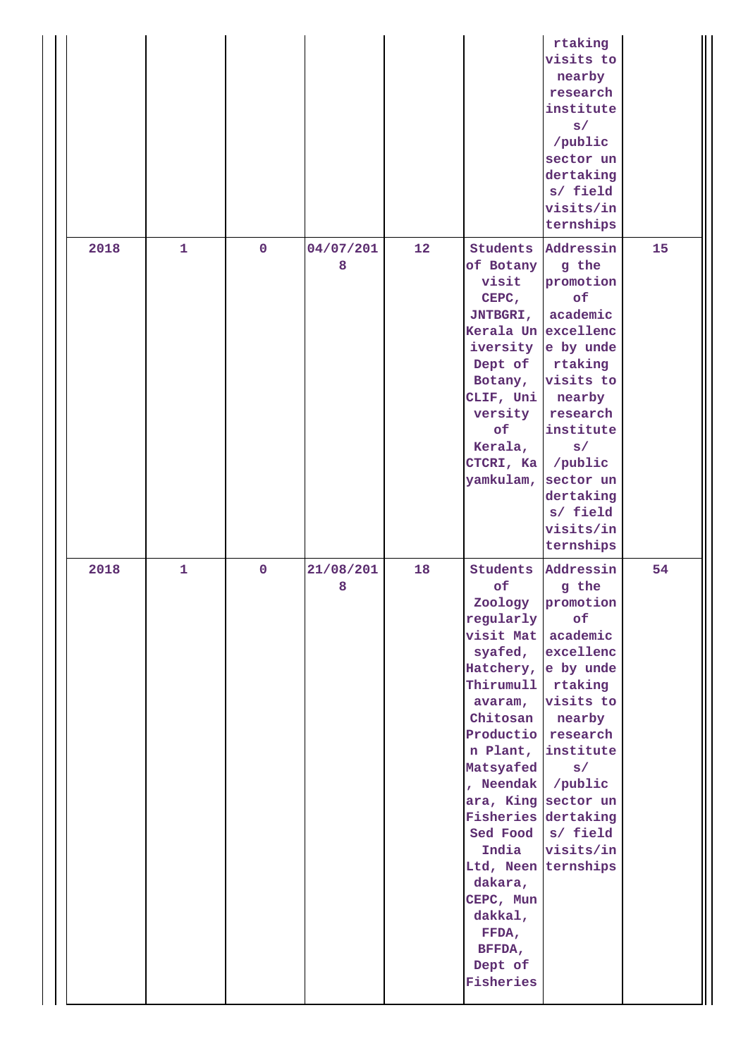| | | | | | | | |
|---|---|---|---|---|---|---|---|
| | | | | | | rtaking visits to nearby research institutes/ /public sector undertakings/ field visits/internships | |
| 2018 | 1 | 0 | 04/07/2018 | 12 | Students of Botany visit CEPC, JNTBGRI, Kerala University Dept of Botany, CLIF, University of Kerala, CTCRI, Kayamkulam, | Addressing the promotion of academic excellence by undertaking visits to nearby research institutes/ /public sector undertakings/ field visits/internships | 15 |
| 2018 | 1 | 0 | 21/08/2018 | 18 | Students of Zoology regularly visit Matsyafed, Hatchery, Thirumullavaram, Chitosan Production Plant, Matsyafed, Neendakara, King Fisheries Sed Food India Ltd, Neendakara, CEPC, Mundakkal, FFDA, BFFDA, Dept of Fisheries | Addressing the promotion of academic excellence by undertaking visits to nearby research institutes/ /public sector undertakings/ field visits/internships | 54 |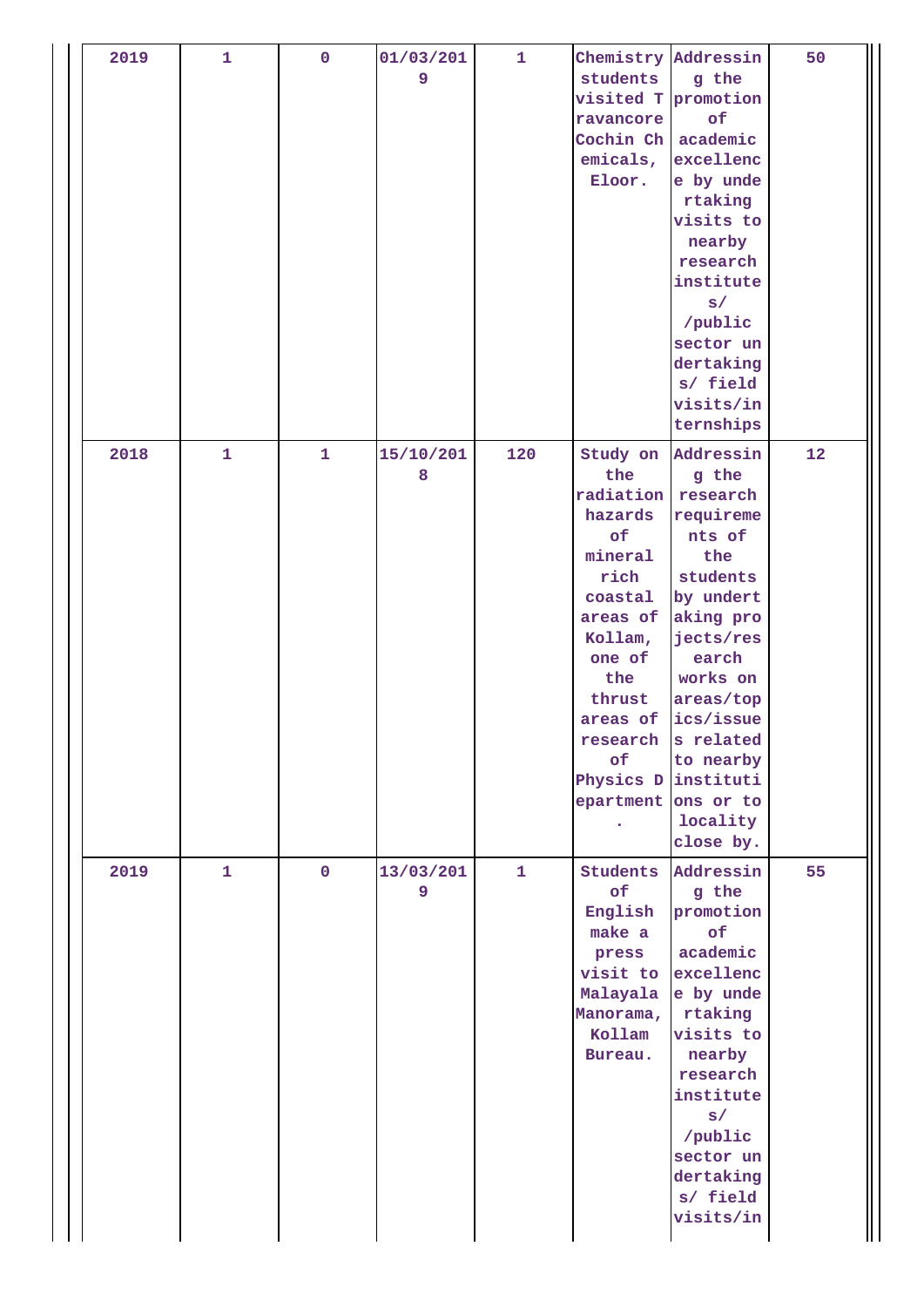| 2019 | 1 | 0 | 01/03/2019 | 1 | Chemistry students visited Travancore Cochin Chemicals, Eloor. | Addressing the promotion of academic excellence by undertaking visits to nearby research institutes/ /public sector undertakings/ field visits/internships | 50 |
|---|---|---|---|---|---|---|---|
| 2018 | 1 | 1 | 15/10/2018 | 120 | Study on the radiation hazards of mineral rich coastal areas of Kollam, one of the thrust areas of research of Physics Department. | Addressing the research requirements of the students by undertaking projects/research works on areas/topics/issues related to nearby institutions or to locality close by. | 12 |
| 2019 | 1 | 0 | 13/03/2019 | 1 | Students of English make a press visit to Malayala Manorama, Kollam Bureau. | Addressing the promotion of academic excellence by undertaking visits to nearby research institutes/ /public sector undertakings/ field visits/in | 55 |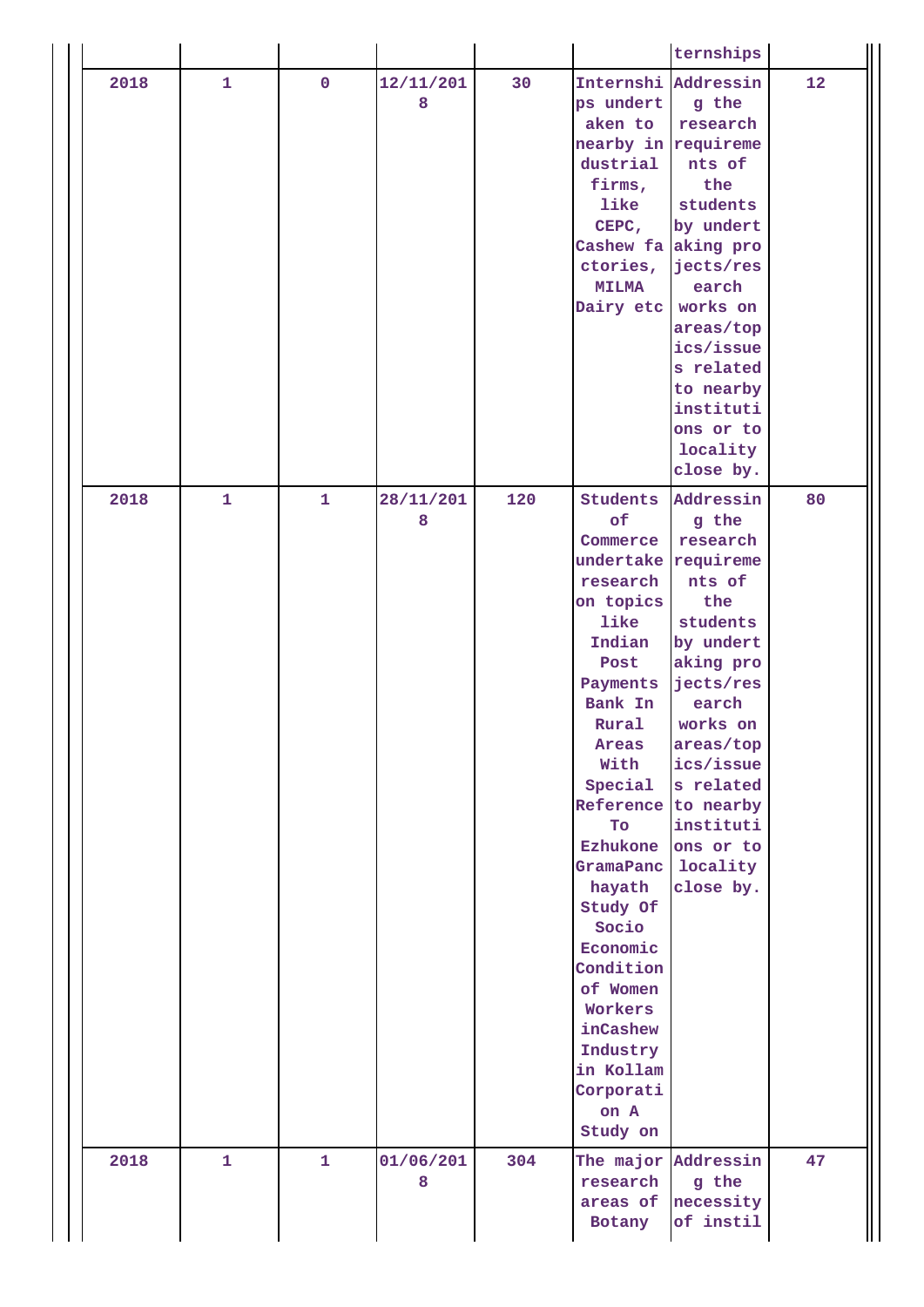| | | | | | | ternships | |
|---|---|---|---|---|---|---|---|
| 2018 | 1 | 0 | 12/11/2018 | 30 | Internships undertaken to nearby industrial firms, like CEPC, Cashew factories, MILMA Dairy etc | Addressing the research requirements of the students by undertaking projects/research works on areas/topics/issues related to nearby institutions or to locality close by. | 12 |
| 2018 | 1 | 1 | 28/11/2018 | 120 | Students of Commerce undertake research on topics like Indian Post Payments Bank In Rural Areas With Special Reference To Ezhukone GramaPanchayath Study Of Socio Economic Condition of Women Workers inCashew Industry in Kollam Corporation A Study on | Addressing the research requirements of the students by undertaking projects/research works on areas/topics/issues related to nearby institutions or to locality close by. | 80 |
| 2018 | 1 | 1 | 01/06/2018 | 304 | The major research areas of Botany | Addressing the necessity of instil | 47 |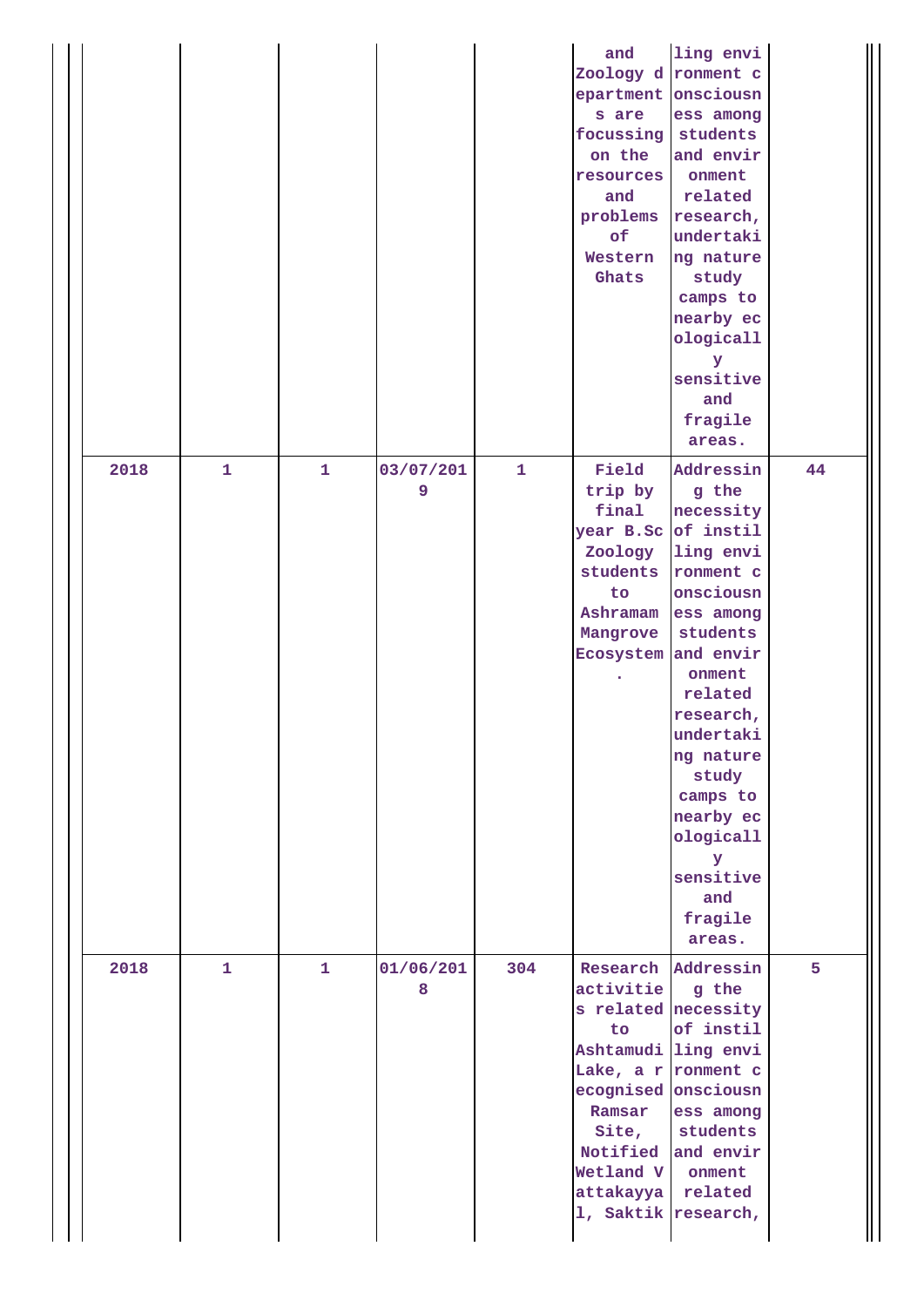| | | | | | | | |
|---|---|---|---|---|---|---|---|
| | | | | | and Zoology departments are focussing on the resources and problems of Western Ghats | ling environment consciousness among students and environment related research, undertaking nature study camps to nearby ecologically sensitive and fragile areas. | |
| 2018 | 1 | 1 | 03/07/2019 | 1 | Field trip by final year B.Sc Zoology students to Ashramam Mangrove Ecosystem. | Addressing the necessity of instilling environment consciousness among students and environment related research, undertaking nature study camps to nearby ecologically sensitive and fragile areas. | 44 |
| 2018 | 1 | 1 | 01/06/2018 | 304 | Research activities related to Ashtamudi Lake, a recognised Ramsar Site, Notified Wetland Vattakayyal, Saktik | Addressing the necessity of instilling environment consciousness among students and environment related research, | 5 |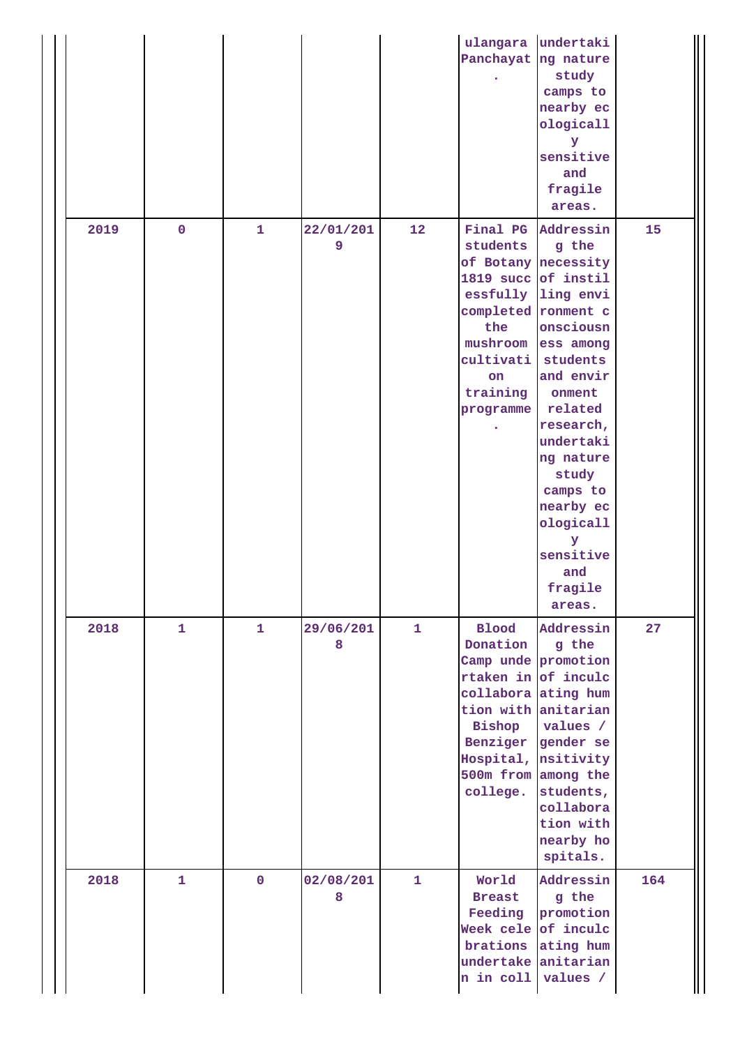| | | | | | | | |
|---|---|---|---|---|---|---|---|
| | | | | | ulangara Panchayat. | undertaking nature study camps to nearby ecologically sensitive and fragile areas. | |
| 2019 | 0 | 1 | 22/01/2019 | 12 | Final PG students of Botany 1819 successfully completed the mushroom cultivation training programme. | Addressing the necessity of instilling environment consciousness among students and environment related research, undertaking nature study camps to nearby ecologically sensitive and fragile areas. | 15 |
| 2018 | 1 | 1 | 29/06/2018 | 1 | Blood Donation Camp undertaken in collaboration with Bishop Benziger Hospital, 500m from college. | Addressing the promotion of inculcating humanitarian values / gender sensitivity among the students, collaboration with nearby hospitals. | 27 |
| 2018 | 1 | 0 | 02/08/2018 | 1 | World Breast Feeding Week celebrations undertaken in coll | Addressing the promotion of inculcating humanitarian values / | 164 |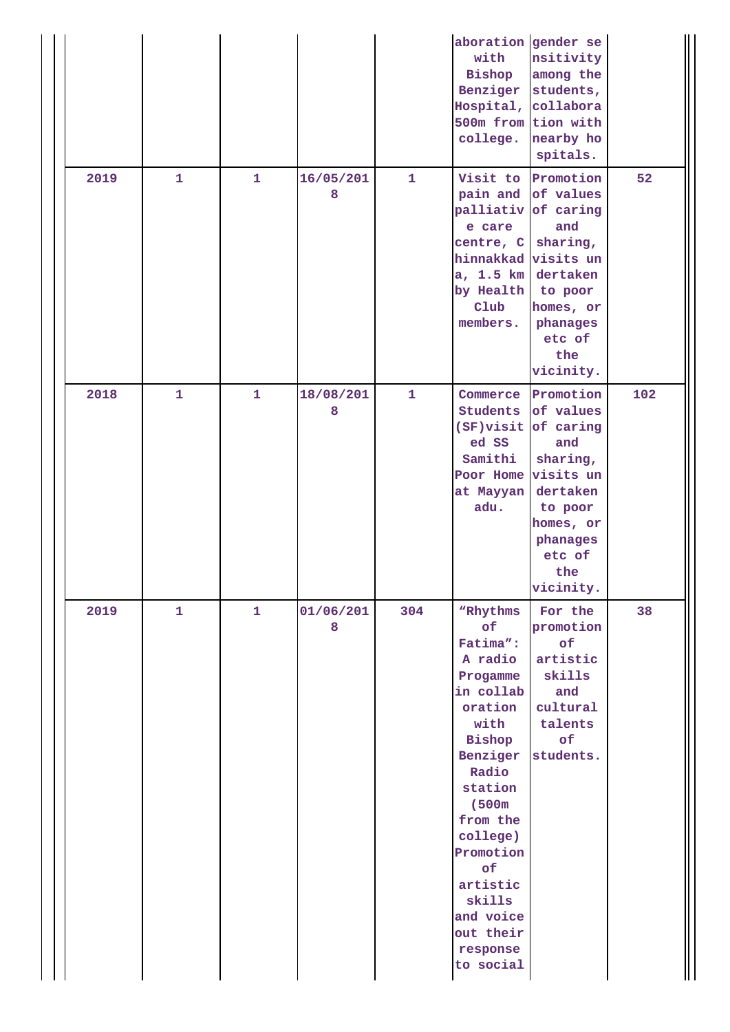| | | | | | | | |
|---|---|---|---|---|---|---|---|
| | | | | | aboration with Bishop Benziger Hospital, 500m from college. | gender sensitivity among the students, collaboration with nearby hospitals. | |
| 2019 | 1 | 1 | 16/05/2018 | 1 | Visit to pain and palliative care centre, Chinnakkada, 1.5 km by Health Club members. | Promotion of values of caring and sharing, visits undertaken to poor homes, orphanages etc of the vicinity. | 52 |
| 2018 | 1 | 1 | 18/08/2018 | 1 | Commerce Students (SF)visited SS Samithi Poor Home at Mayyanadu. | Promotion of values of caring and sharing, visits undertaken to poor homes, orphanages etc of the vicinity. | 102 |
| 2019 | 1 | 1 | 01/06/2018 | 304 | "Rhythms of Fatima": A radio Progamme in collaboration with Bishop Benziger Radio station (500m from the college) Promotion of artistic skills and voice out their response to social | For the promotion of artistic skills and cultural talents of students. | 38 |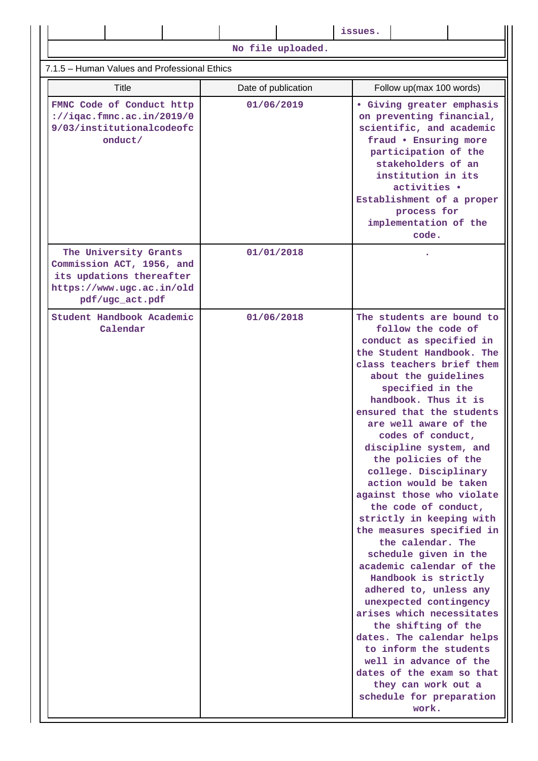| | | | | | issues. | | |
|---|---|---|---|---|---|---|---|

No file uploaded.

7.1.5 – Human Values and Professional Ethics

| Title | Date of publication | Follow up(max 100 words) |
|---|---|---|
| FMNC Code of Conduct http://iqac.fmnc.ac.in/2019/09/03/institutionalcodeofconduct/ | 01/06/2019 | • Giving greater emphasis on preventing financial, scientific, and academic fraud • Ensuring more participation of the stakeholders of an institution in its activities • Establishment of a proper process for implementation of the code. |
| The University Grants Commission ACT, 1956, and its updations thereafter https://www.ugc.ac.in/oldpdf/ugc_act.pdf | 01/01/2018 | . |
| Student Handbook Academic Calendar | 01/06/2018 | The students are bound to follow the code of conduct as specified in the Student Handbook. The class teachers brief them about the guidelines specified in the handbook. Thus it is ensured that the students are well aware of the codes of conduct, discipline system, and the policies of the college. Disciplinary action would be taken against those who violate the code of conduct, strictly in keeping with the measures specified in the calendar. The schedule given in the academic calendar of the Handbook is strictly adhered to, unless any unexpected contingency arises which necessitates the shifting of the dates. The calendar helps to inform the students well in advance of the dates of the exam so that they can work out a schedule for preparation work. |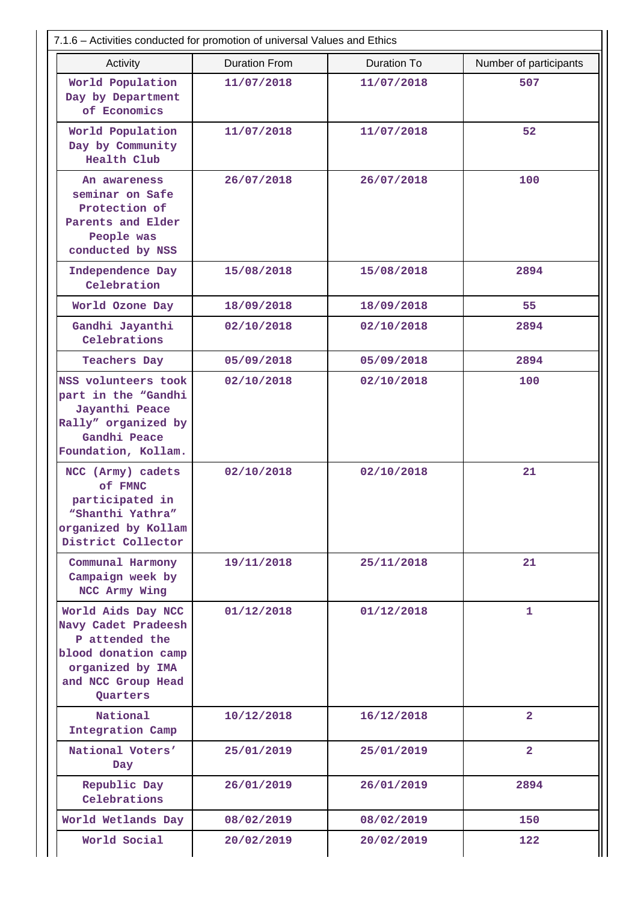7.1.6 – Activities conducted for promotion of universal Values and Ethics

| Activity | Duration From | Duration To | Number of participants |
|---|---|---|---|
| World Population Day by Department of Economics | 11/07/2018 | 11/07/2018 | 507 |
| World Population Day by Community Health Club | 11/07/2018 | 11/07/2018 | 52 |
| An awareness seminar on Safe Protection of Parents and Elder People was conducted by NSS | 26/07/2018 | 26/07/2018 | 100 |
| Independence Day Celebration | 15/08/2018 | 15/08/2018 | 2894 |
| World Ozone Day | 18/09/2018 | 18/09/2018 | 55 |
| Gandhi Jayanthi Celebrations | 02/10/2018 | 02/10/2018 | 2894 |
| Teachers Day | 05/09/2018 | 05/09/2018 | 2894 |
| NSS volunteers took part in the "Gandhi Jayanthi Peace Rally" organized by Gandhi Peace Foundation, Kollam. | 02/10/2018 | 02/10/2018 | 100 |
| NCC (Army) cadets of FMNC participated in "Shanthi Yathra" organized by Kollam District Collector | 02/10/2018 | 02/10/2018 | 21 |
| Communal Harmony Campaign week by NCC Army Wing | 19/11/2018 | 25/11/2018 | 21 |
| World Aids Day NCC Navy Cadet Pradeesh P attended the blood donation camp organized by IMA and NCC Group Head Quarters | 01/12/2018 | 01/12/2018 | 1 |
| National Integration Camp | 10/12/2018 | 16/12/2018 | 2 |
| National Voters' Day | 25/01/2019 | 25/01/2019 | 2 |
| Republic Day Celebrations | 26/01/2019 | 26/01/2019 | 2894 |
| World Wetlands Day | 08/02/2019 | 08/02/2019 | 150 |
| World Social | 20/02/2019 | 20/02/2019 | 122 |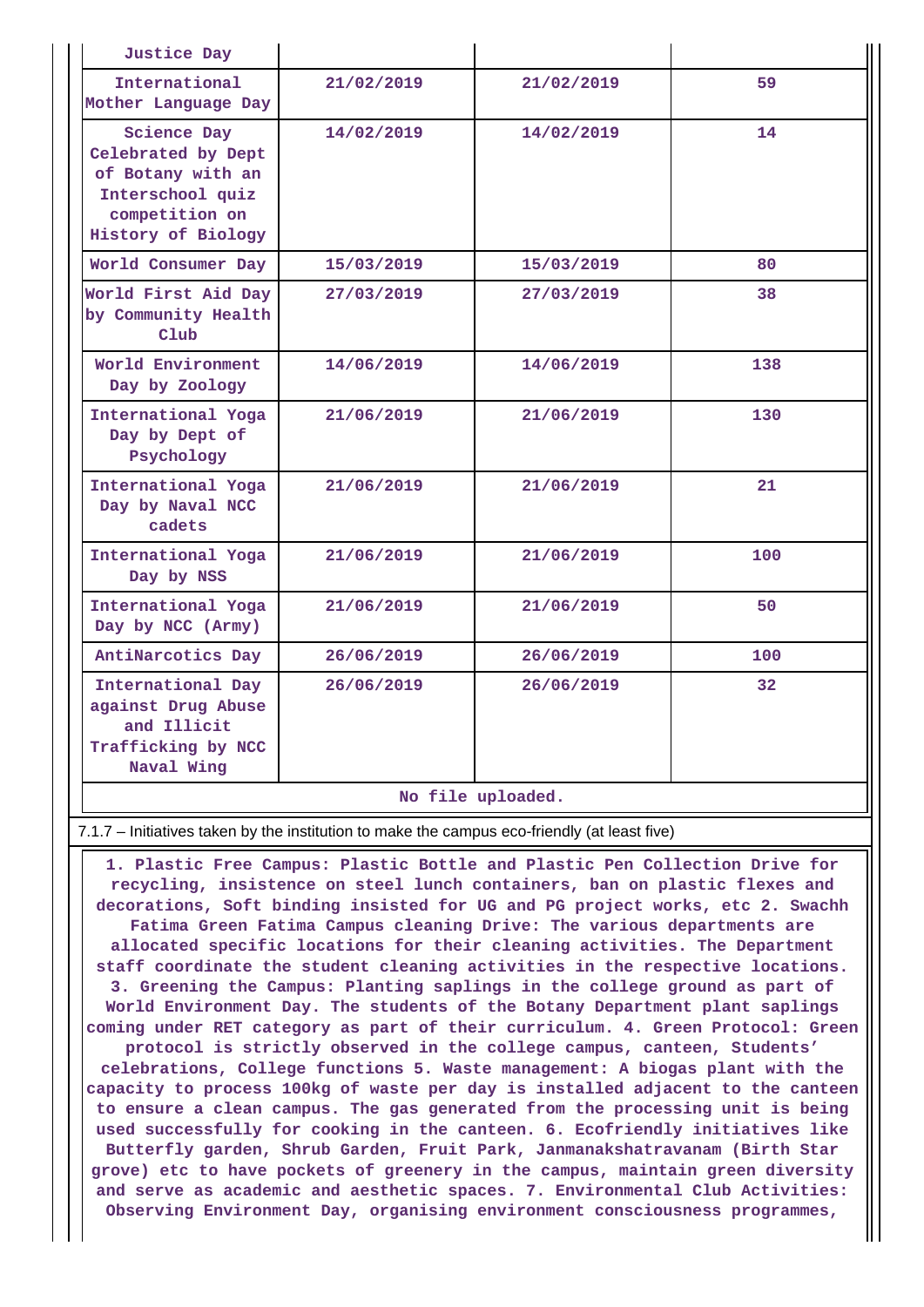| Justice Day | | | |
|---|---|---|---|
| International Mother Language Day | 21/02/2019 | 21/02/2019 | 59 |
| Science Day Celebrated by Dept of Botany with an Interschool quiz competition on History of Biology | 14/02/2019 | 14/02/2019 | 14 |
| World Consumer Day | 15/03/2019 | 15/03/2019 | 80 |
| World First Aid Day by Community Health Club | 27/03/2019 | 27/03/2019 | 38 |
| World Environment Day by Zoology | 14/06/2019 | 14/06/2019 | 138 |
| International Yoga Day by Dept of Psychology | 21/06/2019 | 21/06/2019 | 130 |
| International Yoga Day by Naval NCC cadets | 21/06/2019 | 21/06/2019 | 21 |
| International Yoga Day by NSS | 21/06/2019 | 21/06/2019 | 100 |
| International Yoga Day by NCC (Army) | 21/06/2019 | 21/06/2019 | 50 |
| AntiNarcotics Day | 26/06/2019 | 26/06/2019 | 100 |
| International Day against Drug Abuse and Illicit Trafficking by NCC Naval Wing | 26/06/2019 | 26/06/2019 | 32 |

No file uploaded.

7.1.7 – Initiatives taken by the institution to make the campus eco-friendly (at least five)

1. Plastic Free Campus: Plastic Bottle and Plastic Pen Collection Drive for recycling, insistence on steel lunch containers, ban on plastic flexes and decorations, Soft binding insisted for UG and PG project works, etc 2. Swachh Fatima Green Fatima Campus cleaning Drive: The various departments are allocated specific locations for their cleaning activities. The Department staff coordinate the student cleaning activities in the respective locations. 3. Greening the Campus: Planting saplings in the college ground as part of World Environment Day. The students of the Botany Department plant saplings coming under RET category as part of their curriculum. 4. Green Protocol: Green protocol is strictly observed in the college campus, canteen, Students' celebrations, College functions 5. Waste management: A biogas plant with the capacity to process 100kg of waste per day is installed adjacent to the canteen to ensure a clean campus. The gas generated from the processing unit is being used successfully for cooking in the canteen. 6. Ecofriendly initiatives like Butterfly garden, Shrub Garden, Fruit Park, Janmanakshatravanam (Birth Star grove) etc to have pockets of greenery in the campus, maintain green diversity and serve as academic and aesthetic spaces. 7. Environmental Club Activities: Observing Environment Day, organising environment consciousness programmes,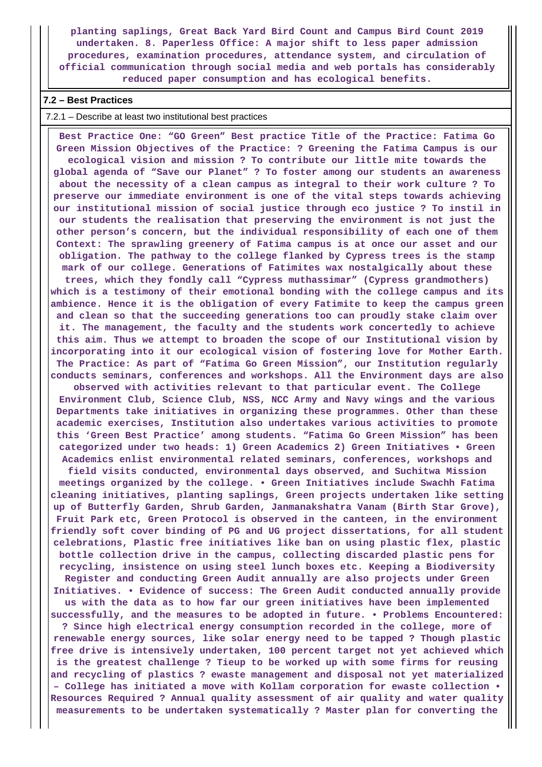planting saplings, Great Back Yard Bird Count and Campus Bird Count 2019 undertaken. 8. Paperless Office: A major shift to less paper admission procedures, examination procedures, attendance system, and circulation of official communication through social media and web portals has considerably reduced paper consumption and has ecological benefits.

## 7.2 – Best Practices

7.2.1 – Describe at least two institutional best practices

Best Practice One: “GO Green” Best practice Title of the Practice: Fatima Go Green Mission Objectives of the Practice: ? Greening the Fatima Campus is our ecological vision and mission ? To contribute our little mite towards the global agenda of “Save our Planet” ? To foster among our students an awareness about the necessity of a clean campus as integral to their work culture ? To preserve our immediate environment is one of the vital steps towards achieving our institutional mission of social justice through eco justice ? To instil in our students the realisation that preserving the environment is not just the other person’s concern, but the individual responsibility of each one of them Context: The sprawling greenery of Fatima campus is at once our asset and our obligation. The pathway to the college flanked by Cypress trees is the stamp mark of our college. Generations of Fatimites wax nostalgically about these trees, which they fondly call “Cypress muthassimar” (Cypress grandmothers) which is a testimony of their emotional bonding with the college campus and its ambience. Hence it is the obligation of every Fatimite to keep the campus green and clean so that the succeeding generations too can proudly stake claim over it. The management, the faculty and the students work concertedly to achieve this aim. Thus we attempt to broaden the scope of our Institutional vision by incorporating into it our ecological vision of fostering love for Mother Earth. The Practice: As part of “Fatima Go Green Mission”, our Institution regularly conducts seminars, conferences and workshops. All the Environment days are also observed with activities relevant to that particular event. The College Environment Club, Science Club, NSS, NCC Army and Navy wings and the various Departments take initiatives in organizing these programmes. Other than these academic exercises, Institution also undertakes various activities to promote this ‘Green Best Practice’ among students. “Fatima Go Green Mission” has been categorized under two heads: 1) Green Academics 2) Green Initiatives • Green Academics enlist environmental related seminars, conferences, workshops and field visits conducted, environmental days observed, and Suchitwa Mission meetings organized by the college. • Green Initiatives include Swachh Fatima cleaning initiatives, planting saplings, Green projects undertaken like setting up of Butterfly Garden, Shrub Garden, Janmanakshatra Vanam (Birth Star Grove), Fruit Park etc, Green Protocol is observed in the canteen, in the environment friendly soft cover binding of PG and UG project dissertations, for all student celebrations, Plastic free initiatives like ban on using plastic flex, plastic bottle collection drive in the campus, collecting discarded plastic pens for recycling, insistence on using steel lunch boxes etc. Keeping a Biodiversity Register and conducting Green Audit annually are also projects under Green Initiatives. • Evidence of success: The Green Audit conducted annually provide us with the data as to how far our green initiatives have been implemented successfully, and the measures to be adopted in future. • Problems Encountered: ? Since high electrical energy consumption recorded in the college, more of renewable energy sources, like solar energy need to be tapped ? Though plastic free drive is intensively undertaken, 100 percent target not yet achieved which is the greatest challenge ? Tieup to be worked up with some firms for reusing and recycling of plastics ? ewaste management and disposal not yet materialized – College has initiated a move with Kollam corporation for ewaste collection • Resources Required ? Annual quality assessment of air quality and water quality measurements to be undertaken systematically ? Master plan for converting the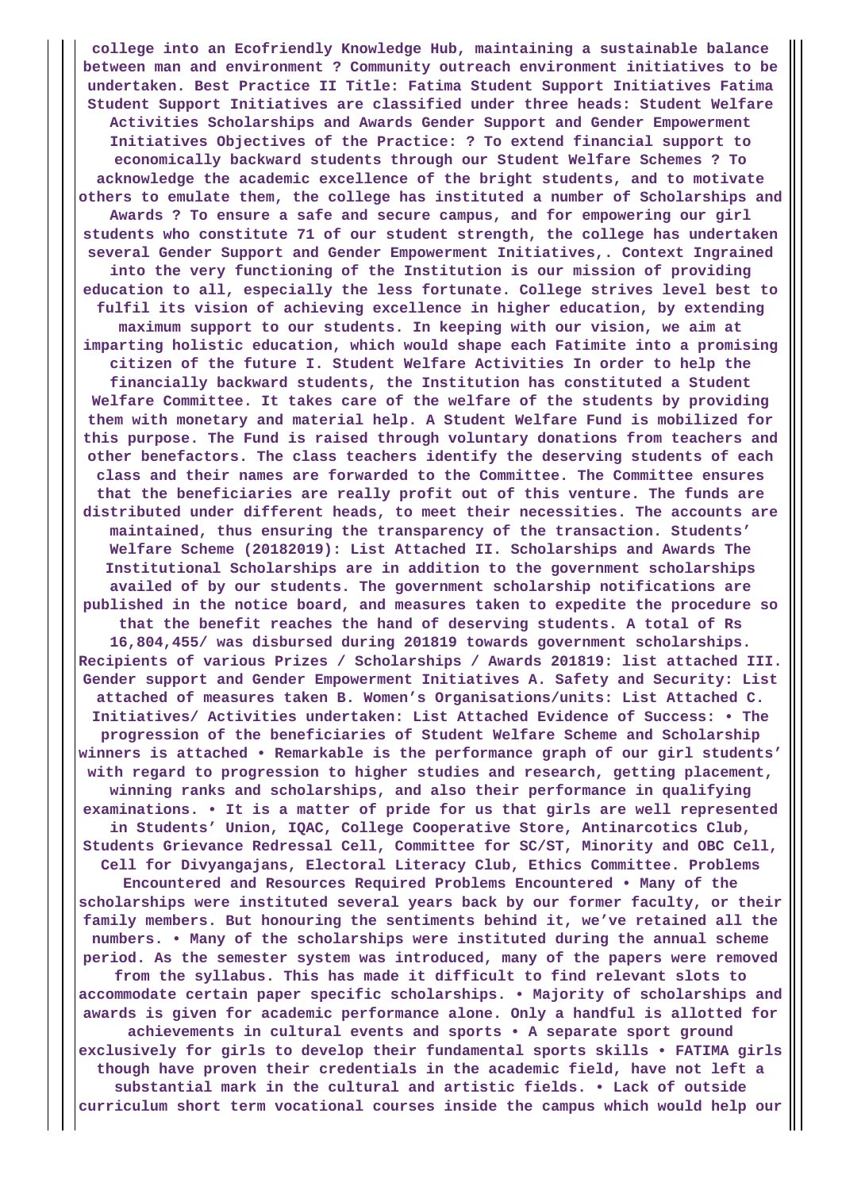**college into an Ecofriendly Knowledge Hub, maintaining a sustainable balance between man and environment ? Community outreach environment initiatives to be undertaken. Best Practice II Title: Fatima Student Support Initiatives Fatima Student Support Initiatives are classified under three heads: Student Welfare Activities Scholarships and Awards Gender Support and Gender Empowerment Initiatives Objectives of the Practice: ? To extend financial support to economically backward students through our Student Welfare Schemes ? To acknowledge the academic excellence of the bright students, and to motivate others to emulate them, the college has instituted a number of Scholarships and Awards ? To ensure a safe and secure campus, and for empowering our girl students who constitute 71 of our student strength, the college has undertaken several Gender Support and Gender Empowerment Initiatives,. Context Ingrained into the very functioning of the Institution is our mission of providing education to all, especially the less fortunate. College strives level best to fulfil its vision of achieving excellence in higher education, by extending maximum support to our students. In keeping with our vision, we aim at imparting holistic education, which would shape each Fatimite into a promising citizen of the future I. Student Welfare Activities In order to help the financially backward students, the Institution has constituted a Student Welfare Committee. It takes care of the welfare of the students by providing them with monetary and material help. A Student Welfare Fund is mobilized for this purpose. The Fund is raised through voluntary donations from teachers and other benefactors. The class teachers identify the deserving students of each class and their names are forwarded to the Committee. The Committee ensures that the beneficiaries are really profit out of this venture. The funds are distributed under different heads, to meet their necessities. The accounts are maintained, thus ensuring the transparency of the transaction. Students' Welfare Scheme (20182019): List Attached II. Scholarships and Awards The Institutional Scholarships are in addition to the government scholarships availed of by our students. The government scholarship notifications are published in the notice board, and measures taken to expedite the procedure so that the benefit reaches the hand of deserving students. A total of Rs 16,804,455/ was disbursed during 201819 towards government scholarships. Recipients of various Prizes / Scholarships / Awards 201819: list attached III. Gender support and Gender Empowerment Initiatives A. Safety and Security: List attached of measures taken B. Women's Organisations/units: List Attached C. Initiatives/ Activities undertaken: List Attached Evidence of Success: • The progression of the beneficiaries of Student Welfare Scheme and Scholarship winners is attached • Remarkable is the performance graph of our girl students' with regard to progression to higher studies and research, getting placement, winning ranks and scholarships, and also their performance in qualifying examinations. • It is a matter of pride for us that girls are well represented in Students' Union, IQAC, College Cooperative Store, Antinarcotics Club, Students Grievance Redressal Cell, Committee for SC/ST, Minority and OBC Cell, Cell for Divyangajans, Electoral Literacy Club, Ethics Committee. Problems Encountered and Resources Required Problems Encountered • Many of the scholarships were instituted several years back by our former faculty, or their family members. But honouring the sentiments behind it, we've retained all the numbers. • Many of the scholarships were instituted during the annual scheme period. As the semester system was introduced, many of the papers were removed from the syllabus. This has made it difficult to find relevant slots to accommodate certain paper specific scholarships. • Majority of scholarships and awards is given for academic performance alone. Only a handful is allotted for achievements in cultural events and sports • A separate sport ground exclusively for girls to develop their fundamental sports skills • FATIMA girls though have proven their credentials in the academic field, have not left a substantial mark in the cultural and artistic fields. • Lack of outside curriculum short term vocational courses inside the campus which would help our**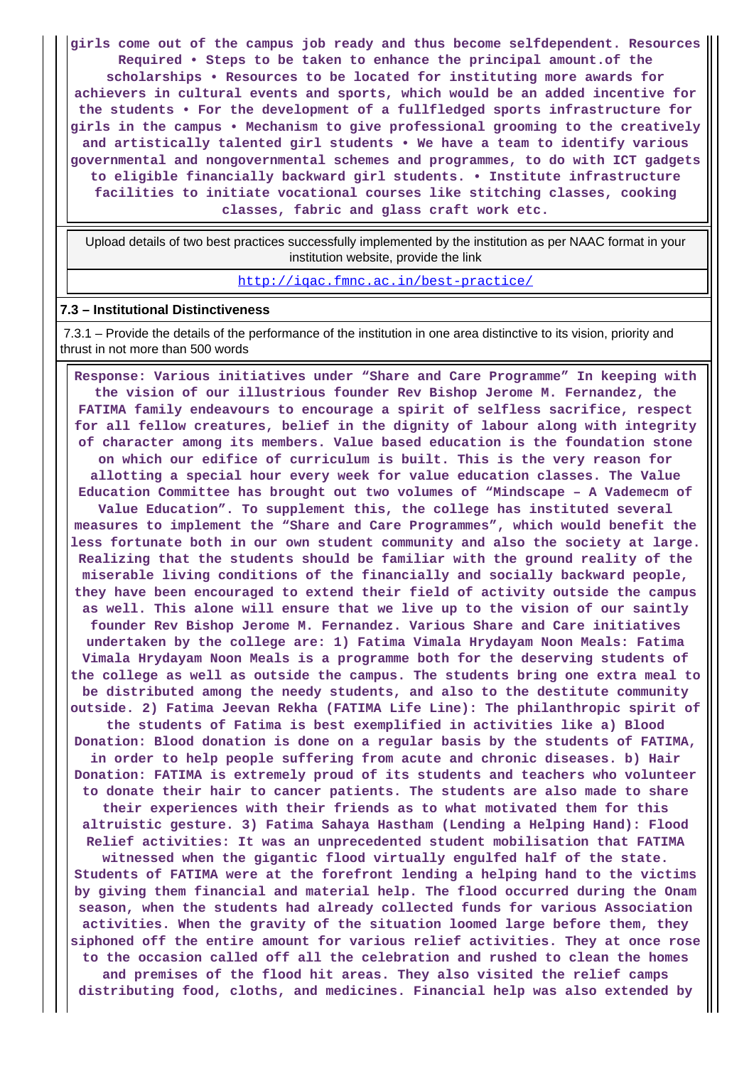girls come out of the campus job ready and thus become selfdependent. Resources Required • Steps to be taken to enhance the principal amount.of the scholarships • Resources to be located for instituting more awards for achievers in cultural events and sports, which would be an added incentive for the students • For the development of a fullfledged sports infrastructure for girls in the campus • Mechanism to give professional grooming to the creatively and artistically talented girl students • We have a team to identify various governmental and nongovernmental schemes and programmes, to do with ICT gadgets to eligible financially backward girl students. • Institute infrastructure facilities to initiate vocational courses like stitching classes, cooking classes, fabric and glass craft work etc.

| Upload details of two best practices successfully implemented by the institution as per NAAC format in your institution website, provide the link |
|---|
| http://iqac.fmnc.ac.in/best-practice/ |

**7.3 – Institutional Distinctiveness**

7.3.1 – Provide the details of the performance of the institution in one area distinctive to its vision, priority and thrust in not more than 500 words

Response: Various initiatives under "Share and Care Programme" In keeping with the vision of our illustrious founder Rev Bishop Jerome M. Fernandez, the FATIMA family endeavours to encourage a spirit of selfless sacrifice, respect for all fellow creatures, belief in the dignity of labour along with integrity of character among its members. Value based education is the foundation stone on which our edifice of curriculum is built. This is the very reason for allotting a special hour every week for value education classes. The Value Education Committee has brought out two volumes of "Mindscape – A Vademecm of Value Education". To supplement this, the college has instituted several measures to implement the "Share and Care Programmes", which would benefit the less fortunate both in our own student community and also the society at large. Realizing that the students should be familiar with the ground reality of the miserable living conditions of the financially and socially backward people, they have been encouraged to extend their field of activity outside the campus as well. This alone will ensure that we live up to the vision of our saintly founder Rev Bishop Jerome M. Fernandez. Various Share and Care initiatives undertaken by the college are: 1) Fatima Vimala Hrydayam Noon Meals: Fatima Vimala Hrydayam Noon Meals is a programme both for the deserving students of the college as well as outside the campus. The students bring one extra meal to be distributed among the needy students, and also to the destitute community outside. 2) Fatima Jeevan Rekha (FATIMA Life Line): The philanthropic spirit of the students of Fatima is best exemplified in activities like a) Blood Donation: Blood donation is done on a regular basis by the students of FATIMA, in order to help people suffering from acute and chronic diseases. b) Hair Donation: FATIMA is extremely proud of its students and teachers who volunteer to donate their hair to cancer patients. The students are also made to share their experiences with their friends as to what motivated them for this altruistic gesture. 3) Fatima Sahaya Hastham (Lending a Helping Hand): Flood Relief activities: It was an unprecedented student mobilisation that FATIMA witnessed when the gigantic flood virtually engulfed half of the state. Students of FATIMA were at the forefront lending a helping hand to the victims by giving them financial and material help. The flood occurred during the Onam season, when the students had already collected funds for various Association activities. When the gravity of the situation loomed large before them, they siphoned off the entire amount for various relief activities. They at once rose to the occasion called off all the celebration and rushed to clean the homes and premises of the flood hit areas. They also visited the relief camps distributing food, cloths, and medicines. Financial help was also extended by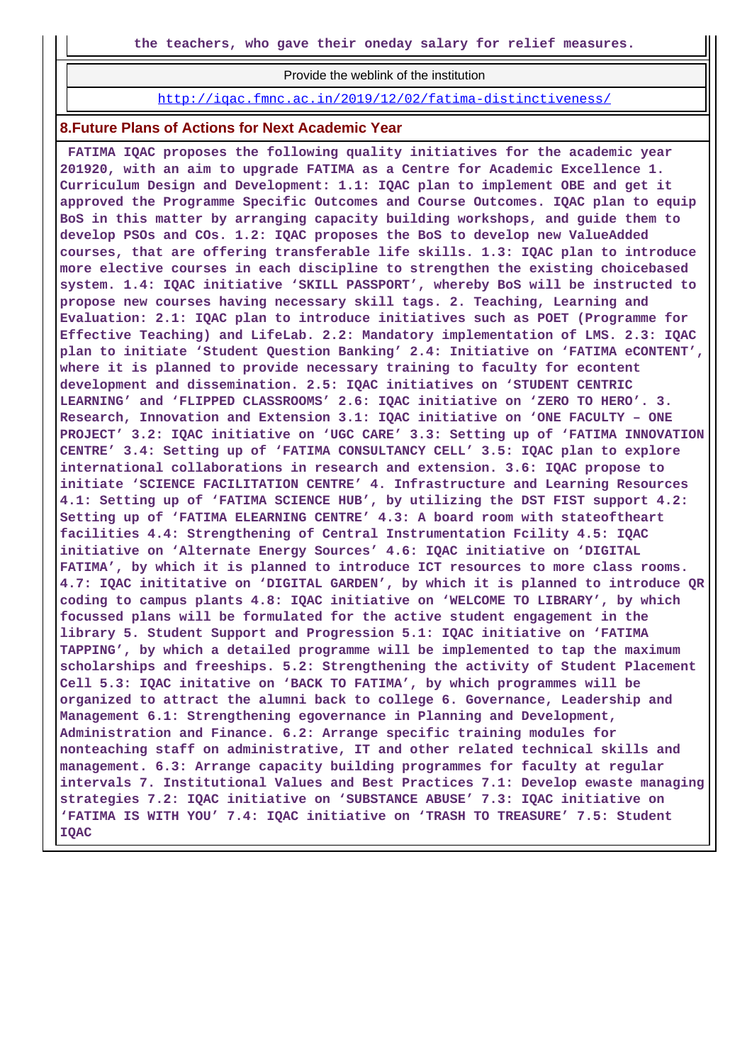the teachers, who gave their oneday salary for relief measures.

| Provide the weblink of the institution |
| --- |
| http://iqac.fmnc.ac.in/2019/12/02/fatima-distinctiveness/ |

## 8.Future Plans of Actions for Next Academic Year

**FATIMA IQAC proposes the following quality initiatives for the academic year 201920, with an aim to upgrade FATIMA as a Centre for Academic Excellence 1. Curriculum Design and Development: 1.1: IQAC plan to implement OBE and get it approved the Programme Specific Outcomes and Course Outcomes. IQAC plan to equip BoS in this matter by arranging capacity building workshops, and guide them to develop PSOs and COs. 1.2: IQAC proposes the BoS to develop new ValueAdded courses, that are offering transferable life skills. 1.3: IQAC plan to introduce more elective courses in each discipline to strengthen the existing choicebased system. 1.4: IQAC initiative 'SKILL PASSPORT', whereby BoS will be instructed to propose new courses having necessary skill tags. 2. Teaching, Learning and Evaluation: 2.1: IQAC plan to introduce initiatives such as POET (Programme for Effective Teaching) and LifeLab. 2.2: Mandatory implementation of LMS. 2.3: IQAC plan to initiate 'Student Question Banking' 2.4: Initiative on 'FATIMA eCONTENT', where it is planned to provide necessary training to faculty for econtent development and dissemination. 2.5: IQAC initiatives on 'STUDENT CENTRIC LEARNING' and 'FLIPPED CLASSROOMS' 2.6: IQAC initiative on 'ZERO TO HERO'. 3. Research, Innovation and Extension 3.1: IQAC initiative on 'ONE FACULTY – ONE PROJECT' 3.2: IQAC initiative on 'UGC CARE' 3.3: Setting up of 'FATIMA INNOVATION CENTRE' 3.4: Setting up of 'FATIMA CONSULTANCY CELL' 3.5: IQAC plan to explore international collaborations in research and extension. 3.6: IQAC propose to initiate 'SCIENCE FACILITATION CENTRE' 4. Infrastructure and Learning Resources 4.1: Setting up of 'FATIMA SCIENCE HUB', by utilizing the DST FIST support 4.2: Setting up of 'FATIMA ELEARNING CENTRE' 4.3: A board room with stateoftheart facilities 4.4: Strengthening of Central Instrumentation Fcility 4.5: IQAC initiative on 'Alternate Energy Sources' 4.6: IQAC initiative on 'DIGITAL FATIMA', by which it is planned to introduce ICT resources to more class rooms. 4.7: IQAC inititative on 'DIGITAL GARDEN', by which it is planned to introduce QR coding to campus plants 4.8: IQAC initiative on 'WELCOME TO LIBRARY', by which focussed plans will be formulated for the active student engagement in the library 5. Student Support and Progression 5.1: IQAC initiative on 'FATIMA TAPPING', by which a detailed programme will be implemented to tap the maximum scholarships and freeships. 5.2: Strengthening the activity of Student Placement Cell 5.3: IQAC initative on 'BACK TO FATIMA', by which programmes will be organized to attract the alumni back to college 6. Governance, Leadership and Management 6.1: Strengthening egovernance in Planning and Development, Administration and Finance. 6.2: Arrange specific training modules for nonteaching staff on administrative, IT and other related technical skills and management. 6.3: Arrange capacity building programmes for faculty at regular intervals 7. Institutional Values and Best Practices 7.1: Develop ewaste managing strategies 7.2: IQAC initiative on 'SUBSTANCE ABUSE' 7.3: IQAC initiative on 'FATIMA IS WITH YOU' 7.4: IQAC initiative on 'TRASH TO TREASURE' 7.5: Student IQAC**